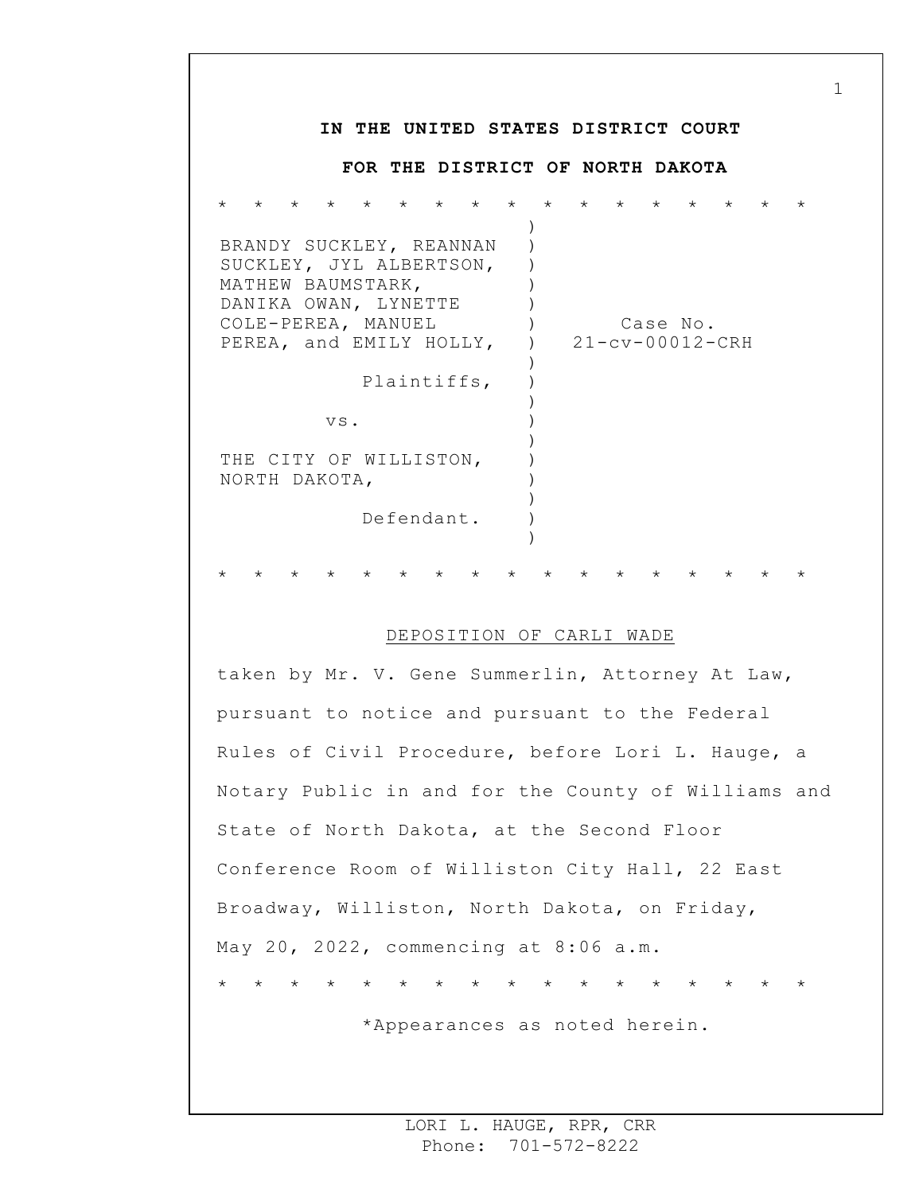**IN THE UNITED STATES DISTRICT COURT**

**FOR THE DISTRICT OF NORTH DAKOTA**

* * * * * * * * * * * * * * * * *

| | |
|---|---|
| BRANDY SUCKLEY, REANNAN SUCKLEY, JYL ALBERTSON, MATHEW BAUMSTARK, DANIKA OWAN, LYNETTE COLE-PEREA, MANUEL PEREA, and EMILY HOLLY, | Case No. 21-cv-00012-CRH |
| Plaintiffs, | |
| vs. | |
| THE CITY OF WILLISTON, NORTH DAKOTA, | |
| Defendant. | |

* * * * * * * * * * * * * * * * *

DEPOSITION OF CARLI WADE

taken by Mr. V. Gene Summerlin, Attorney At Law, pursuant to notice and pursuant to the Federal Rules of Civil Procedure, before Lori L. Hauge, a Notary Public in and for the County of Williams and State of North Dakota, at the Second Floor Conference Room of Williston City Hall, 22 East Broadway, Williston, North Dakota, on Friday, May 20, 2022, commencing at 8:06 a.m.

* * * * * * * * * * * * * * * * *

*Appearances as noted herein.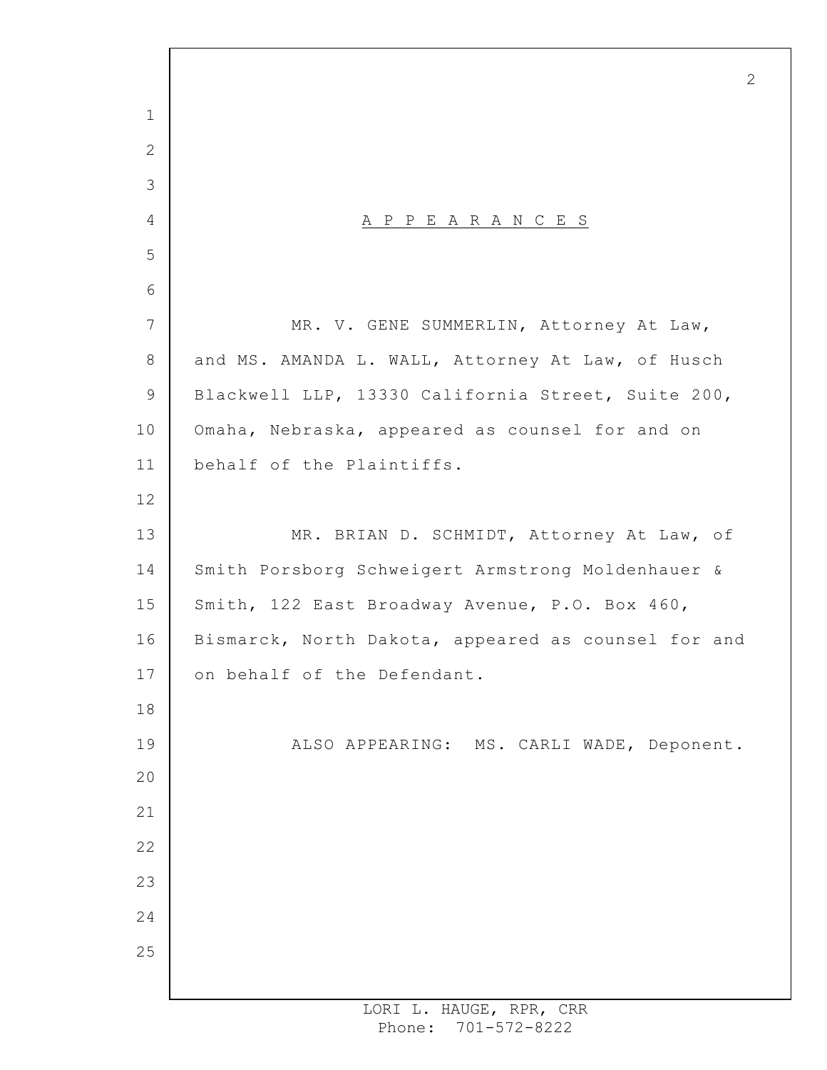# A P P E A R A N C E S

MR. V. GENE SUMMERLIN, Attorney At Law, and MS. AMANDA L. WALL, Attorney At Law, of Husch Blackwell LLP, 13330 California Street, Suite 200, Omaha, Nebraska, appeared as counsel for and on behalf of the Plaintiffs.

MR. BRIAN D. SCHMIDT, Attorney At Law, of Smith Porsborg Schweigert Armstrong Moldenhauer & Smith, 122 East Broadway Avenue, P.O. Box 460, Bismarck, North Dakota, appeared as counsel for and on behalf of the Defendant.

ALSO APPEARING: MS. CARLI WADE, Deponent.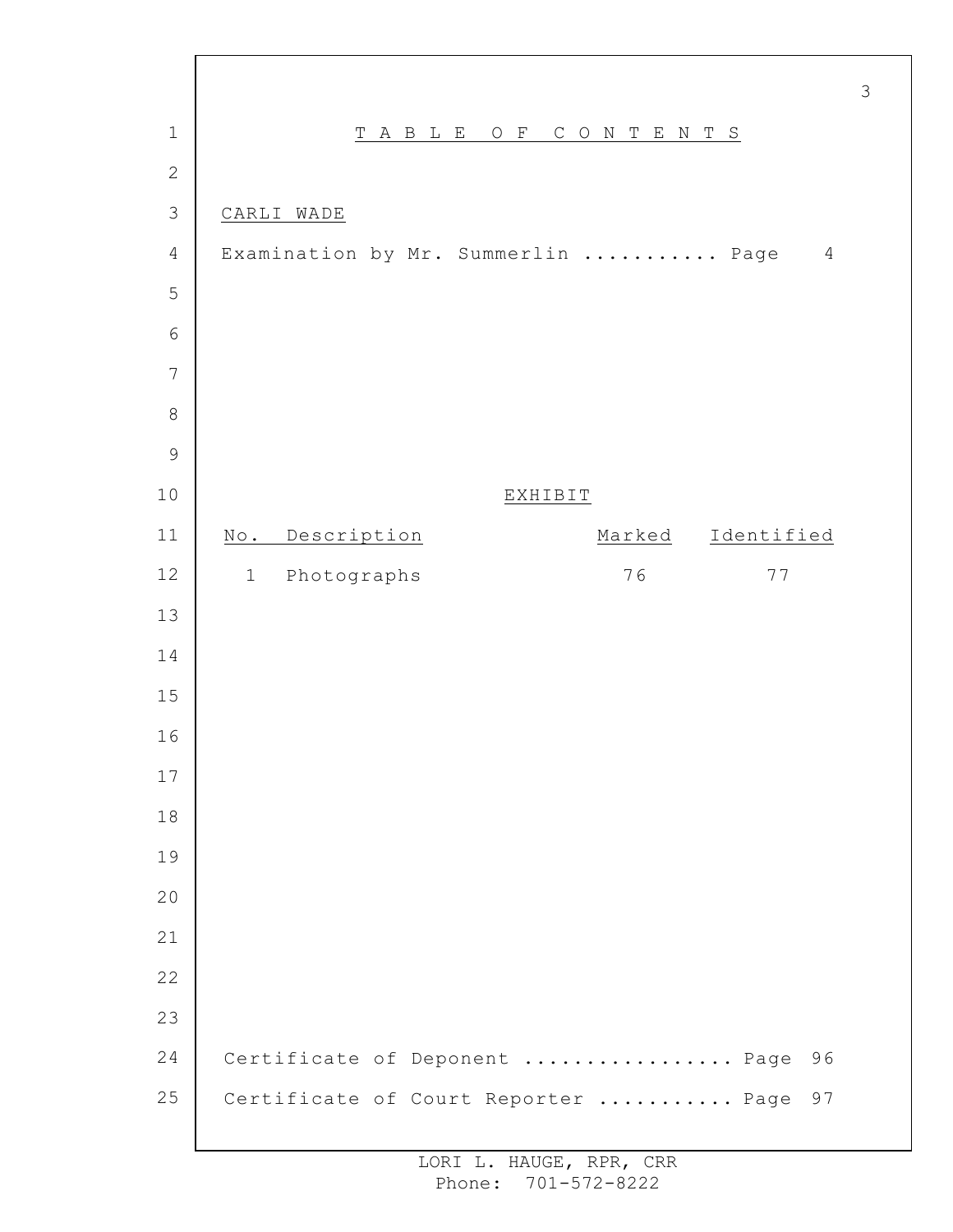# TABLE OF CONTENTS

CARLI WADE

Examination by Mr. Summerlin ........... Page 4

EXHIBIT

| No. | Description | Marked | Identified |
|---|---|---|---|
| 1 | Photographs | 76 | 77 |

Certificate of Deponent ................ Page 96

Certificate of Court Reporter ........... Page 97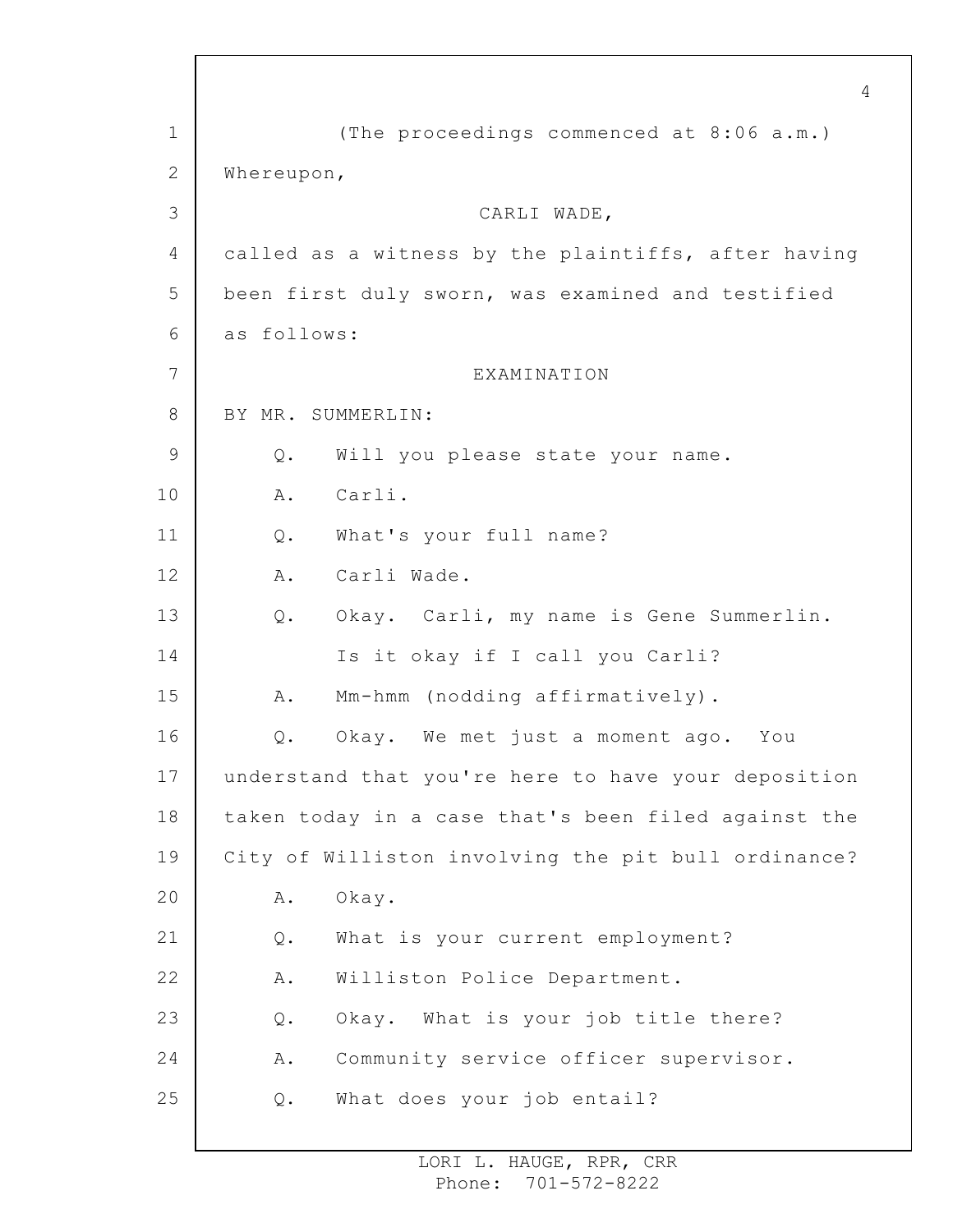(The proceedings commenced at 8:06 a.m.)

Whereupon,

CARLI WADE,

called as a witness by the plaintiffs, after having been first duly sworn, was examined and testified as follows:

EXAMINATION

BY MR. SUMMERLIN:

Q. Will you please state your name.

A. Carli.

Q. What's your full name?

A. Carli Wade.

Q. Okay. Carli, my name is Gene Summerlin. Is it okay if I call you Carli?

A. Mm-hmm (nodding affirmatively).

Q. Okay. We met just a moment ago. You understand that you're here to have your deposition taken today in a case that's been filed against the City of Williston involving the pit bull ordinance?

A. Okay.

Q. What is your current employment?

A. Williston Police Department.

Q. Okay. What is your job title there?

A. Community service officer supervisor.

Q. What does your job entail?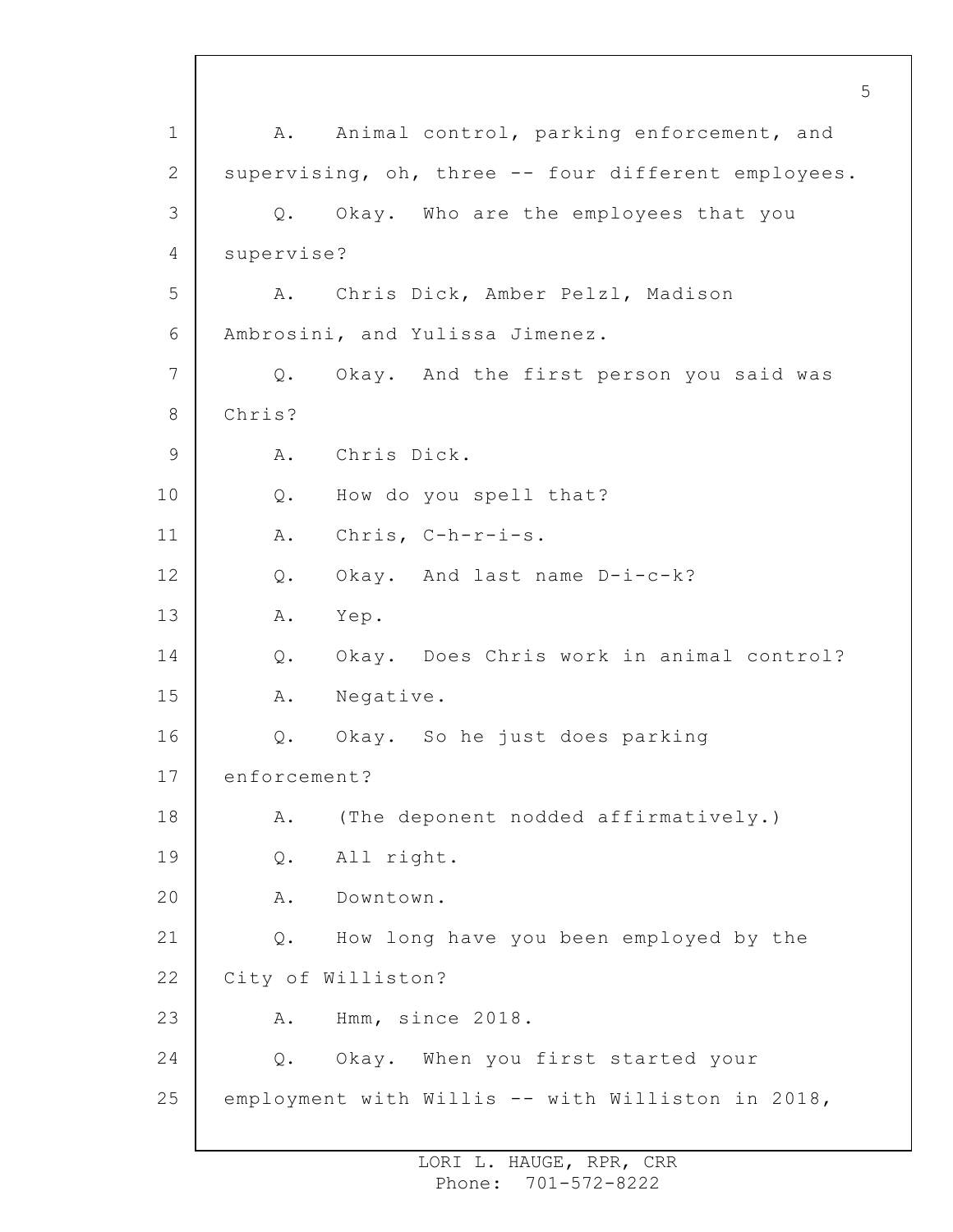1 A. Animal control, parking enforcement, and
2 supervising, oh, three -- four different employees.
3 Q. Okay. Who are the employees that you
4 supervise?
5 A. Chris Dick, Amber Pelzl, Madison
6 Ambrosini, and Yulissa Jimenez.
7 Q. Okay. And the first person you said was
8 Chris?
9 A. Chris Dick.
10 Q. How do you spell that?
11 A. Chris, C-h-r-i-s.
12 Q. Okay. And last name D-i-c-k?
13 A. Yep.
14 Q. Okay. Does Chris work in animal control?
15 A. Negative.
16 Q. Okay. So he just does parking
17 enforcement?
18 A. (The deponent nodded affirmatively.)
19 Q. All right.
20 A. Downtown.
21 Q. How long have you been employed by the
22 City of Williston?
23 A. Hmm, since 2018.
24 Q. Okay. When you first started your
25 employment with Willis -- with Williston in 2018,

LORI L. HAUGE, RPR, CRR
Phone: 701-572-8222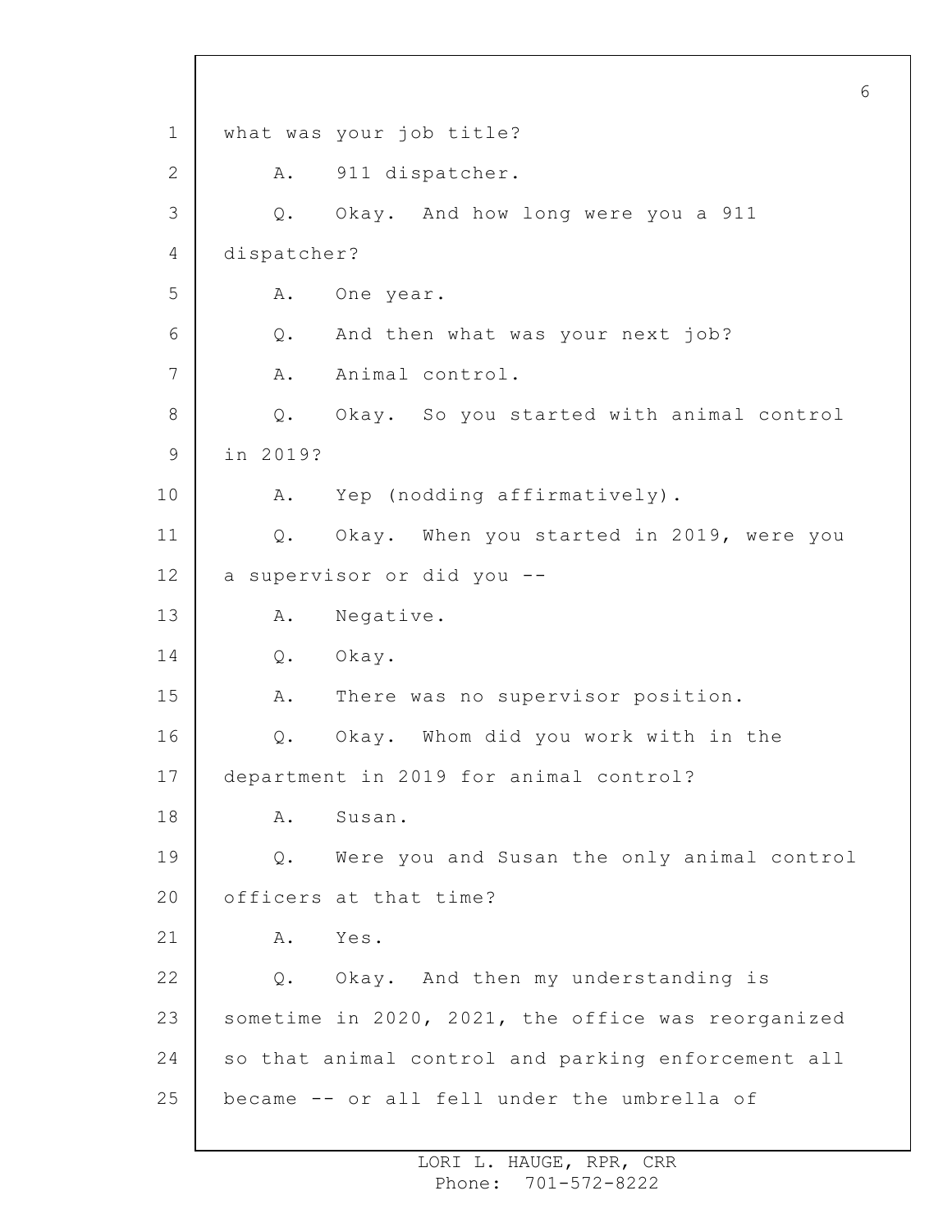what was your job title?

A. 911 dispatcher.

Q. Okay. And how long were you a 911 dispatcher?

A. One year.

Q. And then what was your next job?

A. Animal control.

Q. Okay. So you started with animal control in 2019?

A. Yep (nodding affirmatively).

Q. Okay. When you started in 2019, were you a supervisor or did you --

A. Negative.

Q. Okay.

A. There was no supervisor position.

Q. Okay. Whom did you work with in the department in 2019 for animal control?

A. Susan.

Q. Were you and Susan the only animal control officers at that time?

A. Yes.

Q. Okay. And then my understanding is sometime in 2020, 2021, the office was reorganized so that animal control and parking enforcement all became -- or all fell under the umbrella of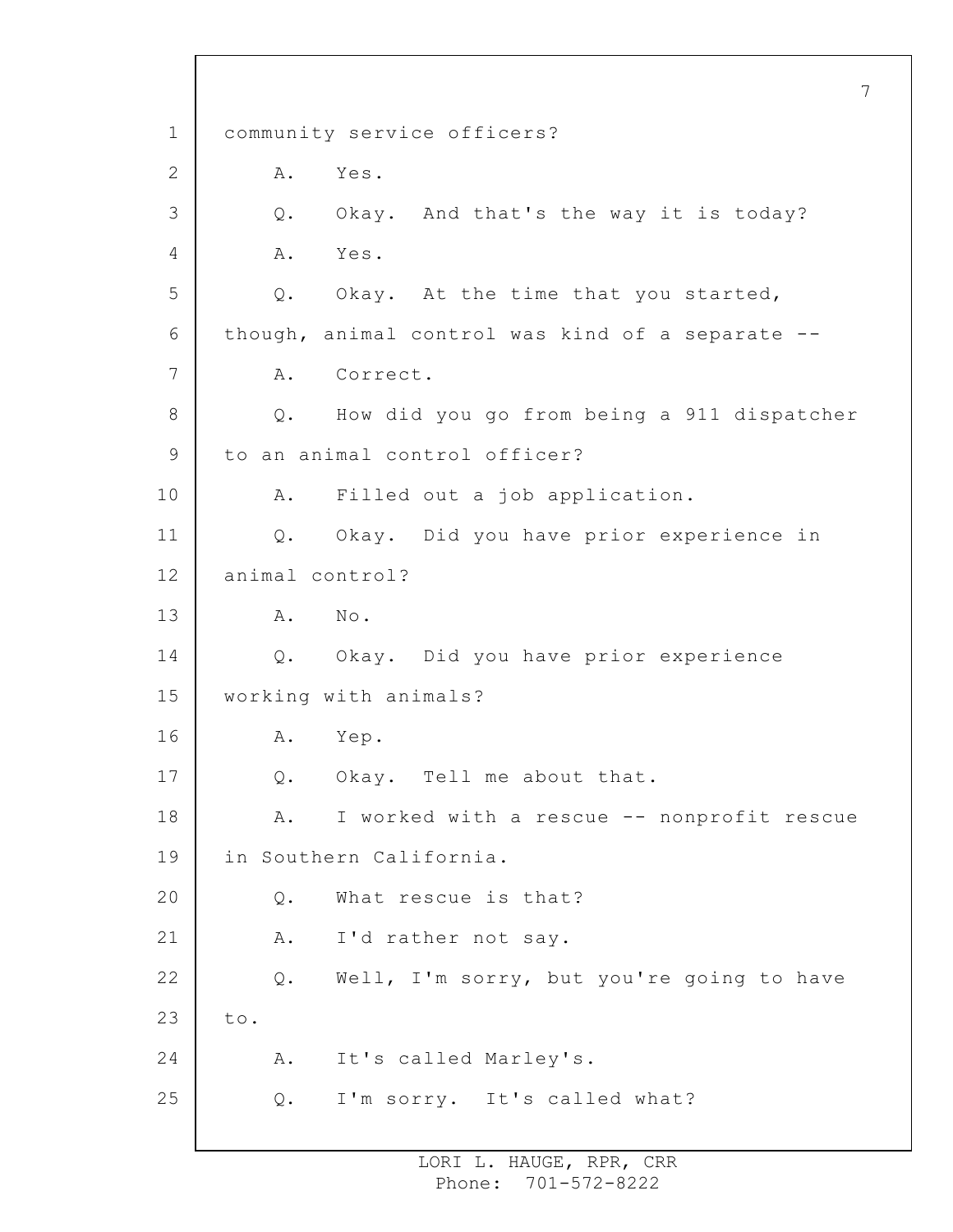community service officers?

A. Yes.

Q. Okay. And that's the way it is today?

A. Yes.

Q. Okay. At the time that you started, though, animal control was kind of a separate --

A. Correct.

Q. How did you go from being a 911 dispatcher to an animal control officer?

A. Filled out a job application.

Q. Okay. Did you have prior experience in animal control?

A. No.

Q. Okay. Did you have prior experience working with animals?

A. Yep.

Q. Okay. Tell me about that.

A. I worked with a rescue -- nonprofit rescue in Southern California.

Q. What rescue is that?

A. I'd rather not say.

Q. Well, I'm sorry, but you're going to have to.

A. It's called Marley's.

Q. I'm sorry. It's called what?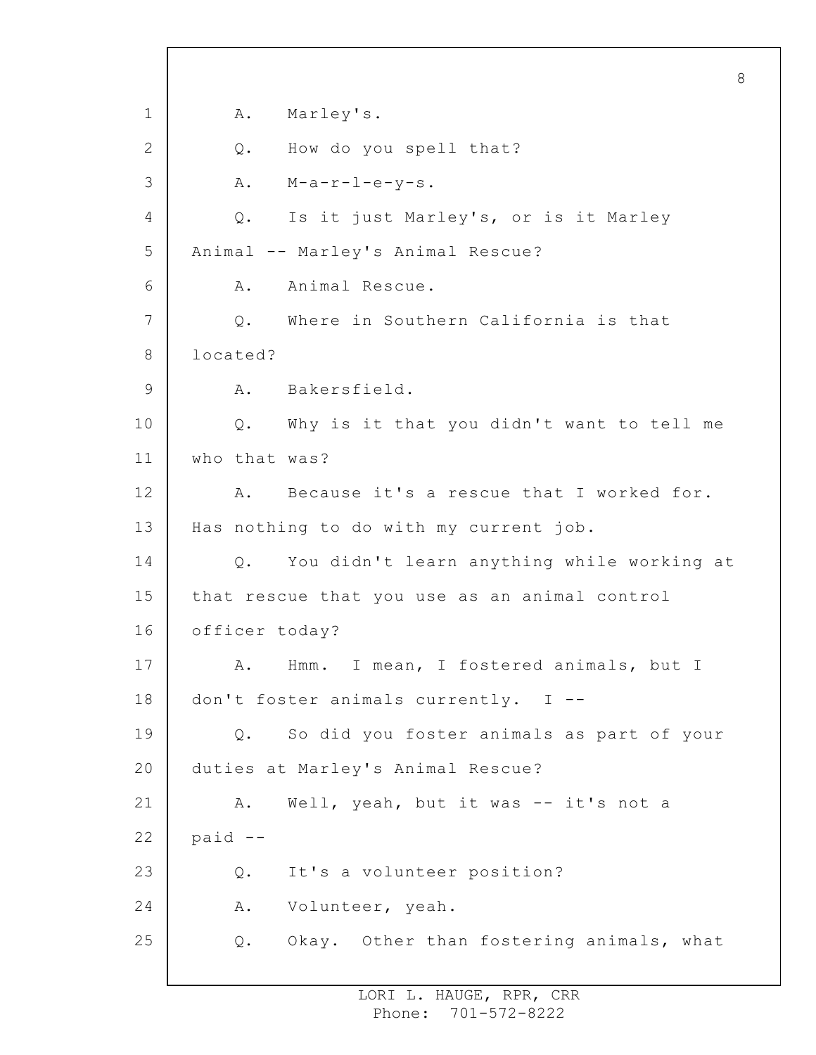A. Marley's.

Q. How do you spell that?

A. M-a-r-l-e-y-s.

Q. Is it just Marley's, or is it Marley Animal -- Marley's Animal Rescue?

A. Animal Rescue.

Q. Where in Southern California is that located?

A. Bakersfield.

Q. Why is it that you didn't want to tell me who that was?

A. Because it's a rescue that I worked for. Has nothing to do with my current job.

Q. You didn't learn anything while working at that rescue that you use as an animal control officer today?

A. Hmm. I mean, I fostered animals, but I don't foster animals currently. I --

Q. So did you foster animals as part of your duties at Marley's Animal Rescue?

A. Well, yeah, but it was -- it's not a paid --

Q. It's a volunteer position?

A. Volunteer, yeah.

Q. Okay. Other than fostering animals, what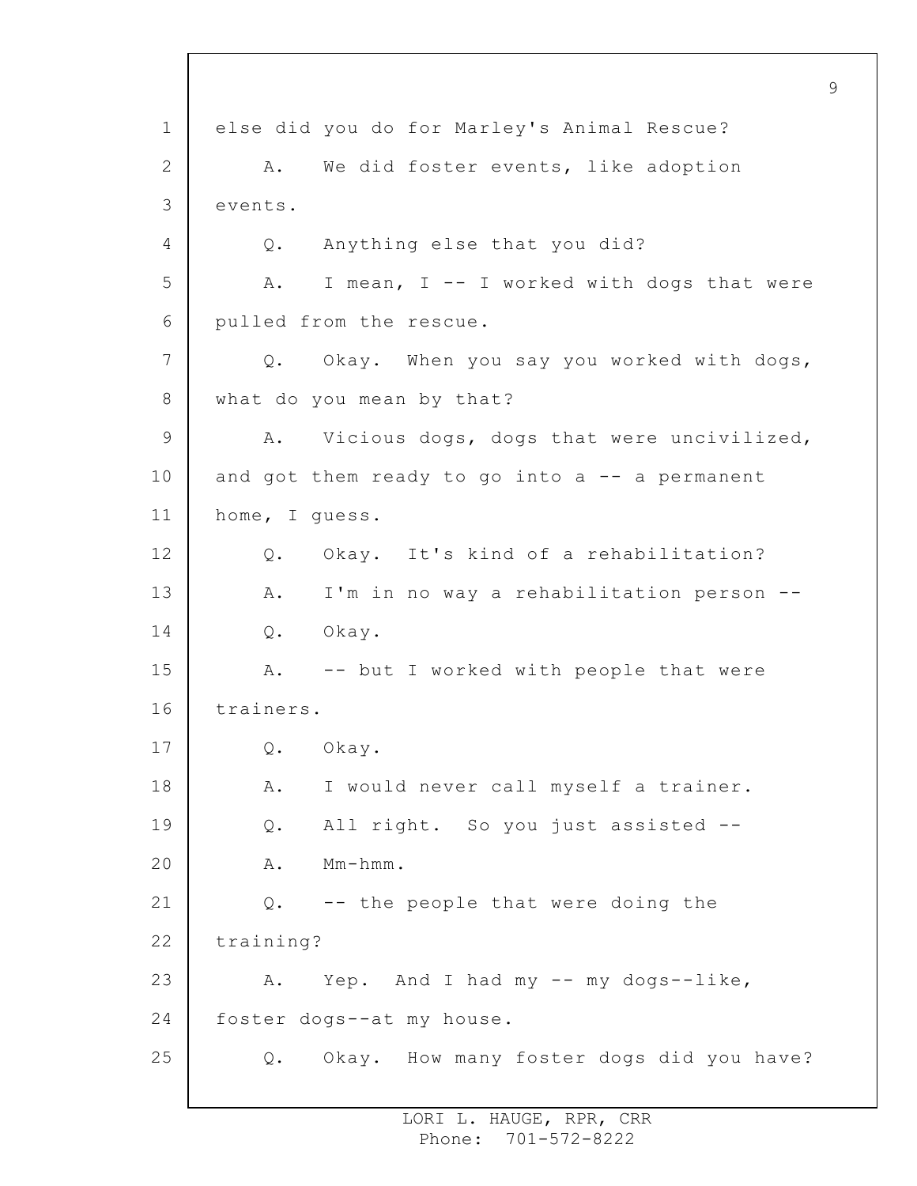else did you do for Marley's Animal Rescue?

A. We did foster events, like adoption events.

Q. Anything else that you did?

A. I mean, I -- I worked with dogs that were pulled from the rescue.

Q. Okay. When you say you worked with dogs, what do you mean by that?

A. Vicious dogs, dogs that were uncivilized, and got them ready to go into a -- a permanent home, I guess.

Q. Okay. It's kind of a rehabilitation?

A. I'm in no way a rehabilitation person --

Q. Okay.

A. -- but I worked with people that were trainers.

Q. Okay.

A. I would never call myself a trainer.

Q. All right. So you just assisted --

A. Mm-hmm.

Q. -- the people that were doing the training?

A. Yep. And I had my -- my dogs--like, foster dogs--at my house.

Q. Okay. How many foster dogs did you have?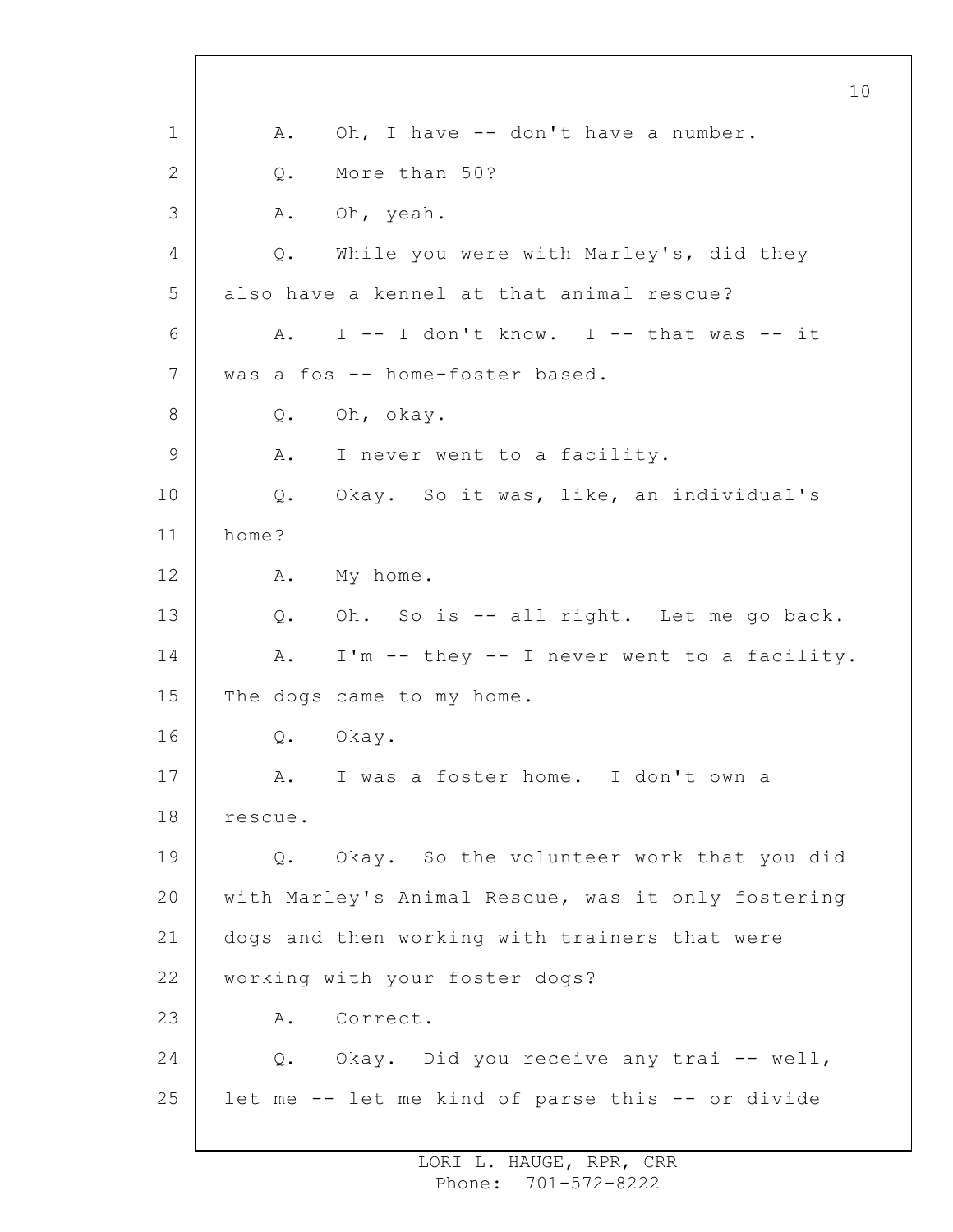A. Oh, I have -- don't have a number.

Q. More than 50?

A. Oh, yeah.

Q. While you were with Marley's, did they also have a kennel at that animal rescue?

A. I -- I don't know. I -- that was -- it was a fos -- home-foster based.

Q. Oh, okay.

A. I never went to a facility.

Q. Okay. So it was, like, an individual's home?

A. My home.

Q. Oh. So is -- all right. Let me go back.

A. I'm -- they -- I never went to a facility. The dogs came to my home.

Q. Okay.

A. I was a foster home. I don't own a rescue.

Q. Okay. So the volunteer work that you did with Marley's Animal Rescue, was it only fostering dogs and then working with trainers that were working with your foster dogs?

A. Correct.

Q. Okay. Did you receive any trai -- well, let me -- let me kind of parse this -- or divide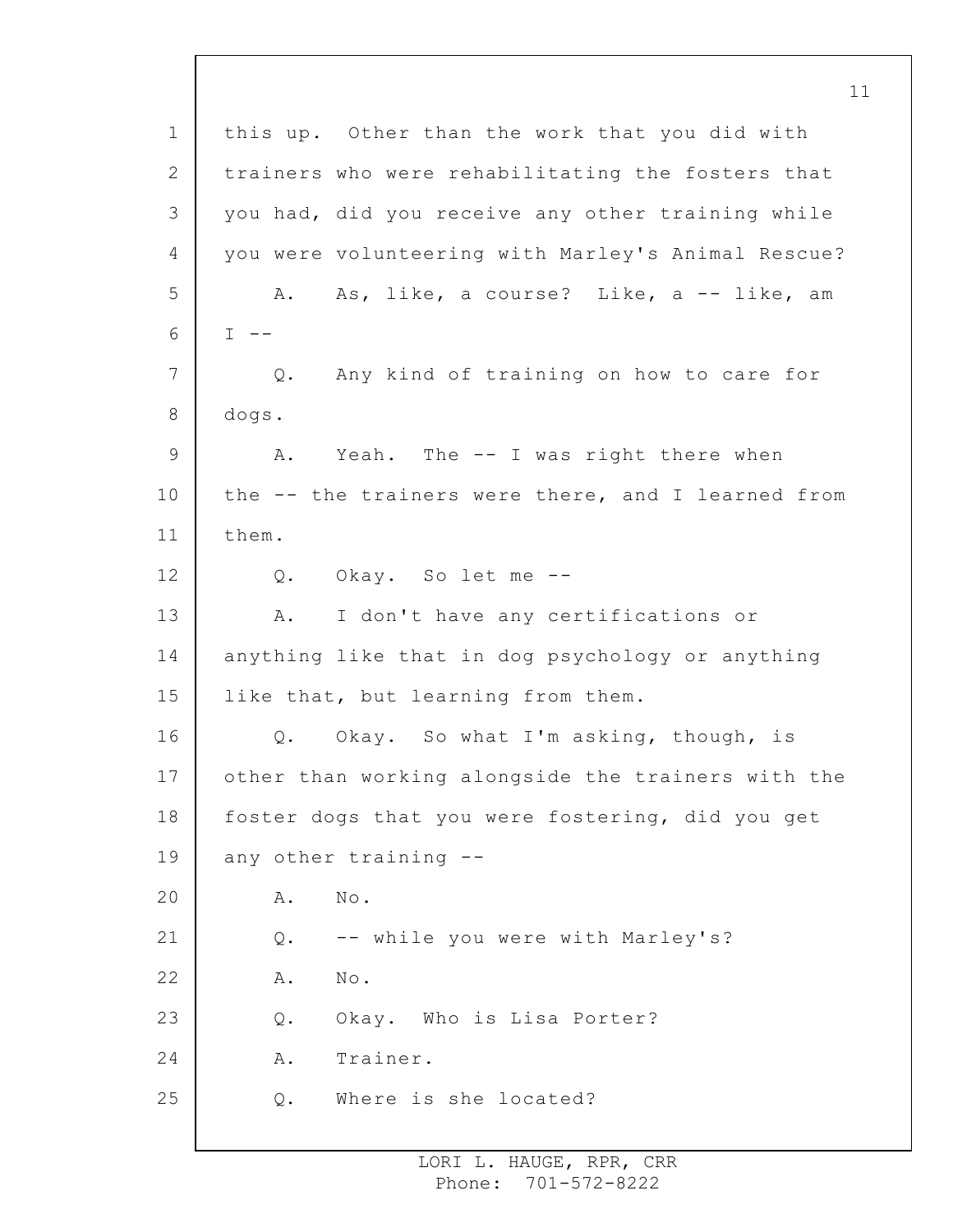this up. Other than the work that you did with trainers who were rehabilitating the fosters that you had, did you receive any other training while you were volunteering with Marley's Animal Rescue?

A. As, like, a course? Like, a -- like, am I --

Q. Any kind of training on how to care for dogs.

A. Yeah. The -- I was right there when the -- the trainers were there, and I learned from them.

Q. Okay. So let me --

A. I don't have any certifications or anything like that in dog psychology or anything like that, but learning from them.

Q. Okay. So what I'm asking, though, is other than working alongside the trainers with the foster dogs that you were fostering, did you get any other training --

A. No.

Q. -- while you were with Marley's?

A. No.

Q. Okay. Who is Lisa Porter?

A. Trainer.

Q. Where is she located?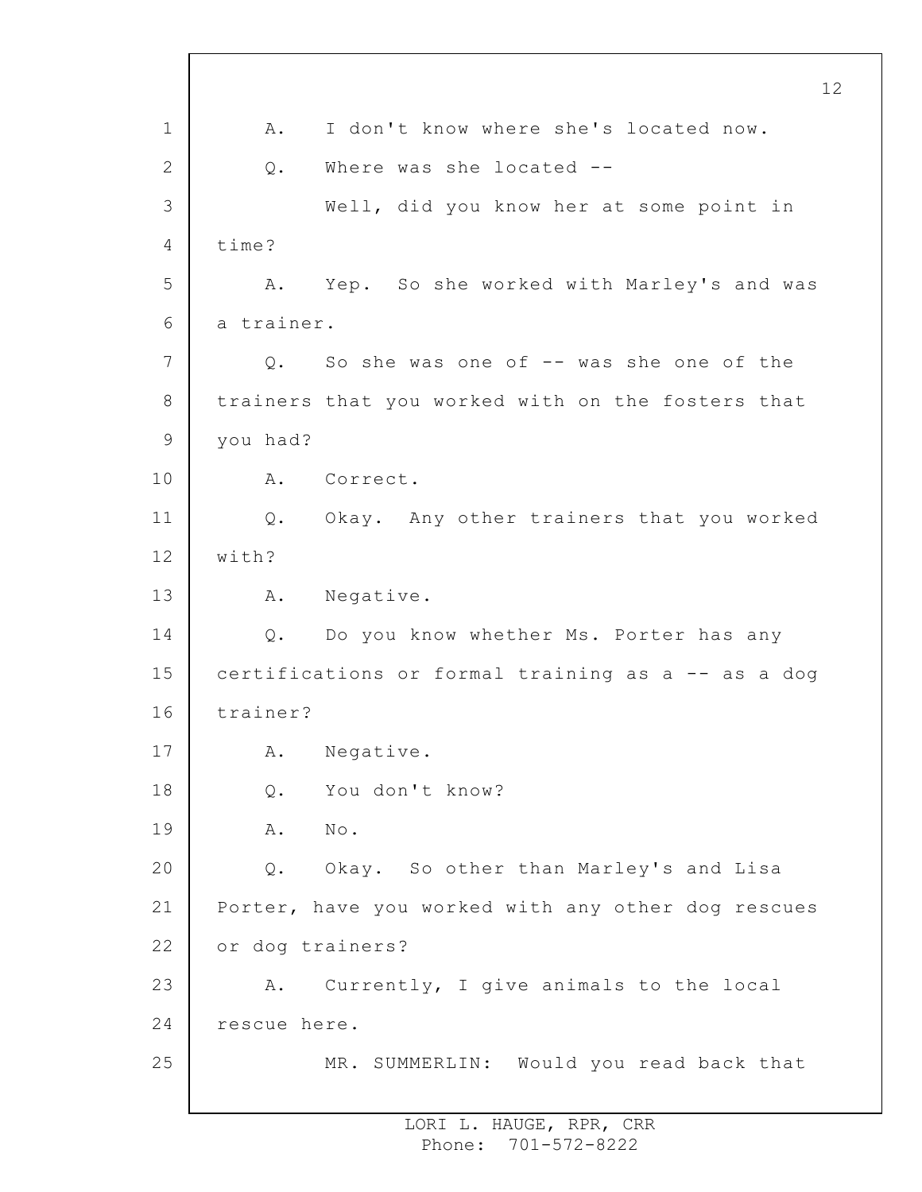A. I don't know where she's located now.

Q. Where was she located --

Well, did you know her at some point in time?

A. Yep. So she worked with Marley's and was a trainer.

Q. So she was one of -- was she one of the trainers that you worked with on the fosters that you had?

A. Correct.

Q. Okay. Any other trainers that you worked with?

A. Negative.

Q. Do you know whether Ms. Porter has any certifications or formal training as a -- as a dog trainer?

A. Negative.

Q. You don't know?

A. No.

Q. Okay. So other than Marley's and Lisa Porter, have you worked with any other dog rescues or dog trainers?

A. Currently, I give animals to the local rescue here.

MR. SUMMERLIN: Would you read back that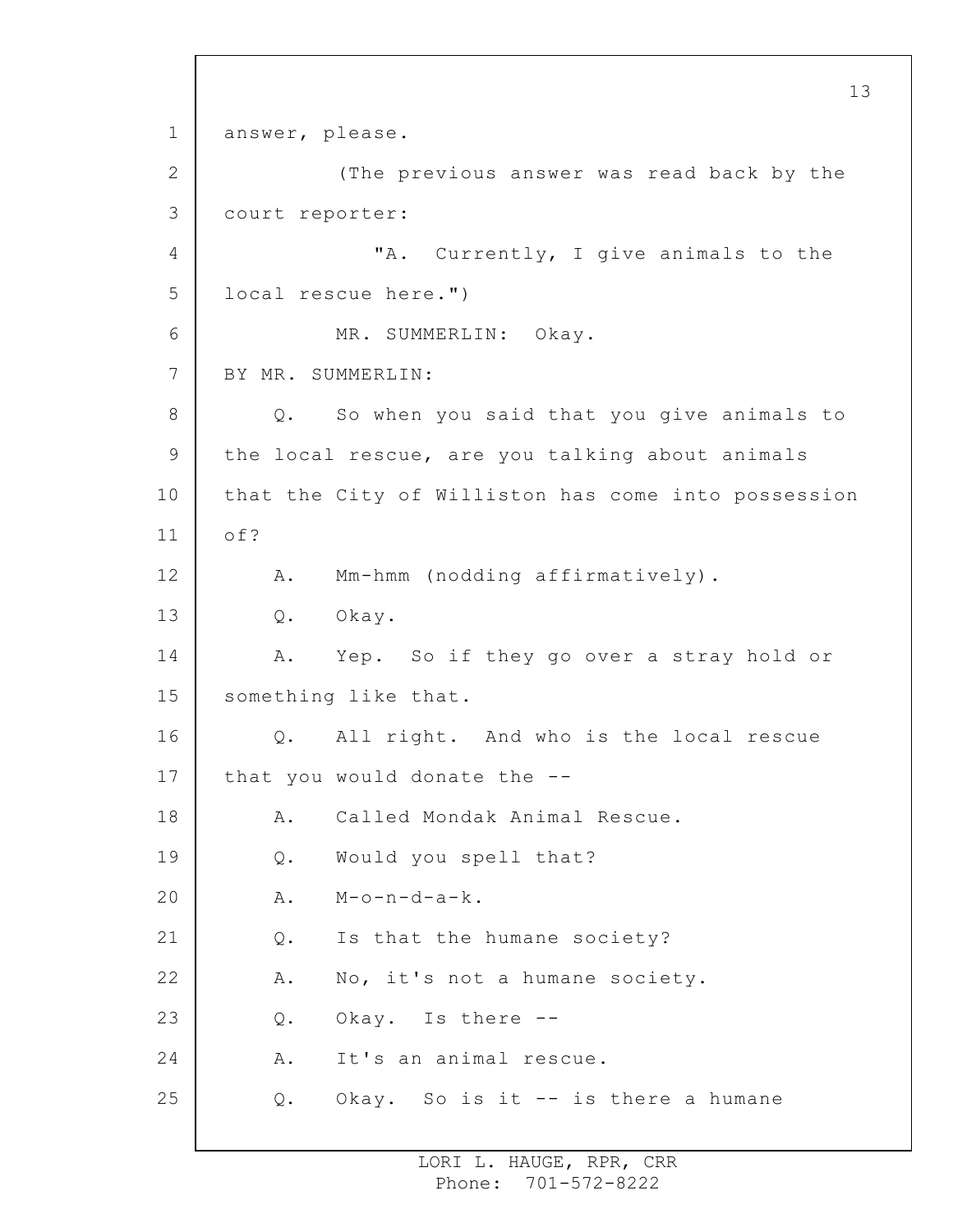answer, please.

(The previous answer was read back by the court reporter:

"A. Currently, I give animals to the local rescue here.")

MR. SUMMERLIN: Okay.

BY MR. SUMMERLIN:

Q. So when you said that you give animals to the local rescue, are you talking about animals that the City of Williston has come into possession of?

A. Mm-hmm (nodding affirmatively).

Q. Okay.

A. Yep. So if they go over a stray hold or something like that.

Q. All right. And who is the local rescue that you would donate the --

A. Called Mondak Animal Rescue.

Q. Would you spell that?

A. M-o-n-d-a-k.

Q. Is that the humane society?

A. No, it's not a humane society.

Q. Okay. Is there --

A. It's an animal rescue.

Q. Okay. So is it -- is there a humane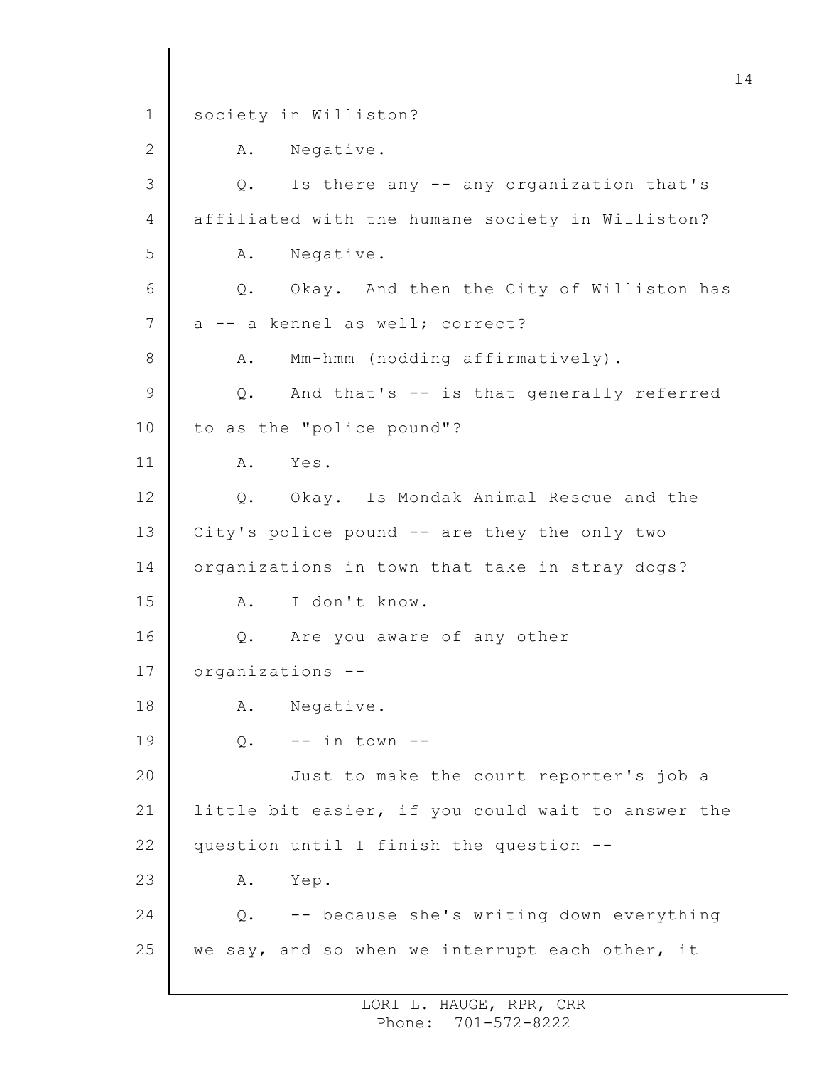1 society in Williston?

2 A. Negative.

3 Q. Is there any -- any organization that's

4 affiliated with the humane society in Williston?

5 A. Negative.

6 Q. Okay. And then the City of Williston has

7 a -- a kennel as well; correct?

8 A. Mm-hmm (nodding affirmatively).

9 Q. And that's -- is that generally referred

10 to as the "police pound"?

11 A. Yes.

12 Q. Okay. Is Mondak Animal Rescue and the

13 City's police pound -- are they the only two

14 organizations in town that take in stray dogs?

15 A. I don't know.

16 Q. Are you aware of any other

17 organizations --

18 A. Negative.

19 Q. -- in town --

20 Just to make the court reporter's job a

21 little bit easier, if you could wait to answer the

22 question until I finish the question --

23 A. Yep.

24 Q. -- because she's writing down everything

25 we say, and so when we interrupt each other, it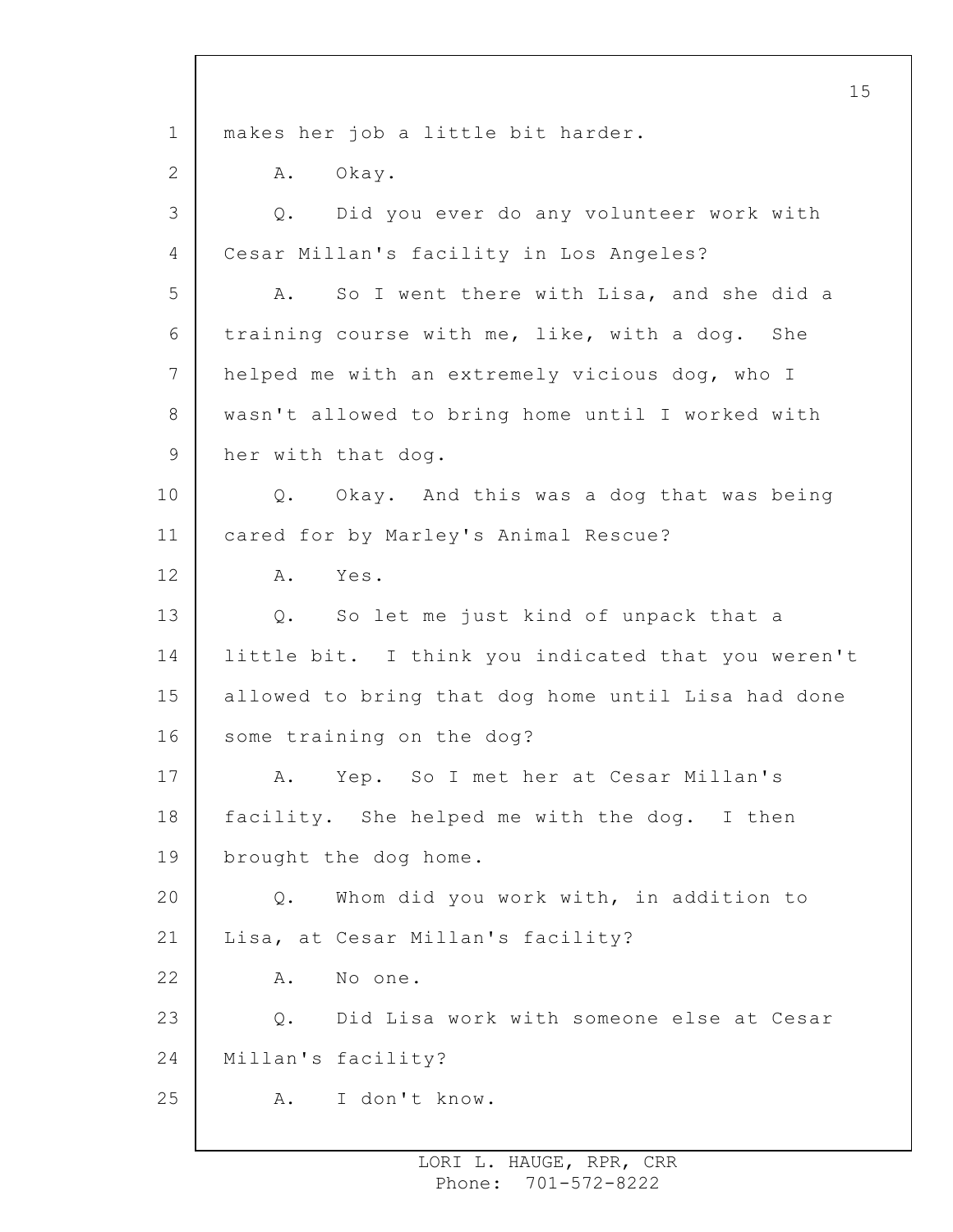makes her job a little bit harder.

A. Okay.

Q. Did you ever do any volunteer work with Cesar Millan's facility in Los Angeles?

A. So I went there with Lisa, and she did a training course with me, like, with a dog. She helped me with an extremely vicious dog, who I wasn't allowed to bring home until I worked with her with that dog.

Q. Okay. And this was a dog that was being cared for by Marley's Animal Rescue?

A. Yes.

Q. So let me just kind of unpack that a little bit. I think you indicated that you weren't allowed to bring that dog home until Lisa had done some training on the dog?

A. Yep. So I met her at Cesar Millan's facility. She helped me with the dog. I then brought the dog home.

Q. Whom did you work with, in addition to Lisa, at Cesar Millan's facility?

A. No one.

Q. Did Lisa work with someone else at Cesar Millan's facility?

A. I don't know.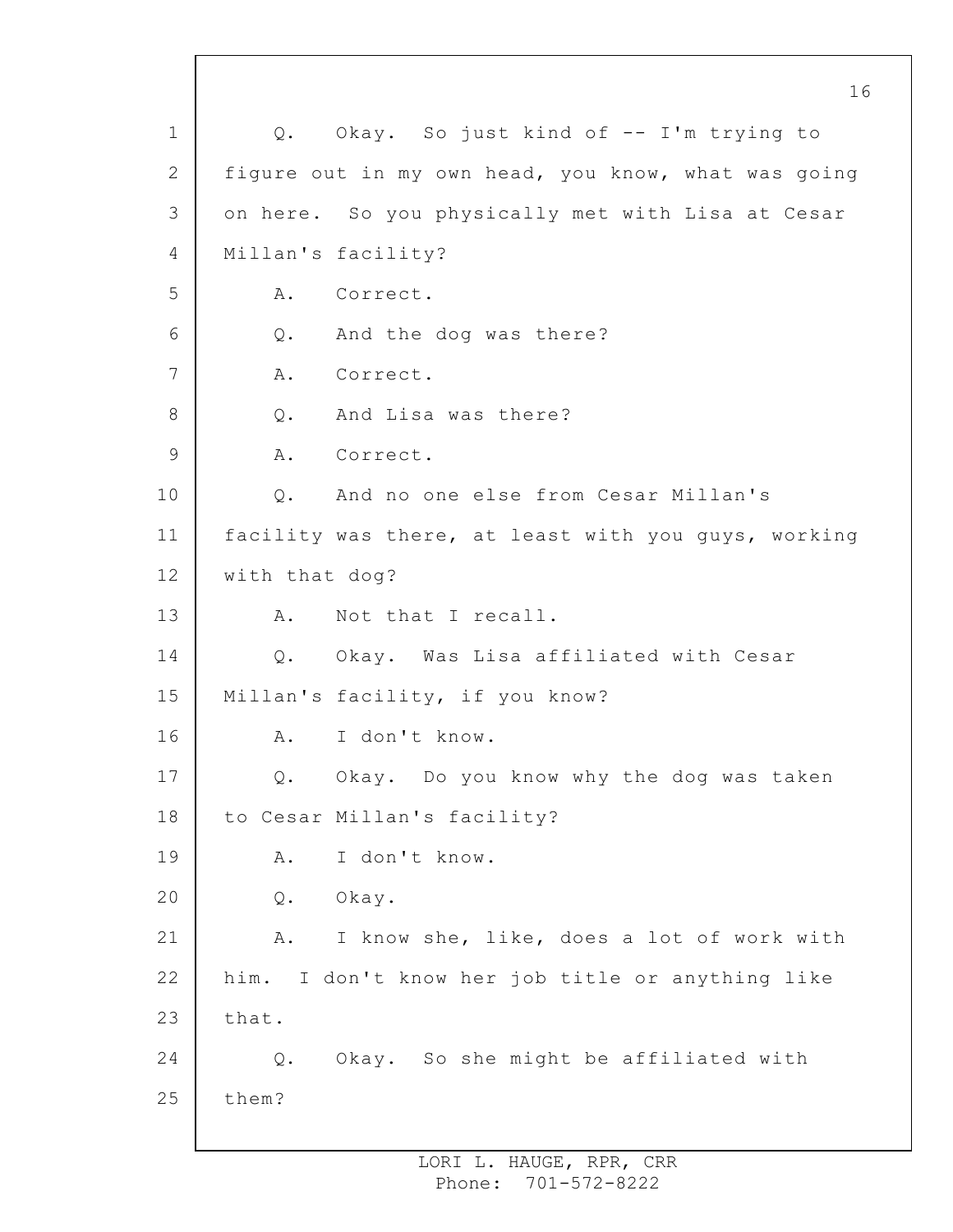Q. Okay. So just kind of -- I'm trying to figure out in my own head, you know, what was going on here. So you physically met with Lisa at Cesar Millan's facility?

A. Correct.

Q. And the dog was there?

A. Correct.

Q. And Lisa was there?

A. Correct.

Q. And no one else from Cesar Millan's facility was there, at least with you guys, working with that dog?

A. Not that I recall.

Q. Okay. Was Lisa affiliated with Cesar Millan's facility, if you know?

A. I don't know.

Q. Okay. Do you know why the dog was taken to Cesar Millan's facility?

A. I don't know.

Q. Okay.

A. I know she, like, does a lot of work with him. I don't know her job title or anything like that.

Q. Okay. So she might be affiliated with them?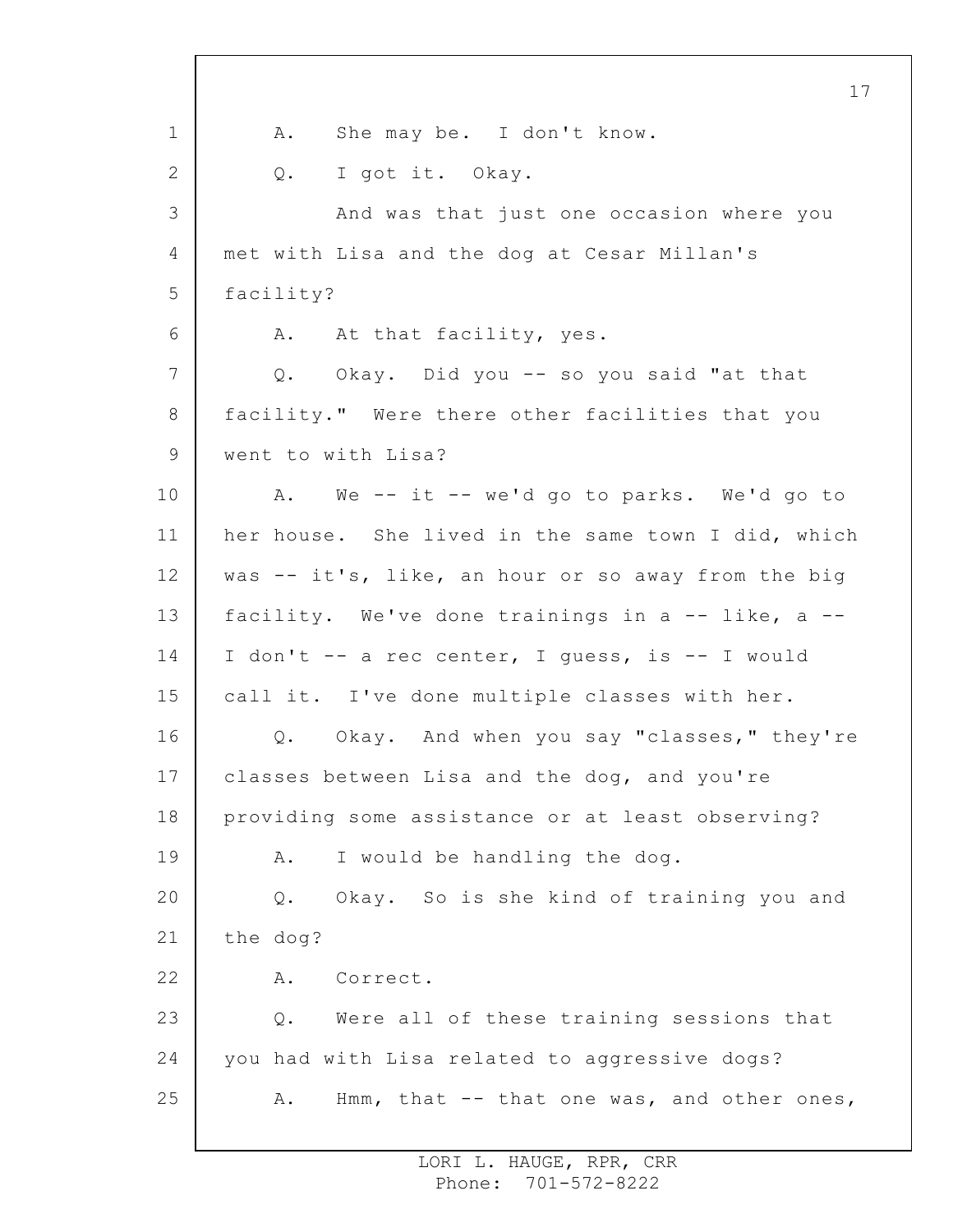A. She may be. I don't know.

Q. I got it. Okay.

And was that just one occasion where you met with Lisa and the dog at Cesar Millan's facility?

A. At that facility, yes.

Q. Okay. Did you -- so you said "at that facility." Were there other facilities that you went to with Lisa?

A. We -- it -- we'd go to parks. We'd go to her house. She lived in the same town I did, which was -- it's, like, an hour or so away from the big facility. We've done trainings in a -- like, a -- I don't -- a rec center, I guess, is -- I would call it. I've done multiple classes with her.

Q. Okay. And when you say "classes," they're classes between Lisa and the dog, and you're providing some assistance or at least observing?

A. I would be handling the dog.

Q. Okay. So is she kind of training you and the dog?

A. Correct.

Q. Were all of these training sessions that you had with Lisa related to aggressive dogs?

A. Hmm, that -- that one was, and other ones,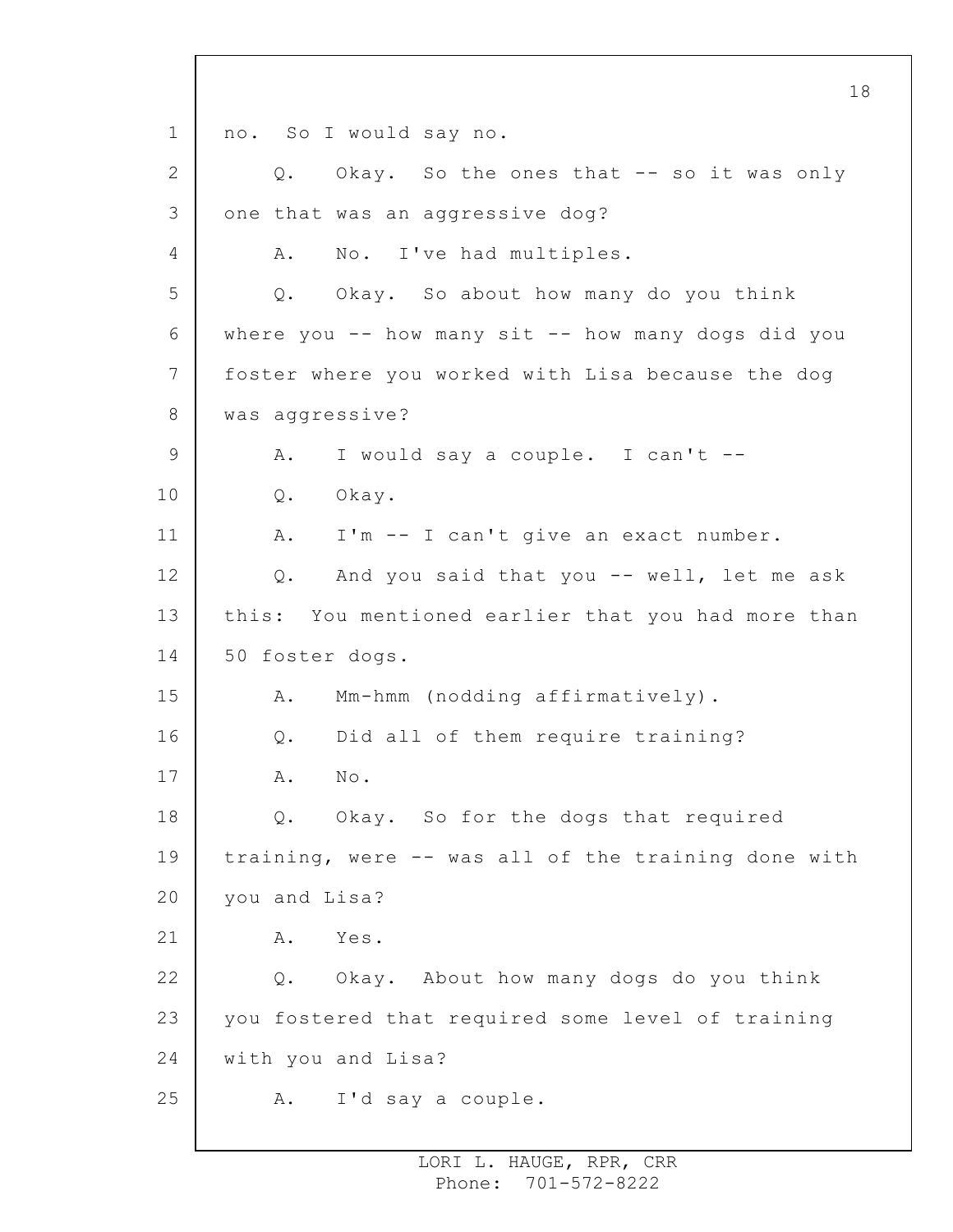no. So I would say no.

Q. Okay. So the ones that -- so it was only one that was an aggressive dog?

A. No. I've had multiples.

Q. Okay. So about how many do you think where you -- how many sit -- how many dogs did you foster where you worked with Lisa because the dog was aggressive?

A. I would say a couple. I can't --

Q. Okay.

A. I'm -- I can't give an exact number.

Q. And you said that you -- well, let me ask this: You mentioned earlier that you had more than 50 foster dogs.

A. Mm-hmm (nodding affirmatively).

Q. Did all of them require training?

A. No.

Q. Okay. So for the dogs that required training, were -- was all of the training done with you and Lisa?

A. Yes.

Q. Okay. About how many dogs do you think you fostered that required some level of training with you and Lisa?

A. I'd say a couple.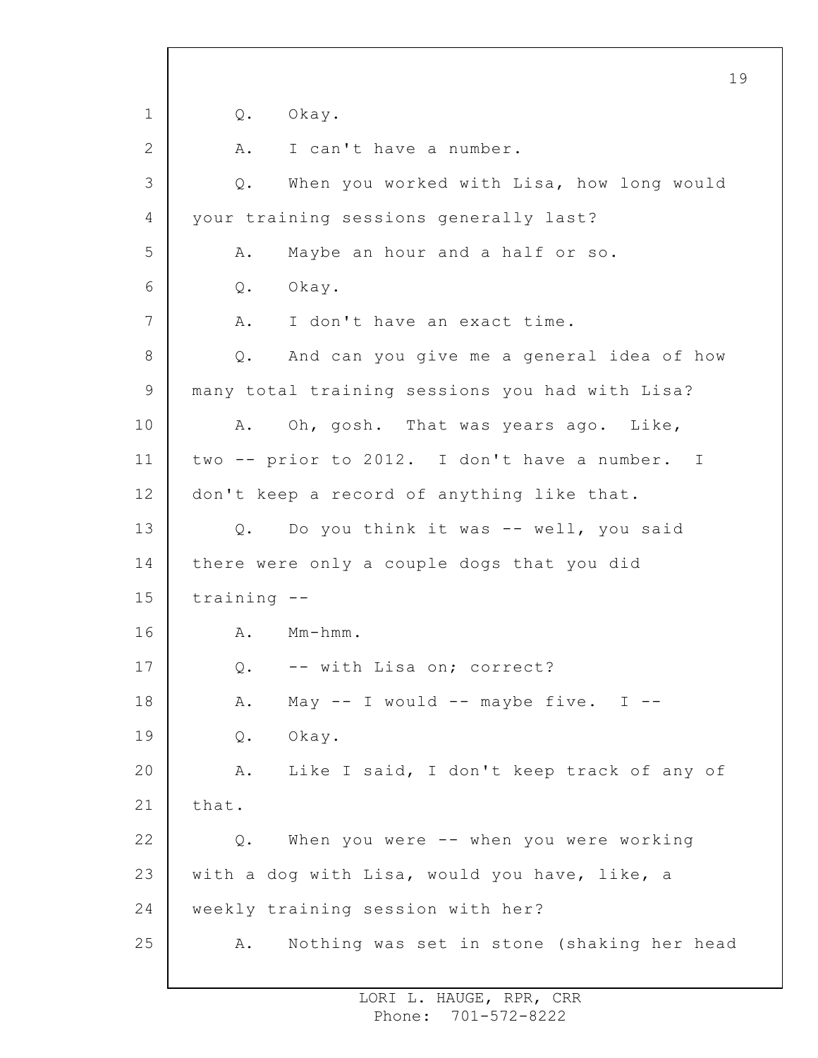Q. Okay.

A. I can't have a number.

Q. When you worked with Lisa, how long would your training sessions generally last?

A. Maybe an hour and a half or so.

Q. Okay.

A. I don't have an exact time.

Q. And can you give me a general idea of how many total training sessions you had with Lisa?

A. Oh, gosh. That was years ago. Like, two -- prior to 2012. I don't have a number. I don't keep a record of anything like that.

Q. Do you think it was -- well, you said there were only a couple dogs that you did training --

A. Mm-hmm.

Q. -- with Lisa on; correct?

A. May -- I would -- maybe five. I --

Q. Okay.

A. Like I said, I don't keep track of any of that.

Q. When you were -- when you were working with a dog with Lisa, would you have, like, a weekly training session with her?

A. Nothing was set in stone (shaking her head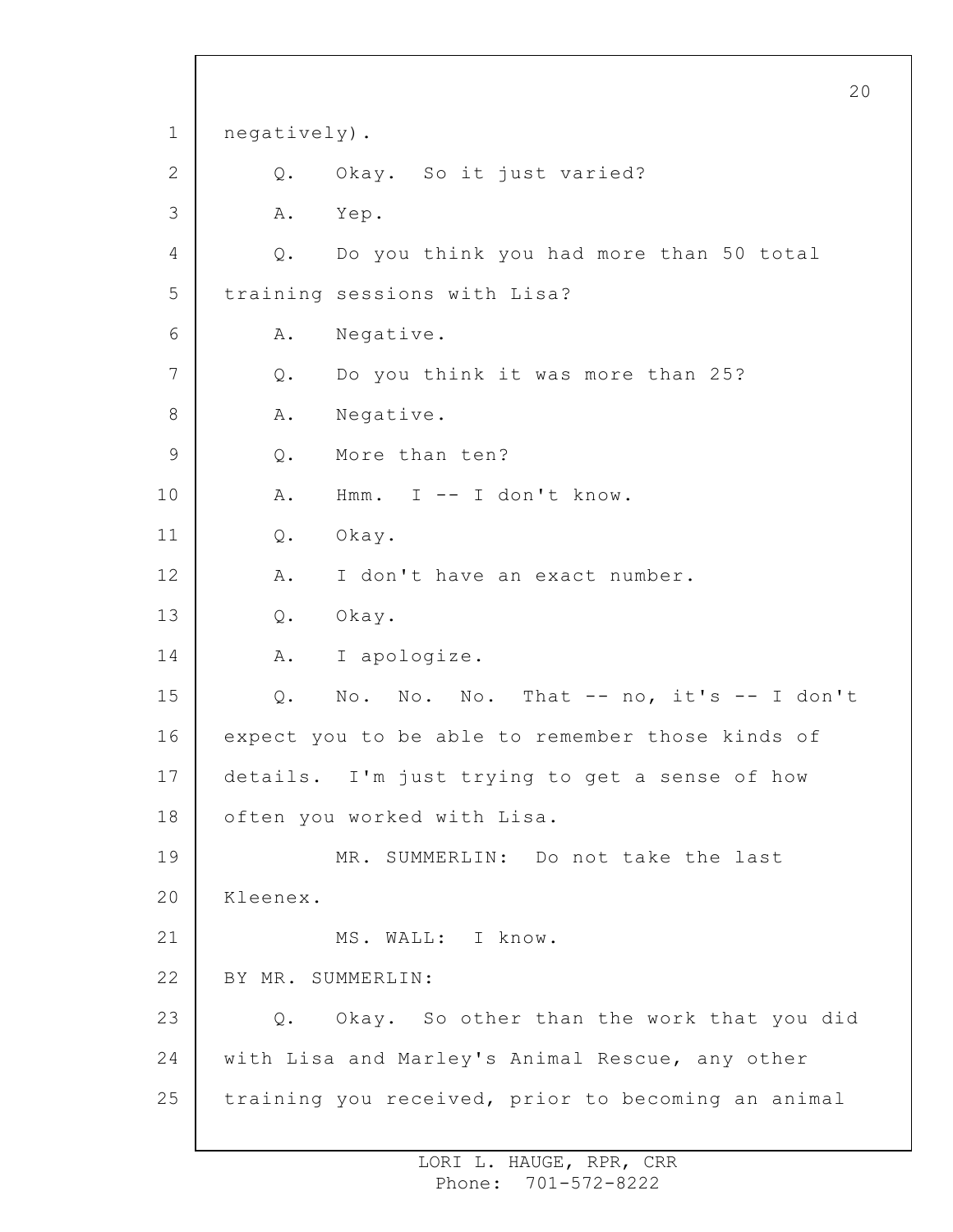negatively).

Q. Okay. So it just varied?

A. Yep.

Q. Do you think you had more than 50 total training sessions with Lisa?

A. Negative.

Q. Do you think it was more than 25?

A. Negative.

Q. More than ten?

A. Hmm. I -- I don't know.

Q. Okay.

A. I don't have an exact number.

Q. Okay.

A. I apologize.

Q. No. No. No. That -- no, it's -- I don't expect you to be able to remember those kinds of details. I'm just trying to get a sense of how often you worked with Lisa.

MR. SUMMERLIN: Do not take the last Kleenex.

MS. WALL: I know.

BY MR. SUMMERLIN:

Q. Okay. So other than the work that you did with Lisa and Marley's Animal Rescue, any other training you received, prior to becoming an animal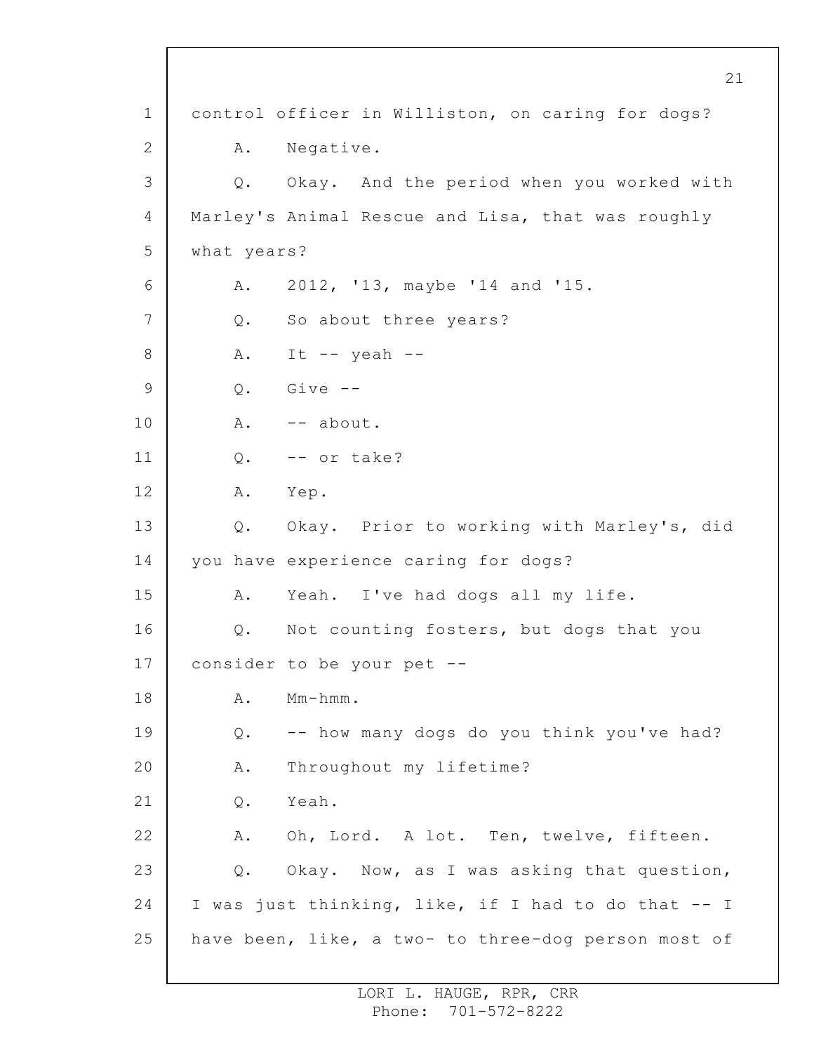control officer in Williston, on caring for dogs?

A. Negative.

Q. Okay. And the period when you worked with Marley's Animal Rescue and Lisa, that was roughly what years?

A. 2012, '13, maybe '14 and '15.

Q. So about three years?

A. It -- yeah --

Q. Give --

A. -- about.

Q. -- or take?

A. Yep.

Q. Okay. Prior to working with Marley's, did you have experience caring for dogs?

A. Yeah. I've had dogs all my life.

Q. Not counting fosters, but dogs that you consider to be your pet --

A. Mm-hmm.

Q. -- how many dogs do you think you've had?

A. Throughout my lifetime?

Q. Yeah.

A. Oh, Lord. A lot. Ten, twelve, fifteen.

Q. Okay. Now, as I was asking that question, I was just thinking, like, if I had to do that -- I have been, like, a two- to three-dog person most of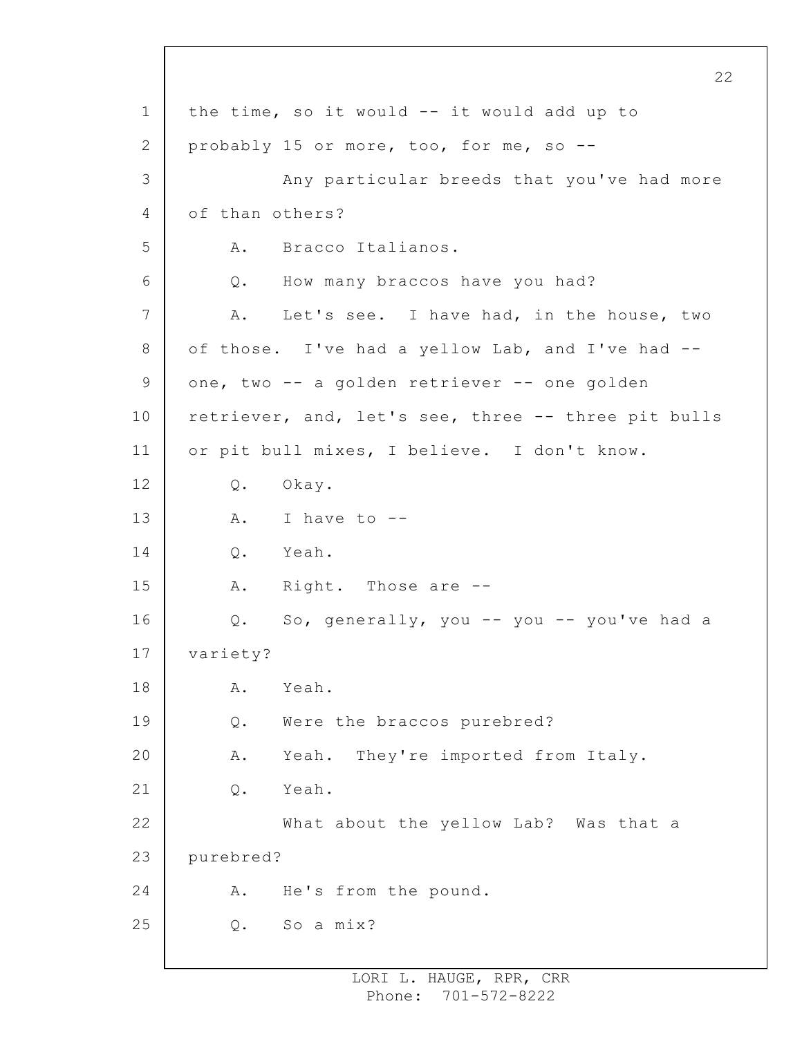the time, so it would -- it would add up to probably 15 or more, too, for me, so --

Any particular breeds that you've had more of than others?

A. Bracco Italianos.

Q. How many braccos have you had?

A. Let's see. I have had, in the house, two of those. I've had a yellow Lab, and I've had -- one, two -- a golden retriever -- one golden retriever, and, let's see, three -- three pit bulls or pit bull mixes, I believe. I don't know.

Q. Okay.

A. I have to --

Q. Yeah.

A. Right. Those are --

Q. So, generally, you -- you -- you've had a variety?

A. Yeah.

Q. Were the braccos purebred?

A. Yeah. They're imported from Italy.

Q. Yeah.

What about the yellow Lab? Was that a purebred?

A. He's from the pound.

Q. So a mix?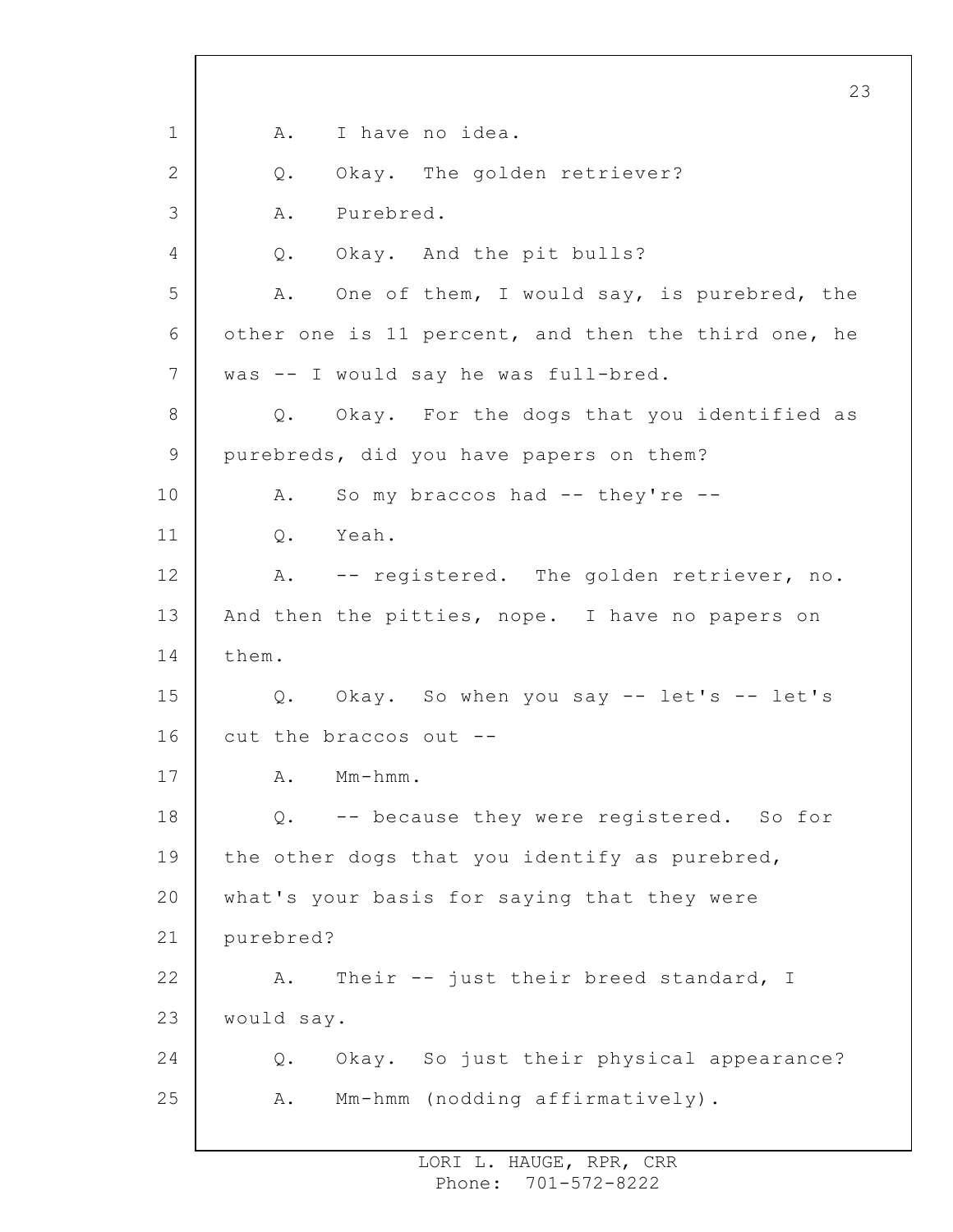1 A. I have no idea.

2 Q. Okay. The golden retriever?

3 A. Purebred.

4 Q. Okay. And the pit bulls?

5 A. One of them, I would say, is purebred, the

6 other one is 11 percent, and then the third one, he

7 was -- I would say he was full-bred.

8 Q. Okay. For the dogs that you identified as

9 purebreds, did you have papers on them?

10 A. So my braccos had -- they're --

11 Q. Yeah.

12 A. -- registered. The golden retriever, no.

13 And then the pitties, nope. I have no papers on

14 them.

15 Q. Okay. So when you say -- let's -- let's

16 cut the braccos out --

17 A. Mm-hmm.

18 Q. -- because they were registered. So for

19 the other dogs that you identify as purebred,

20 what's your basis for saying that they were

21 purebred?

22 A. Their -- just their breed standard, I

23 would say.

24 Q. Okay. So just their physical appearance?

25 A. Mm-hmm (nodding affirmatively).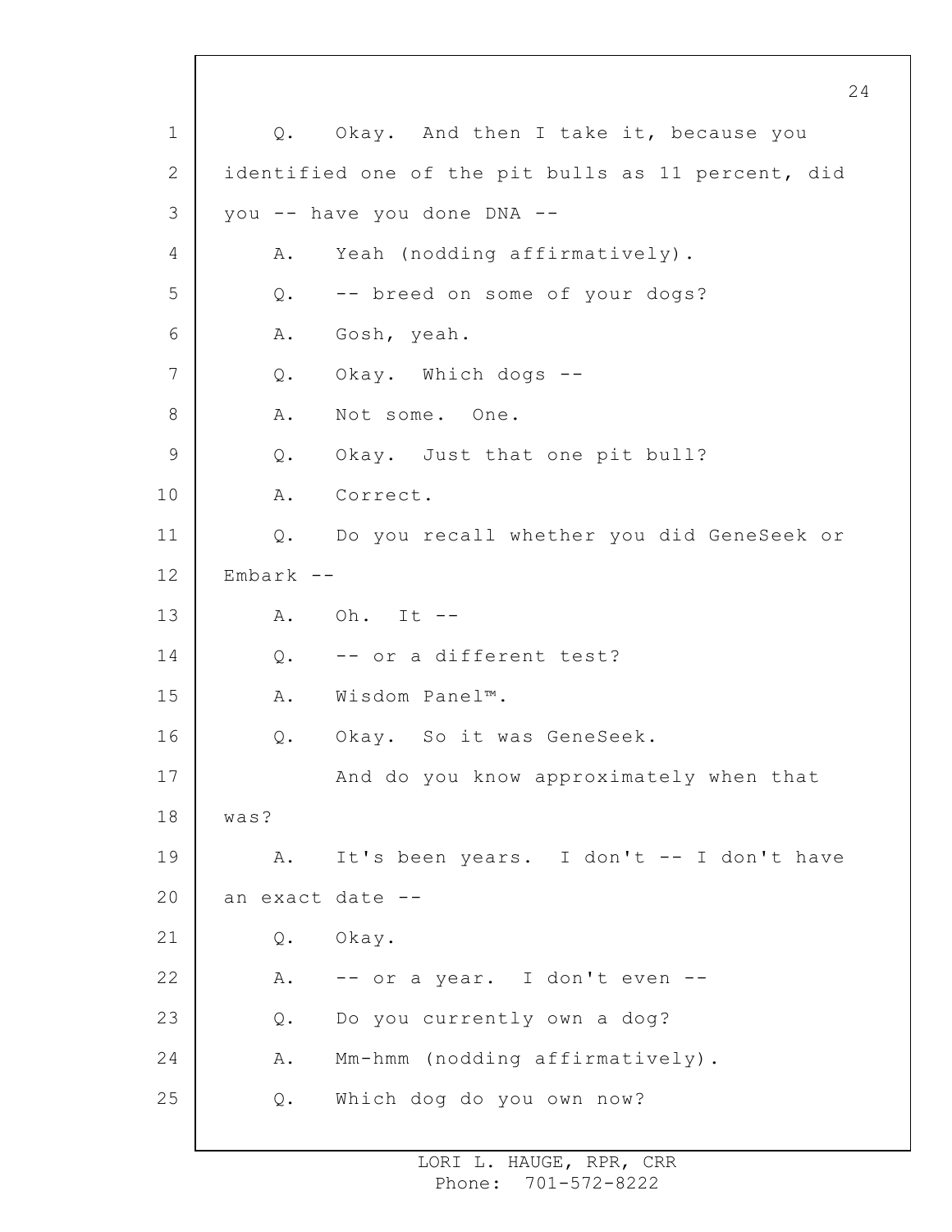Q. Okay. And then I take it, because you identified one of the pit bulls as 11 percent, did you -- have you done DNA --

A. Yeah (nodding affirmatively).

Q. -- breed on some of your dogs?

A. Gosh, yeah.

Q. Okay. Which dogs --

A. Not some. One.

Q. Okay. Just that one pit bull?

A. Correct.

Q. Do you recall whether you did GeneSeek or Embark --

A. Oh. It --

Q. -- or a different test?

A. Wisdom Panel™.

Q. Okay. So it was GeneSeek.

And do you know approximately when that was?

A. It's been years. I don't -- I don't have an exact date --

Q. Okay.

A. -- or a year. I don't even --

Q. Do you currently own a dog?

A. Mm-hmm (nodding affirmatively).

Q. Which dog do you own now?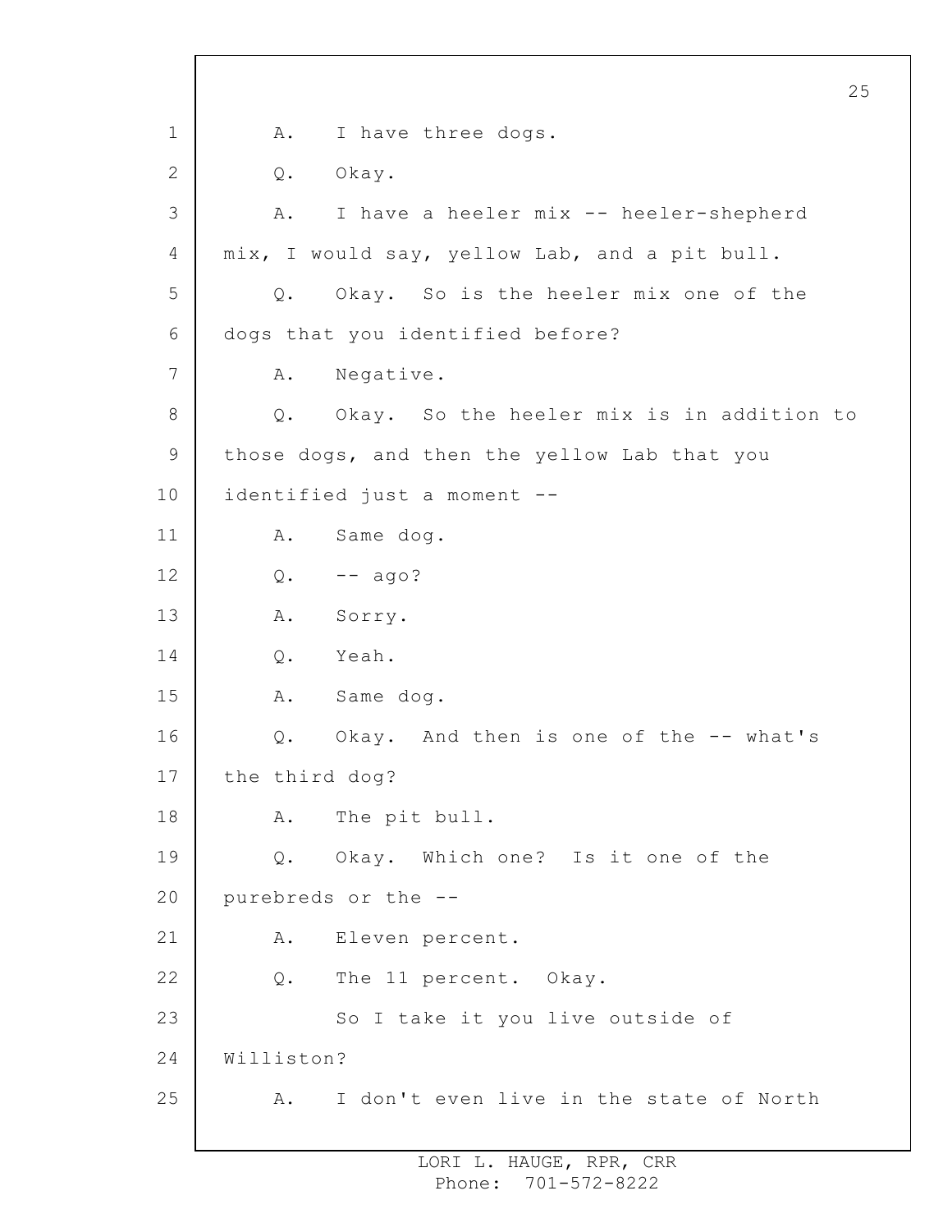A. I have three dogs.

Q. Okay.

A. I have a heeler mix -- heeler-shepherd mix, I would say, yellow Lab, and a pit bull.

Q. Okay. So is the heeler mix one of the dogs that you identified before?

A. Negative.

Q. Okay. So the heeler mix is in addition to those dogs, and then the yellow Lab that you identified just a moment --

A. Same dog.

Q. -- ago?

A. Sorry.

Q. Yeah.

A. Same dog.

Q. Okay. And then is one of the -- what's the third dog?

A. The pit bull.

Q. Okay. Which one? Is it one of the purebreds or the --

A. Eleven percent.

Q. The 11 percent. Okay.

So I take it you live outside of Williston?

A. I don't even live in the state of North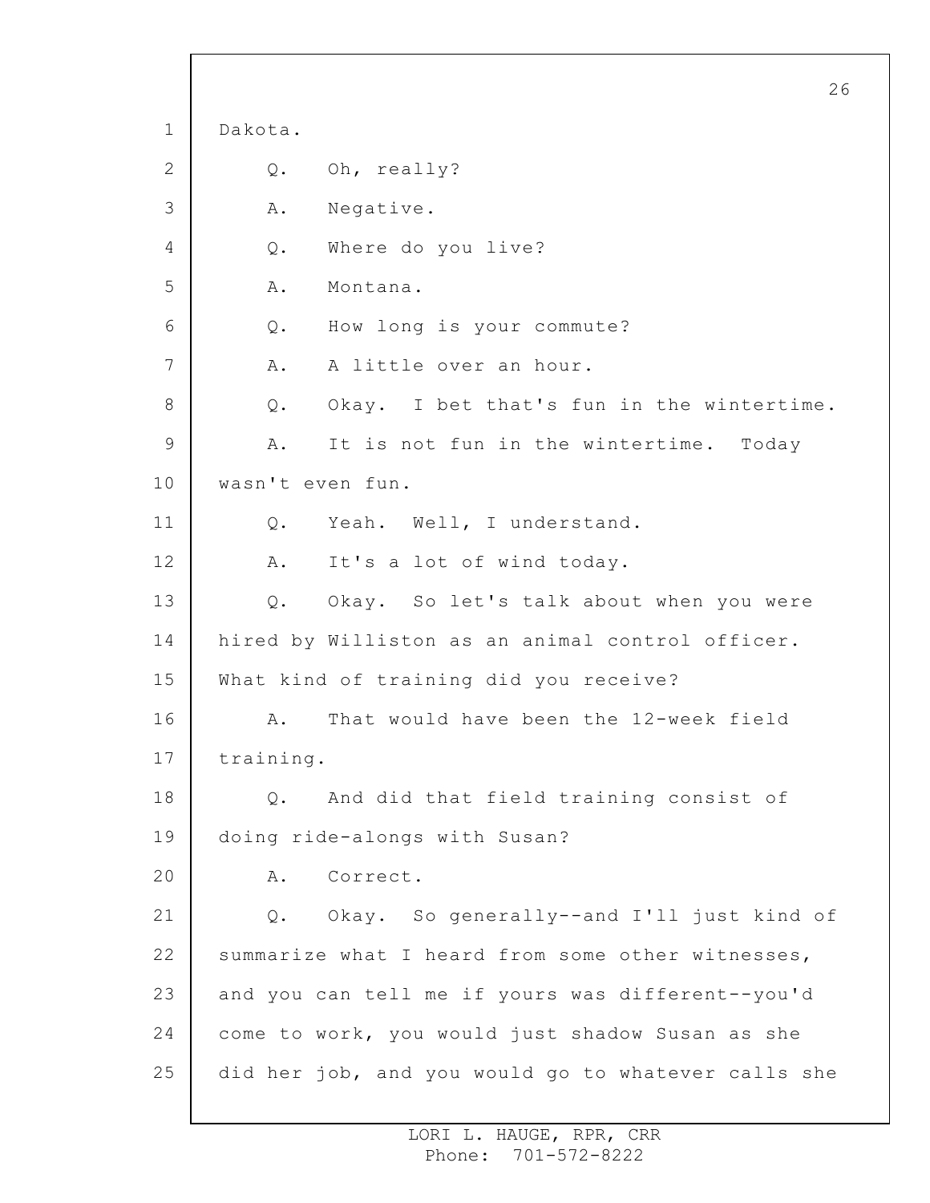Dakota.

Q. Oh, really?

A. Negative.

Q. Where do you live?

A. Montana.

Q. How long is your commute?

A. A little over an hour.

Q. Okay. I bet that's fun in the wintertime.

A. It is not fun in the wintertime. Today wasn't even fun.

Q. Yeah. Well, I understand.

A. It's a lot of wind today.

Q. Okay. So let's talk about when you were hired by Williston as an animal control officer. What kind of training did you receive?

A. That would have been the 12-week field training.

Q. And did that field training consist of doing ride-alongs with Susan?

A. Correct.

Q. Okay. So generally--and I'll just kind of summarize what I heard from some other witnesses, and you can tell me if yours was different--you'd come to work, you would just shadow Susan as she did her job, and you would go to whatever calls she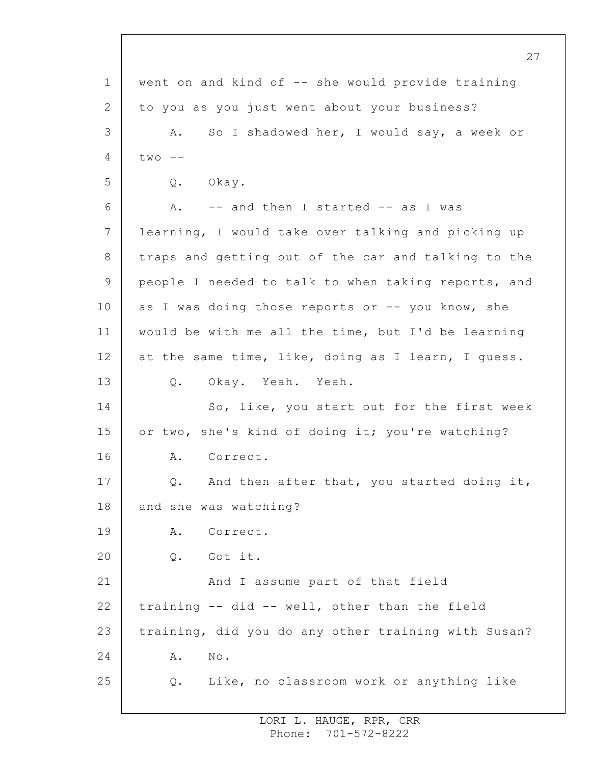went on and kind of -- she would provide training to you as you just went about your business?

A. So I shadowed her, I would say, a week or two --

Q. Okay.

A. -- and then I started -- as I was learning, I would take over talking and picking up traps and getting out of the car and talking to the people I needed to talk to when taking reports, and as I was doing those reports or -- you know, she would be with me all the time, but I'd be learning at the same time, like, doing as I learn, I guess.

Q. Okay. Yeah. Yeah.

So, like, you start out for the first week or two, she's kind of doing it; you're watching?

A. Correct.

Q. And then after that, you started doing it, and she was watching?

A. Correct.

Q. Got it.

And I assume part of that field training -- did -- well, other than the field training, did you do any other training with Susan?

A. No.

Q. Like, no classroom work or anything like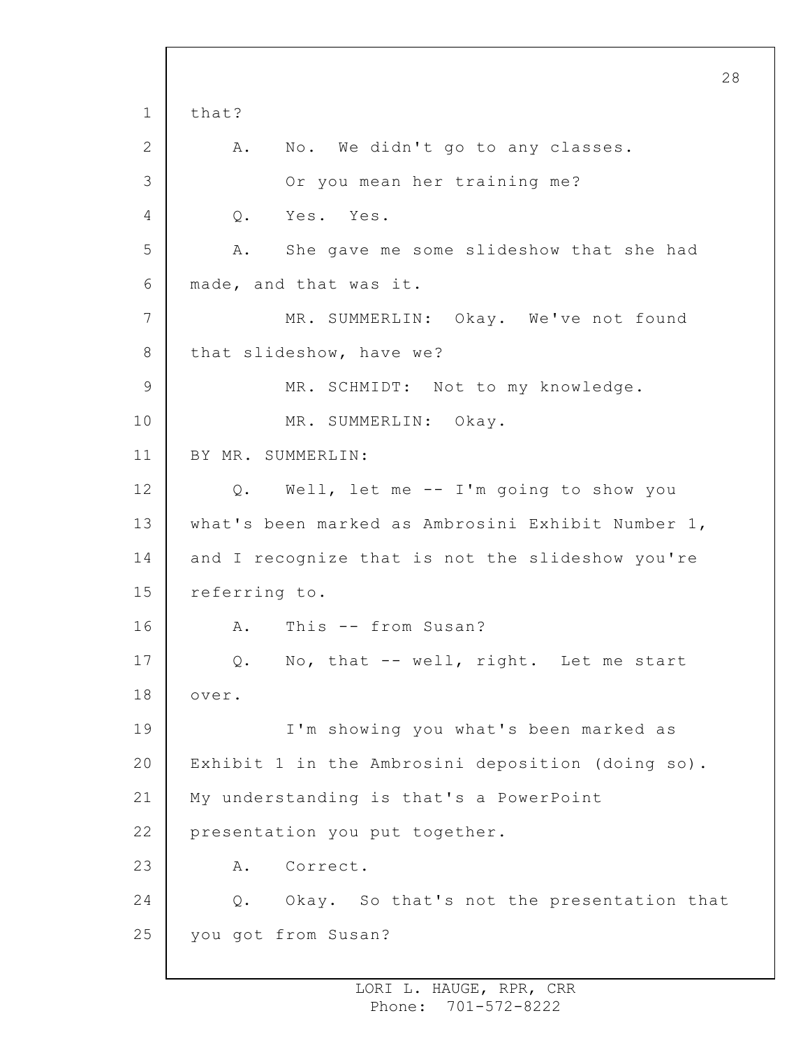that?

A. No. We didn't go to any classes.

Or you mean her training me?

Q. Yes. Yes.

A. She gave me some slideshow that she had made, and that was it.

MR. SUMMERLIN: Okay. We've not found that slideshow, have we?

MR. SCHMIDT: Not to my knowledge.

MR. SUMMERLIN: Okay.

BY MR. SUMMERLIN:

Q. Well, let me -- I'm going to show you what's been marked as Ambrosini Exhibit Number 1, and I recognize that is not the slideshow you're referring to.

A. This -- from Susan?

Q. No, that -- well, right. Let me start over.

I'm showing you what's been marked as Exhibit 1 in the Ambrosini deposition (doing so). My understanding is that's a PowerPoint presentation you put together.

A. Correct.

Q. Okay. So that's not the presentation that you got from Susan?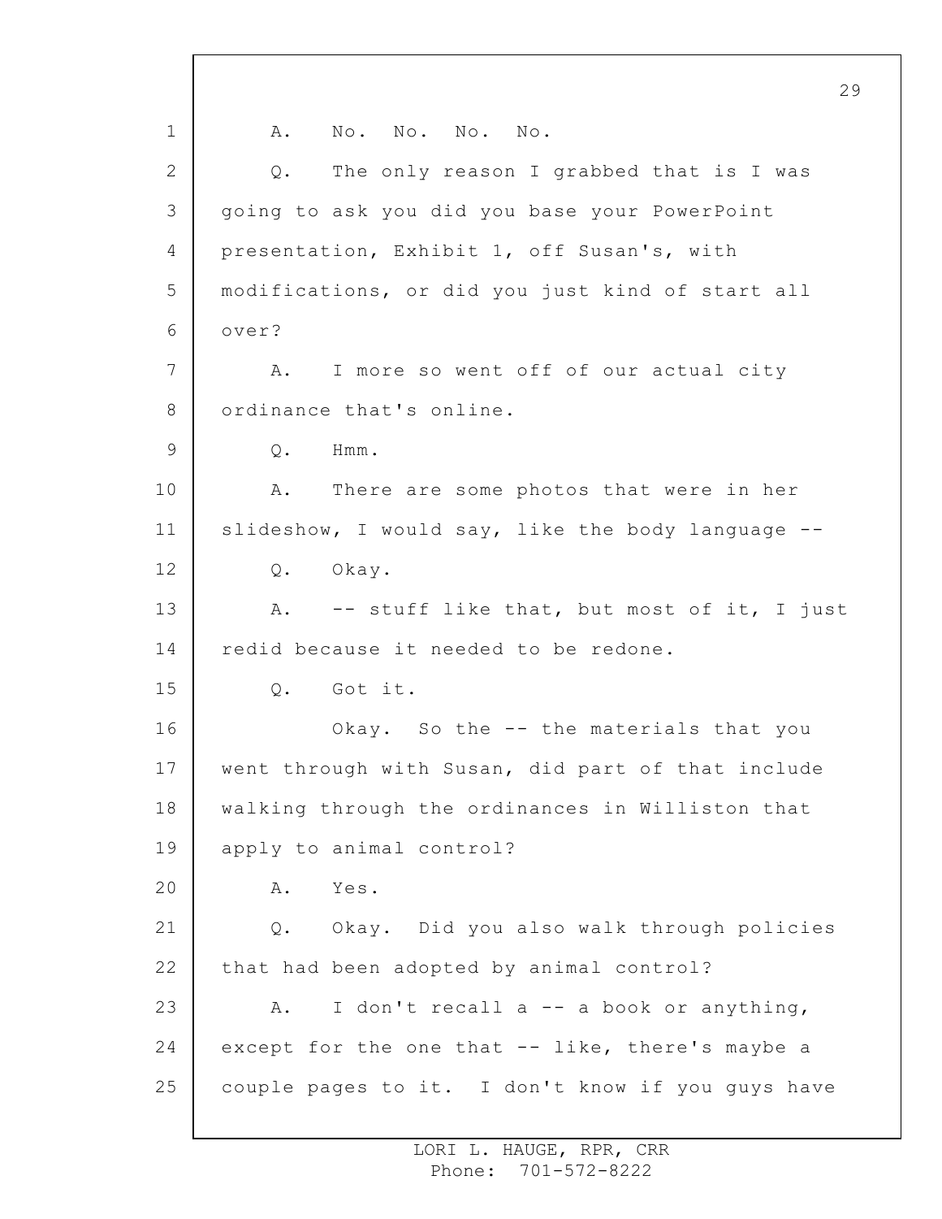A. No. No. No. No.

Q. The only reason I grabbed that is I was going to ask you did you base your PowerPoint presentation, Exhibit 1, off Susan's, with modifications, or did you just kind of start all over?

A. I more so went off of our actual city ordinance that's online.

Q. Hmm.

A. There are some photos that were in her slideshow, I would say, like the body language --

Q. Okay.

A. -- stuff like that, but most of it, I just redid because it needed to be redone.

Q. Got it.

Okay. So the -- the materials that you went through with Susan, did part of that include walking through the ordinances in Williston that apply to animal control?

A. Yes.

Q. Okay. Did you also walk through policies that had been adopted by animal control?

A. I don't recall a -- a book or anything, except for the one that -- like, there's maybe a couple pages to it. I don't know if you guys have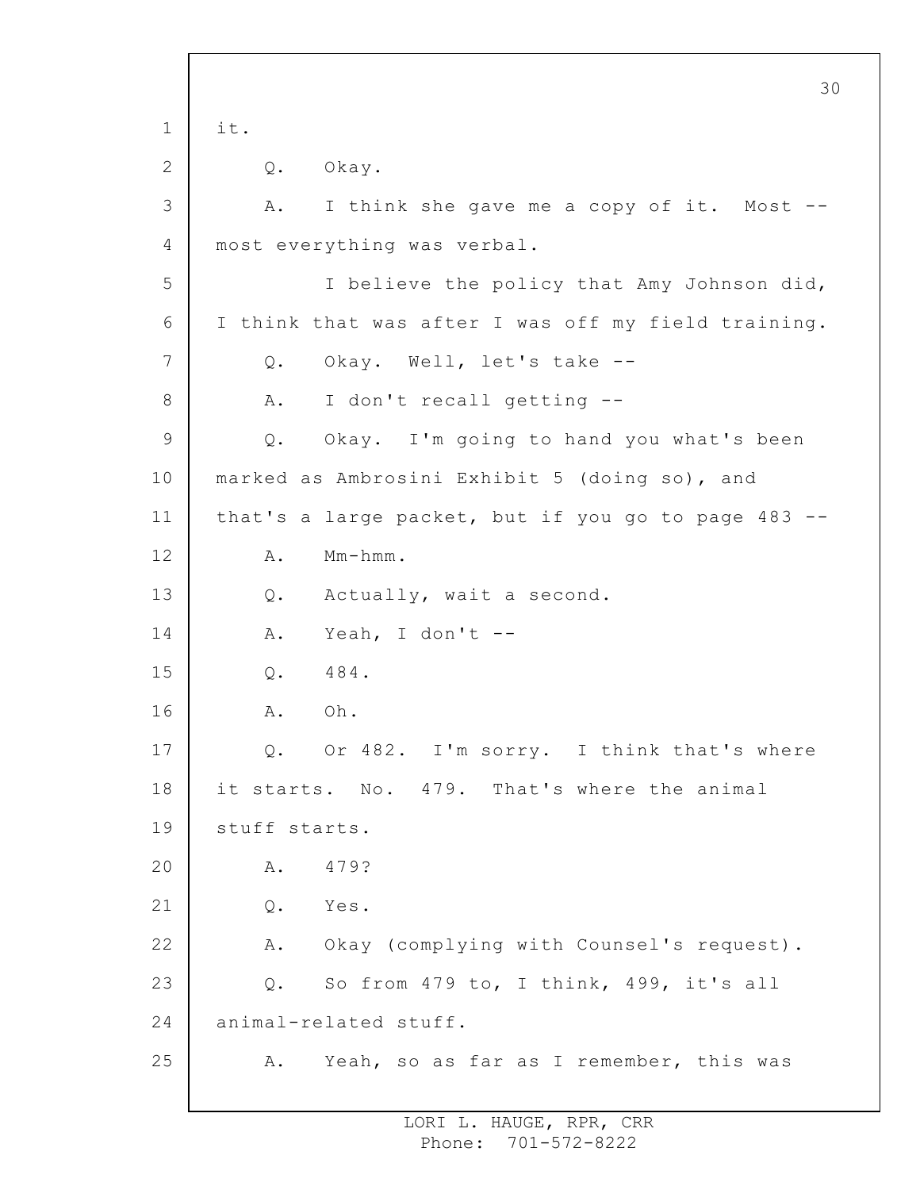it.

Q. Okay.

A. I think she gave me a copy of it. Most -- most everything was verbal.

I believe the policy that Amy Johnson did, I think that was after I was off my field training.

Q. Okay. Well, let's take --

A. I don't recall getting --

Q. Okay. I'm going to hand you what's been marked as Ambrosini Exhibit 5 (doing so), and that's a large packet, but if you go to page 483 --

A. Mm-hmm.

Q. Actually, wait a second.

A. Yeah, I don't --

Q. 484.

A. Oh.

Q. Or 482. I'm sorry. I think that's where it starts. No. 479. That's where the animal stuff starts.

A. 479?

Q. Yes.

A. Okay (complying with Counsel's request).

Q. So from 479 to, I think, 499, it's all animal-related stuff.

A. Yeah, so as far as I remember, this was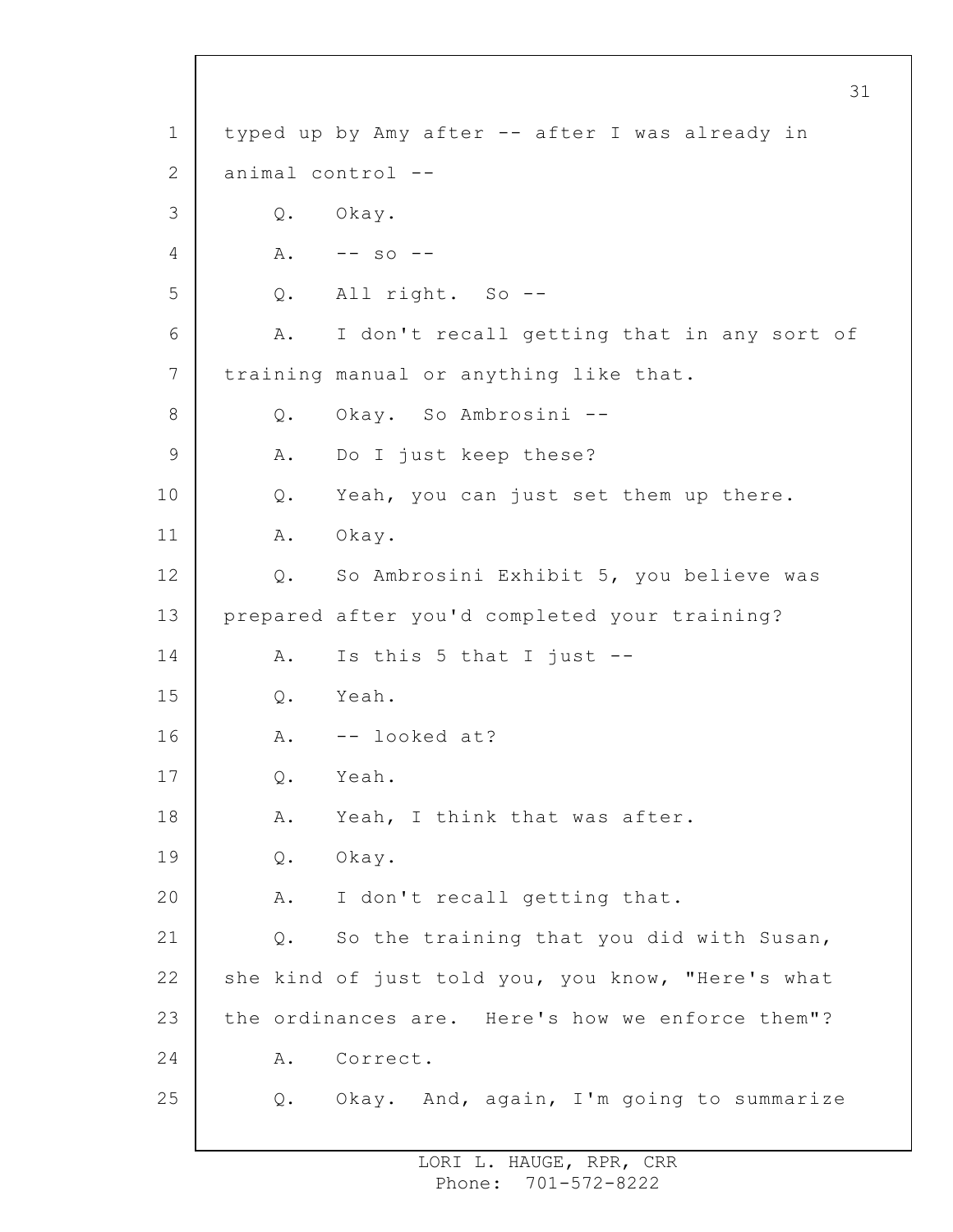typed up by Amy after -- after I was already in animal control --

Q. Okay.

A. -- so --

Q. All right. So --

A. I don't recall getting that in any sort of training manual or anything like that.

Q. Okay. So Ambrosini --

A. Do I just keep these?

Q. Yeah, you can just set them up there.

A. Okay.

Q. So Ambrosini Exhibit 5, you believe was prepared after you'd completed your training?

A. Is this 5 that I just --

Q. Yeah.

A. -- looked at?

Q. Yeah.

A. Yeah, I think that was after.

Q. Okay.

A. I don't recall getting that.

Q. So the training that you did with Susan, she kind of just told you, you know, "Here's what the ordinances are. Here's how we enforce them"?

A. Correct.

Q. Okay. And, again, I'm going to summarize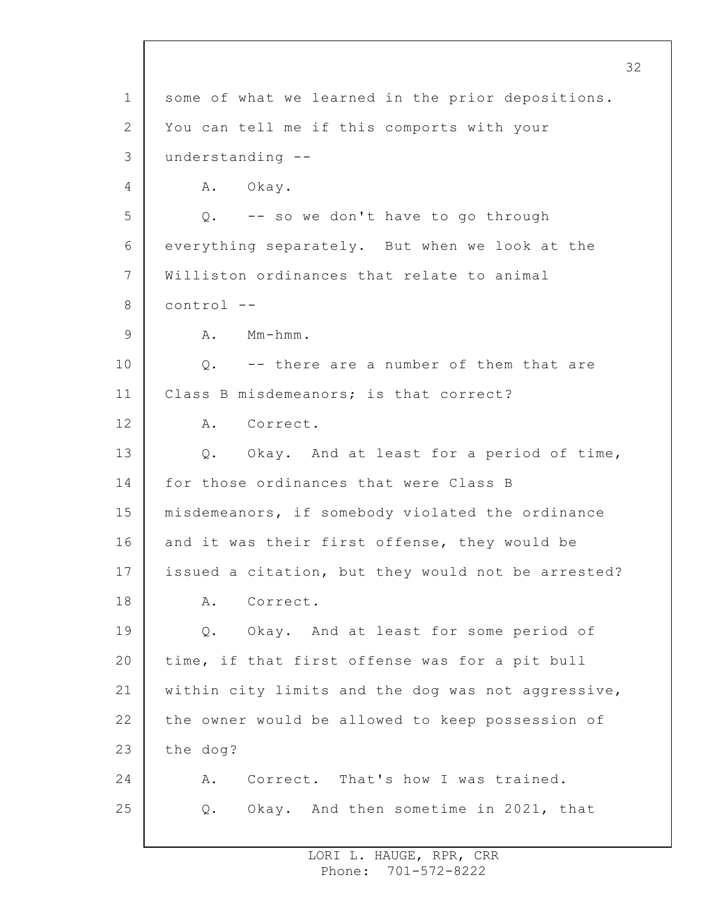some of what we learned in the prior depositions. You can tell me if this comports with your understanding --

A. Okay.

Q. -- so we don't have to go through everything separately. But when we look at the Williston ordinances that relate to animal control --

A. Mm-hmm.

Q. -- there are a number of them that are Class B misdemeanors; is that correct?

A. Correct.

Q. Okay. And at least for a period of time, for those ordinances that were Class B misdemeanors, if somebody violated the ordinance and it was their first offense, they would be issued a citation, but they would not be arrested?

A. Correct.

Q. Okay. And at least for some period of time, if that first offense was for a pit bull within city limits and the dog was not aggressive, the owner would be allowed to keep possession of the dog?

A. Correct. That's how I was trained.

Q. Okay. And then sometime in 2021, that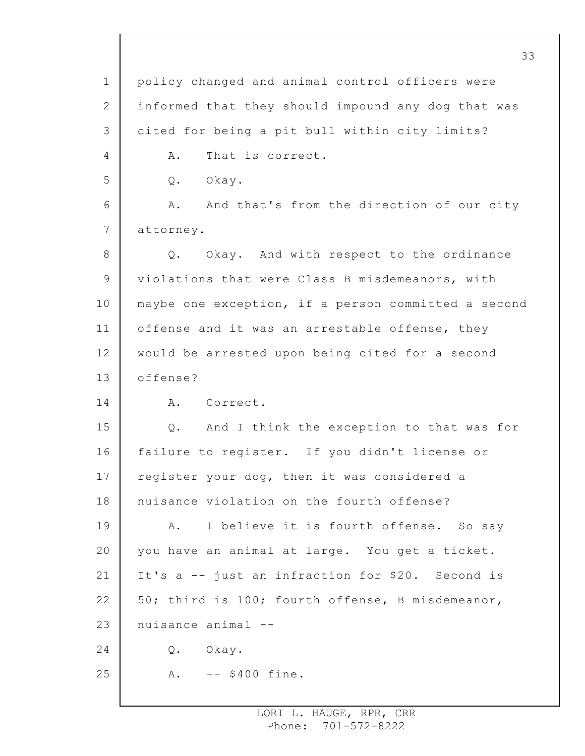policy changed and animal control officers were informed that they should impound any dog that was cited for being a pit bull within city limits?

A. That is correct.

Q. Okay.

A. And that's from the direction of our city attorney.

Q. Okay. And with respect to the ordinance violations that were Class B misdemeanors, with maybe one exception, if a person committed a second offense and it was an arrestable offense, they would be arrested upon being cited for a second offense?

A. Correct.

Q. And I think the exception to that was for failure to register. If you didn't license or register your dog, then it was considered a nuisance violation on the fourth offense?

A. I believe it is fourth offense. So say you have an animal at large. You get a ticket. It's a -- just an infraction for $20. Second is 50; third is 100; fourth offense, B misdemeanor, nuisance animal --

Q. Okay.

A. -- $400 fine.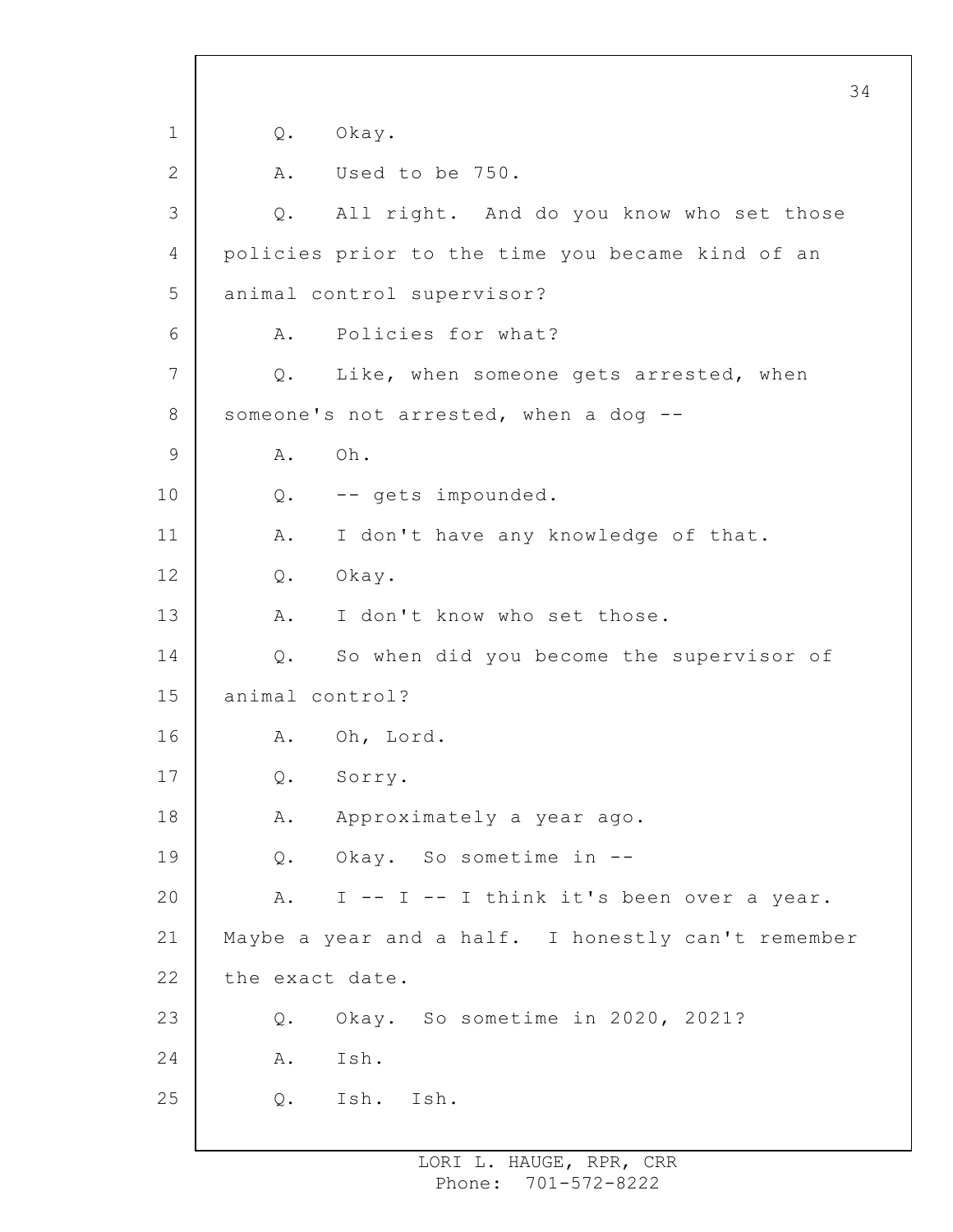Q. Okay.

A. Used to be 750.

Q. All right. And do you know who set those policies prior to the time you became kind of an animal control supervisor?

A. Policies for what?

Q. Like, when someone gets arrested, when someone's not arrested, when a dog --

A. Oh.

Q. -- gets impounded.

A. I don't have any knowledge of that.

Q. Okay.

A. I don't know who set those.

Q. So when did you become the supervisor of animal control?

A. Oh, Lord.

Q. Sorry.

A. Approximately a year ago.

Q. Okay. So sometime in --

A. I -- I -- I think it's been over a year. Maybe a year and a half. I honestly can't remember the exact date.

Q. Okay. So sometime in 2020, 2021?

A. Ish.

Q. Ish. Ish.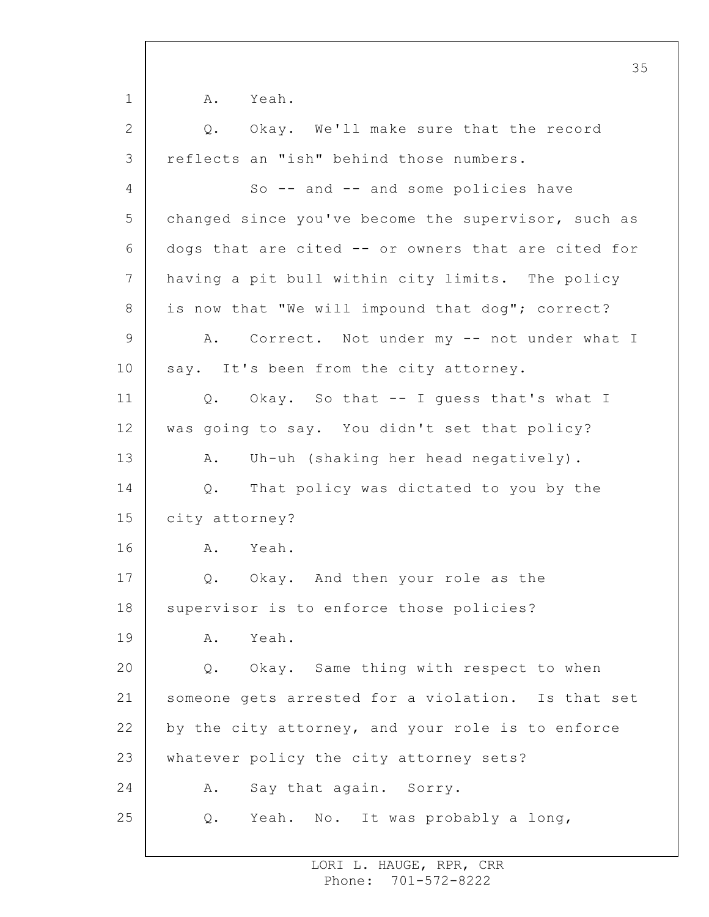A. Yeah.

Q. Okay. We'll make sure that the record reflects an "ish" behind those numbers.

So -- and -- and some policies have changed since you've become the supervisor, such as dogs that are cited -- or owners that are cited for having a pit bull within city limits. The policy is now that "We will impound that dog"; correct?

A. Correct. Not under my -- not under what I say. It's been from the city attorney.

Q. Okay. So that -- I guess that's what I was going to say. You didn't set that policy?

A. Uh-uh (shaking her head negatively).

Q. That policy was dictated to you by the city attorney?

A. Yeah.

Q. Okay. And then your role as the supervisor is to enforce those policies?

A. Yeah.

Q. Okay. Same thing with respect to when someone gets arrested for a violation. Is that set by the city attorney, and your role is to enforce whatever policy the city attorney sets?

A. Say that again. Sorry.

Q. Yeah. No. It was probably a long,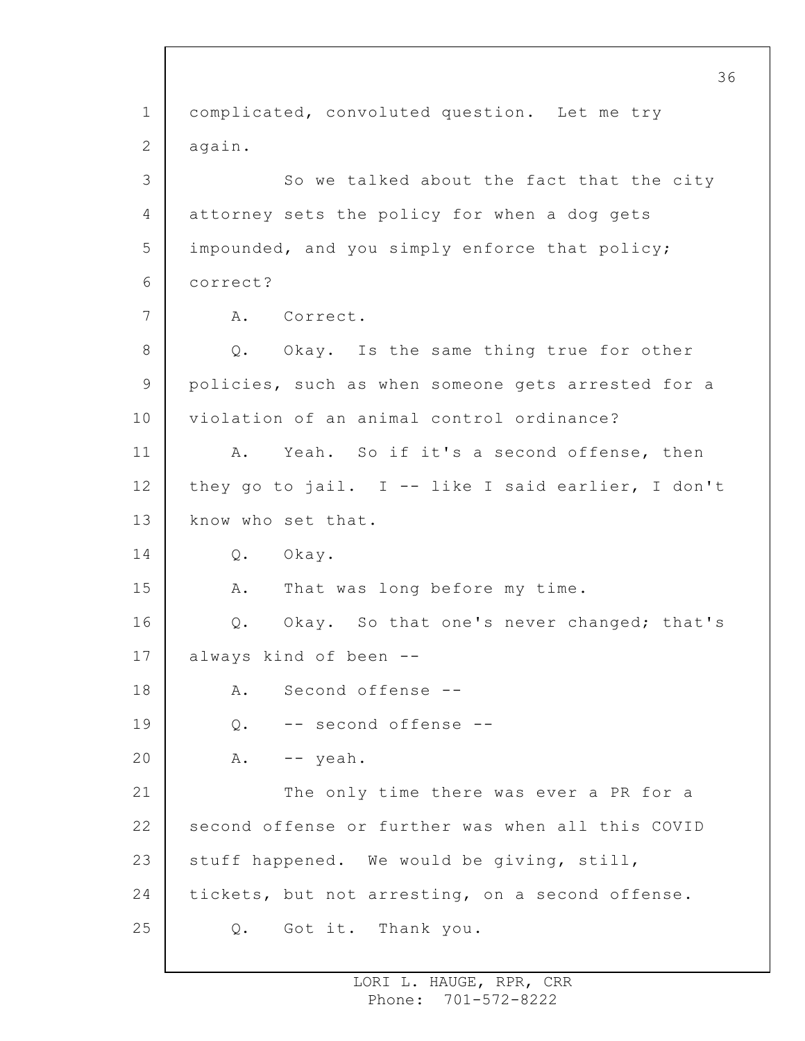complicated, convoluted question. Let me try again.

So we talked about the fact that the city attorney sets the policy for when a dog gets impounded, and you simply enforce that policy; correct?

A. Correct.

Q. Okay. Is the same thing true for other policies, such as when someone gets arrested for a violation of an animal control ordinance?

A. Yeah. So if it's a second offense, then they go to jail. I -- like I said earlier, I don't know who set that.

Q. Okay.

A. That was long before my time.

Q. Okay. So that one's never changed; that's always kind of been --

A. Second offense --

Q. -- second offense --

A. -- yeah.

The only time there was ever a PR for a second offense or further was when all this COVID stuff happened. We would be giving, still, tickets, but not arresting, on a second offense.

Q. Got it. Thank you.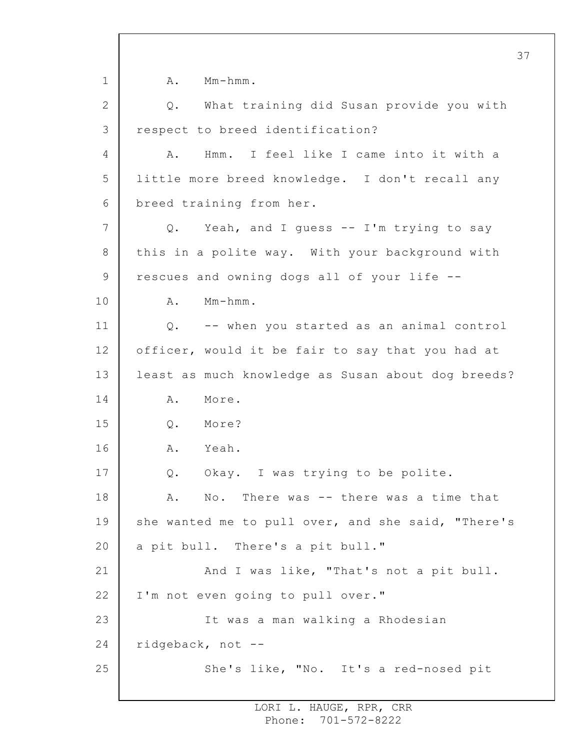A. Mm-hmm.

Q. What training did Susan provide you with respect to breed identification?

A. Hmm. I feel like I came into it with a little more breed knowledge. I don't recall any breed training from her.

Q. Yeah, and I guess -- I'm trying to say this in a polite way. With your background with rescues and owning dogs all of your life --

A. Mm-hmm.

Q. -- when you started as an animal control officer, would it be fair to say that you had at least as much knowledge as Susan about dog breeds?

A. More.

Q. More?

A. Yeah.

Q. Okay. I was trying to be polite.

A. No. There was -- there was a time that she wanted me to pull over, and she said, "There's a pit bull. There's a pit bull."

And I was like, "That's not a pit bull. I'm not even going to pull over."

It was a man walking a Rhodesian ridgeback, not --

She's like, "No. It's a red-nosed pit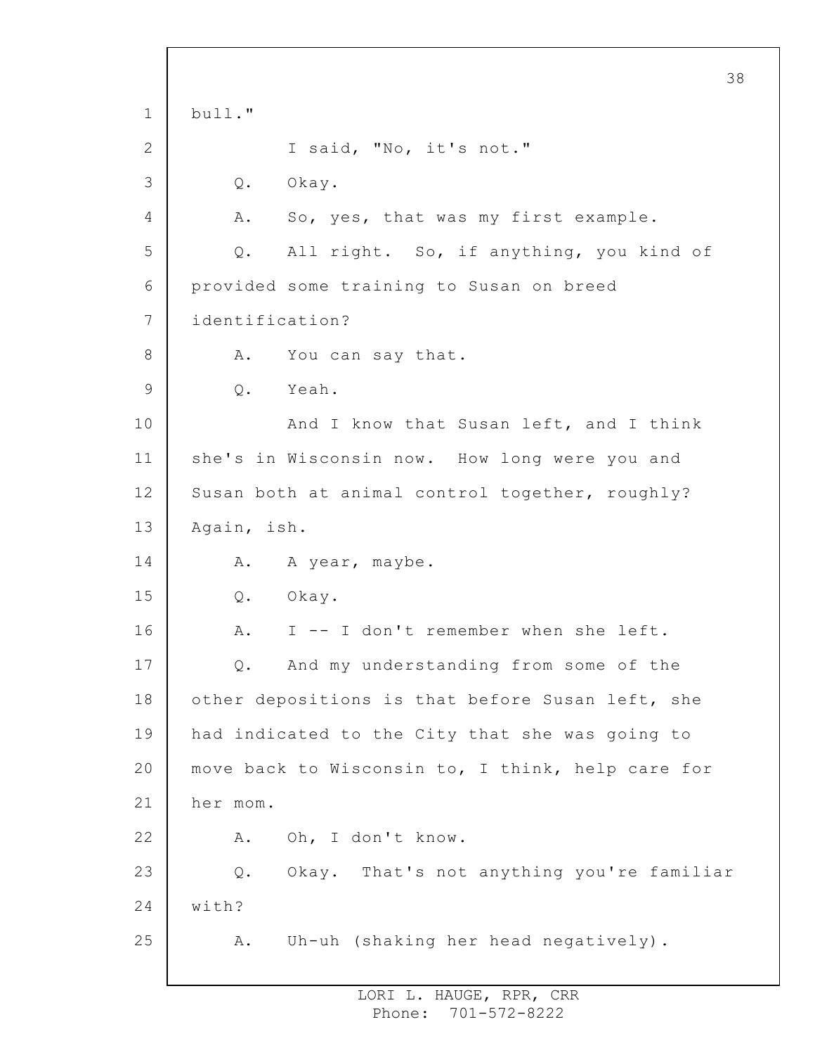bull."

I said, "No, it's not."

Q. Okay.

A. So, yes, that was my first example.

Q. All right. So, if anything, you kind of provided some training to Susan on breed identification?

A. You can say that.

Q. Yeah.

And I know that Susan left, and I think she's in Wisconsin now. How long were you and Susan both at animal control together, roughly? Again, ish.

A. A year, maybe.

Q. Okay.

A. I -- I don't remember when she left.

Q. And my understanding from some of the other depositions is that before Susan left, she had indicated to the City that she was going to move back to Wisconsin to, I think, help care for her mom.

A. Oh, I don't know.

Q. Okay. That's not anything you're familiar with?

A. Uh-uh (shaking her head negatively).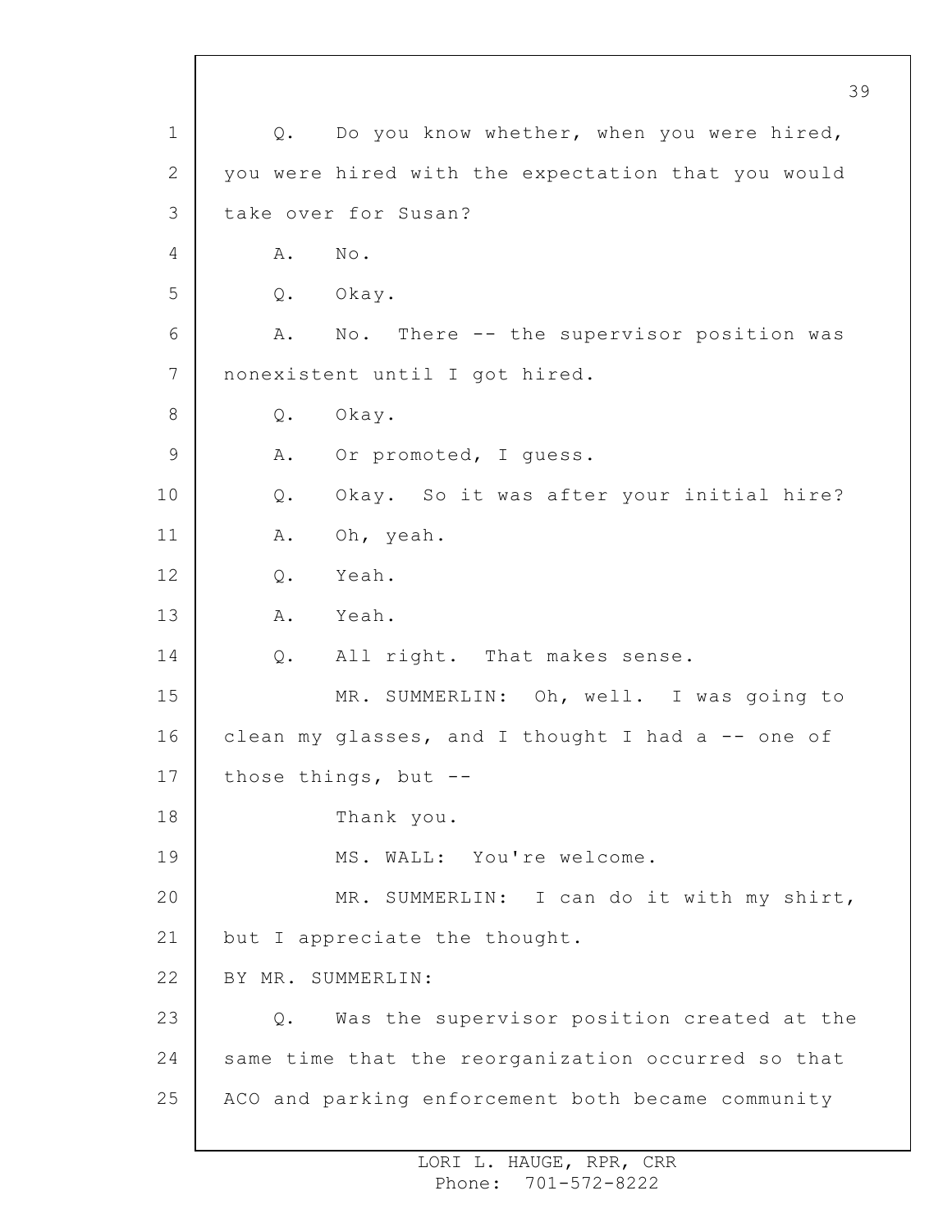Q. Do you know whether, when you were hired, you were hired with the expectation that you would take over for Susan?

A. No.

Q. Okay.

A. No. There -- the supervisor position was nonexistent until I got hired.

Q. Okay.

A. Or promoted, I guess.

Q. Okay. So it was after your initial hire?

A. Oh, yeah.

Q. Yeah.

A. Yeah.

Q. All right. That makes sense.

MR. SUMMERLIN: Oh, well. I was going to clean my glasses, and I thought I had a -- one of those things, but --

Thank you.

MS. WALL: You're welcome.

MR. SUMMERLIN: I can do it with my shirt, but I appreciate the thought.

BY MR. SUMMERLIN:

Q. Was the supervisor position created at the same time that the reorganization occurred so that ACO and parking enforcement both became community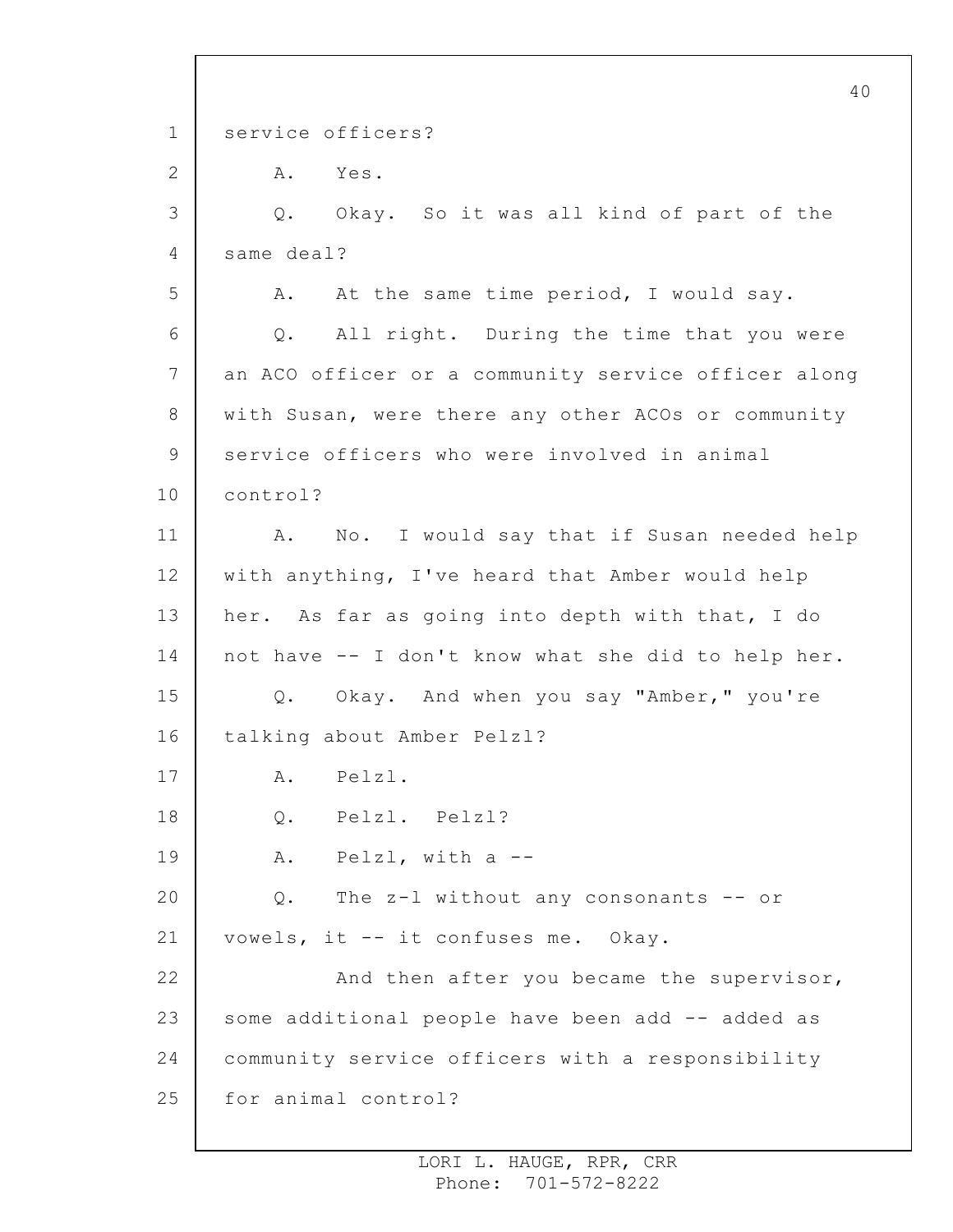service officers?

A. Yes.

Q. Okay. So it was all kind of part of the same deal?

A. At the same time period, I would say.

Q. All right. During the time that you were an ACO officer or a community service officer along with Susan, were there any other ACOs or community service officers who were involved in animal control?

A. No. I would say that if Susan needed help with anything, I've heard that Amber would help her. As far as going into depth with that, I do not have -- I don't know what she did to help her.

Q. Okay. And when you say "Amber," you're talking about Amber Pelzl?

A. Pelzl.

Q. Pelzl. Pelzl?

A. Pelzl, with a --

Q. The z-l without any consonants -- or vowels, it -- it confuses me. Okay.

And then after you became the supervisor, some additional people have been add -- added as community service officers with a responsibility for animal control?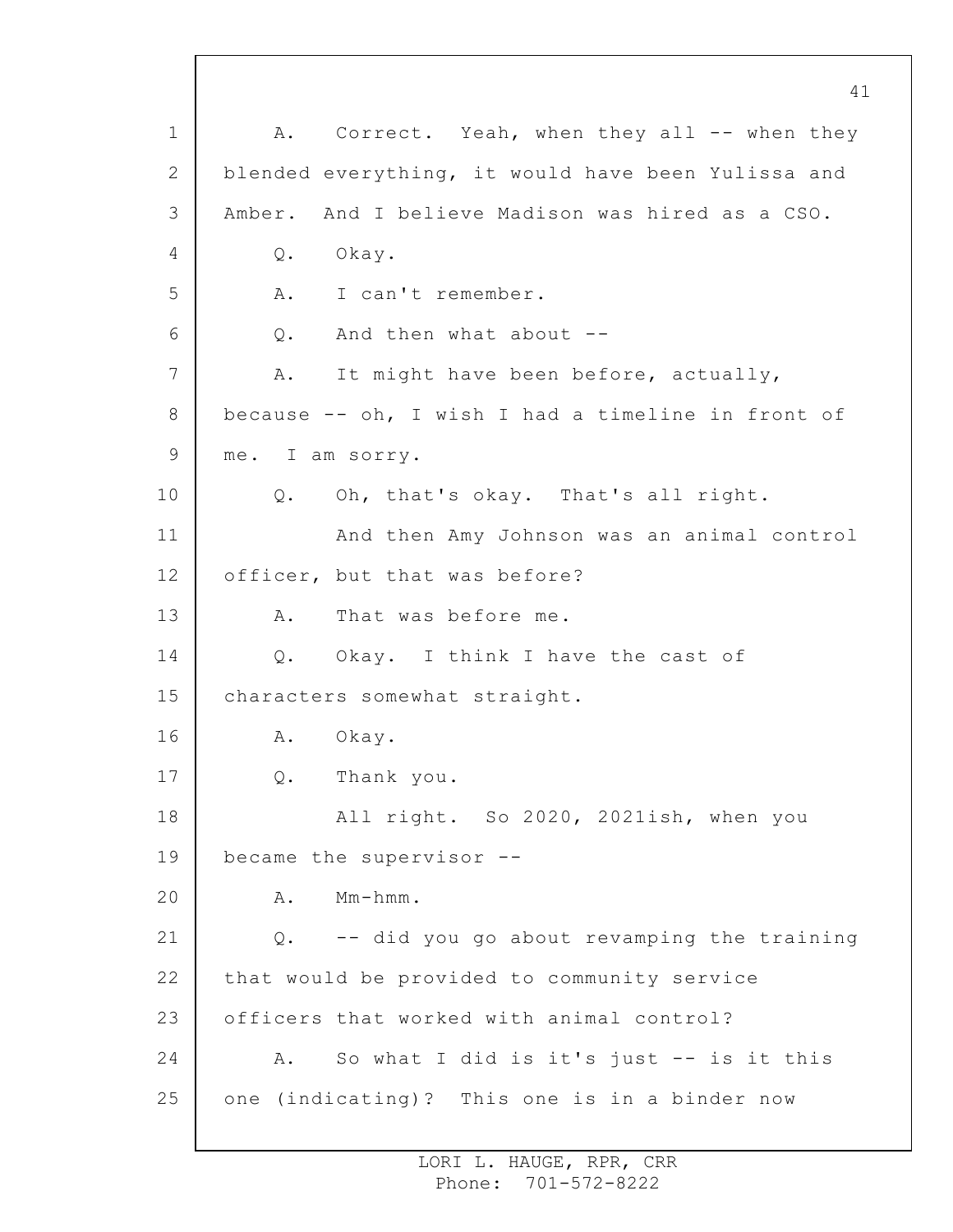A. Correct. Yeah, when they all -- when they blended everything, it would have been Yulissa and Amber. And I believe Madison was hired as a CSO.

Q. Okay.

A. I can't remember.

Q. And then what about --

A. It might have been before, actually, because -- oh, I wish I had a timeline in front of me. I am sorry.

Q. Oh, that's okay. That's all right.

And then Amy Johnson was an animal control officer, but that was before?

A. That was before me.

Q. Okay. I think I have the cast of characters somewhat straight.

A. Okay.

Q. Thank you.

All right. So 2020, 2021ish, when you became the supervisor --

A. Mm-hmm.

Q. -- did you go about revamping the training that would be provided to community service officers that worked with animal control?

A. So what I did is it's just -- is it this one (indicating)? This one is in a binder now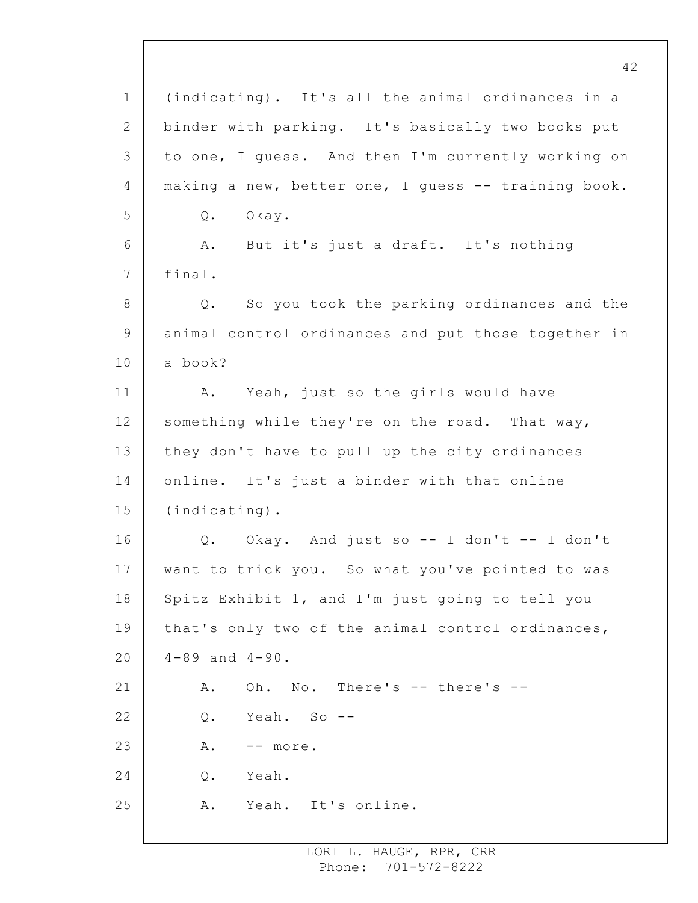(indicating). It's all the animal ordinances in a binder with parking. It's basically two books put to one, I guess. And then I'm currently working on making a new, better one, I guess -- training book.

Q. Okay.

A. But it's just a draft. It's nothing final.

Q. So you took the parking ordinances and the animal control ordinances and put those together in a book?

A. Yeah, just so the girls would have something while they're on the road. That way, they don't have to pull up the city ordinances online. It's just a binder with that online (indicating).

Q. Okay. And just so -- I don't -- I don't want to trick you. So what you've pointed to was Spitz Exhibit 1, and I'm just going to tell you that's only two of the animal control ordinances, 4-89 and 4-90.

A. Oh. No. There's -- there's --

Q. Yeah. So --

A. -- more.

Q. Yeah.

A. Yeah. It's online.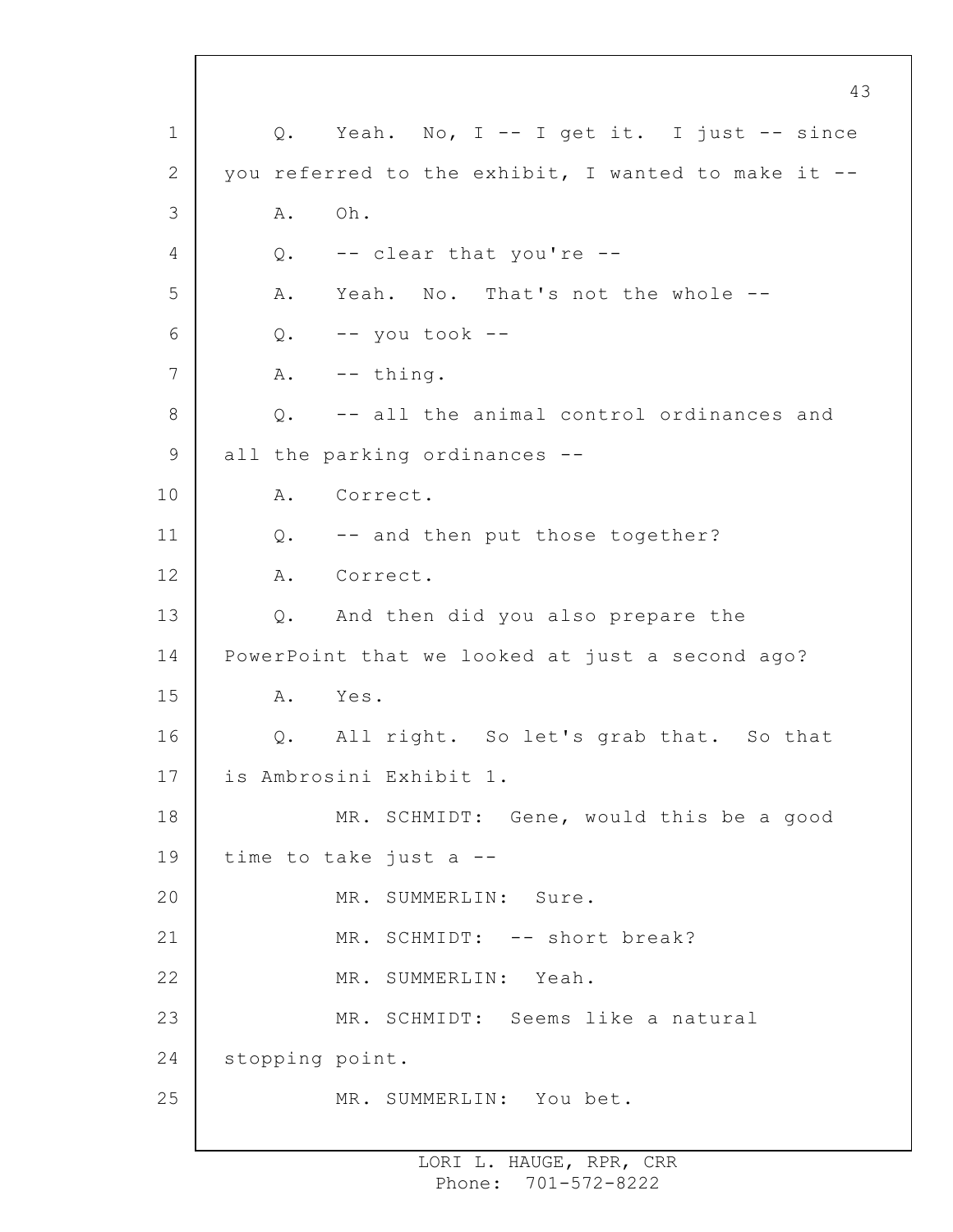Q. Yeah. No, I -- I get it. I just -- since you referred to the exhibit, I wanted to make it --

A. Oh.

Q. -- clear that you're --

A. Yeah. No. That's not the whole --

Q. -- you took --

A. -- thing.

Q. -- all the animal control ordinances and all the parking ordinances --

A. Correct.

Q. -- and then put those together?

A. Correct.

Q. And then did you also prepare the PowerPoint that we looked at just a second ago?

A. Yes.

Q. All right. So let's grab that. So that is Ambrosini Exhibit 1.

MR. SCHMIDT: Gene, would this be a good time to take just a --

MR. SUMMERLIN: Sure.

MR. SCHMIDT: -- short break?

MR. SUMMERLIN: Yeah.

MR. SCHMIDT: Seems like a natural stopping point.

MR. SUMMERLIN: You bet.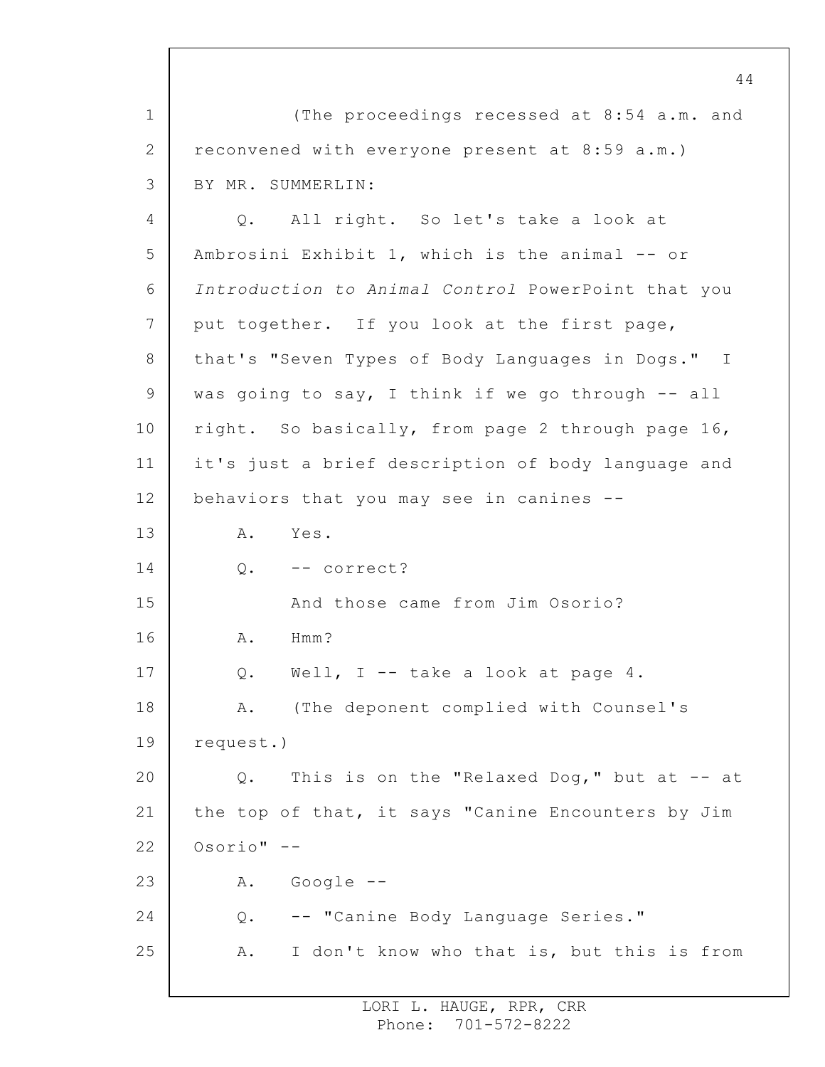1 (The proceedings recessed at 8:54 a.m. and
2 reconvened with everyone present at 8:59 a.m.)
3 BY MR. SUMMERLIN:
4 Q. All right. So let's take a look at
5 Ambrosini Exhibit 1, which is the animal -- or
6 *Introduction to Animal Control* PowerPoint that you
7 put together. If you look at the first page,
8 that's "Seven Types of Body Languages in Dogs." I
9 was going to say, I think if we go through -- all
10 right. So basically, from page 2 through page 16,
11 it's just a brief description of body language and
12 behaviors that you may see in canines --
13 A. Yes.
14 Q. -- correct?
15 And those came from Jim Osorio?
16 A. Hmm?
17 Q. Well, I -- take a look at page 4.
18 A. (The deponent complied with Counsel's
19 request.)
20 Q. This is on the "Relaxed Dog," but at -- at
21 the top of that, it says "Canine Encounters by Jim
22 Osorio" --
23 A. Google --
24 Q. -- "Canine Body Language Series."
25 A. I don't know who that is, but this is from

LORI L. HAUGE, RPR, CRR
Phone: 701-572-8222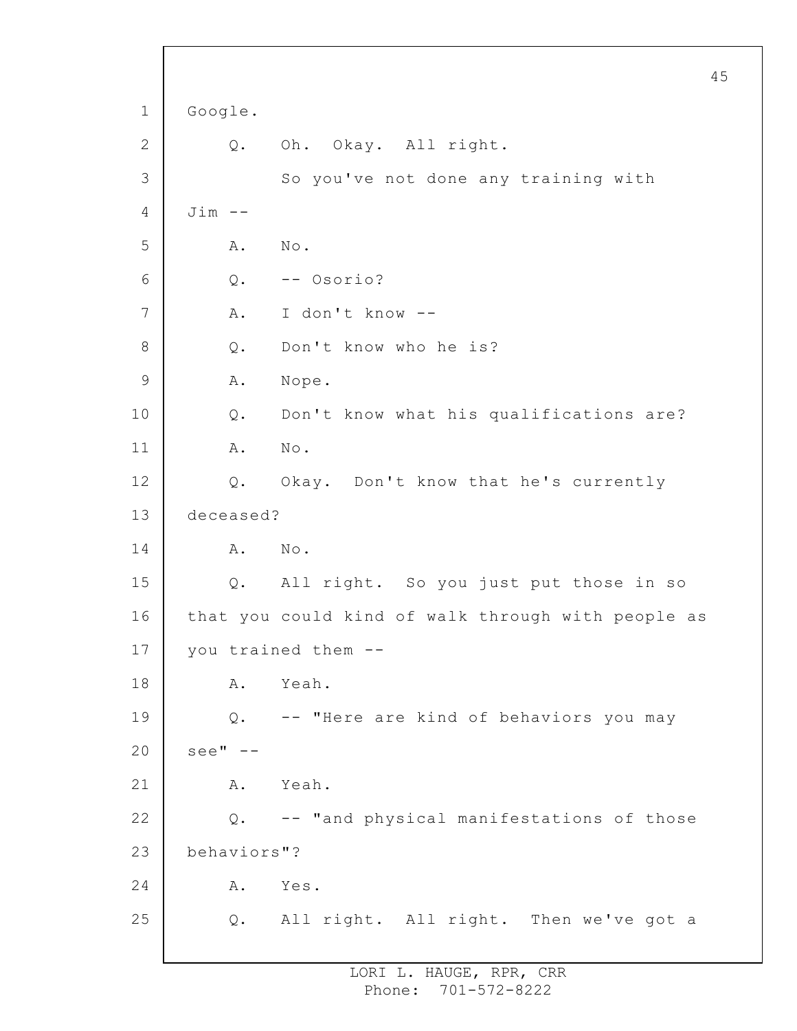Google.

Q. Oh. Okay. All right.

So you've not done any training with Jim --

A. No.

Q. -- Osorio?

A. I don't know --

Q. Don't know who he is?

A. Nope.

Q. Don't know what his qualifications are?

A. No.

Q. Okay. Don't know that he's currently deceased?

A. No.

Q. All right. So you just put those in so that you could kind of walk through with people as you trained them --

A. Yeah.

Q. -- "Here are kind of behaviors you may see" --

A. Yeah.

Q. -- "and physical manifestations of those behaviors"?

A. Yes.

Q. All right. All right. Then we've got a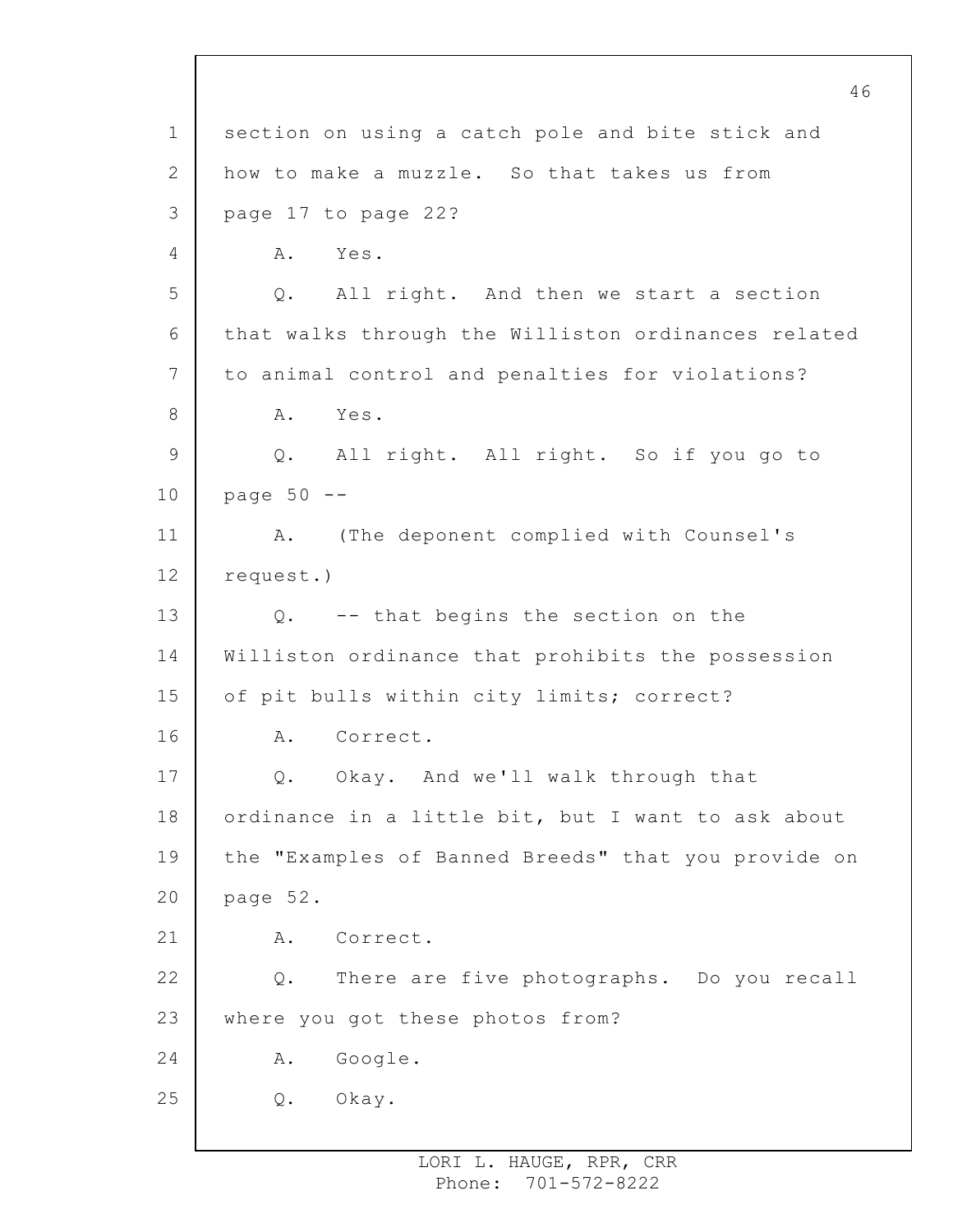section on using a catch pole and bite stick and how to make a muzzle. So that takes us from page 17 to page 22?

A. Yes.

Q. All right. And then we start a section that walks through the Williston ordinances related to animal control and penalties for violations?

A. Yes.

Q. All right. All right. So if you go to page 50 --

A. (The deponent complied with Counsel's request.)

Q. -- that begins the section on the Williston ordinance that prohibits the possession of pit bulls within city limits; correct?

A. Correct.

Q. Okay. And we'll walk through that ordinance in a little bit, but I want to ask about the "Examples of Banned Breeds" that you provide on page 52.

A. Correct.

Q. There are five photographs. Do you recall where you got these photos from?

A. Google.

Q. Okay.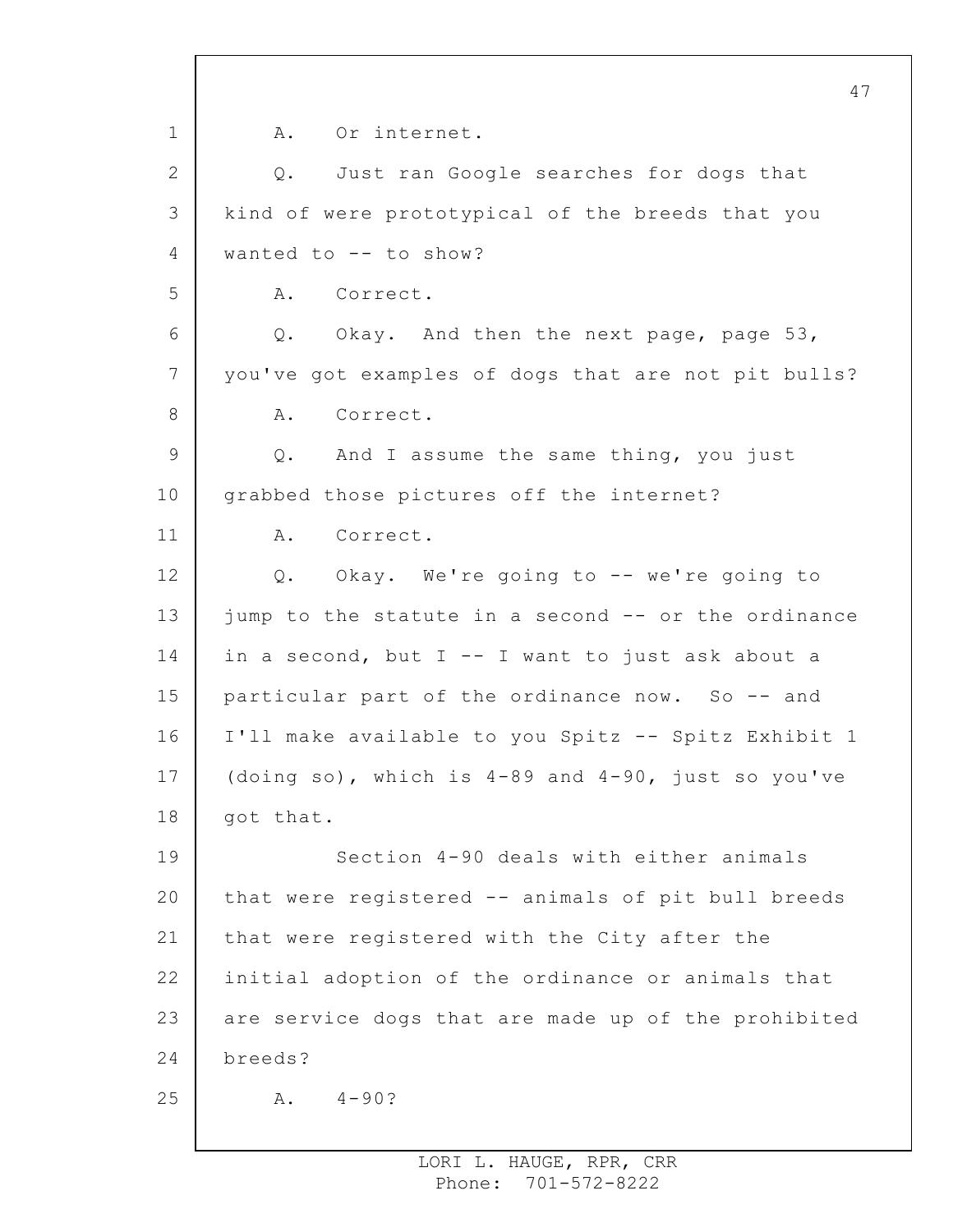1 A. Or internet.

2 Q. Just ran Google searches for dogs that

3 kind of were prototypical of the breeds that you

4 wanted to -- to show?

5 A. Correct.

6 Q. Okay. And then the next page, page 53,

7 you've got examples of dogs that are not pit bulls?

8 A. Correct.

9 Q. And I assume the same thing, you just

10 grabbed those pictures off the internet?

11 A. Correct.

12 Q. Okay. We're going to -- we're going to

13 jump to the statute in a second -- or the ordinance

14 in a second, but I -- I want to just ask about a

15 particular part of the ordinance now. So -- and

16 I'll make available to you Spitz -- Spitz Exhibit 1

17 (doing so), which is 4-89 and 4-90, just so you've

18 got that.

19 Section 4-90 deals with either animals

20 that were registered -- animals of pit bull breeds

21 that were registered with the City after the

22 initial adoption of the ordinance or animals that

23 are service dogs that are made up of the prohibited

24 breeds?

25 A. 4-90?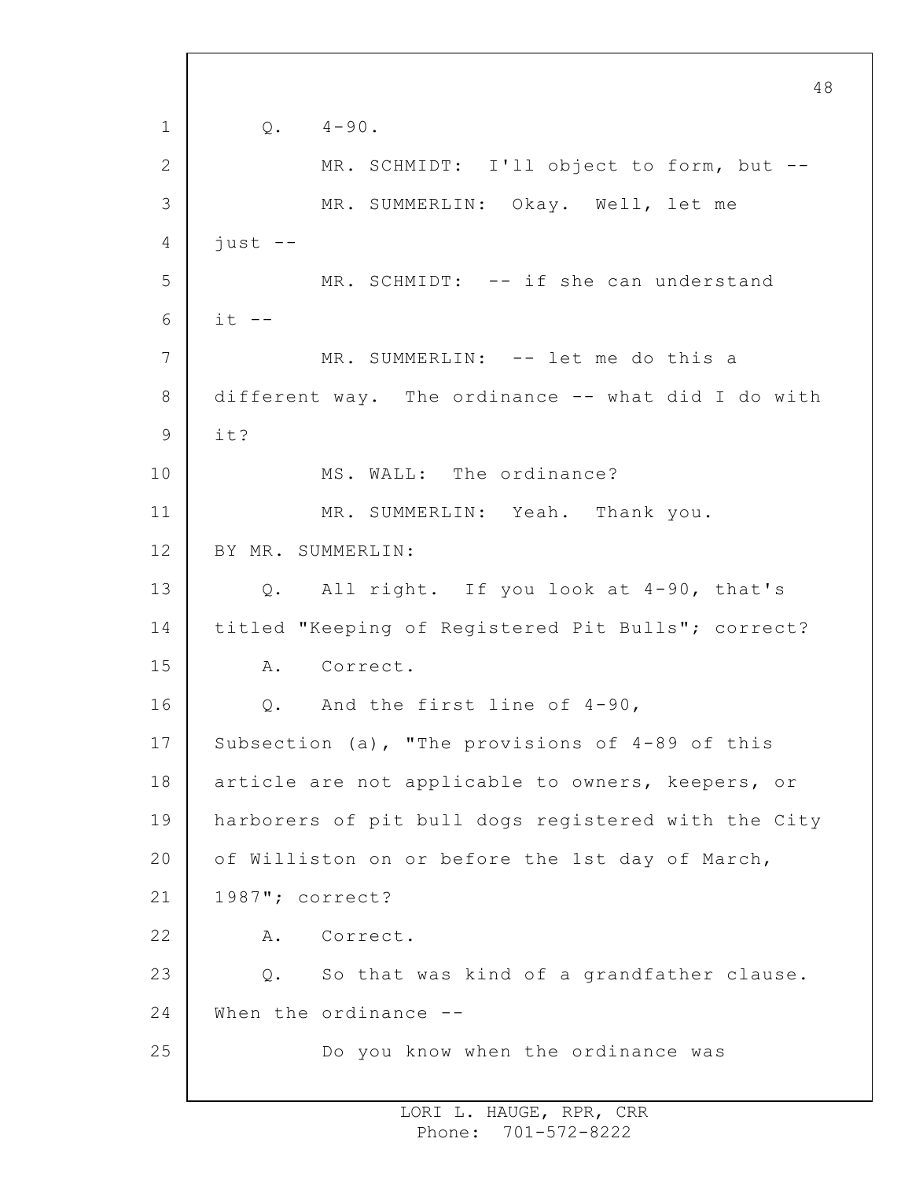Q. 4-90.

MR. SCHMIDT: I'll object to form, but --

MR. SUMMERLIN: Okay. Well, let me just --

MR. SCHMIDT: -- if she can understand it --

MR. SUMMERLIN: -- let me do this a different way. The ordinance -- what did I do with it?

MS. WALL: The ordinance?

MR. SUMMERLIN: Yeah. Thank you.

BY MR. SUMMERLIN:

Q. All right. If you look at 4-90, that's titled "Keeping of Registered Pit Bulls"; correct?

A. Correct.

Q. And the first line of 4-90, Subsection (a), "The provisions of 4-89 of this article are not applicable to owners, keepers, or harborers of pit bull dogs registered with the City of Williston on or before the 1st day of March, 1987"; correct?

A. Correct.

Q. So that was kind of a grandfather clause. When the ordinance --

Do you know when the ordinance was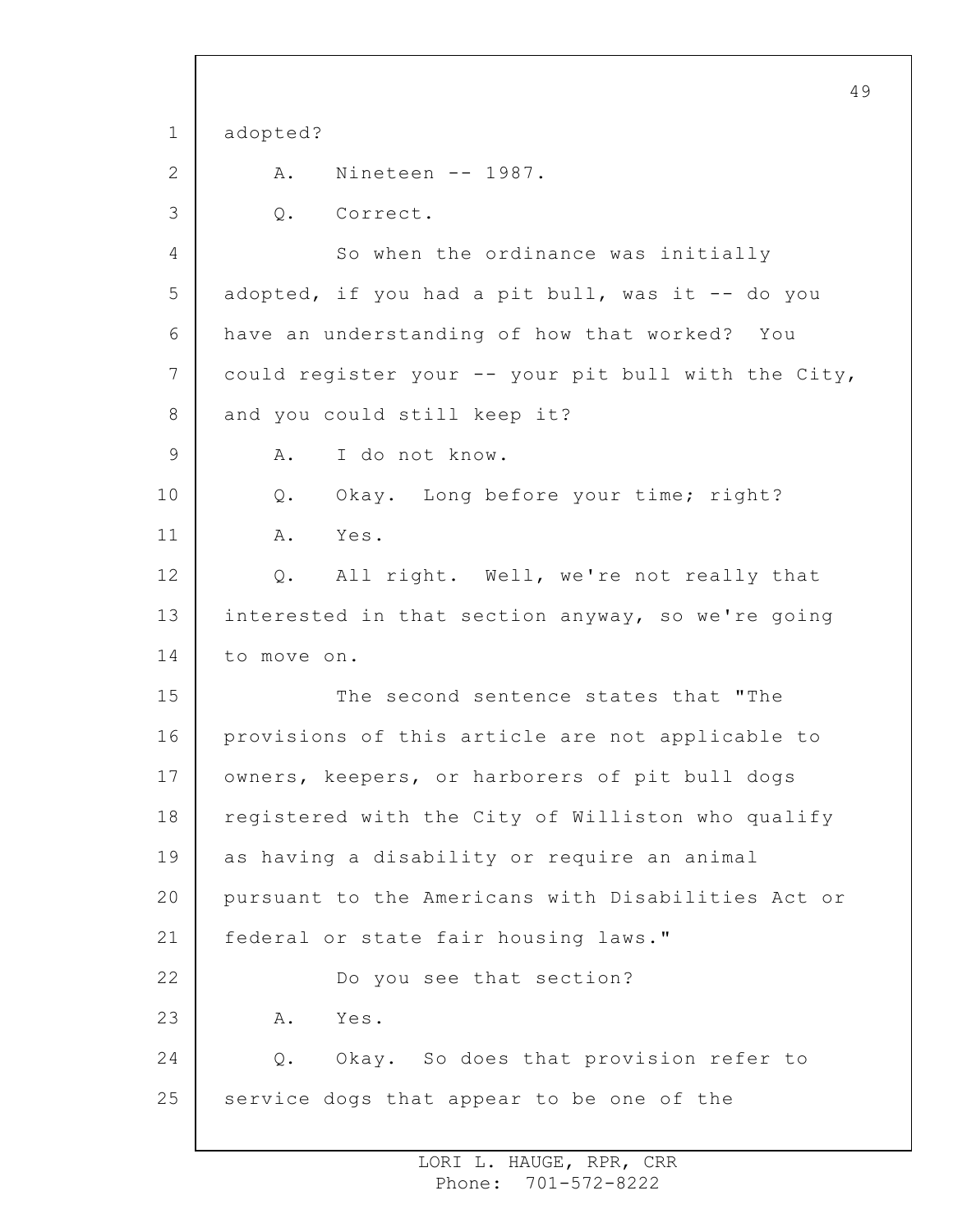1 adopted?

2 A. Nineteen -- 1987.

3 Q. Correct.

4 So when the ordinance was initially

5 adopted, if you had a pit bull, was it -- do you

6 have an understanding of how that worked? You

7 could register your -- your pit bull with the City,

8 and you could still keep it?

9 A. I do not know.

10 Q. Okay. Long before your time; right?

11 A. Yes.

12 Q. All right. Well, we're not really that

13 interested in that section anyway, so we're going

14 to move on.

15 The second sentence states that "The

16 provisions of this article are not applicable to

17 owners, keepers, or harborers of pit bull dogs

18 registered with the City of Williston who qualify

19 as having a disability or require an animal

20 pursuant to the Americans with Disabilities Act or

21 federal or state fair housing laws."

22 Do you see that section?

23 A. Yes.

24 Q. Okay. So does that provision refer to

25 service dogs that appear to be one of the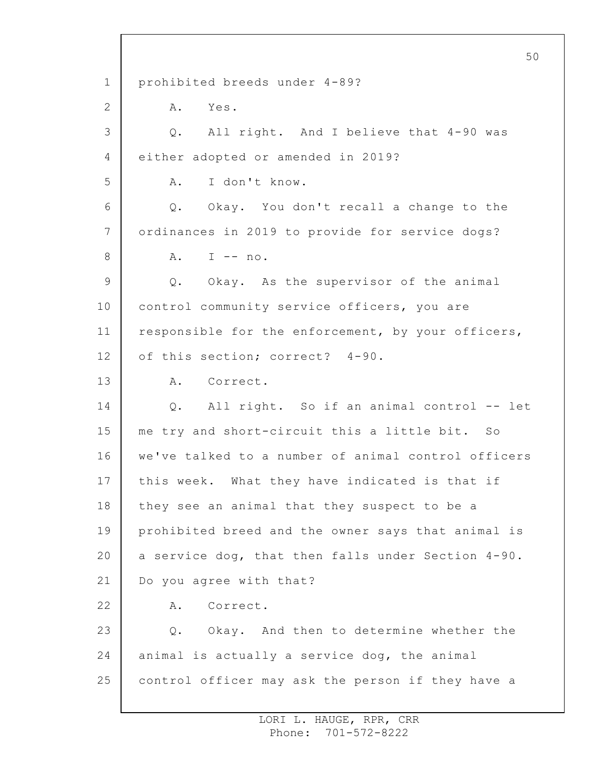prohibited breeds under 4-89?

A. Yes.

Q. All right. And I believe that 4-90 was either adopted or amended in 2019?

A. I don't know.

Q. Okay. You don't recall a change to the ordinances in 2019 to provide for service dogs?

A. I -- no.

Q. Okay. As the supervisor of the animal control community service officers, you are responsible for the enforcement, by your officers, of this section; correct? 4-90.

A. Correct.

Q. All right. So if an animal control -- let me try and short-circuit this a little bit. So we've talked to a number of animal control officers this week. What they have indicated is that if they see an animal that they suspect to be a prohibited breed and the owner says that animal is a service dog, that then falls under Section 4-90. Do you agree with that?

A. Correct.

Q. Okay. And then to determine whether the animal is actually a service dog, the animal control officer may ask the person if they have a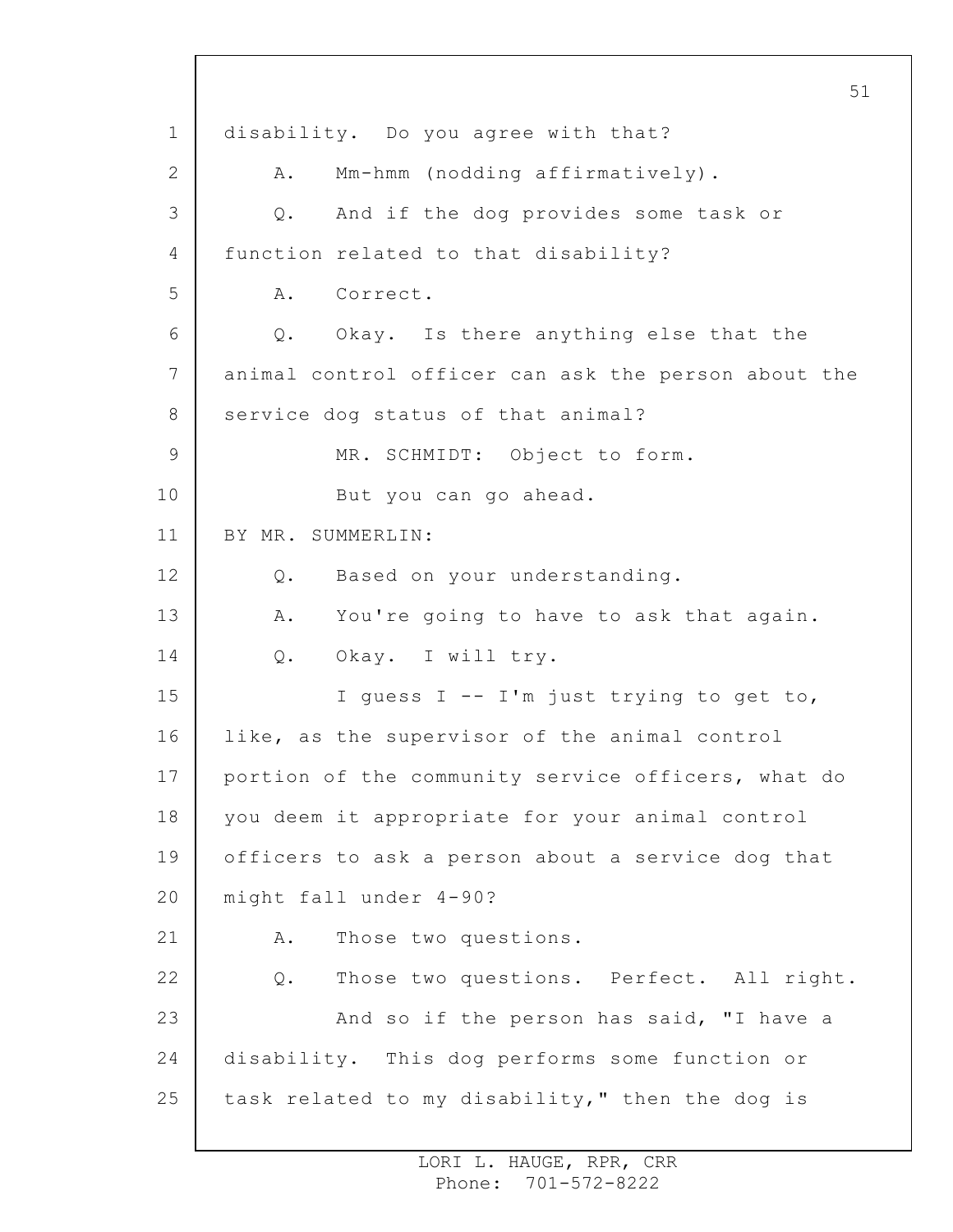disability. Do you agree with that?

A. Mm-hmm (nodding affirmatively).

Q. And if the dog provides some task or function related to that disability?

A. Correct.

Q. Okay. Is there anything else that the animal control officer can ask the person about the service dog status of that animal?

MR. SCHMIDT: Object to form.

But you can go ahead.

BY MR. SUMMERLIN:

Q. Based on your understanding.

A. You're going to have to ask that again.

Q. Okay. I will try.

I guess I -- I'm just trying to get to, like, as the supervisor of the animal control portion of the community service officers, what do you deem it appropriate for your animal control officers to ask a person about a service dog that might fall under 4-90?

A. Those two questions.

Q. Those two questions. Perfect. All right.

And so if the person has said, "I have a disability. This dog performs some function or task related to my disability," then the dog is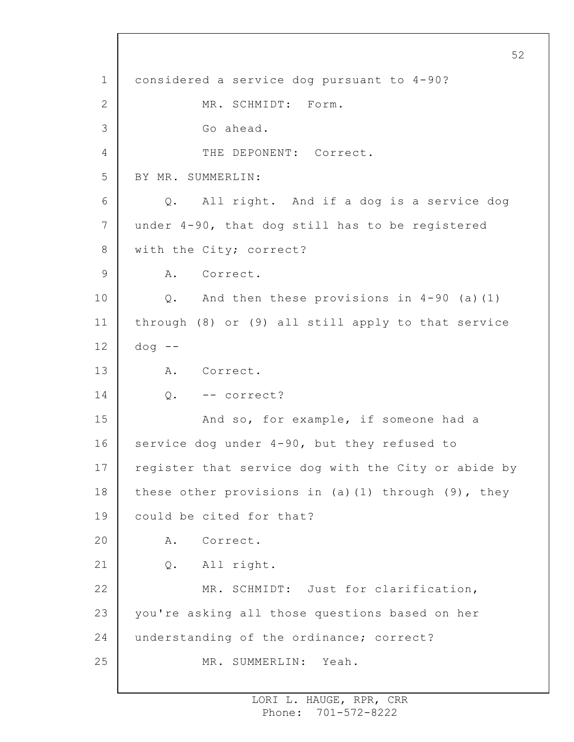considered a service dog pursuant to 4-90?

MR. SCHMIDT: Form.

Go ahead.

THE DEPONENT: Correct.

BY MR. SUMMERLIN:

Q. All right. And if a dog is a service dog under 4-90, that dog still has to be registered with the City; correct?

A. Correct.

Q. And then these provisions in 4-90 (a)(1) through (8) or (9) all still apply to that service dog --

A. Correct.

Q. -- correct?

And so, for example, if someone had a service dog under 4-90, but they refused to register that service dog with the City or abide by these other provisions in (a)(1) through (9), they could be cited for that?

A. Correct.

Q. All right.

MR. SCHMIDT: Just for clarification, you're asking all those questions based on her understanding of the ordinance; correct?

MR. SUMMERLIN: Yeah.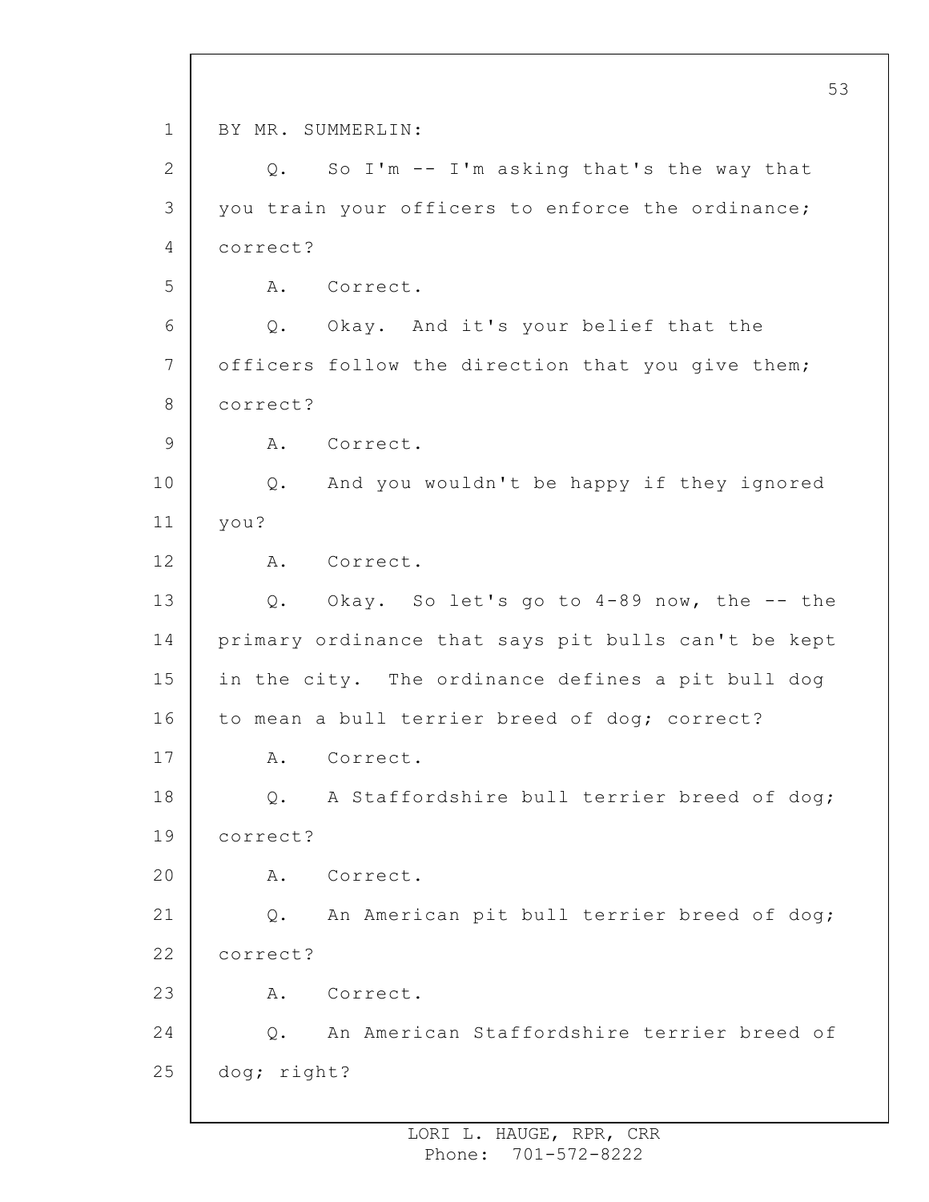BY MR. SUMMERLIN:

Q. So I'm -- I'm asking that's the way that you train your officers to enforce the ordinance; correct?

A. Correct.

Q. Okay. And it's your belief that the officers follow the direction that you give them; correct?

A. Correct.

Q. And you wouldn't be happy if they ignored you?

A. Correct.

Q. Okay. So let's go to 4-89 now, the -- the primary ordinance that says pit bulls can't be kept in the city. The ordinance defines a pit bull dog to mean a bull terrier breed of dog; correct?

A. Correct.

Q. A Staffordshire bull terrier breed of dog; correct?

A. Correct.

Q. An American pit bull terrier breed of dog; correct?

A. Correct.

Q. An American Staffordshire terrier breed of dog; right?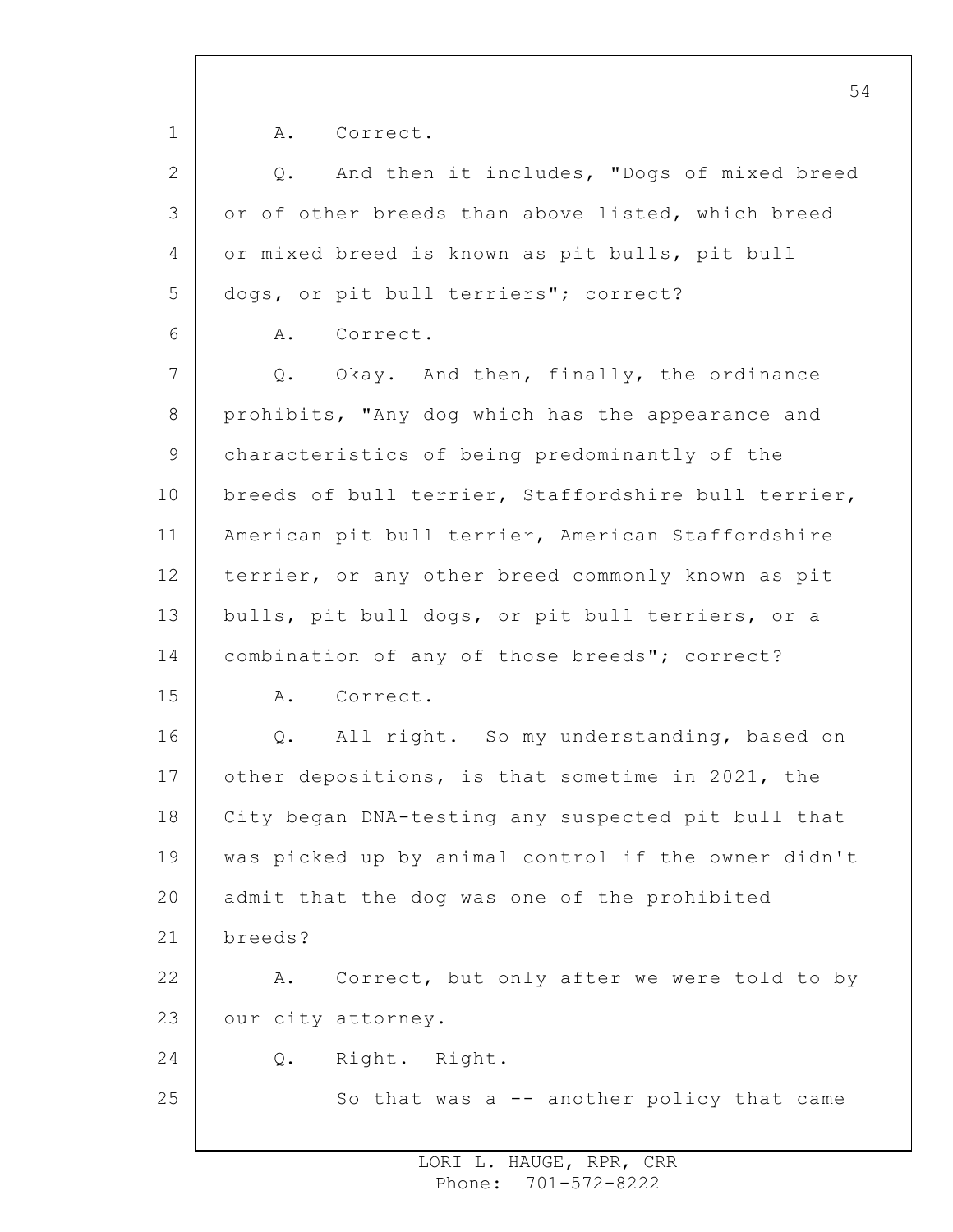A. Correct.

Q. And then it includes, "Dogs of mixed breed or of other breeds than above listed, which breed or mixed breed is known as pit bulls, pit bull dogs, or pit bull terriers"; correct?

A. Correct.

Q. Okay. And then, finally, the ordinance prohibits, "Any dog which has the appearance and characteristics of being predominantly of the breeds of bull terrier, Staffordshire bull terrier, American pit bull terrier, American Staffordshire terrier, or any other breed commonly known as pit bulls, pit bull dogs, or pit bull terriers, or a combination of any of those breeds"; correct?

A. Correct.

Q. All right. So my understanding, based on other depositions, is that sometime in 2021, the City began DNA-testing any suspected pit bull that was picked up by animal control if the owner didn't admit that the dog was one of the prohibited breeds?

A. Correct, but only after we were told to by our city attorney.

Q. Right. Right.

So that was a -- another policy that came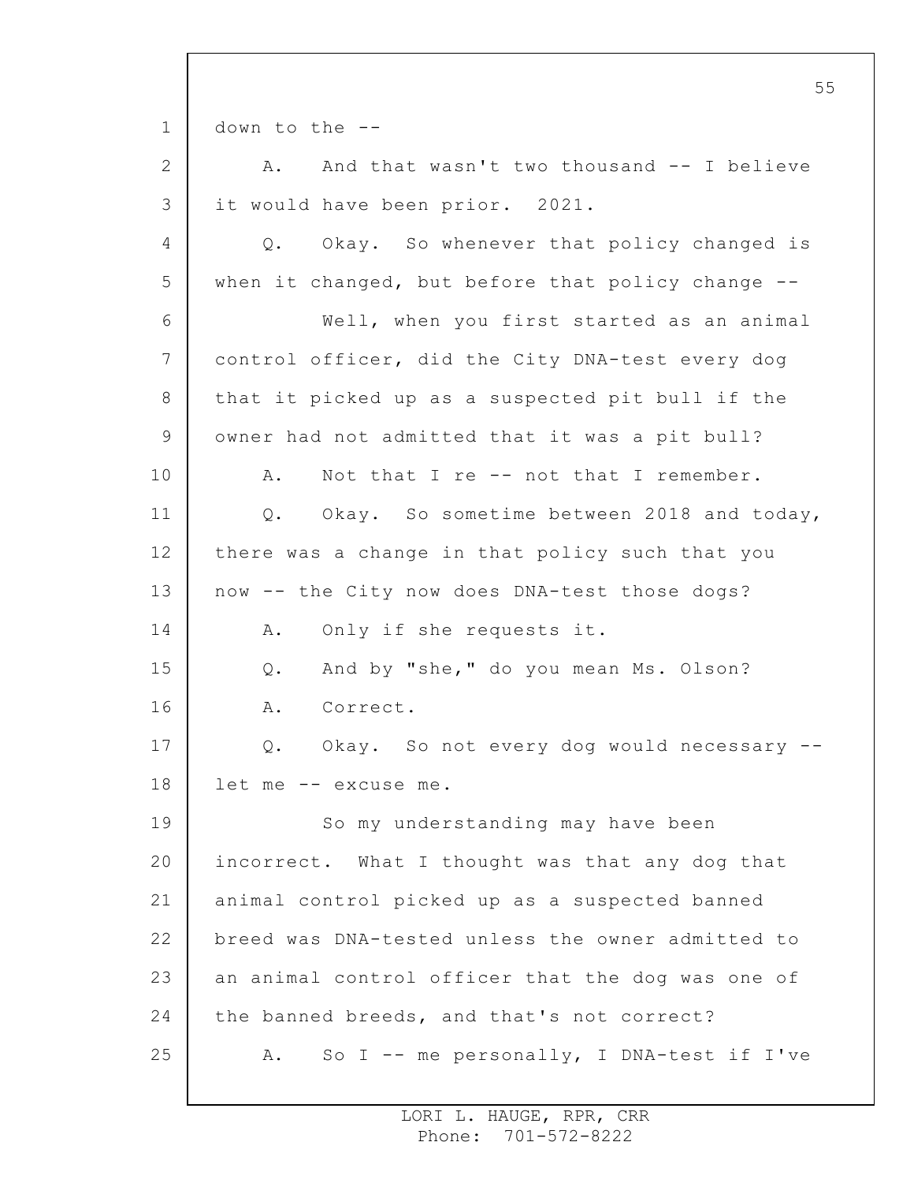down to the --

A. And that wasn't two thousand -- I believe it would have been prior. 2021.

Q. Okay. So whenever that policy changed is when it changed, but before that policy change --

Well, when you first started as an animal control officer, did the City DNA-test every dog that it picked up as a suspected pit bull if the owner had not admitted that it was a pit bull?

A. Not that I re -- not that I remember.

Q. Okay. So sometime between 2018 and today, there was a change in that policy such that you now -- the City now does DNA-test those dogs?

A. Only if she requests it.

Q. And by "she," do you mean Ms. Olson?

A. Correct.

Q. Okay. So not every dog would necessary -- let me -- excuse me.

So my understanding may have been incorrect. What I thought was that any dog that animal control picked up as a suspected banned breed was DNA-tested unless the owner admitted to an animal control officer that the dog was one of the banned breeds, and that's not correct?

A. So I -- me personally, I DNA-test if I've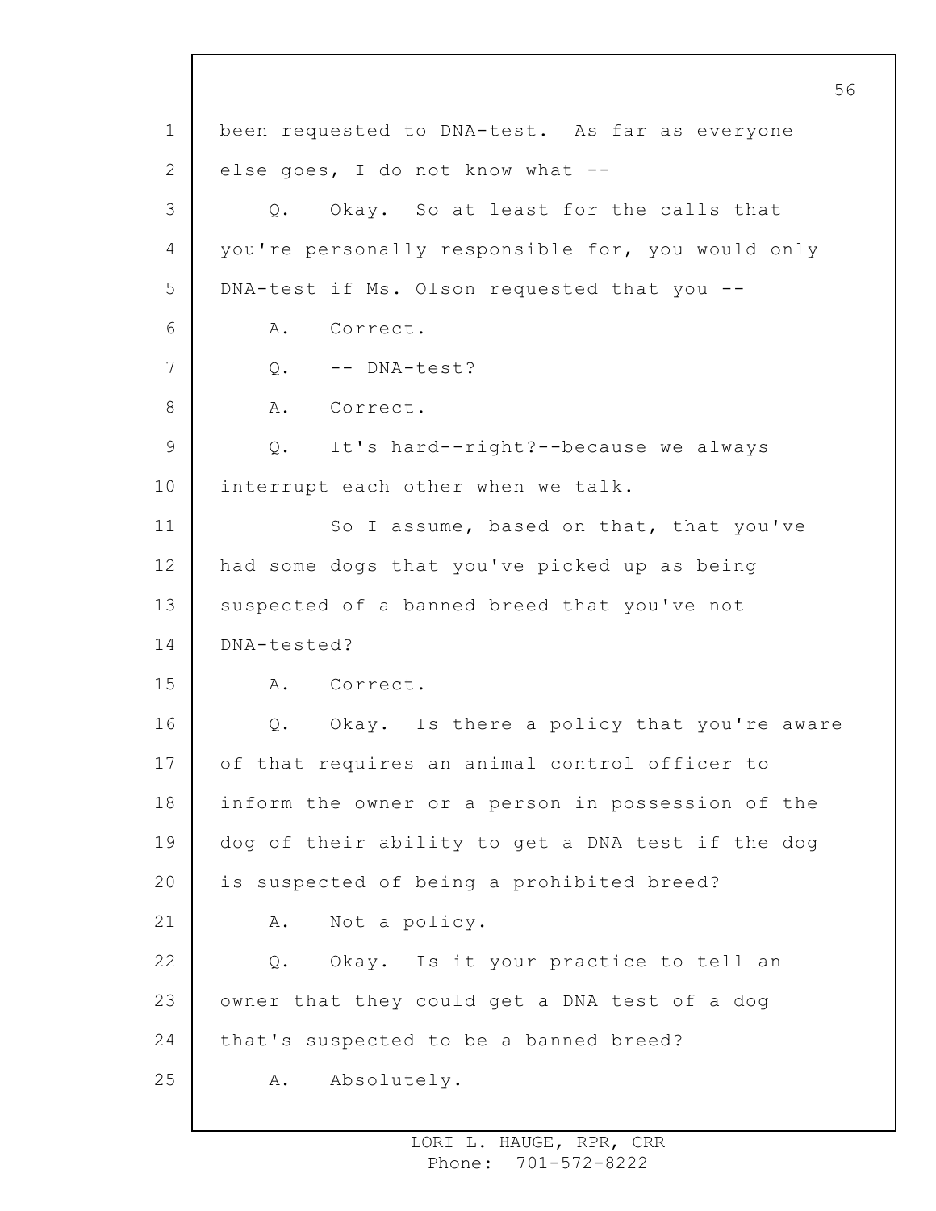been requested to DNA-test. As far as everyone else goes, I do not know what --

Q. Okay. So at least for the calls that you're personally responsible for, you would only DNA-test if Ms. Olson requested that you --

A. Correct.

Q. -- DNA-test?

A. Correct.

Q. It's hard--right?--because we always interrupt each other when we talk.

So I assume, based on that, that you've had some dogs that you've picked up as being suspected of a banned breed that you've not DNA-tested?

A. Correct.

Q. Okay. Is there a policy that you're aware of that requires an animal control officer to inform the owner or a person in possession of the dog of their ability to get a DNA test if the dog is suspected of being a prohibited breed?

A. Not a policy.

Q. Okay. Is it your practice to tell an owner that they could get a DNA test of a dog that's suspected to be a banned breed?

A. Absolutely.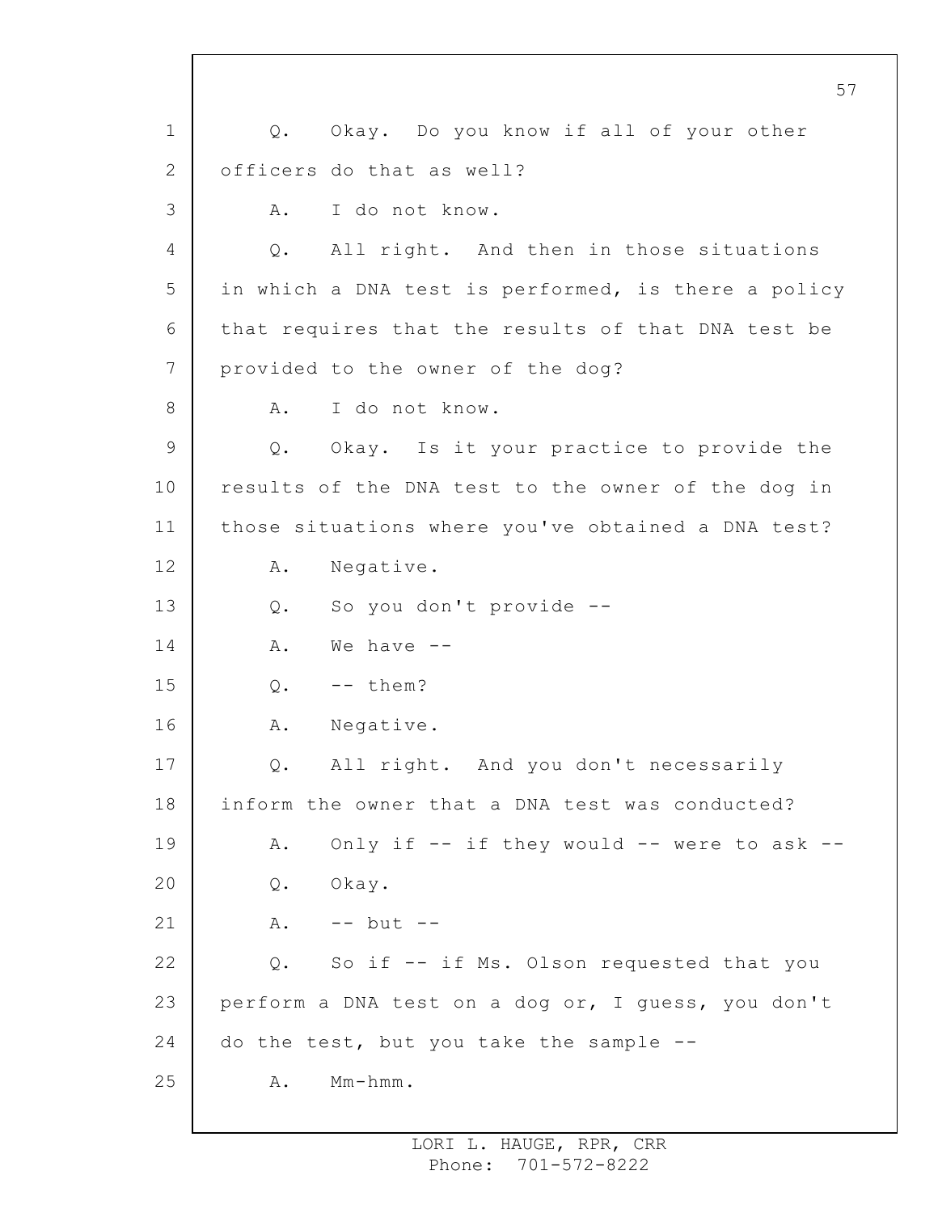Q. Okay. Do you know if all of your other officers do that as well?

A. I do not know.

Q. All right. And then in those situations in which a DNA test is performed, is there a policy that requires that the results of that DNA test be provided to the owner of the dog?

A. I do not know.

Q. Okay. Is it your practice to provide the results of the DNA test to the owner of the dog in those situations where you've obtained a DNA test?

A. Negative.

Q. So you don't provide --

A. We have --

Q. -- them?

A. Negative.

Q. All right. And you don't necessarily inform the owner that a DNA test was conducted?

A. Only if -- if they would -- were to ask --

Q. Okay.

A. -- but --

Q. So if -- if Ms. Olson requested that you perform a DNA test on a dog or, I guess, you don't do the test, but you take the sample --

A. Mm-hmm.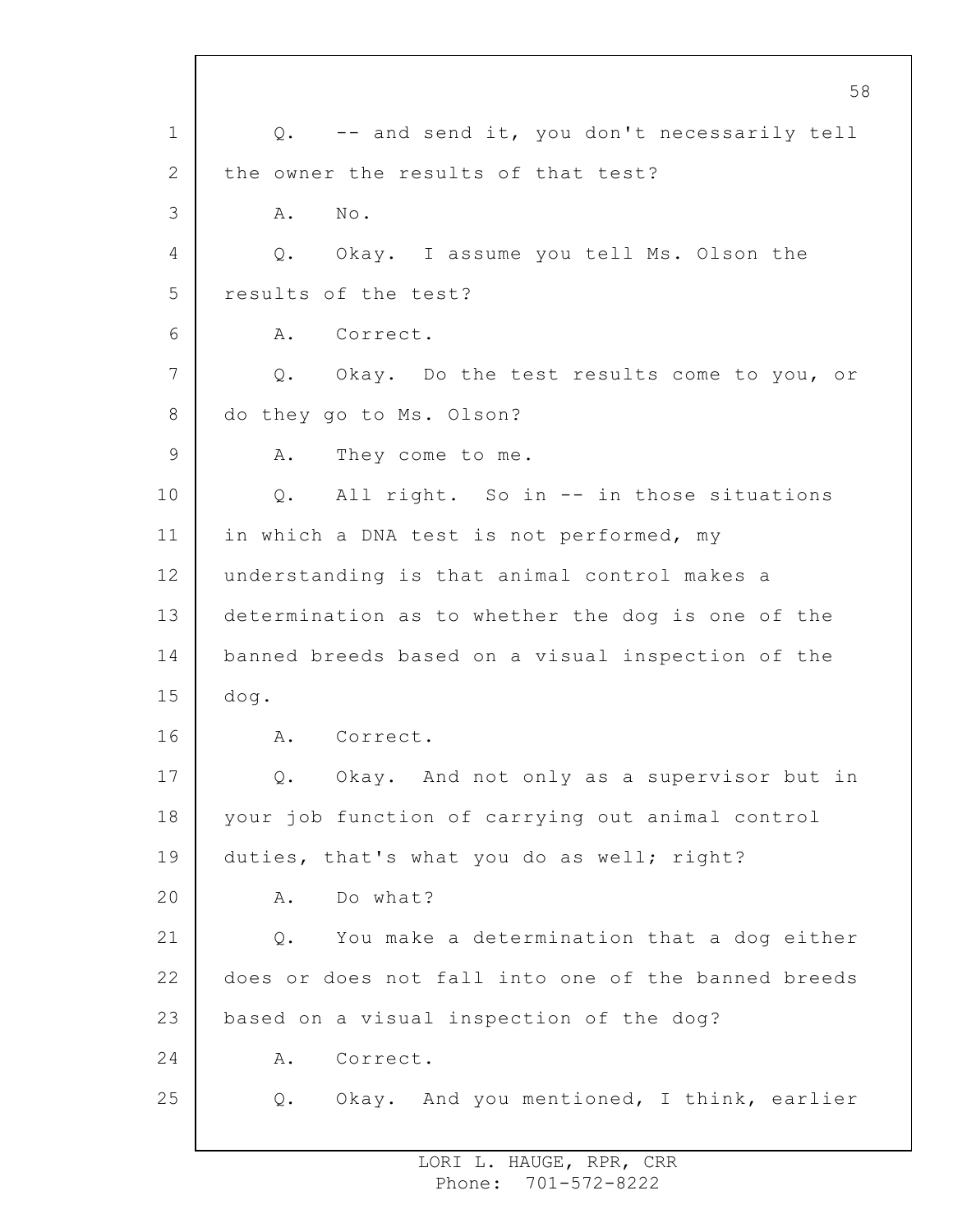Q. -- and send it, you don't necessarily tell the owner the results of that test?

A. No.

Q. Okay. I assume you tell Ms. Olson the results of the test?

A. Correct.

Q. Okay. Do the test results come to you, or do they go to Ms. Olson?

A. They come to me.

Q. All right. So in -- in those situations in which a DNA test is not performed, my understanding is that animal control makes a determination as to whether the dog is one of the banned breeds based on a visual inspection of the dog.

A. Correct.

Q. Okay. And not only as a supervisor but in your job function of carrying out animal control duties, that's what you do as well; right?

A. Do what?

Q. You make a determination that a dog either does or does not fall into one of the banned breeds based on a visual inspection of the dog?

A. Correct.

Q. Okay. And you mentioned, I think, earlier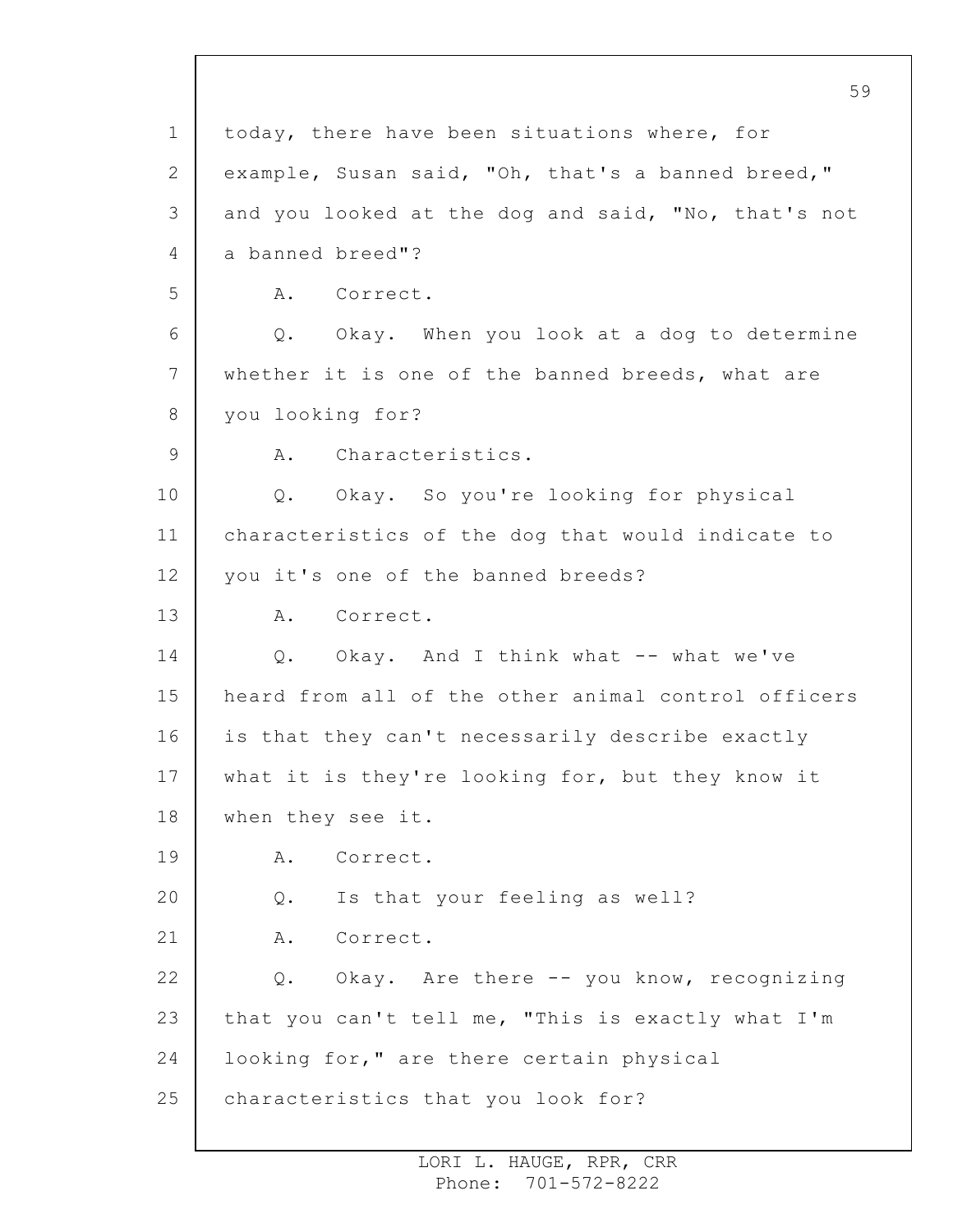today, there have been situations where, for example, Susan said, "Oh, that's a banned breed," and you looked at the dog and said, "No, that's not a banned breed"?

A. Correct.

Q. Okay. When you look at a dog to determine whether it is one of the banned breeds, what are you looking for?

A. Characteristics.

Q. Okay. So you're looking for physical characteristics of the dog that would indicate to you it's one of the banned breeds?

A. Correct.

Q. Okay. And I think what -- what we've heard from all of the other animal control officers is that they can't necessarily describe exactly what it is they're looking for, but they know it when they see it.

A. Correct.

Q. Is that your feeling as well?

A. Correct.

Q. Okay. Are there -- you know, recognizing that you can't tell me, "This is exactly what I'm looking for," are there certain physical characteristics that you look for?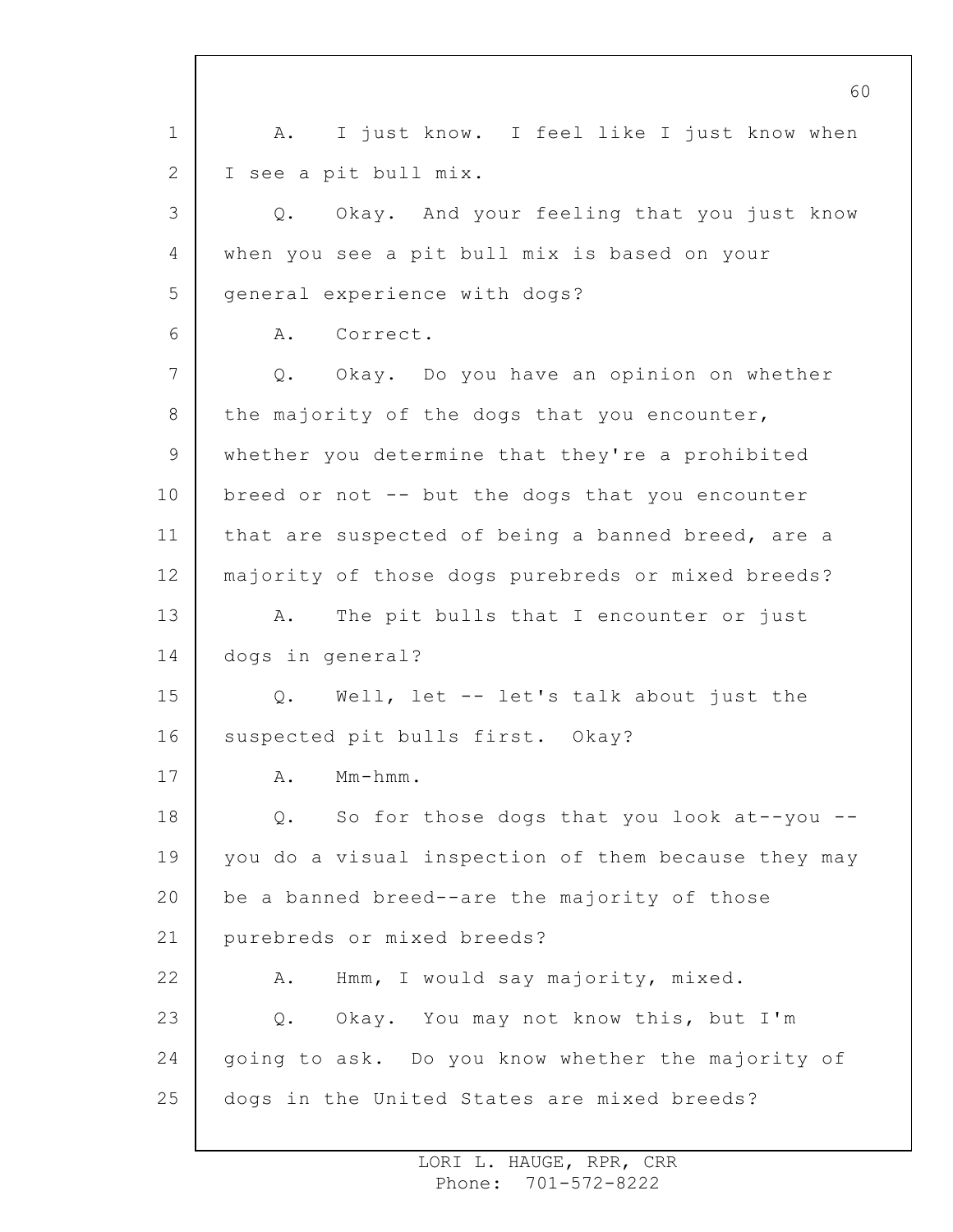A. I just know. I feel like I just know when I see a pit bull mix.

Q. Okay. And your feeling that you just know when you see a pit bull mix is based on your general experience with dogs?

A. Correct.

Q. Okay. Do you have an opinion on whether the majority of the dogs that you encounter, whether you determine that they're a prohibited breed or not -- but the dogs that you encounter that are suspected of being a banned breed, are a majority of those dogs purebreds or mixed breeds?

A. The pit bulls that I encounter or just dogs in general?

Q. Well, let -- let's talk about just the suspected pit bulls first. Okay?

A. Mm-hmm.

Q. So for those dogs that you look at--you -- you do a visual inspection of them because they may be a banned breed--are the majority of those purebreds or mixed breeds?

A. Hmm, I would say majority, mixed.

Q. Okay. You may not know this, but I'm going to ask. Do you know whether the majority of dogs in the United States are mixed breeds?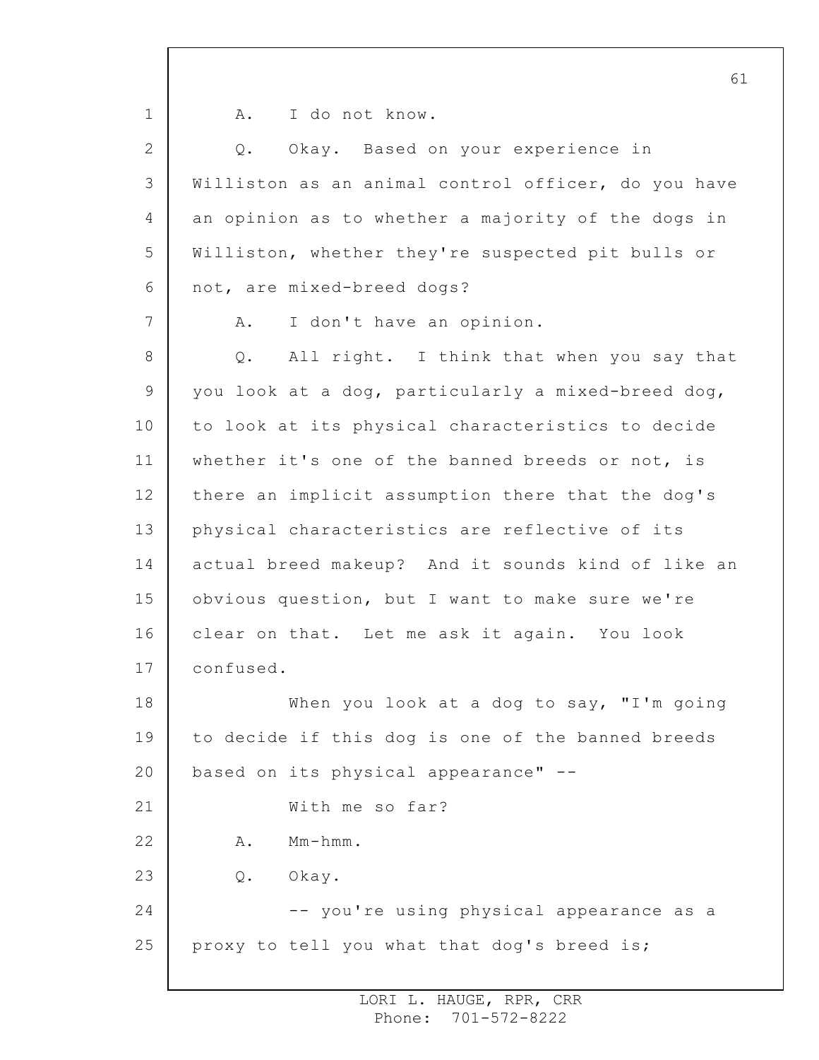A. I do not know.

Q. Okay. Based on your experience in Williston as an animal control officer, do you have an opinion as to whether a majority of the dogs in Williston, whether they're suspected pit bulls or not, are mixed-breed dogs?

A. I don't have an opinion.

Q. All right. I think that when you say that you look at a dog, particularly a mixed-breed dog, to look at its physical characteristics to decide whether it's one of the banned breeds or not, is there an implicit assumption there that the dog's physical characteristics are reflective of its actual breed makeup? And it sounds kind of like an obvious question, but I want to make sure we're clear on that. Let me ask it again. You look confused.

When you look at a dog to say, "I'm going to decide if this dog is one of the banned breeds based on its physical appearance" --

With me so far?

A. Mm-hmm.

Q. Okay.

-- you're using physical appearance as a proxy to tell you what that dog's breed is;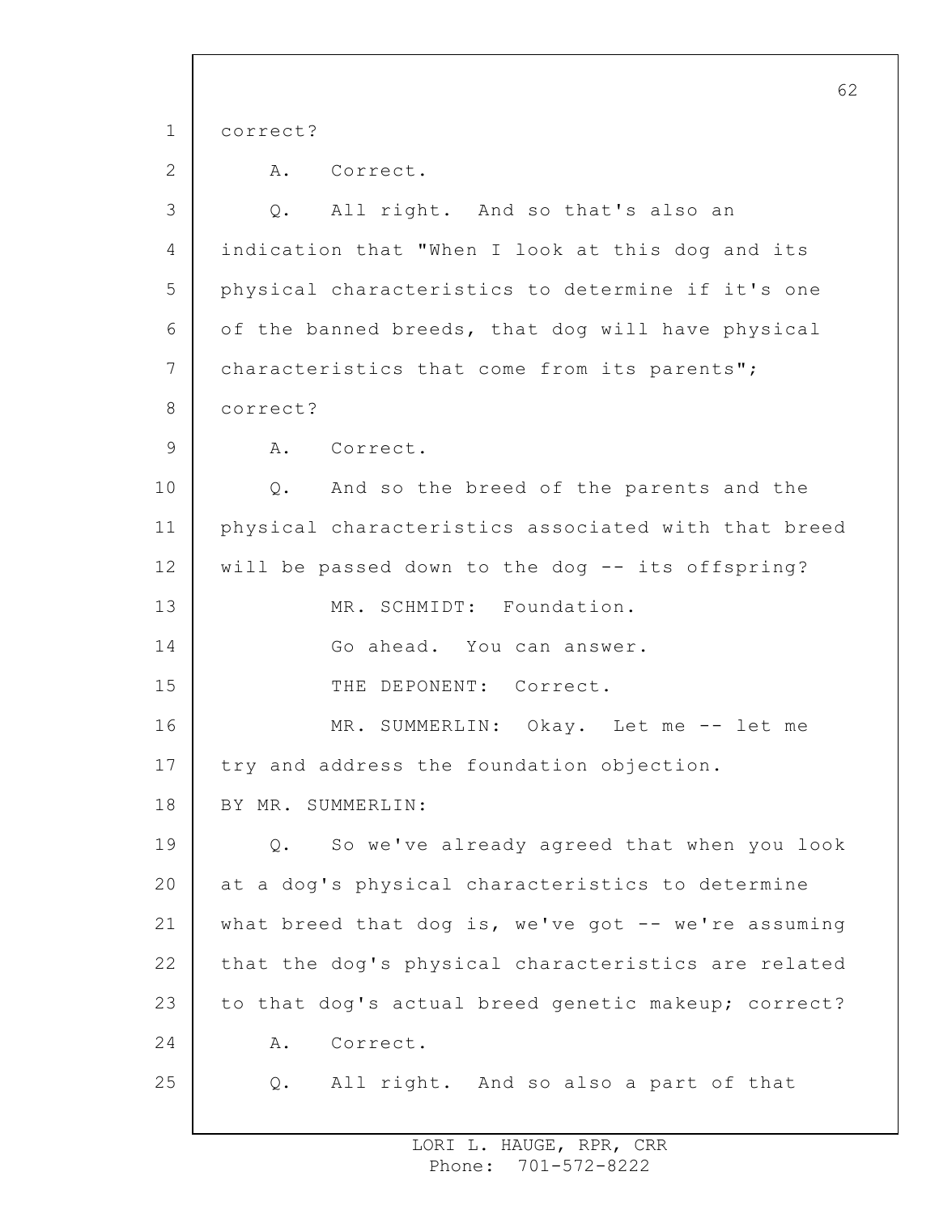correct?

A. Correct.

Q. All right. And so that's also an indication that "When I look at this dog and its physical characteristics to determine if it's one of the banned breeds, that dog will have physical characteristics that come from its parents"; correct?

A. Correct.

Q. And so the breed of the parents and the physical characteristics associated with that breed will be passed down to the dog -- its offspring?

MR. SCHMIDT: Foundation.

Go ahead. You can answer.

THE DEPONENT: Correct.

MR. SUMMERLIN: Okay. Let me -- let me try and address the foundation objection.

BY MR. SUMMERLIN:

Q. So we've already agreed that when you look at a dog's physical characteristics to determine what breed that dog is, we've got -- we're assuming that the dog's physical characteristics are related to that dog's actual breed genetic makeup; correct?

A. Correct.

Q. All right. And so also a part of that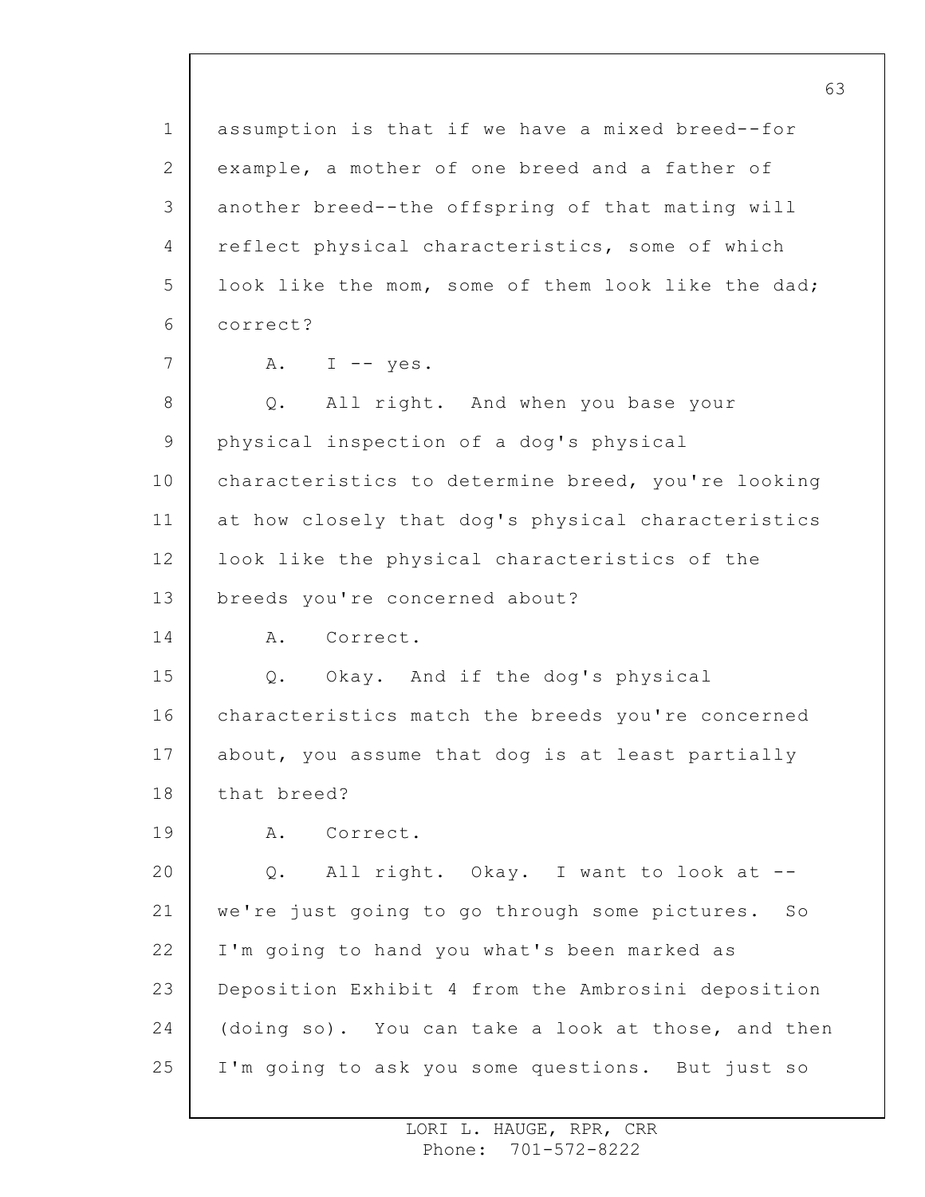assumption is that if we have a mixed breed--for example, a mother of one breed and a father of another breed--the offspring of that mating will reflect physical characteristics, some of which look like the mom, some of them look like the dad; correct?

A. I -- yes.

Q. All right. And when you base your physical inspection of a dog's physical characteristics to determine breed, you're looking at how closely that dog's physical characteristics look like the physical characteristics of the breeds you're concerned about?

A. Correct.

Q. Okay. And if the dog's physical characteristics match the breeds you're concerned about, you assume that dog is at least partially that breed?

A. Correct.

Q. All right. Okay. I want to look at -- we're just going to go through some pictures. So I'm going to hand you what's been marked as Deposition Exhibit 4 from the Ambrosini deposition (doing so). You can take a look at those, and then I'm going to ask you some questions. But just so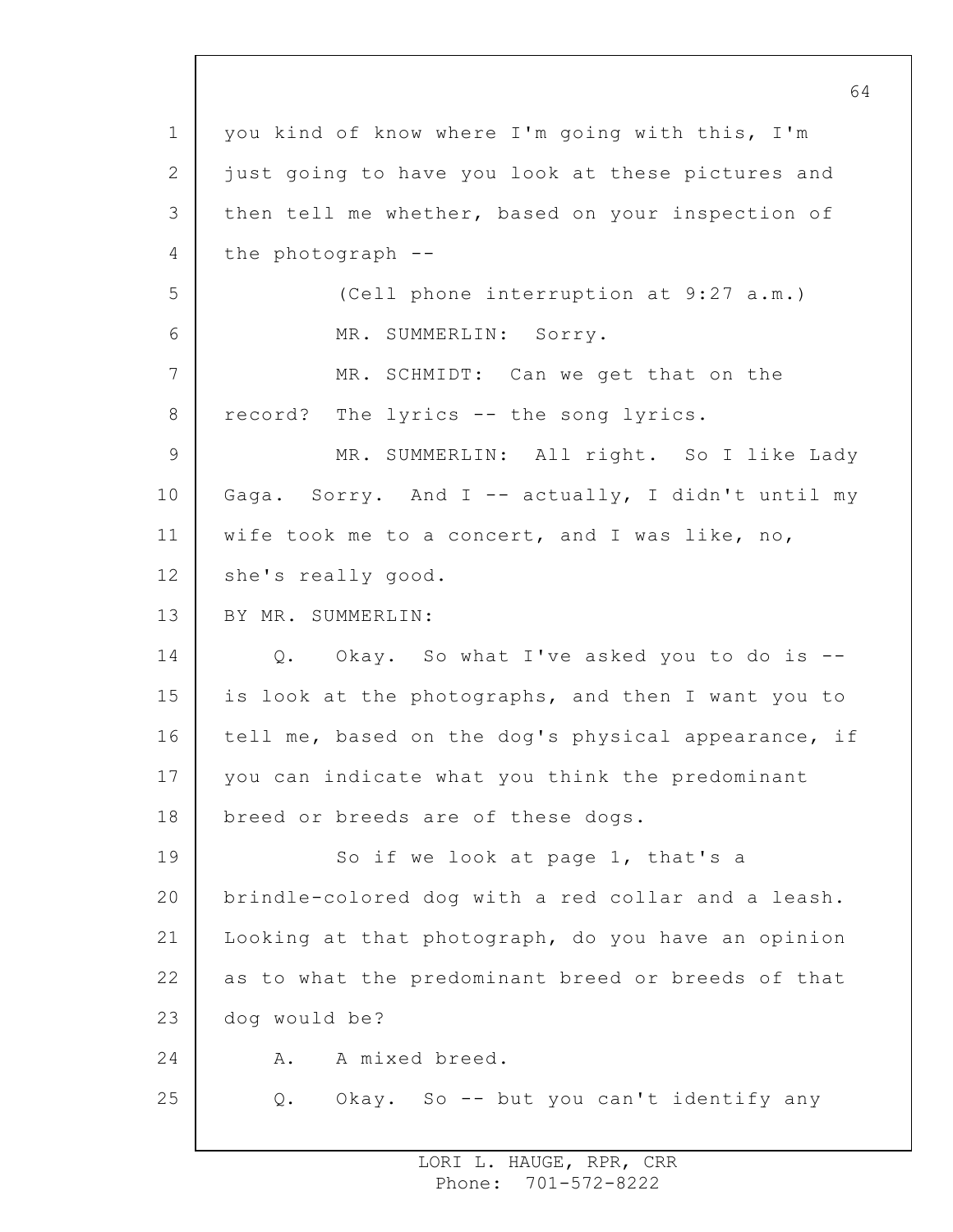you kind of know where I'm going with this, I'm just going to have you look at these pictures and then tell me whether, based on your inspection of the photograph --

(Cell phone interruption at 9:27 a.m.)

MR. SUMMERLIN: Sorry.

MR. SCHMIDT: Can we get that on the record? The lyrics -- the song lyrics.

MR. SUMMERLIN: All right. So I like Lady Gaga. Sorry. And I -- actually, I didn't until my wife took me to a concert, and I was like, no, she's really good.

BY MR. SUMMERLIN:

Q. Okay. So what I've asked you to do is -- is look at the photographs, and then I want you to tell me, based on the dog's physical appearance, if you can indicate what you think the predominant breed or breeds are of these dogs.

So if we look at page 1, that's a brindle-colored dog with a red collar and a leash. Looking at that photograph, do you have an opinion as to what the predominant breed or breeds of that dog would be?

A. A mixed breed.

Q. Okay. So -- but you can't identify any

LORI L. HAUGE, RPR, CRR
Phone: 701-572-8222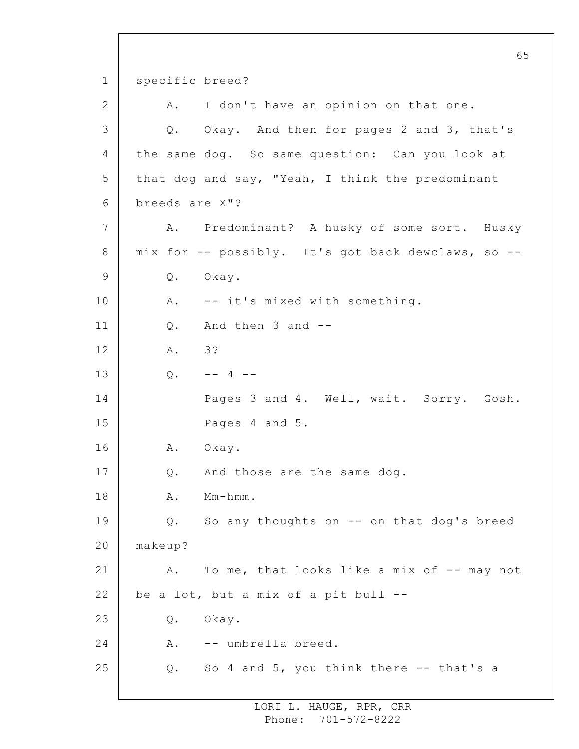1 specific breed?

2 A. I don't have an opinion on that one.

3 Q. Okay. And then for pages 2 and 3, that's

4 the same dog. So same question: Can you look at

5 that dog and say, "Yeah, I think the predominant

6 breeds are X"?

7 A. Predominant? A husky of some sort. Husky

8 mix for -- possibly. It's got back dewclaws, so --

9 Q. Okay.

10 A. -- it's mixed with something.

11 Q. And then 3 and --

12 A. 3?

13 Q. -- 4 --

14 Pages 3 and 4. Well, wait. Sorry. Gosh.

15 Pages 4 and 5.

16 A. Okay.

17 Q. And those are the same dog.

18 A. Mm-hmm.

19 Q. So any thoughts on -- on that dog's breed

20 makeup?

21 A. To me, that looks like a mix of -- may not

22 be a lot, but a mix of a pit bull --

23 Q. Okay.

24 A. -- umbrella breed.

25 Q. So 4 and 5, you think there -- that's a

LORI L. HAUGE, RPR, CRR
Phone: 701-572-8222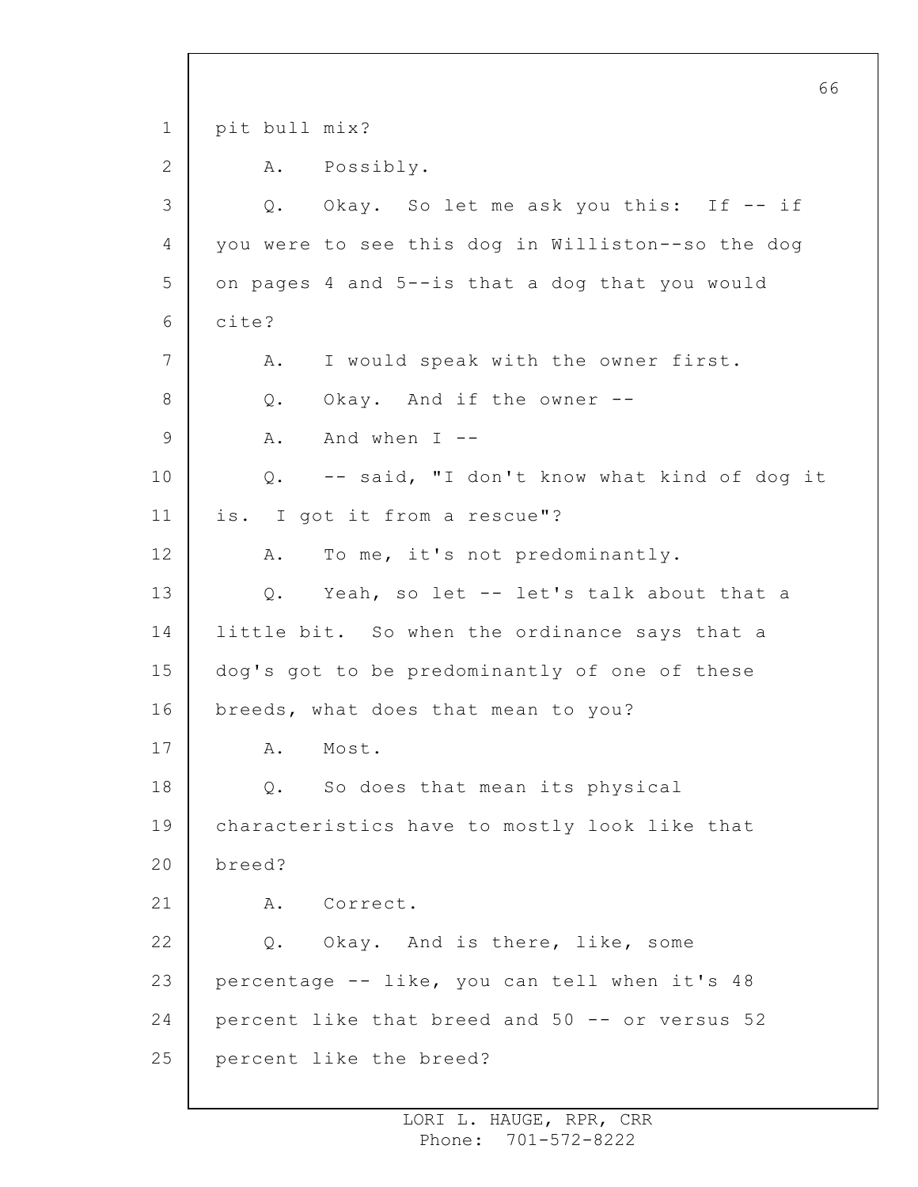pit bull mix?

A. Possibly.

Q. Okay. So let me ask you this: If -- if you were to see this dog in Williston--so the dog on pages 4 and 5--is that a dog that you would cite?

A. I would speak with the owner first.

Q. Okay. And if the owner --

A. And when I --

Q. -- said, "I don't know what kind of dog it is. I got it from a rescue"?

A. To me, it's not predominantly.

Q. Yeah, so let -- let's talk about that a little bit. So when the ordinance says that a dog's got to be predominantly of one of these breeds, what does that mean to you?

A. Most.

Q. So does that mean its physical characteristics have to mostly look like that breed?

A. Correct.

Q. Okay. And is there, like, some percentage -- like, you can tell when it's 48 percent like that breed and 50 -- or versus 52 percent like the breed?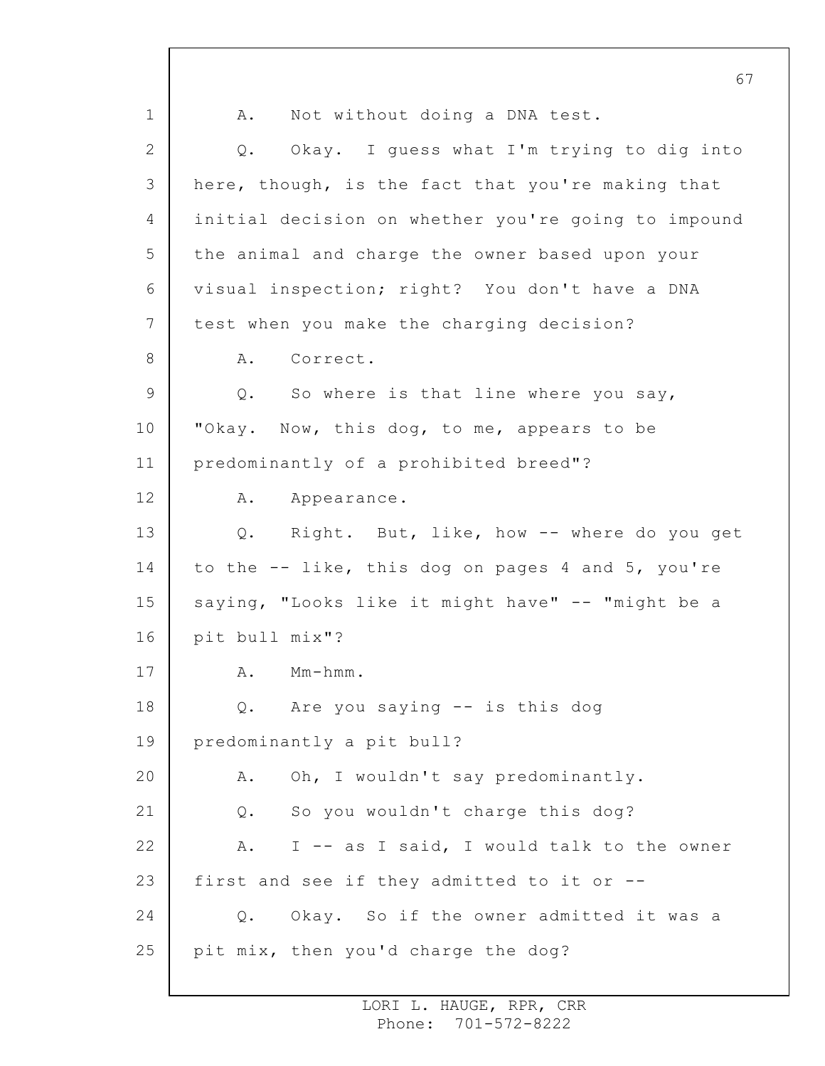A. Not without doing a DNA test.

Q. Okay. I guess what I'm trying to dig into here, though, is the fact that you're making that initial decision on whether you're going to impound the animal and charge the owner based upon your visual inspection; right? You don't have a DNA test when you make the charging decision?

A. Correct.

Q. So where is that line where you say, "Okay. Now, this dog, to me, appears to be predominantly of a prohibited breed"?

A. Appearance.

Q. Right. But, like, how -- where do you get to the -- like, this dog on pages 4 and 5, you're saying, "Looks like it might have" -- "might be a pit bull mix"?

A. Mm-hmm.

Q. Are you saying -- is this dog predominantly a pit bull?

A. Oh, I wouldn't say predominantly.

Q. So you wouldn't charge this dog?

A. I -- as I said, I would talk to the owner first and see if they admitted to it or --

Q. Okay. So if the owner admitted it was a pit mix, then you'd charge the dog?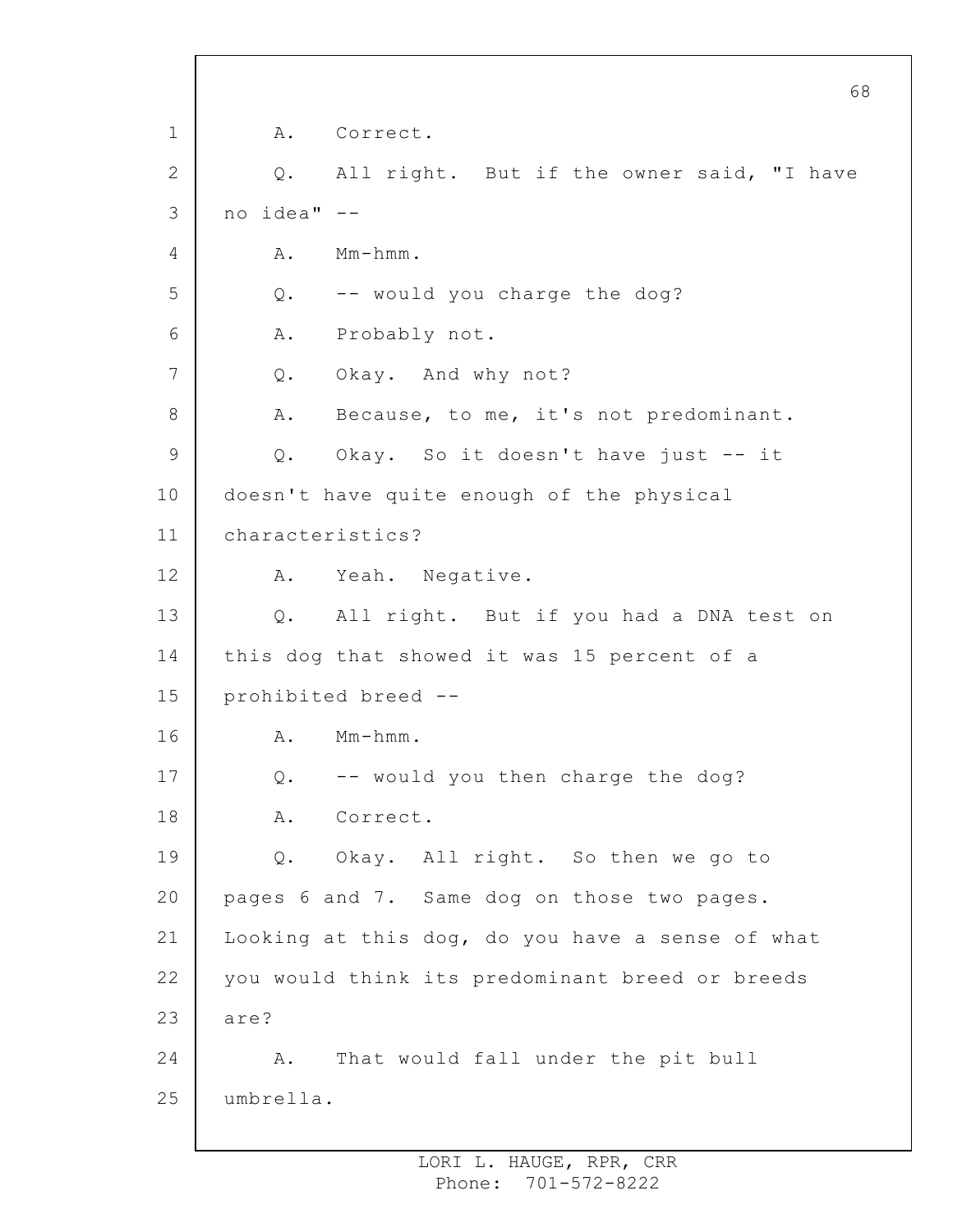A. Correct.

Q. All right. But if the owner said, "I have no idea" --

A. Mm-hmm.

Q. -- would you charge the dog?

A. Probably not.

Q. Okay. And why not?

A. Because, to me, it's not predominant.

Q. Okay. So it doesn't have just -- it doesn't have quite enough of the physical characteristics?

A. Yeah. Negative.

Q. All right. But if you had a DNA test on this dog that showed it was 15 percent of a prohibited breed --

A. Mm-hmm.

Q. -- would you then charge the dog?

A. Correct.

Q. Okay. All right. So then we go to pages 6 and 7. Same dog on those two pages. Looking at this dog, do you have a sense of what you would think its predominant breed or breeds are?

A. That would fall under the pit bull umbrella.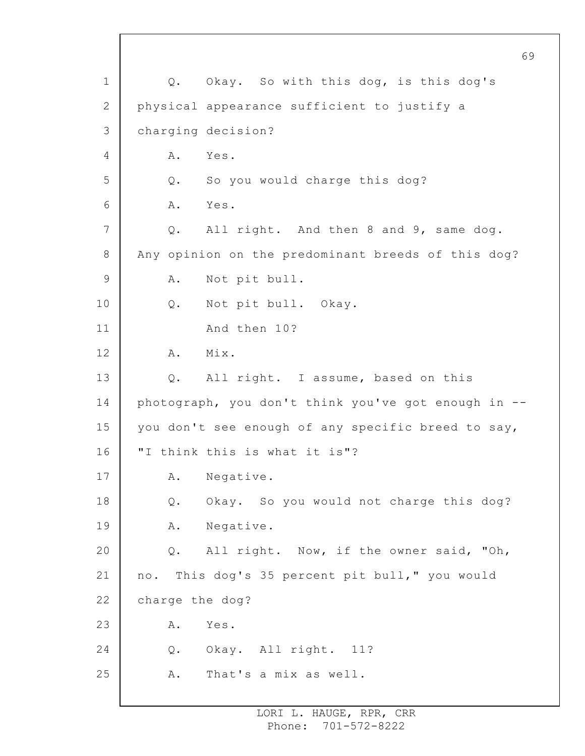Q. Okay. So with this dog, is this dog's physical appearance sufficient to justify a charging decision?

A. Yes.

Q. So you would charge this dog?

A. Yes.

Q. All right. And then 8 and 9, same dog. Any opinion on the predominant breeds of this dog?

A. Not pit bull.

Q. Not pit bull. Okay.

And then 10?

A. Mix.

Q. All right. I assume, based on this photograph, you don't think you've got enough in -- you don't see enough of any specific breed to say, "I think this is what it is"?

A. Negative.

Q. Okay. So you would not charge this dog?

A. Negative.

Q. All right. Now, if the owner said, "Oh, no. This dog's 35 percent pit bull," you would charge the dog?

A. Yes.

Q. Okay. All right. 11?

A. That's a mix as well.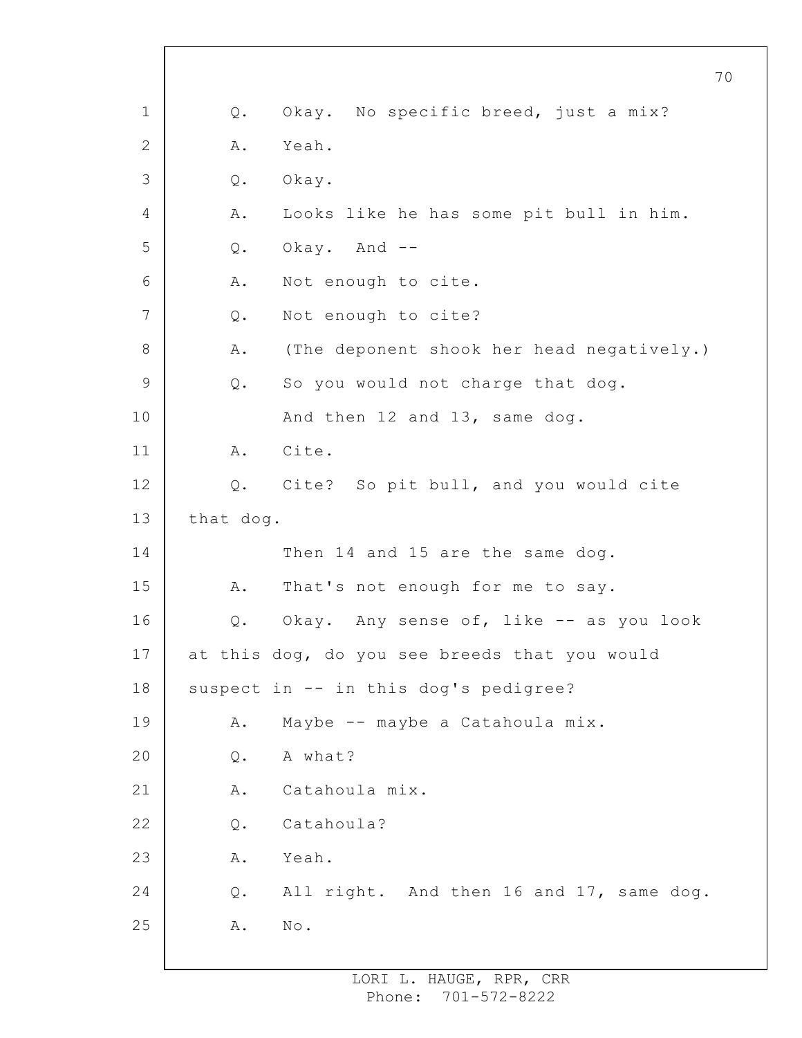1 Q. Okay. No specific breed, just a mix?

2 A. Yeah.

3 Q. Okay.

4 A. Looks like he has some pit bull in him.

5 Q. Okay. And --

6 A. Not enough to cite.

7 Q. Not enough to cite?

8 A. (The deponent shook her head negatively.)

9 Q. So you would not charge that dog.

10 And then 12 and 13, same dog.

11 A. Cite.

12 Q. Cite? So pit bull, and you would cite

13 that dog.

14 Then 14 and 15 are the same dog.

15 A. That's not enough for me to say.

16 Q. Okay. Any sense of, like -- as you look

17 at this dog, do you see breeds that you would

18 suspect in -- in this dog's pedigree?

19 A. Maybe -- maybe a Catahoula mix.

20 Q. A what?

21 A. Catahoula mix.

22 Q. Catahoula?

23 A. Yeah.

24 Q. All right. And then 16 and 17, same dog.

25 A. No.

LORI L. HAUGE, RPR, CRR
Phone: 701-572-8222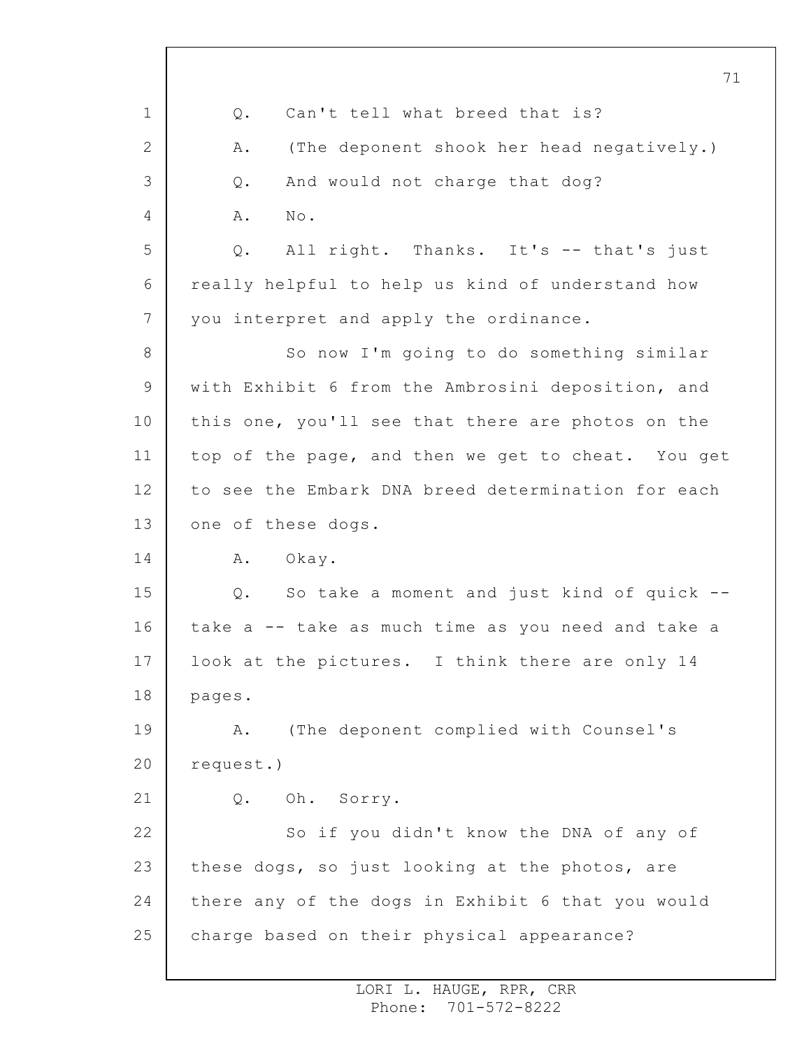Q. Can't tell what breed that is?

A. (The deponent shook her head negatively.)

Q. And would not charge that dog?

A. No.

Q. All right. Thanks. It's -- that's just really helpful to help us kind of understand how you interpret and apply the ordinance.

So now I'm going to do something similar with Exhibit 6 from the Ambrosini deposition, and this one, you'll see that there are photos on the top of the page, and then we get to cheat. You get to see the Embark DNA breed determination for each one of these dogs.

A. Okay.

Q. So take a moment and just kind of quick -- take a -- take as much time as you need and take a look at the pictures. I think there are only 14 pages.

A. (The deponent complied with Counsel's request.)

Q. Oh. Sorry.

So if you didn't know the DNA of any of these dogs, so just looking at the photos, are there any of the dogs in Exhibit 6 that you would charge based on their physical appearance?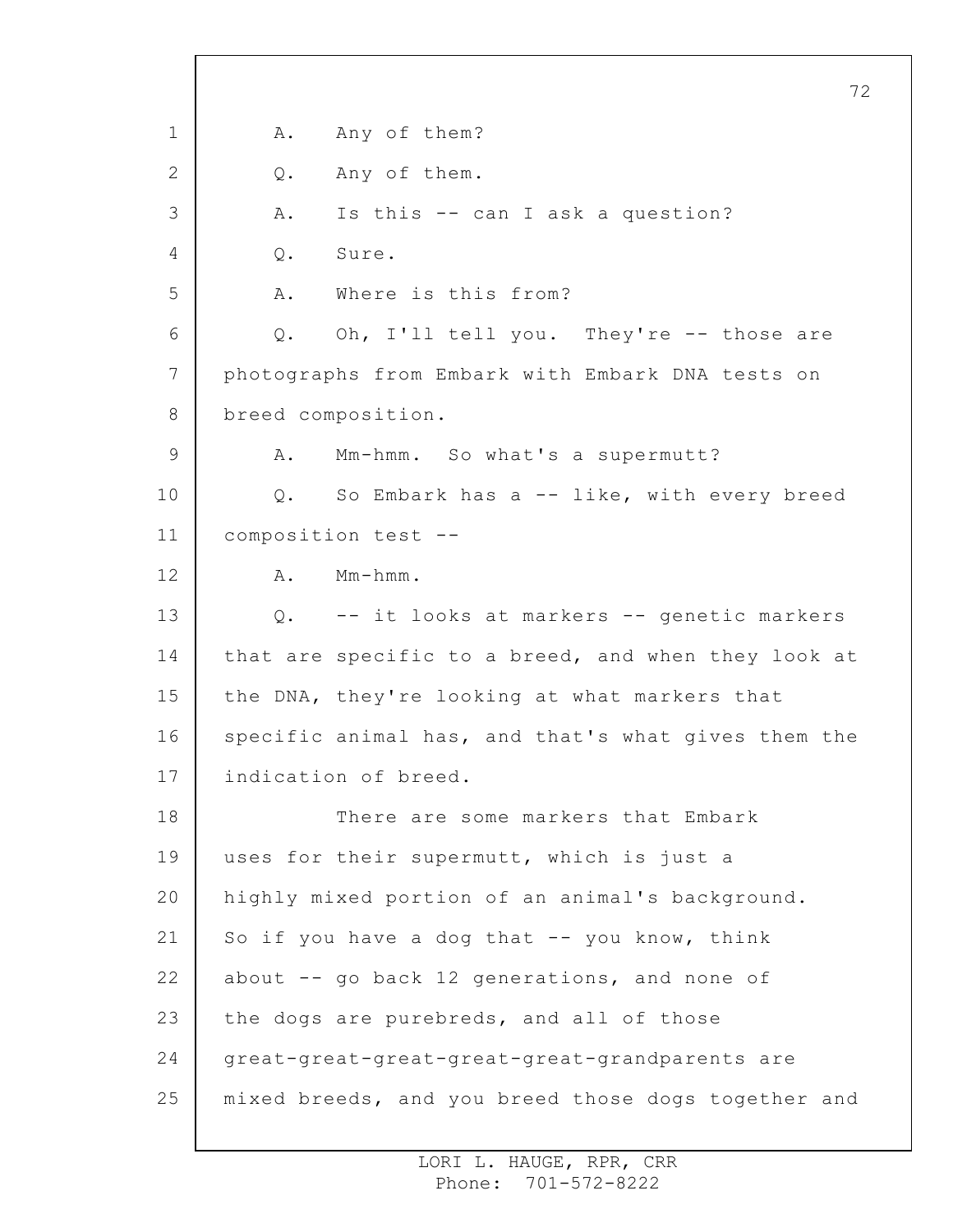A. Any of them?

Q. Any of them.

A. Is this -- can I ask a question?

Q. Sure.

A. Where is this from?

Q. Oh, I'll tell you. They're -- those are photographs from Embark with Embark DNA tests on breed composition.

A. Mm-hmm. So what's a supermutt?

Q. So Embark has a -- like, with every breed composition test --

A. Mm-hmm.

Q. -- it looks at markers -- genetic markers that are specific to a breed, and when they look at the DNA, they're looking at what markers that specific animal has, and that's what gives them the indication of breed.

There are some markers that Embark uses for their supermutt, which is just a highly mixed portion of an animal's background. So if you have a dog that -- you know, think about -- go back 12 generations, and none of the dogs are purebreds, and all of those great-great-great-great-great-grandparents are mixed breeds, and you breed those dogs together and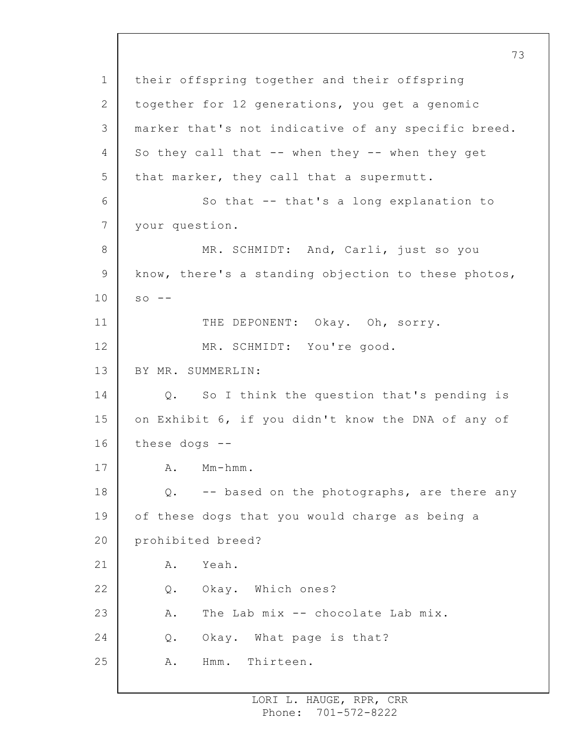their offspring together and their offspring together for 12 generations, you get a genomic marker that's not indicative of any specific breed. So they call that -- when they -- when they get that marker, they call that a supermutt.

So that -- that's a long explanation to your question.

MR. SCHMIDT: And, Carli, just so you know, there's a standing objection to these photos, so --

THE DEPONENT: Okay. Oh, sorry.

MR. SCHMIDT: You're good.

BY MR. SUMMERLIN:

Q. So I think the question that's pending is on Exhibit 6, if you didn't know the DNA of any of these dogs --

A. Mm-hmm.

Q. -- based on the photographs, are there any of these dogs that you would charge as being a prohibited breed?

A. Yeah.

Q. Okay. Which ones?

A. The Lab mix -- chocolate Lab mix.

Q. Okay. What page is that?

A. Hmm. Thirteen.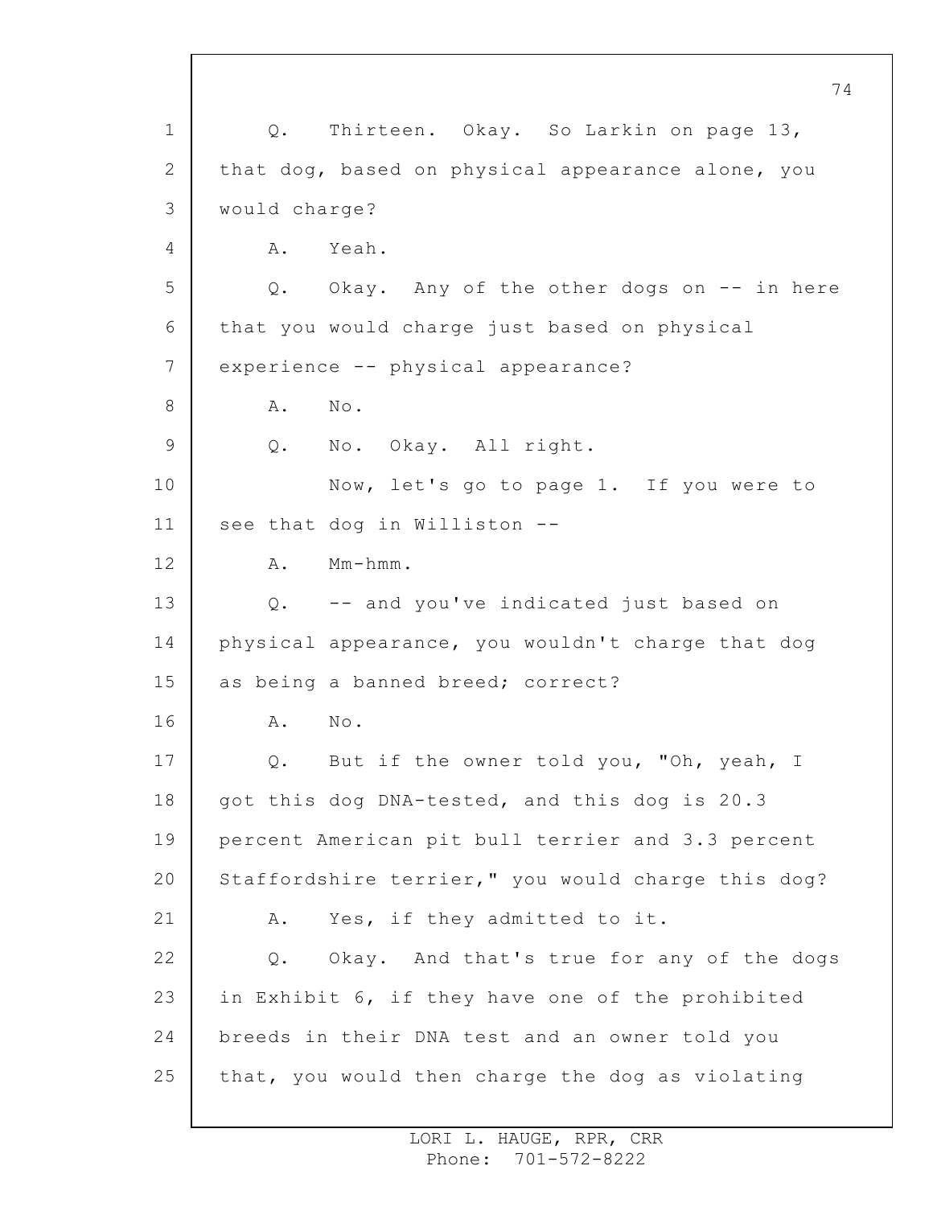Q. Thirteen. Okay. So Larkin on page 13, that dog, based on physical appearance alone, you would charge?

A. Yeah.

Q. Okay. Any of the other dogs on -- in here that you would charge just based on physical experience -- physical appearance?

A. No.

Q. No. Okay. All right.

Now, let's go to page 1. If you were to see that dog in Williston --

A. Mm-hmm.

Q. -- and you've indicated just based on physical appearance, you wouldn't charge that dog as being a banned breed; correct?

A. No.

Q. But if the owner told you, "Oh, yeah, I got this dog DNA-tested, and this dog is 20.3 percent American pit bull terrier and 3.3 percent Staffordshire terrier," you would charge this dog?

A. Yes, if they admitted to it.

Q. Okay. And that's true for any of the dogs in Exhibit 6, if they have one of the prohibited breeds in their DNA test and an owner told you that, you would then charge the dog as violating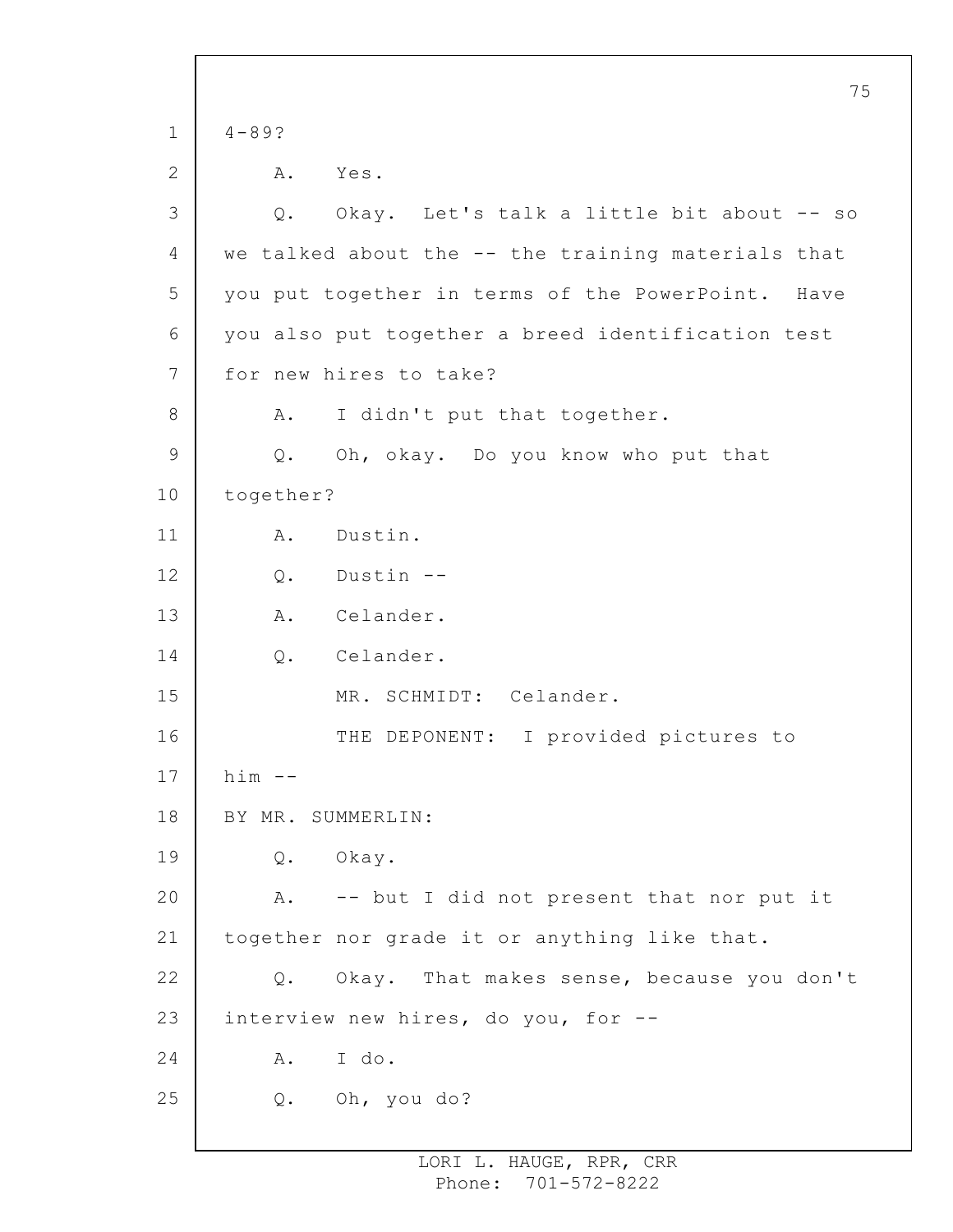4-89?

A. Yes.

Q. Okay. Let's talk a little bit about -- so we talked about the -- the training materials that you put together in terms of the PowerPoint. Have you also put together a breed identification test for new hires to take?

A. I didn't put that together.

Q. Oh, okay. Do you know who put that together?

A. Dustin.

Q. Dustin --

A. Celander.

Q. Celander.

MR. SCHMIDT: Celander.

THE DEPONENT: I provided pictures to him --

BY MR. SUMMERLIN:

Q. Okay.

A. -- but I did not present that nor put it together nor grade it or anything like that.

Q. Okay. That makes sense, because you don't interview new hires, do you, for --

A. I do.

Q. Oh, you do?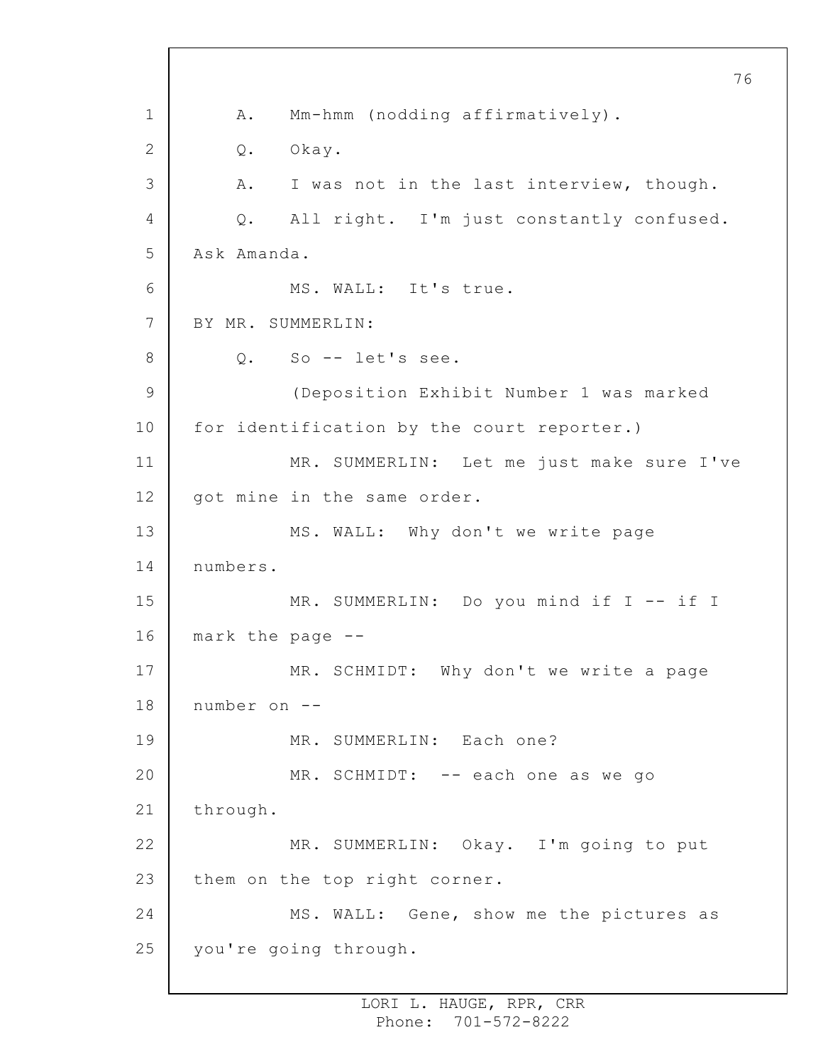A. Mm-hmm (nodding affirmatively).

Q. Okay.

A. I was not in the last interview, though.

Q. All right. I'm just constantly confused. Ask Amanda.

MS. WALL: It's true.

BY MR. SUMMERLIN:

Q. So -- let's see.

(Deposition Exhibit Number 1 was marked for identification by the court reporter.)

MR. SUMMERLIN: Let me just make sure I've got mine in the same order.

MS. WALL: Why don't we write page numbers.

MR. SUMMERLIN: Do you mind if I -- if I mark the page --

MR. SCHMIDT: Why don't we write a page number on --

MR. SUMMERLIN: Each one?

MR. SCHMIDT: -- each one as we go through.

MR. SUMMERLIN: Okay. I'm going to put them on the top right corner.

MS. WALL: Gene, show me the pictures as you're going through.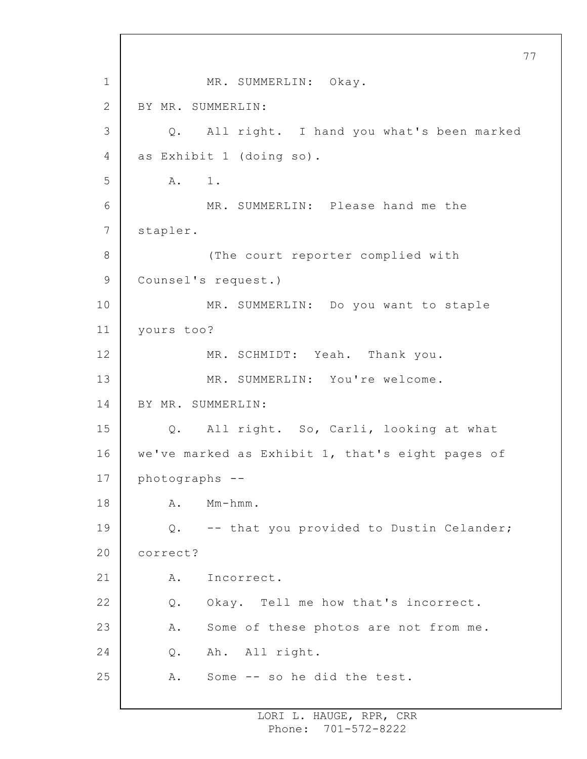1 MR. SUMMERLIN: Okay.

2 BY MR. SUMMERLIN:

3 Q. All right. I hand you what's been marked

4 as Exhibit 1 (doing so).

5 A. 1.

6 MR. SUMMERLIN: Please hand me the

7 stapler.

8 (The court reporter complied with

9 Counsel's request.)

10 MR. SUMMERLIN: Do you want to staple

11 yours too?

12 MR. SCHMIDT: Yeah. Thank you.

13 MR. SUMMERLIN: You're welcome.

14 BY MR. SUMMERLIN:

15 Q. All right. So, Carli, looking at what

16 we've marked as Exhibit 1, that's eight pages of

17 photographs --

18 A. Mm-hmm.

19 Q. -- that you provided to Dustin Celander;

20 correct?

21 A. Incorrect.

22 Q. Okay. Tell me how that's incorrect.

23 A. Some of these photos are not from me.

24 Q. Ah. All right.

25 A. Some -- so he did the test.

LORI L. HAUGE, RPR, CRR
Phone: 701-572-8222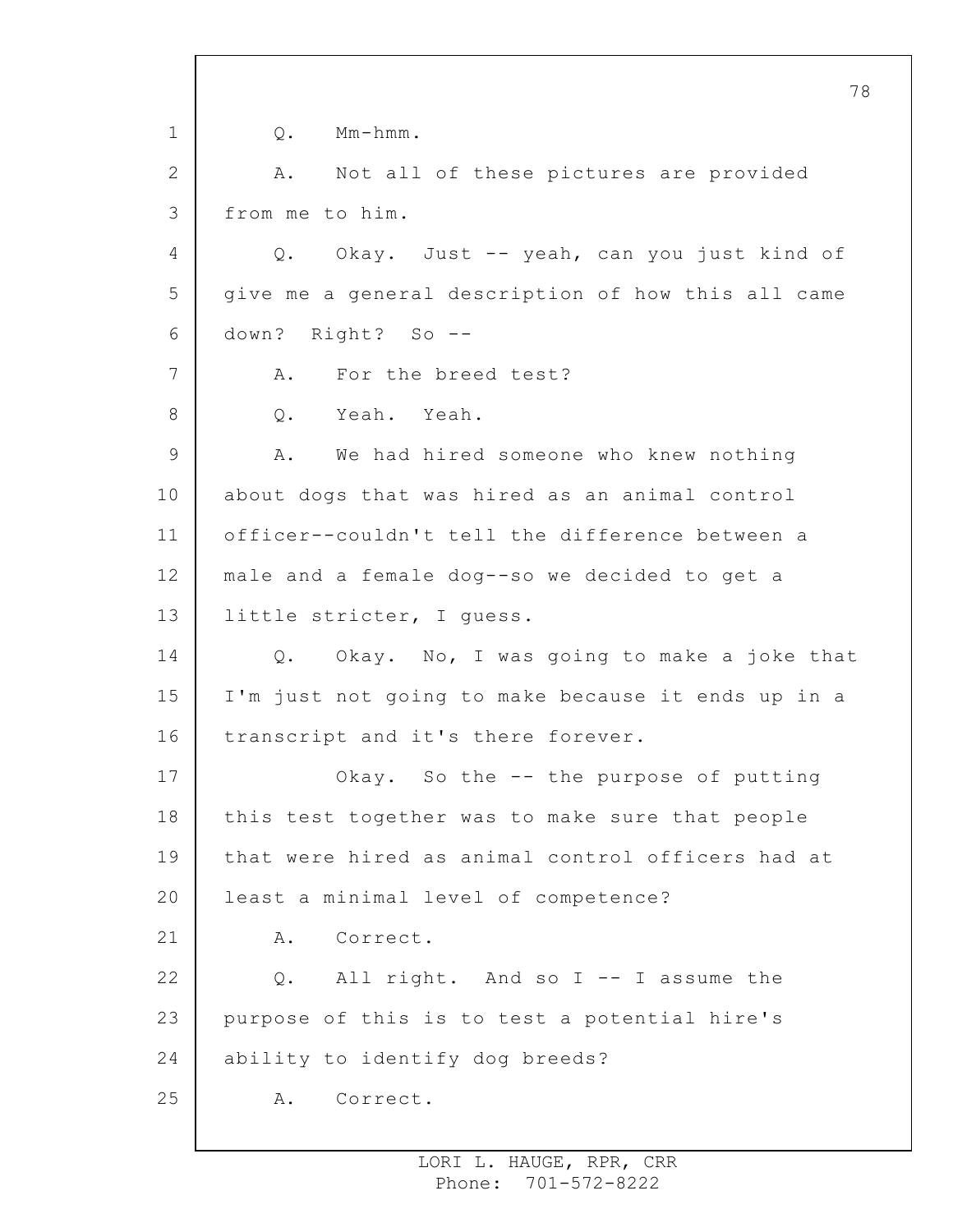Q. Mm-hmm.

A. Not all of these pictures are provided from me to him.

Q. Okay. Just -- yeah, can you just kind of give me a general description of how this all came down? Right? So --

A. For the breed test?

Q. Yeah. Yeah.

A. We had hired someone who knew nothing about dogs that was hired as an animal control officer--couldn't tell the difference between a male and a female dog--so we decided to get a little stricter, I guess.

Q. Okay. No, I was going to make a joke that I'm just not going to make because it ends up in a transcript and it's there forever.

Okay. So the -- the purpose of putting this test together was to make sure that people that were hired as animal control officers had at least a minimal level of competence?

A. Correct.

Q. All right. And so I -- I assume the purpose of this is to test a potential hire's ability to identify dog breeds?

A. Correct.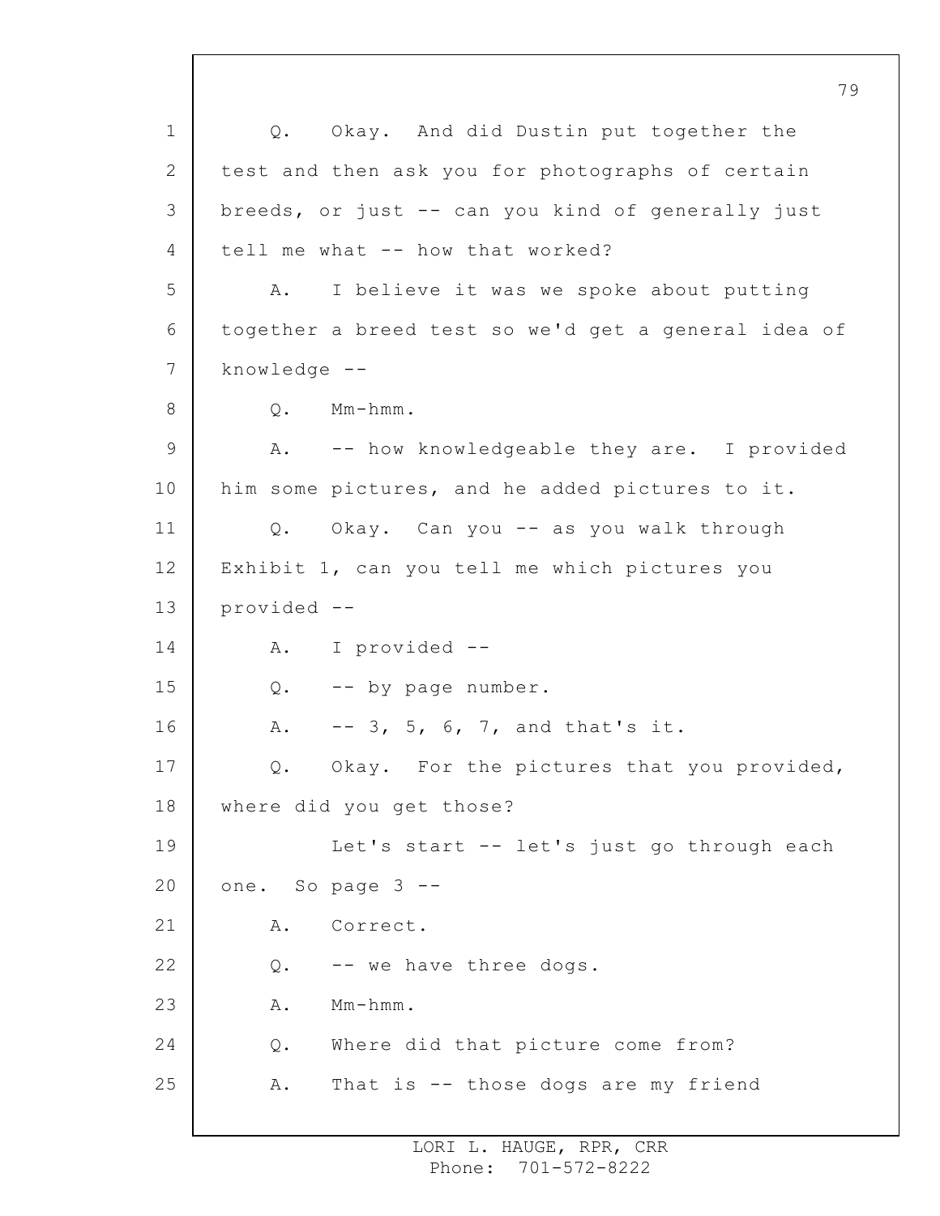Q. Okay. And did Dustin put together the test and then ask you for photographs of certain breeds, or just -- can you kind of generally just tell me what -- how that worked?

A. I believe it was we spoke about putting together a breed test so we'd get a general idea of knowledge --

Q. Mm-hmm.

A. -- how knowledgeable they are. I provided him some pictures, and he added pictures to it.

Q. Okay. Can you -- as you walk through Exhibit 1, can you tell me which pictures you provided --

A. I provided --

Q. -- by page number.

A. -- 3, 5, 6, 7, and that's it.

Q. Okay. For the pictures that you provided, where did you get those?

Let's start -- let's just go through each one. So page 3 --

A. Correct.

Q. -- we have three dogs.

A. Mm-hmm.

Q. Where did that picture come from?

A. That is -- those dogs are my friend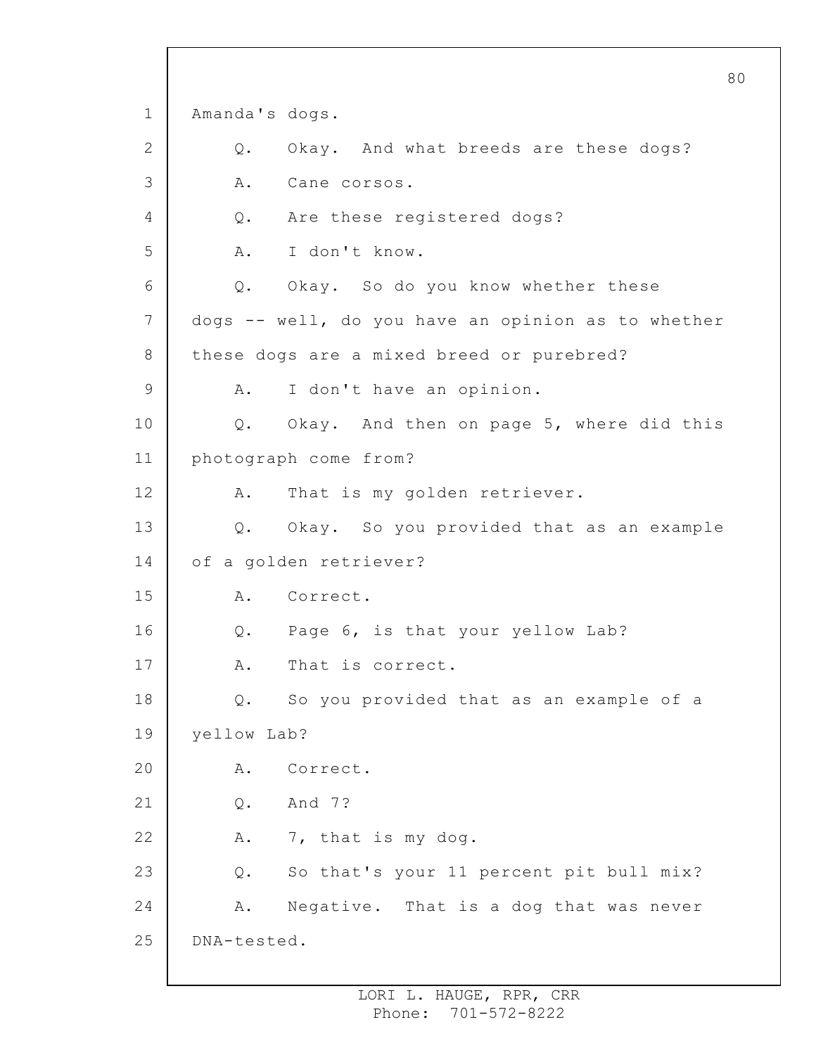Amanda's dogs.

Q. Okay. And what breeds are these dogs?

A. Cane corsos.

Q. Are these registered dogs?

A. I don't know.

Q. Okay. So do you know whether these dogs -- well, do you have an opinion as to whether these dogs are a mixed breed or purebred?

A. I don't have an opinion.

Q. Okay. And then on page 5, where did this photograph come from?

A. That is my golden retriever.

Q. Okay. So you provided that as an example of a golden retriever?

A. Correct.

Q. Page 6, is that your yellow Lab?

A. That is correct.

Q. So you provided that as an example of a yellow Lab?

A. Correct.

Q. And 7?

A. 7, that is my dog.

Q. So that's your 11 percent pit bull mix?

A. Negative. That is a dog that was never DNA-tested.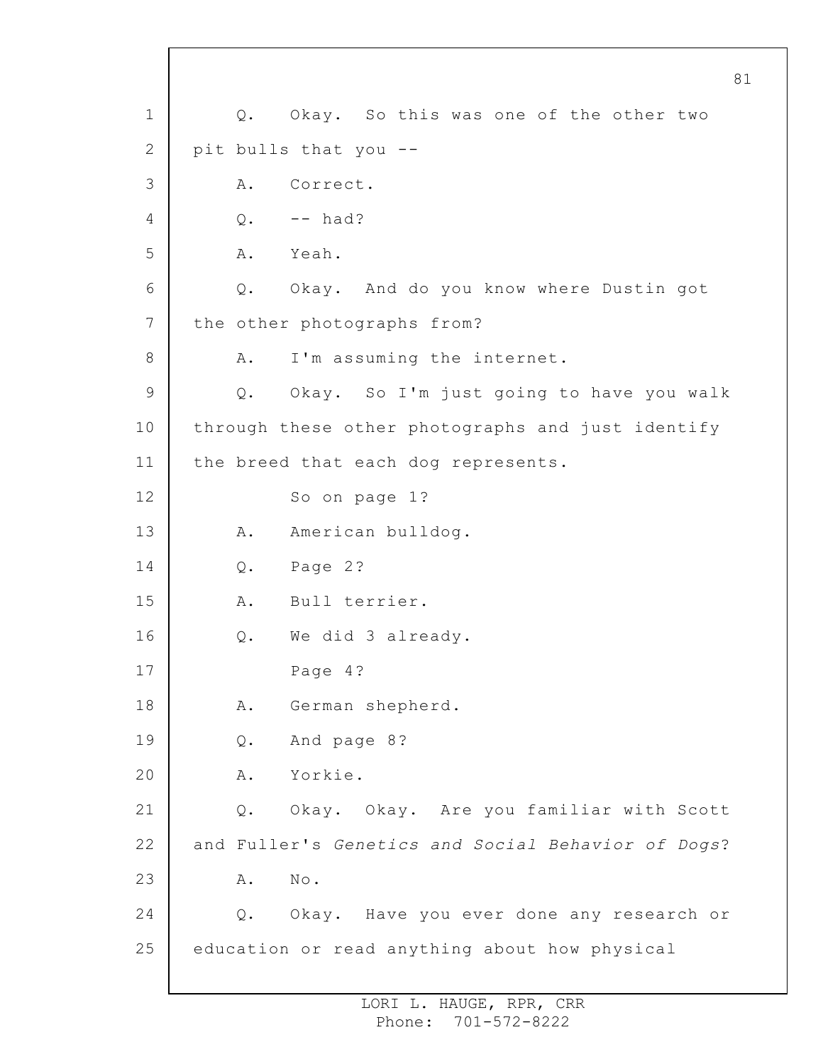Q. Okay. So this was one of the other two pit bulls that you --

A. Correct.

Q. -- had?

A. Yeah.

Q. Okay. And do you know where Dustin got the other photographs from?

A. I'm assuming the internet.

Q. Okay. So I'm just going to have you walk through these other photographs and just identify the breed that each dog represents.

So on page 1?

A. American bulldog.

Q. Page 2?

A. Bull terrier.

Q. We did 3 already.

Page 4?

A. German shepherd.

Q. And page 8?

A. Yorkie.

Q. Okay. Okay. Are you familiar with Scott and Fuller's *Genetics and Social Behavior of Dogs*?

A. No.

Q. Okay. Have you ever done any research or education or read anything about how physical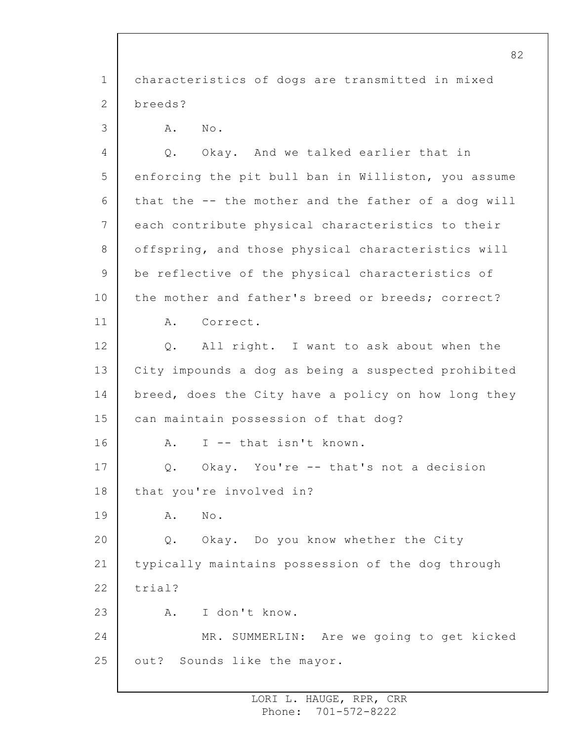characteristics of dogs are transmitted in mixed breeds?

A. No.

Q. Okay. And we talked earlier that in enforcing the pit bull ban in Williston, you assume that the -- the mother and the father of a dog will each contribute physical characteristics to their offspring, and those physical characteristics will be reflective of the physical characteristics of the mother and father's breed or breeds; correct?

A. Correct.

Q. All right. I want to ask about when the City impounds a dog as being a suspected prohibited breed, does the City have a policy on how long they can maintain possession of that dog?

A. I -- that isn't known.

Q. Okay. You're -- that's not a decision that you're involved in?

A. No.

Q. Okay. Do you know whether the City typically maintains possession of the dog through trial?

A. I don't know.

MR. SUMMERLIN: Are we going to get kicked out? Sounds like the mayor.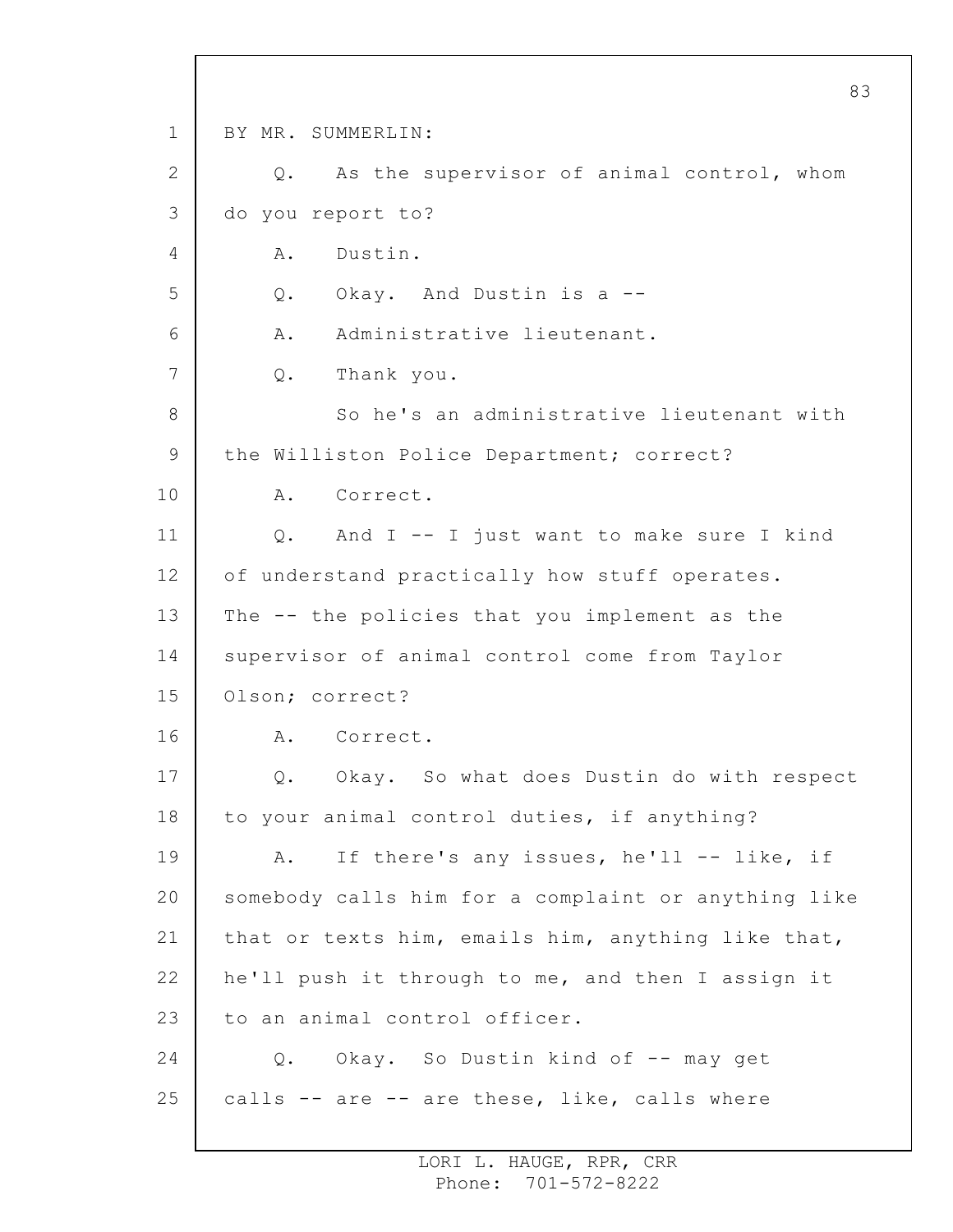BY MR. SUMMERLIN:

Q. As the supervisor of animal control, whom do you report to?

A. Dustin.

Q. Okay. And Dustin is a --

A. Administrative lieutenant.

Q. Thank you.

So he's an administrative lieutenant with the Williston Police Department; correct?

A. Correct.

Q. And I -- I just want to make sure I kind of understand practically how stuff operates. The -- the policies that you implement as the supervisor of animal control come from Taylor Olson; correct?

A. Correct.

Q. Okay. So what does Dustin do with respect to your animal control duties, if anything?

A. If there's any issues, he'll -- like, if somebody calls him for a complaint or anything like that or texts him, emails him, anything like that, he'll push it through to me, and then I assign it to an animal control officer.

Q. Okay. So Dustin kind of -- may get calls -- are -- are these, like, calls where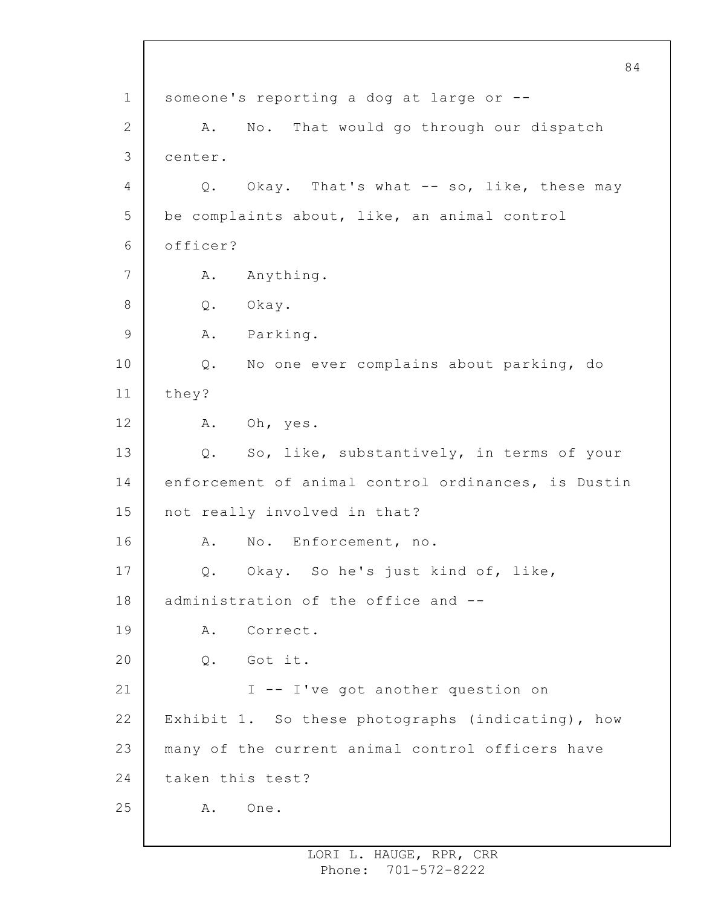someone's reporting a dog at large or --

A. No. That would go through our dispatch center.

Q. Okay. That's what -- so, like, these may be complaints about, like, an animal control officer?

A. Anything.

Q. Okay.

A. Parking.

Q. No one ever complains about parking, do they?

A. Oh, yes.

Q. So, like, substantively, in terms of your enforcement of animal control ordinances, is Dustin not really involved in that?

A. No. Enforcement, no.

Q. Okay. So he's just kind of, like, administration of the office and --

A. Correct.

Q. Got it.

I -- I've got another question on Exhibit 1. So these photographs (indicating), how many of the current animal control officers have taken this test?

A. One.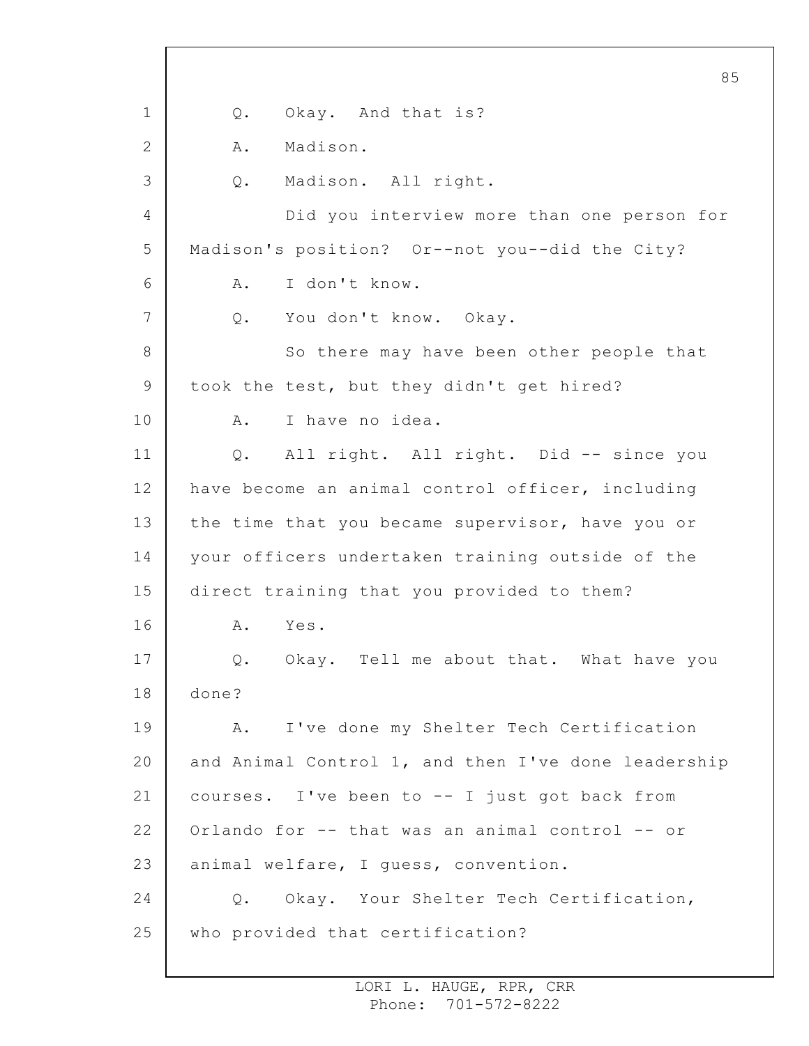Q. Okay. And that is?

A. Madison.

Q. Madison. All right.

Did you interview more than one person for Madison's position? Or--not you--did the City?

A. I don't know.

Q. You don't know. Okay.

So there may have been other people that took the test, but they didn't get hired?

A. I have no idea.

Q. All right. All right. Did -- since you have become an animal control officer, including the time that you became supervisor, have you or your officers undertaken training outside of the direct training that you provided to them?

A. Yes.

Q. Okay. Tell me about that. What have you done?

A. I've done my Shelter Tech Certification and Animal Control 1, and then I've done leadership courses. I've been to -- I just got back from Orlando for -- that was an animal control -- or animal welfare, I guess, convention.

Q. Okay. Your Shelter Tech Certification, who provided that certification?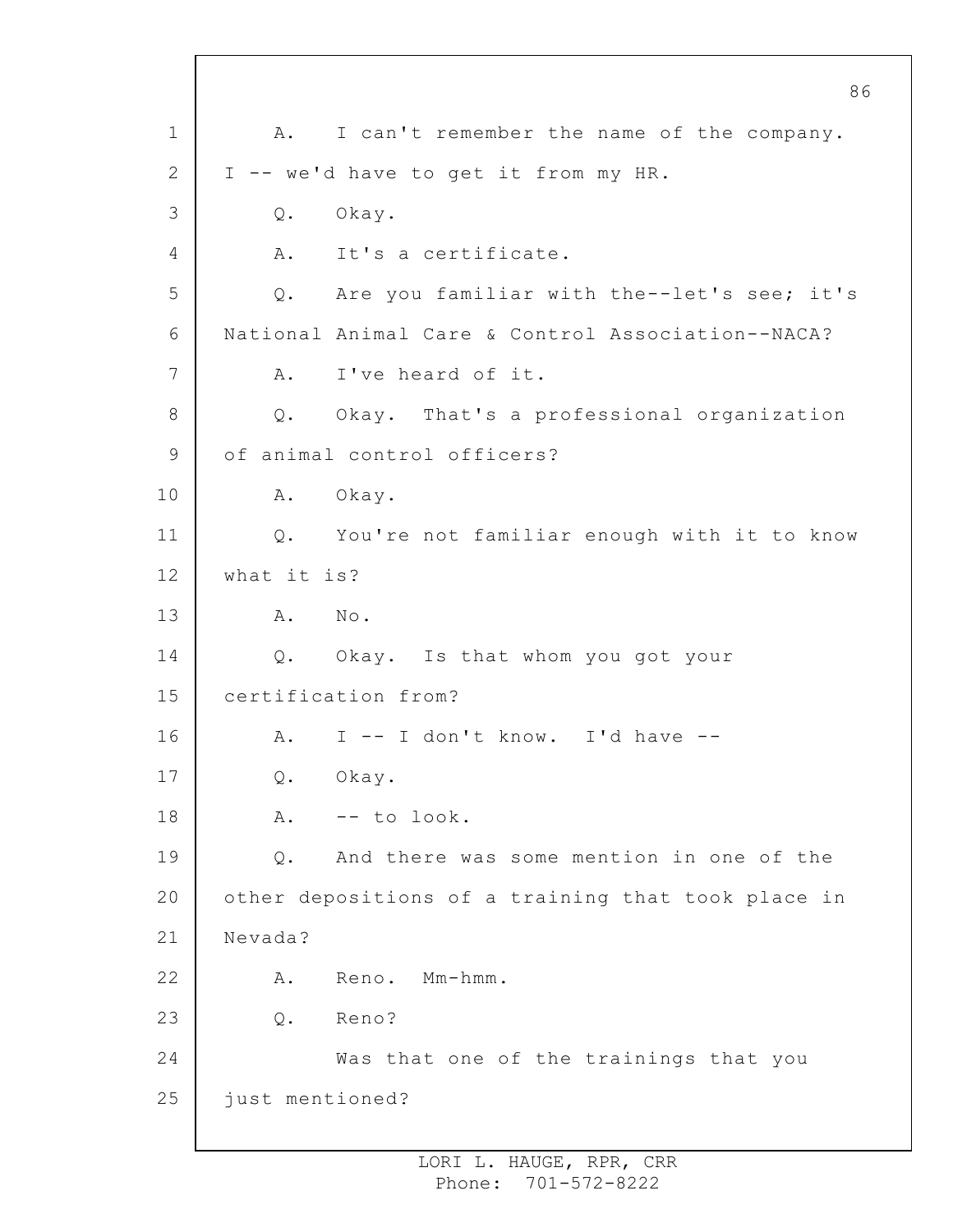1 A. I can't remember the name of the company.
2 I -- we'd have to get it from my HR.
3 Q. Okay.
4 A. It's a certificate.
5 Q. Are you familiar with the--let's see; it's
6 National Animal Care & Control Association--NACA?
7 A. I've heard of it.
8 Q. Okay. That's a professional organization
9 of animal control officers?
10 A. Okay.
11 Q. You're not familiar enough with it to know
12 what it is?
13 A. No.
14 Q. Okay. Is that whom you got your
15 certification from?
16 A. I -- I don't know. I'd have --
17 Q. Okay.
18 A. -- to look.
19 Q. And there was some mention in one of the
20 other depositions of a training that took place in
21 Nevada?
22 A. Reno. Mm-hmm.
23 Q. Reno?
24 Was that one of the trainings that you
25 just mentioned?

LORI L. HAUGE, RPR, CRR
Phone: 701-572-8222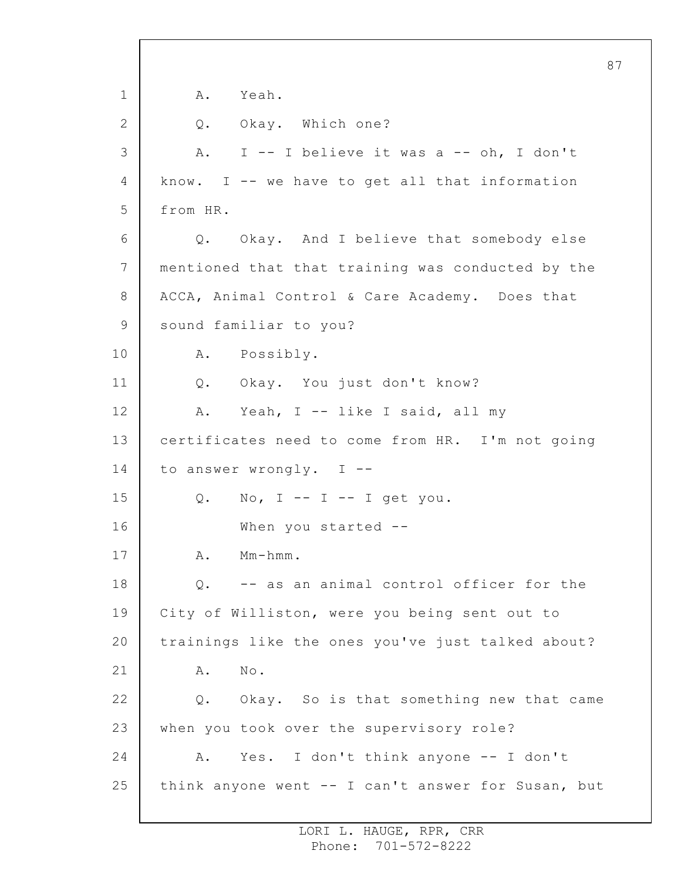A. Yeah.

Q. Okay. Which one?

A. I -- I believe it was a -- oh, I don't know. I -- we have to get all that information from HR.

Q. Okay. And I believe that somebody else mentioned that that training was conducted by the ACCA, Animal Control & Care Academy. Does that sound familiar to you?

A. Possibly.

Q. Okay. You just don't know?

A. Yeah, I -- like I said, all my certificates need to come from HR. I'm not going to answer wrongly. I --

Q. No, I -- I -- I get you.

When you started --

A. Mm-hmm.

Q. -- as an animal control officer for the City of Williston, were you being sent out to trainings like the ones you've just talked about?

A. No.

Q. Okay. So is that something new that came when you took over the supervisory role?

A. Yes. I don't think anyone -- I don't think anyone went -- I can't answer for Susan, but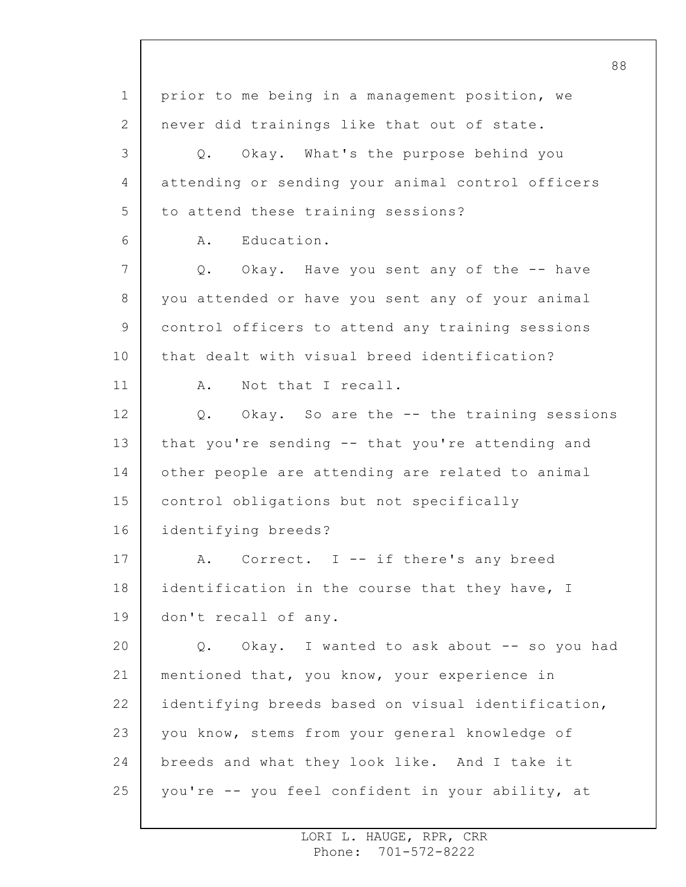prior to me being in a management position, we never did trainings like that out of state.

Q. Okay. What's the purpose behind you attending or sending your animal control officers to attend these training sessions?

A. Education.

Q. Okay. Have you sent any of the -- have you attended or have you sent any of your animal control officers to attend any training sessions that dealt with visual breed identification?

A. Not that I recall.

Q. Okay. So are the -- the training sessions that you're sending -- that you're attending and other people are attending are related to animal control obligations but not specifically identifying breeds?

A. Correct. I -- if there's any breed identification in the course that they have, I don't recall of any.

Q. Okay. I wanted to ask about -- so you had mentioned that, you know, your experience in identifying breeds based on visual identification, you know, stems from your general knowledge of breeds and what they look like. And I take it you're -- you feel confident in your ability, at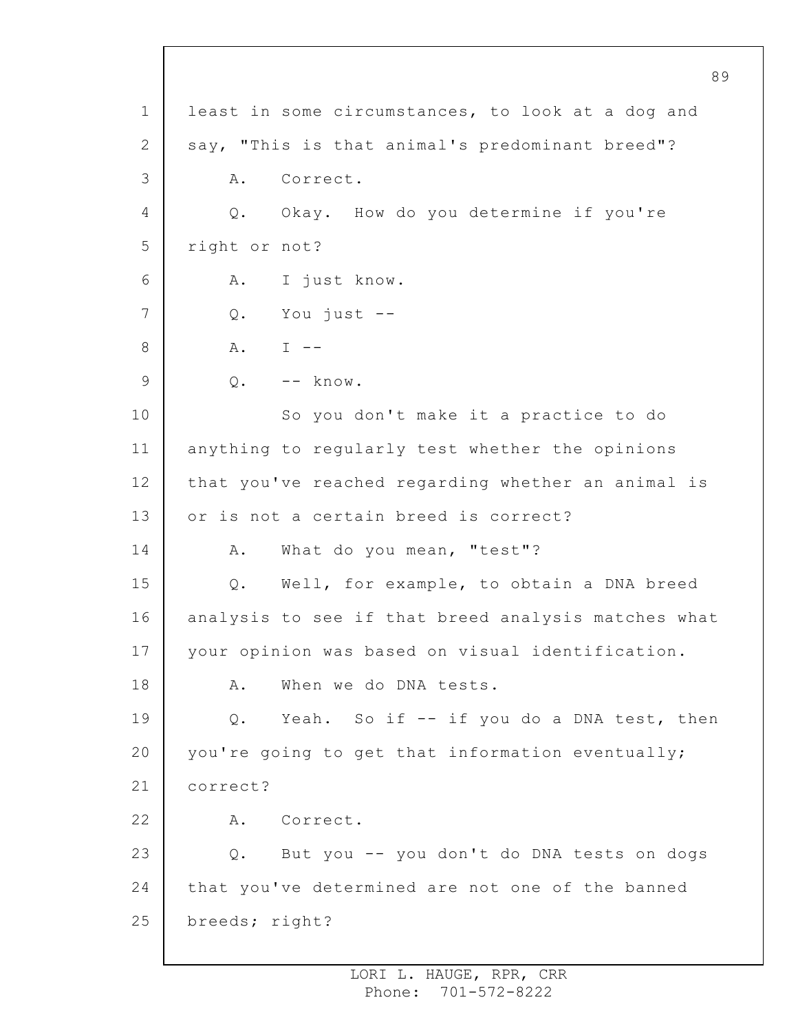least in some circumstances, to look at a dog and say, "This is that animal's predominant breed"?

A. Correct.

Q. Okay. How do you determine if you're right or not?

A. I just know.

Q. You just --

A. I --

Q. -- know.

So you don't make it a practice to do anything to regularly test whether the opinions that you've reached regarding whether an animal is or is not a certain breed is correct?

A. What do you mean, "test"?

Q. Well, for example, to obtain a DNA breed analysis to see if that breed analysis matches what your opinion was based on visual identification.

A. When we do DNA tests.

Q. Yeah. So if -- if you do a DNA test, then you're going to get that information eventually; correct?

A. Correct.

Q. But you -- you don't do DNA tests on dogs that you've determined are not one of the banned breeds; right?

LORI L. HAUGE, RPR, CRR
Phone: 701-572-8222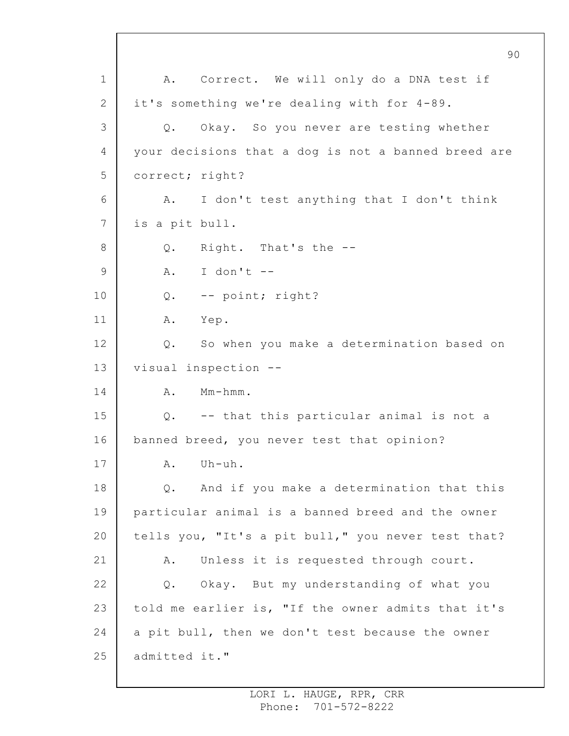A. Correct. We will only do a DNA test if it's something we're dealing with for 4-89.

Q. Okay. So you never are testing whether your decisions that a dog is not a banned breed are correct; right?

A. I don't test anything that I don't think is a pit bull.

Q. Right. That's the --

A. I don't --

Q. -- point; right?

A. Yep.

Q. So when you make a determination based on visual inspection --

A. Mm-hmm.

Q. -- that this particular animal is not a banned breed, you never test that opinion?

A. Uh-uh.

Q. And if you make a determination that this particular animal is a banned breed and the owner tells you, "It's a pit bull," you never test that?

A. Unless it is requested through court.

Q. Okay. But my understanding of what you told me earlier is, "If the owner admits that it's a pit bull, then we don't test because the owner admitted it."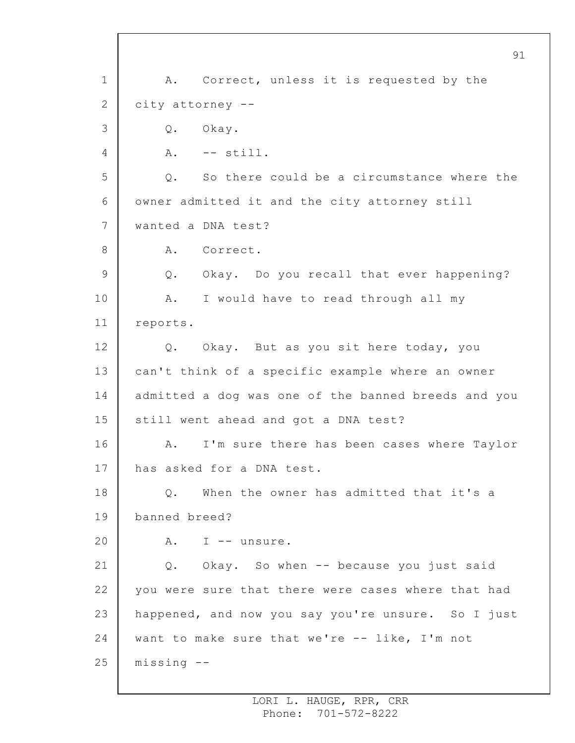1 A. Correct, unless it is requested by the
2 city attorney --
3 Q. Okay.
4 A. -- still.
5 Q. So there could be a circumstance where the
6 owner admitted it and the city attorney still
7 wanted a DNA test?
8 A. Correct.
9 Q. Okay. Do you recall that ever happening?
10 A. I would have to read through all my
11 reports.
12 Q. Okay. But as you sit here today, you
13 can't think of a specific example where an owner
14 admitted a dog was one of the banned breeds and you
15 still went ahead and got a DNA test?
16 A. I'm sure there has been cases where Taylor
17 has asked for a DNA test.
18 Q. When the owner has admitted that it's a
19 banned breed?
20 A. I -- unsure.
21 Q. Okay. So when -- because you just said
22 you were sure that there were cases where that had
23 happened, and now you say you're unsure. So I just
24 want to make sure that we're -- like, I'm not
25 missing --

LORI L. HAUGE, RPR, CRR
Phone: 701-572-8222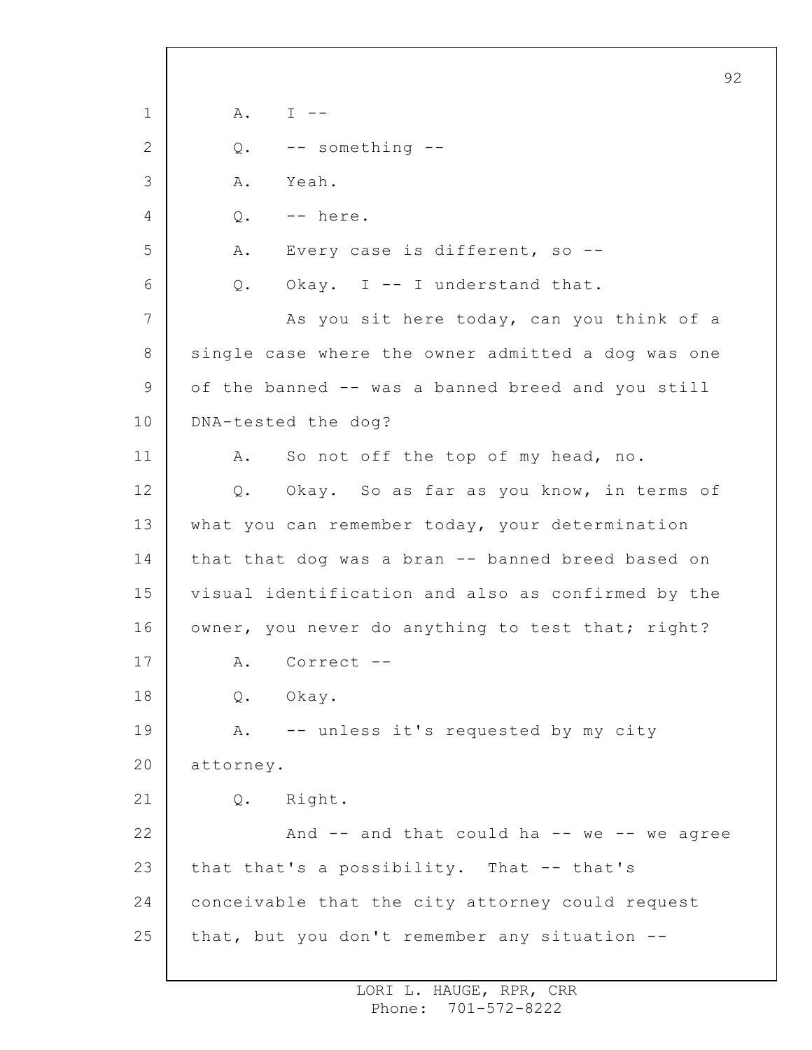1 A. I --

2 Q. -- something --

3 A. Yeah.

4 Q. -- here.

5 A. Every case is different, so --

6 Q. Okay. I -- I understand that.

7 As you sit here today, can you think of a

8 single case where the owner admitted a dog was one

9 of the banned -- was a banned breed and you still

10 DNA-tested the dog?

11 A. So not off the top of my head, no.

12 Q. Okay. So as far as you know, in terms of

13 what you can remember today, your determination

14 that that dog was a bran -- banned breed based on

15 visual identification and also as confirmed by the

16 owner, you never do anything to test that; right?

17 A. Correct --

18 Q. Okay.

19 A. -- unless it's requested by my city

20 attorney.

21 Q. Right.

22 And -- and that could ha -- we -- we agree

23 that that's a possibility. That -- that's

24 conceivable that the city attorney could request

25 that, but you don't remember any situation --

LORI L. HAUGE, RPR, CRR
Phone: 701-572-8222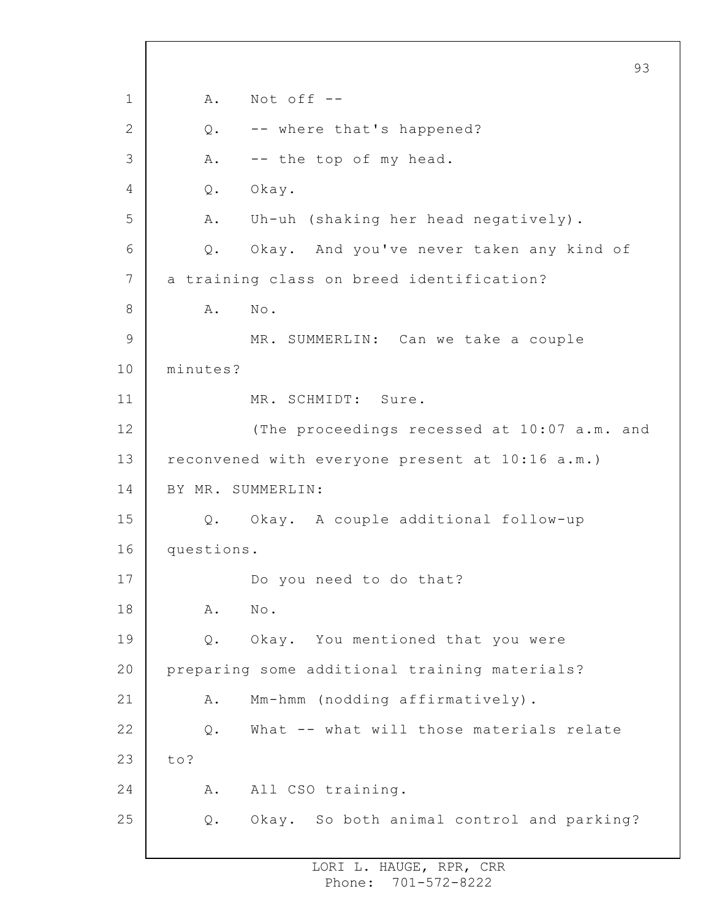A. Not off --

Q. -- where that's happened?

A. -- the top of my head.

Q. Okay.

A. Uh-uh (shaking her head negatively).

Q. Okay. And you've never taken any kind of a training class on breed identification?

A. No.

MR. SUMMERLIN: Can we take a couple minutes?

MR. SCHMIDT: Sure.

(The proceedings recessed at 10:07 a.m. and reconvened with everyone present at 10:16 a.m.)

BY MR. SUMMERLIN:

Q. Okay. A couple additional follow-up questions.

Do you need to do that?

A. No.

Q. Okay. You mentioned that you were preparing some additional training materials?

A. Mm-hmm (nodding affirmatively).

Q. What -- what will those materials relate to?

A. All CSO training.

Q. Okay. So both animal control and parking?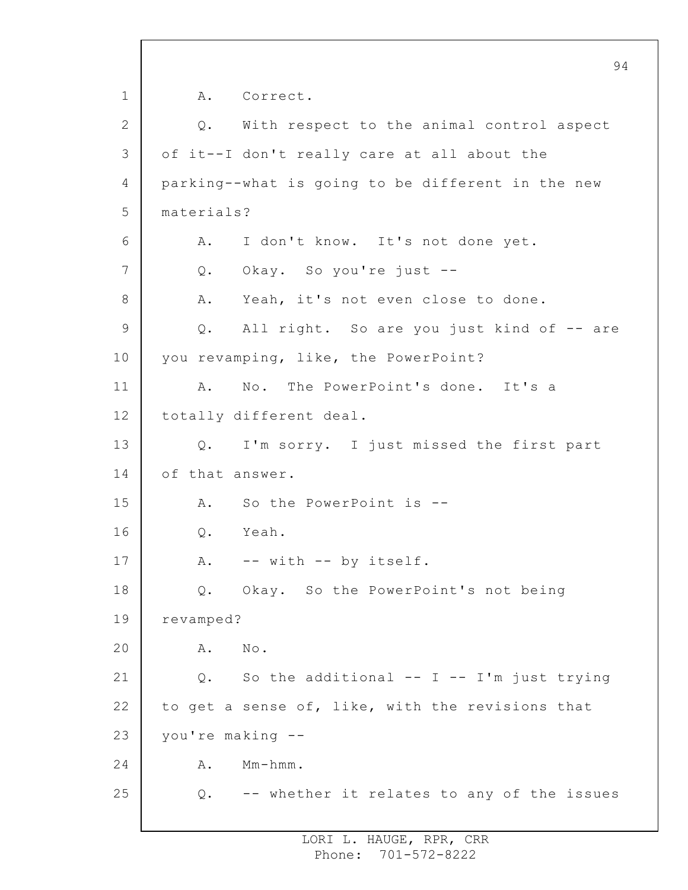A. Correct.

Q. With respect to the animal control aspect of it--I don't really care at all about the parking--what is going to be different in the new materials?

A. I don't know. It's not done yet.

Q. Okay. So you're just --

A. Yeah, it's not even close to done.

Q. All right. So are you just kind of -- are you revamping, like, the PowerPoint?

A. No. The PowerPoint's done. It's a totally different deal.

Q. I'm sorry. I just missed the first part of that answer.

A. So the PowerPoint is --

Q. Yeah.

A. -- with -- by itself.

Q. Okay. So the PowerPoint's not being revamped?

A. No.

Q. So the additional -- I -- I'm just trying to get a sense of, like, with the revisions that you're making --

A. Mm-hmm.

Q. -- whether it relates to any of the issues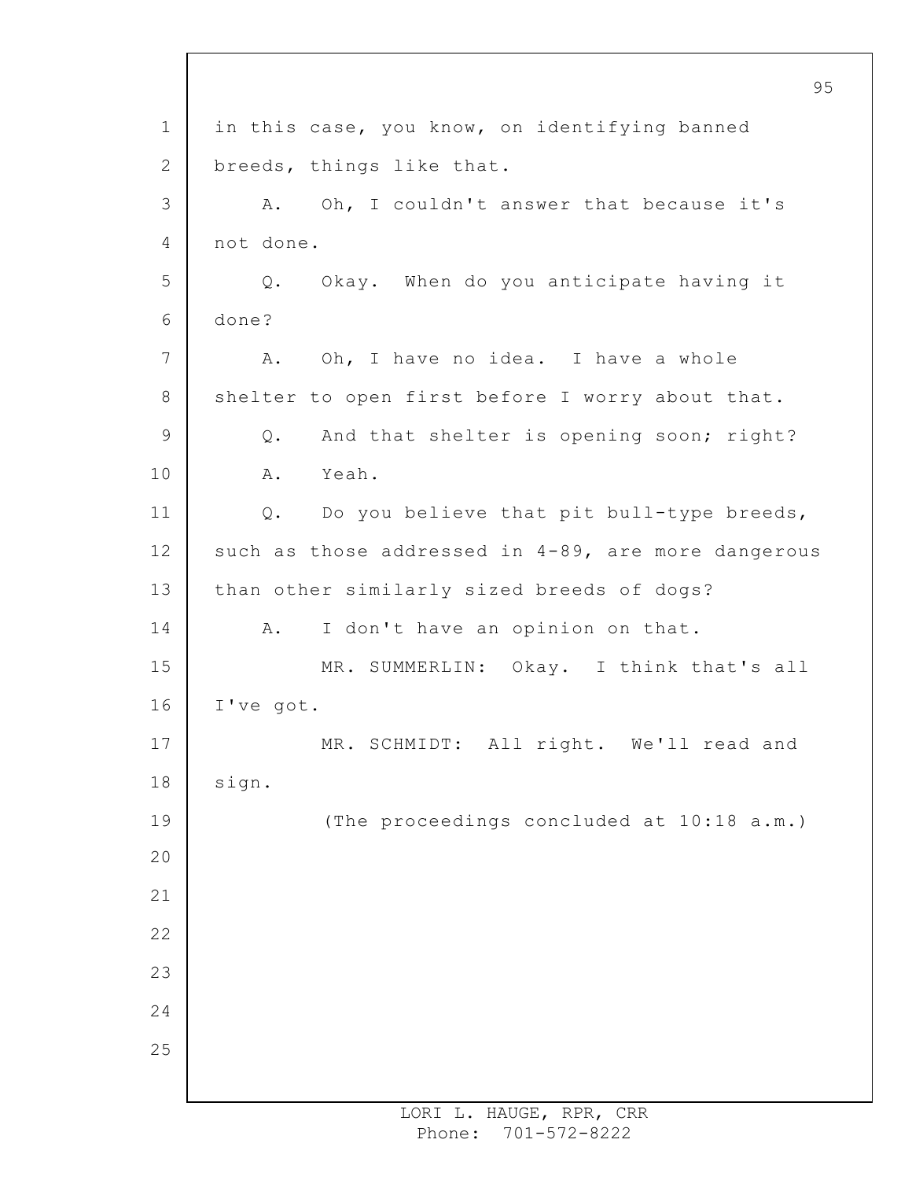in this case, you know, on identifying banned breeds, things like that.

A. Oh, I couldn't answer that because it's not done.

Q. Okay. When do you anticipate having it done?

A. Oh, I have no idea. I have a whole shelter to open first before I worry about that.

Q. And that shelter is opening soon; right?

A. Yeah.

Q. Do you believe that pit bull-type breeds, such as those addressed in 4-89, are more dangerous than other similarly sized breeds of dogs?

A. I don't have an opinion on that.

MR. SUMMERLIN: Okay. I think that's all I've got.

MR. SCHMIDT: All right. We'll read and sign.

(The proceedings concluded at 10:18 a.m.)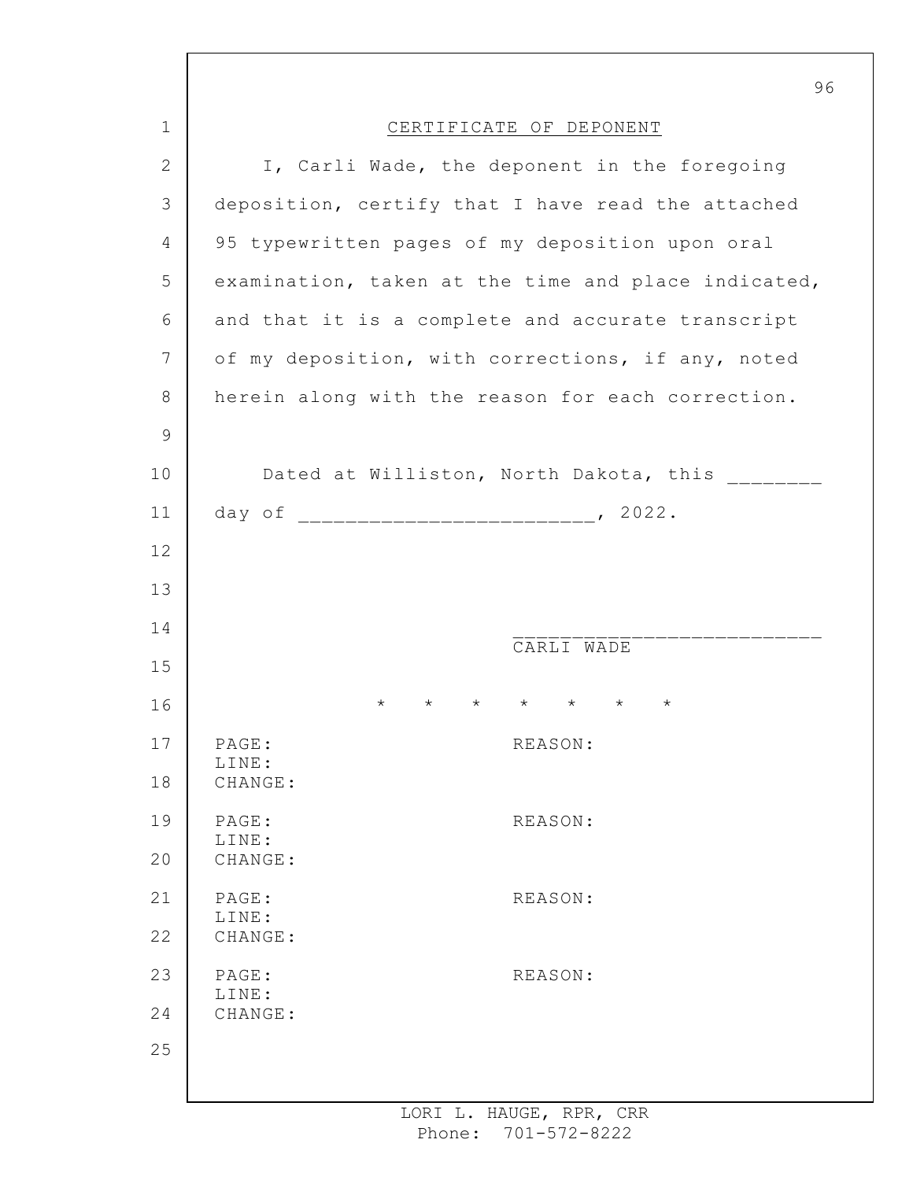## CERTIFICATE OF DEPONENT

I, Carli Wade, the deponent in the foregoing deposition, certify that I have read the attached 95 typewritten pages of my deposition upon oral examination, taken at the time and place indicated, and that it is a complete and accurate transcript of my deposition, with corrections, if any, noted herein along with the reason for each correction.

Dated at Williston, North Dakota, this ________ day of ________________________, 2022.

__________________________
CARLI WADE

\* \* \* \* \* \* \*

PAGE: REASON:
LINE:
CHANGE:

PAGE: REASON:
LINE:
CHANGE:

PAGE: REASON:
LINE:
CHANGE:

PAGE: REASON:
LINE:
CHANGE: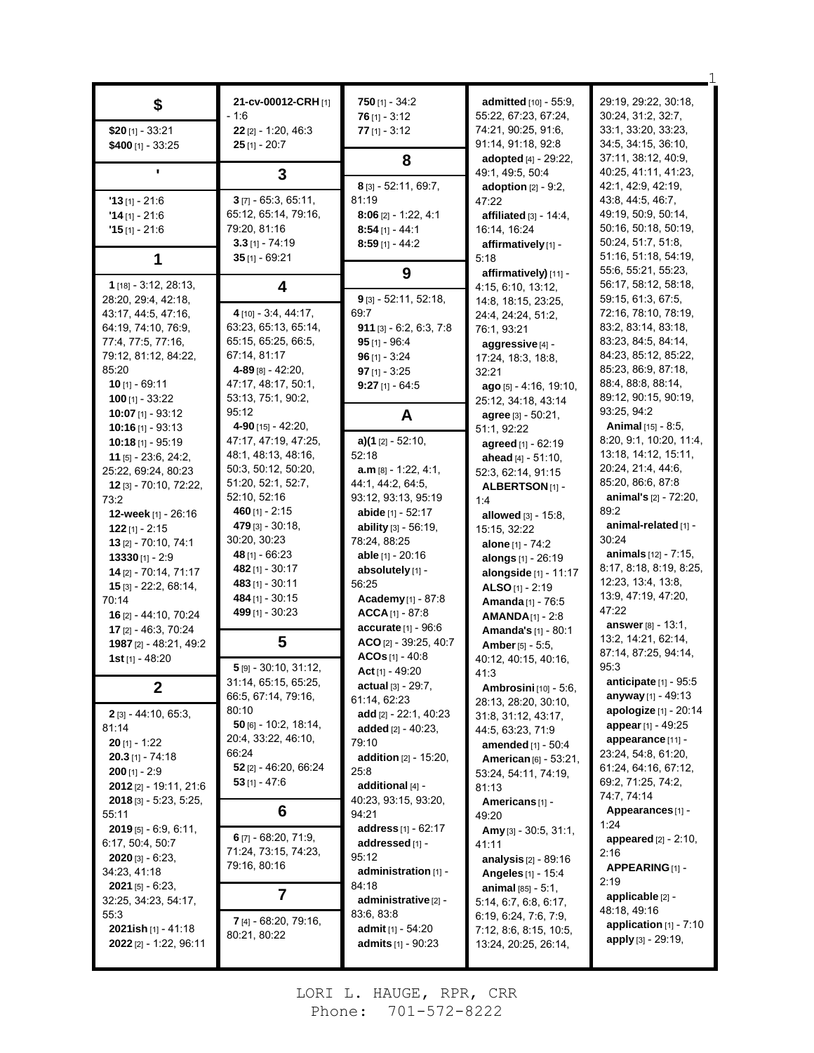## $

**$20** [1] - 33:21
**$400** [1] - 33:25

## '

**'13** [1] - 21:6
**'14** [1] - 21:6
**'15** [1] - 21:6

## 1

**1** [18] - 3:12, 28:13, 28:20, 29:4, 42:18, 43:17, 44:5, 47:16, 64:19, 74:10, 76:9, 77:4, 77:5, 77:16, 79:12, 81:12, 84:22, 85:20
**10** [1] - 69:11
**100** [1] - 33:22
**10:07** [1] - 93:12
**10:16** [1] - 93:13
**10:18** [1] - 95:19
**11** [5] - 23:6, 24:2, 25:22, 69:24, 80:23
**12** [3] - 70:10, 72:22, 73:2
**12-week** [1] - 26:16
**122** [1] - 2:15
**13** [2] - 70:10, 74:1
**13330** [1] - 2:9
**14** [2] - 70:14, 71:17
**15** [3] - 22:2, 68:14, 70:14
**16** [2] - 44:10, 70:24
**17** [2] - 46:3, 70:24
**1987** [2] - 48:21, 49:2
**1st** [1] - 48:20

## 2

**2** [3] - 44:10, 65:3, 81:14
**20** [1] - 1:22
**20.3** [1] - 74:18
**200** [1] - 2:9
**2012** [2] - 19:11, 21:6
**2018** [3] - 5:23, 5:25, 55:11
**2019** [5] - 6:9, 6:11, 6:17, 50:4, 50:7
**2020** [3] - 6:23, 34:23, 41:18
**2021** [5] - 6:23, 32:25, 34:23, 54:17, 55:3
**2021ish** [1] - 41:18
**2022** [2] - 1:22, 96:11
**21-cv-00012-CRH** [1] - 1:6
**22** [2] - 1:20, 46:3
**25** [1] - 20:7

## 3

**3** [7] - 65:3, 65:11, 65:12, 65:14, 79:16, 79:20, 81:16
**3.3** [1] - 74:19
**35** [1] - 69:21

## 4

**4** [10] - 3:4, 44:17, 63:23, 65:13, 65:14, 65:15, 65:25, 66:5, 67:14, 81:17
**4-89** [8] - 42:20, 47:17, 48:17, 50:1, 53:13, 75:1, 90:2, 95:12
**4-90** [15] - 42:20, 47:17, 47:19, 47:25, 48:1, 48:13, 48:16, 50:3, 50:12, 50:20, 51:20, 52:1, 52:7, 52:10, 52:16
**460** [1] - 2:15
**479** [3] - 30:18, 30:20, 30:23
**48** [1] - 66:23
**482** [1] - 30:17
**483** [1] - 30:11
**484** [1] - 30:15
**499** [1] - 30:23

## 5

**5** [9] - 30:10, 31:12, 31:14, 65:15, 65:25, 66:5, 67:14, 79:16, 80:10
**50** [6] - 10:2, 18:14, 20:4, 33:22, 46:10, 66:24
**52** [2] - 46:20, 66:24
**53** [1] - 47:6

## 6

**6** [7] - 68:20, 71:9, 71:24, 73:15, 74:23, 79:16, 80:16

## 7

**7** [4] - 68:20, 79:16, 80:21, 80:22
**750** [1] - 34:2
**76** [1] - 3:12
**77** [1] - 3:12

## 8

**8** [3] - 52:11, 69:7, 81:19
**8:06** [2] - 1:22, 4:1
**8:54** [1] - 44:1
**8:59** [1] - 44:2

## 9

**9** [3] - 52:11, 52:18, 69:7
**911** [3] - 6:2, 6:3, 7:8
**95** [1] - 96:4
**96** [1] - 3:24
**97** [1] - 3:25
**9:27** [1] - 64:5

## A

**a)(1** [2] - 52:10, 52:18
**a.m** [8] - 1:22, 4:1, 44:1, 44:2, 64:5, 93:12, 93:13, 95:19
**abide** [1] - 52:17
**ability** [3] - 56:19, 78:24, 88:25
**able** [1] - 20:16
**absolutely** [1] - 56:25
**Academy** [1] - 87:8
**ACCA** [1] - 87:8
**accurate** [1] - 96:6
**ACO** [2] - 39:25, 40:7
**ACOs** [1] - 40:8
**Act** [1] - 49:20
**actual** [3] - 29:7, 61:14, 62:23
**add** [2] - 22:1, 40:23
**added** [2] - 40:23, 79:10
**addition** [2] - 15:20, 25:8
**additional** [4] - 40:23, 93:15, 93:20, 94:21
**address** [1] - 62:17
**addressed** [1] - 95:12
**administration** [1] - 84:18
**administrative** [2] - 83:6, 83:8
**admit** [1] - 54:20
**admits** [1] - 90:23
**admitted** [10] - 55:9, 55:22, 67:23, 67:24, 74:21, 90:25, 91:6, 91:14, 91:18, 92:8
**adopted** [4] - 29:22, 49:1, 49:5, 50:4
**adoption** [2] - 9:2, 47:22
**affiliated** [3] - 14:4, 16:14, 16:24
**affirmatively** [1] - 5:18
**affirmatively)** [11] - 4:15, 6:10, 13:12, 14:8, 18:15, 23:25, 24:4, 24:24, 51:2, 76:1, 93:21
**aggressive** [4] - 17:24, 18:3, 18:8, 32:21
**ago** [5] - 4:16, 19:10, 25:12, 34:18, 43:14
**agree** [3] - 50:21, 51:1, 92:22
**agreed** [1] - 62:19
**ahead** [4] - 51:10, 52:3, 62:14, 91:15
**ALBERTSON** [1] - 1:4
**allowed** [3] - 15:8, 15:15, 32:22
**alone** [1] - 74:2
**alongs** [1] - 26:19
**alongside** [1] - 11:17
**ALSO** [1] - 2:19
**Amanda** [1] - 76:5
**AMANDA** [1] - 2:8
**Amanda's** [1] - 80:1
**Amber** [5] - 5:5, 40:12, 40:15, 40:16, 41:3
**Ambrosini** [10] - 5:6, 28:13, 28:20, 30:10, 31:8, 31:12, 43:17, 44:5, 63:23, 71:9
**amended** [1] - 50:4
**American** [6] - 53:21, 53:24, 54:11, 74:19, 81:13
**Americans** [1] - 49:20
**Amy** [3] - 30:5, 31:1, 41:11
**analysis** [2] - 89:16
**Angeles** [1] - 15:4
**animal** [85] - 5:1, 5:14, 6:7, 6:8, 6:17, 6:19, 6:24, 7:6, 7:9, 7:12, 8:6, 8:15, 10:5, 13:24, 20:25, 26:14, 29:19, 29:22, 30:18, 30:24, 31:2, 32:7, 33:1, 33:20, 33:23, 34:5, 34:15, 36:10, 37:11, 38:12, 40:9, 40:25, 41:11, 41:23, 42:1, 42:9, 42:19, 43:8, 44:5, 46:7, 49:19, 50:9, 50:14, 50:16, 50:18, 50:19, 50:24, 51:7, 51:8, 51:16, 51:18, 54:19, 55:6, 55:21, 55:23, 56:17, 58:12, 58:18, 59:15, 61:3, 67:5, 72:16, 78:10, 78:19, 83:2, 83:14, 83:18, 83:23, 84:5, 84:14, 84:23, 85:12, 85:22, 85:23, 86:9, 87:18, 88:4, 88:8, 88:14, 89:12, 90:15, 90:19, 93:25, 94:2
**Animal** [15] - 8:5, 8:20, 9:1, 10:20, 11:4, 13:18, 14:12, 15:11, 20:24, 21:4, 44:6, 85:20, 86:6, 87:8
**animal's** [2] - 72:20, 89:2
**animal-related** [1] - 30:24
**animals** [12] - 7:15, 8:17, 8:18, 8:19, 8:25, 12:23, 13:4, 13:8, 13:9, 47:19, 47:20, 47:22
**answer** [8] - 13:1, 13:2, 14:21, 62:14, 87:14, 87:25, 94:14, 95:3
**anticipate** [1] - 95:5
**anyway** [1] - 49:13
**apologize** [1] - 20:14
**appear** [1] - 49:25
**appearance** [11] - 23:24, 54:8, 61:20, 61:24, 64:16, 67:12, 69:2, 71:25, 74:2, 74:7, 74:14
**Appearances** [1] - 1:24
**appeared** [2] - 2:10, 2:16
**APPEARING** [1] - 2:19
**applicable** [2] - 48:18, 49:16
**application** [1] - 7:10
**apply** [3] - 29:19,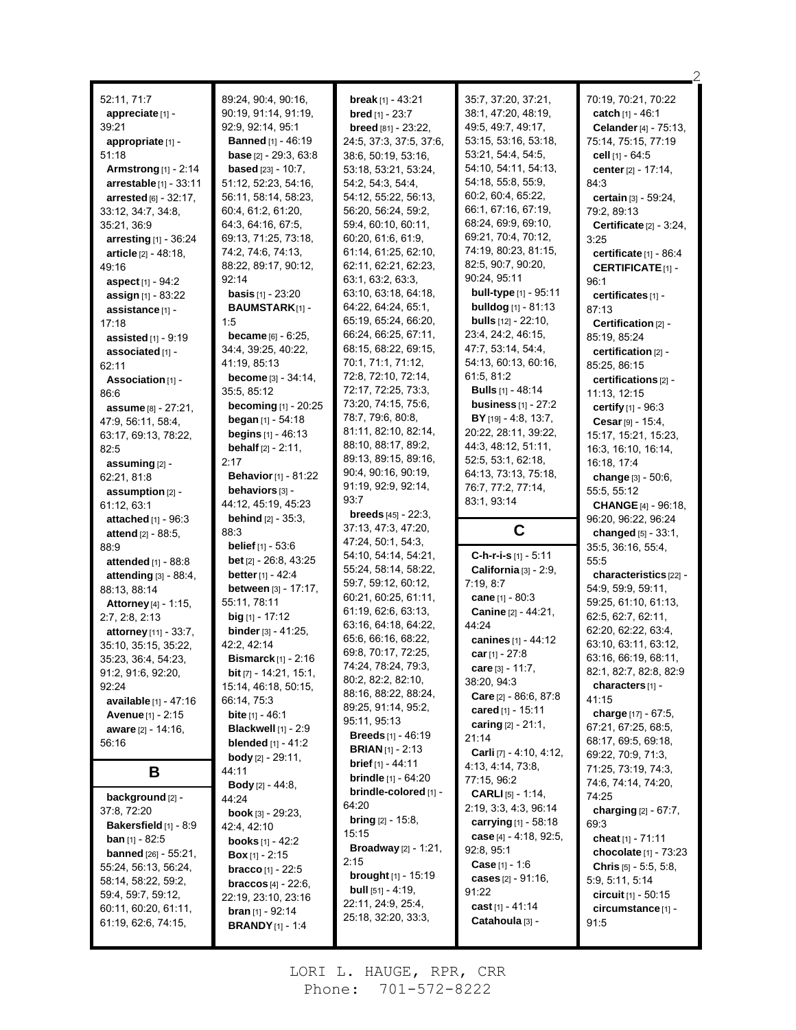52:11, 71:7
**appreciate** [1] - 39:21
**appropriate** [1] - 51:18
**Armstrong** [1] - 2:14
**arrestable** [1] - 33:11
**arrested** [6] - 32:17, 33:12, 34:7, 34:8, 35:21, 36:9
**arresting** [1] - 36:24
**article** [2] - 48:18, 49:16
**aspect** [1] - 94:2
**assign** [1] - 83:22
**assistance** [1] - 17:18
**assisted** [1] - 9:19
**associated** [1] - 62:11
**Association** [1] - 86:6
**assume** [8] - 27:21, 47:9, 56:11, 58:4, 63:17, 69:13, 78:22, 82:5
**assuming** [2] - 62:21, 81:8
**assumption** [2] - 61:12, 63:1
**attached** [1] - 96:3
**attend** [2] - 88:5, 88:9
**attended** [1] - 88:8
**attending** [3] - 88:4, 88:13, 88:14
**Attorney** [4] - 1:15, 2:7, 2:8, 2:13
**attorney** [11] - 33:7, 35:10, 35:15, 35:22, 35:23, 36:4, 54:23, 91:2, 91:6, 92:20, 92:24
**available** [1] - 47:16
**Avenue** [1] - 2:15
**aware** [2] - 14:16, 56:16

## B

**background** [2] - 37:8, 72:20
**Bakersfield** [1] - 8:9
**ban** [1] - 82:5
**banned** [26] - 55:21, 55:24, 56:13, 56:24, 58:14, 58:22, 59:2, 59:4, 59:7, 59:12, 60:11, 60:20, 61:11, 61:19, 62:6, 74:15, 89:24, 90:4, 90:16, 90:19, 91:14, 91:19, 92:9, 92:14, 95:1
**Banned** [1] - 46:19
**base** [2] - 29:3, 63:8
**based** [23] - 10:7, 51:12, 52:23, 54:16, 56:11, 58:14, 58:23, 60:4, 61:2, 61:20, 64:3, 64:16, 67:5, 69:13, 71:25, 73:18, 74:2, 74:6, 74:13, 88:22, 89:17, 90:12, 92:14
**basis** [1] - 23:20
**BAUMSTARK** [1] - 1:5
**became** [6] - 6:25, 34:4, 39:25, 40:22, 41:19, 85:13
**become** [3] - 34:14, 35:5, 85:12
**becoming** [1] - 20:25
**began** [1] - 54:18
**begins** [1] - 46:13
**behalf** [2] - 2:11, 2:17
**Behavior** [1] - 81:22
**behaviors** [3] - 44:12, 45:19, 45:23
**behind** [2] - 35:3, 88:3
**belief** [1] - 53:6
**bet** [2] - 26:8, 43:25
**better** [1] - 42:4
**between** [3] - 17:17, 55:11, 78:11
**big** [1] - 17:12
**binder** [3] - 41:25, 42:2, 42:14
**Bismarck** [1] - 2:16
**bit** [7] - 14:21, 15:1, 15:14, 46:18, 50:15, 66:14, 75:3
**bite** [1] - 46:1
**Blackwell** [1] - 2:9
**blended** [1] - 41:2
**body** [2] - 29:11, 44:11
**Body** [2] - 44:8, 44:24
**book** [3] - 29:23, 42:4, 42:10
**books** [1] - 42:2
**Box** [1] - 2:15
**bracco** [1] - 22:5
**braccos** [4] - 22:6, 22:19, 23:10, 23:16
**bran** [1] - 92:14
**BRANDY** [1] - 1:4
**break** [1] - 43:21
**bred** [1] - 23:7
**breed** [81] - 23:22, 24:5, 37:3, 37:5, 37:6, 38:6, 50:19, 53:16, 53:18, 53:21, 53:24, 54:2, 54:3, 54:4, 54:12, 55:22, 56:13, 56:20, 56:24, 59:2, 59:4, 60:10, 60:11, 60:20, 61:6, 61:9, 61:14, 61:25, 62:10, 62:11, 62:21, 62:23, 63:1, 63:2, 63:3, 63:10, 63:18, 64:18, 64:22, 64:24, 65:1, 65:19, 65:24, 66:20, 66:24, 66:25, 67:11, 68:15, 68:22, 69:15, 70:1, 71:1, 71:12, 72:8, 72:10, 72:14, 72:17, 72:25, 73:3, 73:20, 74:15, 75:6, 78:7, 79:6, 80:8, 81:11, 82:10, 82:14, 88:10, 88:17, 89:2, 89:13, 89:15, 89:16, 90:4, 90:16, 90:19, 91:19, 92:9, 92:14, 93:7
**breeds** [45] - 22:3, 37:13, 47:3, 47:20, 47:24, 50:1, 54:3, 54:10, 54:14, 54:21, 55:24, 58:14, 58:22, 59:7, 59:12, 60:12, 60:21, 60:25, 61:11, 61:19, 62:6, 63:13, 63:16, 64:18, 64:22, 65:6, 66:16, 68:22, 69:8, 70:17, 72:25, 74:24, 78:24, 79:3, 80:2, 82:2, 82:10, 88:16, 88:22, 88:24, 89:25, 91:14, 95:2, 95:11, 95:13
**Breeds** [1] - 46:19
**BRIAN** [1] - 2:13
**brief** [1] - 44:11
**brindle** [1] - 64:20
**brindle-colored** [1] - 64:20
**bring** [2] - 15:8, 15:15
**Broadway** [2] - 1:21, 2:15
**brought** [1] - 15:19
**bull** [51] - 4:19, 22:11, 24:9, 25:4, 25:18, 32:20, 33:3, 35:7, 37:20, 37:21, 38:1, 47:20, 48:19, 49:5, 49:7, 49:17, 53:15, 53:16, 53:18, 53:21, 54:4, 54:5, 54:10, 54:11, 54:13, 54:18, 55:8, 55:9, 60:2, 60:4, 65:22, 66:1, 67:16, 67:19, 68:24, 69:9, 69:10, 69:21, 70:4, 70:12, 74:19, 80:23, 81:15, 82:5, 90:7, 90:20, 90:24, 95:11
**bull-type** [1] - 95:11
**bulldog** [1] - 81:13
**bulls** [12] - 22:10, 23:4, 24:2, 46:15, 47:7, 53:14, 54:4, 54:13, 60:13, 60:16, 61:5, 81:2
**Bulls** [1] - 48:14
**business** [1] - 27:2
**BY** [19] - 4:8, 13:7, 20:22, 28:11, 39:22, 44:3, 48:12, 51:11, 52:5, 53:1, 62:18, 64:13, 73:13, 75:18, 76:7, 77:2, 77:14, 83:1, 93:14

## C

**C-h-r-i-s** [1] - 5:11
**California** [3] - 2:9, 7:19, 8:7
**cane** [1] - 80:3
**Canine** [2] - 44:21, 44:24
**canines** [1] - 44:12
**car** [1] - 27:8
**care** [3] - 11:7, 38:20, 94:3
**Care** [2] - 86:6, 87:8
**cared** [1] - 15:11
**caring** [2] - 21:1, 21:14
**Carli** [7] - 4:10, 4:12, 4:13, 4:14, 73:8, 77:15, 96:2
**CARLI** [5] - 1:14, 2:19, 3:3, 4:3, 96:14
**carrying** [1] - 58:18
**case** [4] - 4:18, 92:5, 92:8, 95:1
**Case** [1] - 1:6
**cases** [2] - 91:16, 91:22
**cast** [1] - 41:14
**Catahoula** [3] - 70:19, 70:21, 70:22
**catch** [1] - 46:1
**Celander** [4] - 75:13, 75:14, 75:15, 77:19
**cell** [1] - 64:5
**center** [2] - 17:14, 84:3
**certain** [3] - 59:24, 79:2, 89:13
**Certificate** [2] - 3:24, 3:25
**certificate** [1] - 86:4
**CERTIFICATE** [1] - 96:1
**certificates** [1] - 87:13
**Certification** [2] - 85:19, 85:24
**certification** [2] - 85:25, 86:15
**certifications** [2] - 11:13, 12:15
**certify** [1] - 96:3
**Cesar** [9] - 15:4, 15:17, 15:21, 15:23, 16:3, 16:10, 16:14, 16:18, 17:4
**change** [3] - 50:6, 55:5, 55:12
**CHANGE** [4] - 96:18, 96:20, 96:22, 96:24
**changed** [5] - 33:1, 35:5, 36:16, 55:4, 55:5
**characteristics** [22] - 54:9, 59:9, 59:11, 59:25, 61:10, 61:13, 62:5, 62:7, 62:11, 62:20, 62:22, 63:4, 63:10, 63:11, 63:12, 63:16, 66:19, 68:11, 82:1, 82:7, 82:8, 82:9
**characters** [1] - 41:15
**charge** [17] - 67:5, 67:21, 67:25, 68:5, 68:17, 69:5, 69:18, 69:22, 70:9, 71:3, 71:25, 73:19, 74:3, 74:6, 74:14, 74:20, 74:25
**charging** [2] - 67:7, 69:3
**cheat** [1] - 71:11
**chocolate** [1] - 73:23
**Chris** [5] - 5:5, 5:8, 5:9, 5:11, 5:14
**circuit** [1] - 50:15
**circumstance** [1] - 91:5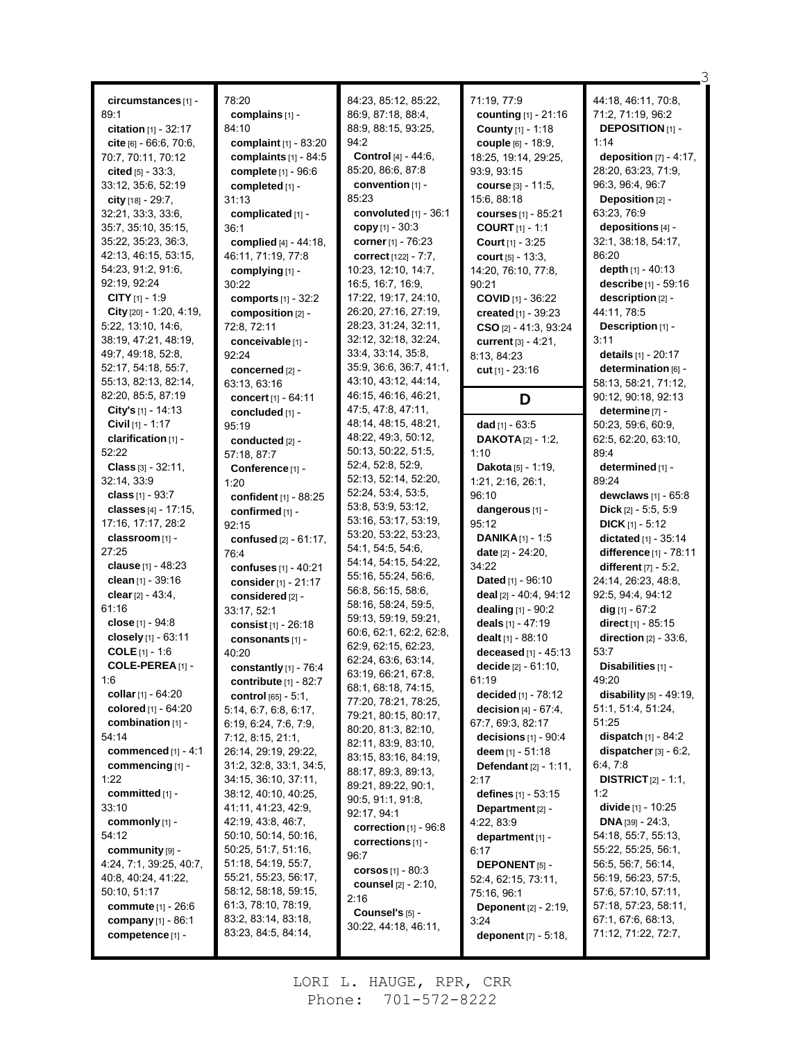**circumstances** [1] - 89:1
**citation** [1] - 32:17
**cite** [6] - 66:6, 70:6, 70:7, 70:11, 70:12
**cited** [5] - 33:3, 33:12, 35:6, 52:19
**city** [18] - 29:7, 32:21, 33:3, 33:6, 35:7, 35:10, 35:15, 35:22, 35:23, 36:3, 42:13, 46:15, 53:15, 54:23, 91:2, 91:6, 92:19, 92:24
**CITY** [1] - 1:9
**City** [20] - 1:20, 4:19, 5:22, 13:10, 14:6, 38:19, 47:21, 48:19, 49:7, 49:18, 52:8, 52:17, 54:18, 55:7, 55:13, 82:13, 82:14, 82:20, 85:5, 87:19
**City's** [1] - 14:13
**Civil** [1] - 1:17
**clarification** [1] - 52:22
**Class** [3] - 32:11, 32:14, 33:9
**class** [1] - 93:7
**classes** [4] - 17:15, 17:16, 17:17, 28:2
**classroom** [1] - 27:25
**clause** [1] - 48:23
**clean** [1] - 39:16
**clear** [2] - 43:4, 61:16
**close** [1] - 94:8
**closely** [1] - 63:11
**COLE** [1] - 1:6
**COLE-PEREA** [1] - 1:6
**collar** [1] - 64:20
**colored** [1] - 64:20
**combination** [1] - 54:14
**commenced** [1] - 4:1
**commencing** [1] - 1:22
**committed** [1] - 33:10
**commonly** [1] - 54:12
**community** [9] - 4:24, 7:1, 39:25, 40:7, 40:8, 40:24, 41:22, 50:10, 51:17
**commute** [1] - 26:6
**company** [1] - 86:1
**competence** [1] - 78:20
**complains** [1] - 84:10
**complaint** [1] - 83:20
**complaints** [1] - 84:5
**complete** [1] - 96:6
**completed** [1] - 31:13
**complicated** [1] - 36:1
**complied** [4] - 44:18, 46:11, 71:19, 77:8
**complying** [1] - 30:22
**comports** [1] - 32:2
**composition** [2] - 72:8, 72:11
**conceivable** [1] - 92:24
**concerned** [2] - 63:13, 63:16
**concert** [1] - 64:11
**concluded** [1] - 95:19
**conducted** [2] - 57:18, 87:7
**Conference** [1] - 1:20
**confident** [1] - 88:25
**confirmed** [1] - 92:15
**confused** [2] - 61:17, 76:4
**confuses** [1] - 40:21
**consider** [1] - 21:17
**considered** [2] - 33:17, 52:1
**consist** [1] - 26:18
**consonants** [1] - 40:20
**constantly** [1] - 76:4
**contribute** [1] - 82:7
**control** [65] - 5:1, 5:14, 6:7, 6:8, 6:17, 6:19, 6:24, 7:6, 7:9, 7:12, 8:15, 21:1, 26:14, 29:19, 29:22, 31:2, 32:8, 33:1, 34:5, 34:15, 36:10, 37:11, 38:12, 40:10, 40:25, 41:11, 41:23, 42:9, 42:19, 43:8, 46:7, 50:10, 50:14, 50:16, 50:25, 51:7, 51:16, 51:18, 54:19, 55:7, 55:21, 55:23, 56:17, 58:12, 58:18, 59:15, 61:3, 78:10, 78:19, 83:2, 83:14, 83:18, 83:23, 84:5, 84:14, 84:23, 85:12, 85:22, 86:9, 87:18, 88:4, 88:9, 88:15, 93:25, 94:2
**Control** [4] - 44:6, 85:20, 86:6, 87:8
**convention** [1] - 85:23
**convoluted** [1] - 36:1
**copy** [1] - 30:3
**corner** [1] - 76:23
**correct** [122] - 7:7, 10:23, 12:10, 14:7, 16:5, 16:7, 16:9, 17:22, 19:17, 24:10, 26:20, 27:16, 27:19, 28:23, 31:24, 32:11, 32:12, 32:18, 32:24, 33:4, 33:14, 35:8, 35:9, 36:6, 36:7, 41:1, 43:10, 43:12, 44:14, 46:15, 46:16, 46:21, 47:5, 47:8, 47:11, 48:14, 48:15, 48:21, 48:22, 49:3, 50:12, 50:13, 50:22, 51:5, 52:4, 52:8, 52:9, 52:13, 52:14, 52:20, 52:24, 53:4, 53:5, 53:8, 53:9, 53:12, 53:16, 53:17, 53:19, 53:20, 53:22, 53:23, 54:1, 54:5, 54:6, 54:14, 54:15, 54:22, 55:16, 55:24, 56:6, 56:8, 56:15, 58:6, 58:16, 58:24, 59:5, 59:13, 59:19, 59:21, 60:6, 62:1, 62:2, 62:8, 62:9, 62:15, 62:23, 62:24, 63:6, 63:14, 63:19, 66:21, 67:8, 68:1, 68:18, 74:15, 77:20, 78:21, 78:25, 79:21, 80:15, 80:17, 80:20, 81:3, 82:10, 82:11, 83:9, 83:10, 83:15, 83:16, 84:19, 88:17, 89:3, 89:13, 89:21, 89:22, 90:1, 90:5, 91:1, 91:8, 92:17, 94:1
**correction** [1] - 96:8
**corrections** [1] - 96:7
**corsos** [1] - 80:3
**counsel** [2] - 2:10, 2:16
**Counsel's** [5] - 30:22, 44:18, 46:11, 71:19, 77:9
**counting** [1] - 21:16
**County** [1] - 1:18
**couple** [6] - 18:9, 18:25, 19:14, 29:25, 93:9, 93:15
**course** [3] - 11:5, 15:6, 88:18
**courses** [1] - 85:21
**COURT** [1] - 1:1
**Court** [1] - 3:25
**court** [5] - 13:3, 14:20, 76:10, 77:8, 90:21
**COVID** [1] - 36:22
**created** [1] - 39:23
**CSO** [2] - 41:3, 93:24
**current** [3] - 4:21, 8:13, 84:23
**cut** [1] - 23:16

## D

**dad** [1] - 63:5
**DAKOTA** [2] - 1:2, 1:10
**Dakota** [5] - 1:19, 1:21, 2:16, 26:1, 96:10
**dangerous** [1] - 95:12
**DANIKA** [1] - 1:5
**date** [2] - 24:20, 34:22
**Dated** [1] - 96:10
**deal** [2] - 40:4, 94:12
**dealing** [1] - 90:2
**deals** [1] - 47:19
**dealt** [1] - 88:10
**deceased** [1] - 45:13
**decide** [2] - 61:10, 61:19
**decided** [1] - 78:12
**decision** [4] - 67:4, 67:7, 69:3, 82:17
**decisions** [1] - 90:4
**deem** [1] - 51:18
**Defendant** [2] - 1:11, 2:17
**defines** [1] - 53:15
**Department** [2] - 4:22, 83:9
**department** [1] - 6:17
**DEPONENT** [5] - 52:4, 62:15, 73:11, 75:16, 96:1
**Deponent** [2] - 2:19, 3:24
**deponent** [7] - 5:18, 44:18, 46:11, 70:8, 71:2, 71:19, 96:2
**DEPOSITION** [1] - 1:14
**deposition** [7] - 4:17, 28:20, 63:23, 71:9, 96:3, 96:4, 96:7
**Deposition** [2] - 63:23, 76:9
**depositions** [4] - 32:1, 38:18, 54:17, 86:20
**depth** [1] - 40:13
**describe** [1] - 59:16
**description** [2] - 44:11, 78:5
**Description** [1] - 3:11
**details** [1] - 20:17
**determination** [6] - 58:13, 58:21, 71:12, 90:12, 90:18, 92:13
**determine** [7] - 50:23, 59:6, 60:9, 62:5, 62:20, 63:10, 89:4
**determined** [1] - 89:24
**dewclaws** [1] - 65:8
**Dick** [2] - 5:5, 5:9
**DICK** [1] - 5:12
**dictated** [1] - 35:14
**difference** [1] - 78:11
**different** [7] - 5:2, 24:14, 26:23, 48:8, 92:5, 94:4, 94:12
**dig** [1] - 67:2
**direct** [1] - 85:15
**direction** [2] - 33:6, 53:7
**Disabilities** [1] - 49:20
**disability** [5] - 49:19, 51:1, 51:4, 51:24, 51:25
**dispatch** [1] - 84:2
**dispatcher** [3] - 6:2, 6:4, 7:8
**DISTRICT** [2] - 1:1, 1:2
**divide** [1] - 10:25
**DNA** [39] - 24:3, 54:18, 55:7, 55:13, 55:22, 55:25, 56:1, 56:5, 56:7, 56:14, 56:19, 56:23, 57:5, 57:6, 57:10, 57:11, 57:18, 57:23, 58:11, 67:1, 67:6, 68:13, 71:12, 71:22, 72:7,

LORI L. HAUGE, RPR, CRR
Phone: 701-572-8222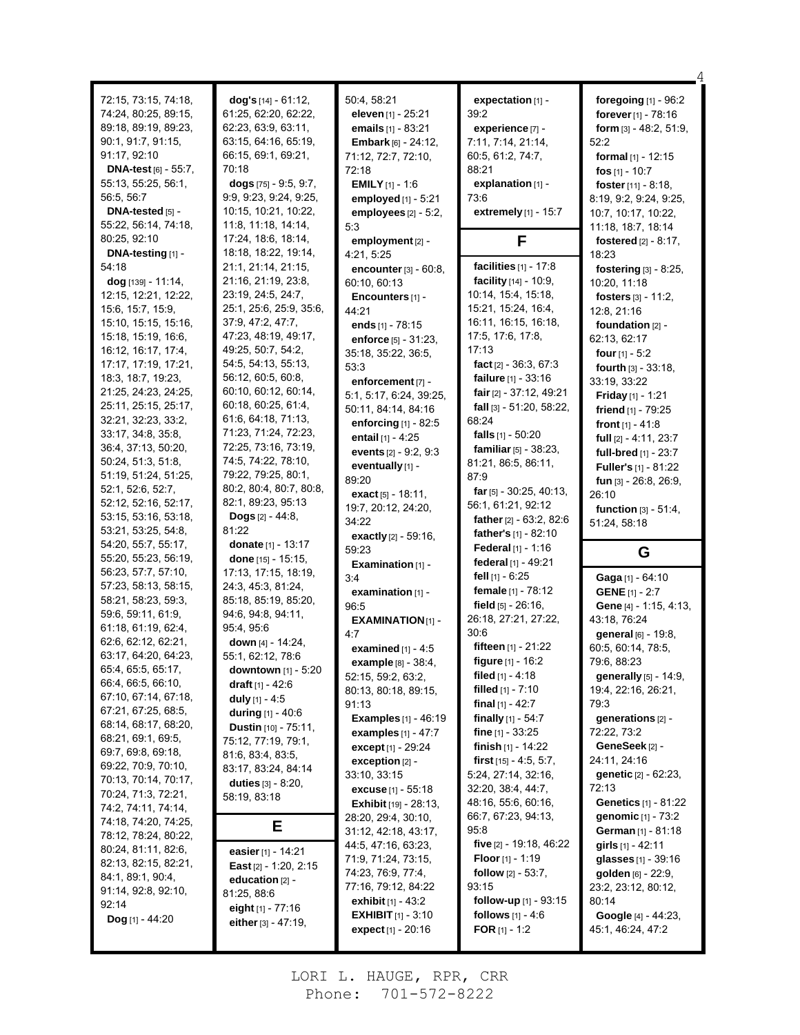72:15, 73:15, 74:18, 74:24, 80:25, 89:15, 89:18, 89:19, 89:23, 90:1, 91:7, 91:15, 91:17, 92:10

**DNA-test** [6] - 55:7, 55:13, 55:25, 56:1, 56:5, 56:7

**DNA-tested** [5] - 55:22, 56:14, 74:18, 80:25, 92:10

**DNA-testing** [1] - 54:18

**dog** [139] - 11:14, 12:15, 12:21, 12:22, 15:6, 15:7, 15:9, 15:10, 15:15, 15:16, 15:18, 15:19, 16:6, 16:12, 16:17, 17:4, 17:17, 17:19, 17:21, 18:3, 18:7, 19:23, 21:25, 24:23, 24:25, 25:11, 25:15, 25:17, 32:21, 32:23, 33:2, 33:17, 34:8, 35:8, 36:4, 37:13, 50:20, 50:24, 51:3, 51:8, 51:19, 51:24, 51:25, 52:1, 52:6, 52:7, 52:12, 52:16, 52:17, 53:15, 53:16, 53:18, 53:21, 53:25, 54:8, 54:20, 55:7, 55:17, 55:20, 55:23, 56:19, 56:23, 57:7, 57:10, 57:23, 58:13, 58:15, 58:21, 58:23, 59:3, 59:6, 59:11, 61:9, 61:18, 61:19, 62:4, 62:6, 62:12, 62:21, 63:17, 64:20, 64:23, 65:4, 65:5, 65:17, 66:4, 66:5, 66:10, 67:10, 67:14, 67:18, 67:21, 67:25, 68:5, 68:14, 68:17, 68:20, 68:21, 69:1, 69:5, 69:7, 69:8, 69:18, 69:22, 70:9, 70:10, 70:13, 70:14, 70:17, 70:24, 71:3, 72:21, 74:2, 74:11, 74:14, 74:18, 74:20, 74:25, 78:12, 78:24, 80:22, 80:24, 81:11, 82:6, 82:13, 82:15, 82:21, 84:1, 89:1, 90:4, 91:14, 92:8, 92:10, 92:14

**Dog** [1] - 44:20

**dog's** [14] - 61:12, 61:25, 62:20, 62:22, 62:23, 63:9, 63:11, 63:15, 64:16, 65:19, 66:15, 69:1, 69:21, 70:18

**dogs** [75] - 9:5, 9:7, 9:9, 9:23, 9:24, 9:25, 10:15, 10:21, 10:22, 11:8, 11:18, 14:14, 17:24, 18:6, 18:14, 18:18, 18:22, 19:14, 21:1, 21:14, 21:15, 21:16, 21:19, 23:8, 23:19, 24:5, 24:7, 25:1, 25:6, 25:9, 35:6, 37:9, 47:2, 47:7, 47:23, 48:19, 49:17, 49:25, 50:7, 54:2, 54:5, 54:13, 55:13, 56:12, 60:5, 60:8, 60:10, 60:12, 60:14, 60:18, 60:25, 61:4, 61:6, 64:18, 71:13, 71:23, 71:24, 72:23, 72:25, 73:16, 73:19, 74:5, 74:22, 78:10, 79:22, 79:25, 80:1, 80:2, 80:4, 80:7, 80:8, 82:1, 89:23, 95:13

**Dogs** [2] - 44:8, 81:22

**donate** [1] - 13:17

**done** [15] - 15:15, 17:13, 17:15, 18:19, 24:3, 45:3, 81:24, 85:18, 85:19, 85:20, 94:6, 94:8, 94:11, 95:4, 95:6

**down** [4] - 14:24, 55:1, 62:12, 78:6

**downtown** [1] - 5:20

**draft** [1] - 42:6

**duly** [1] - 4:5

**during** [1] - 40:6

**Dustin** [10] - 75:11, 75:12, 77:19, 79:1, 81:6, 83:4, 83:5, 83:17, 83:24, 84:14

**duties** [3] - 8:20, 58:19, 83:18

## E

**easier** [1] - 14:21

**East** [2] - 1:20, 2:15

**education** [2] - 81:25, 88:6

**eight** [1] - 77:16

**either** [3] - 47:19, 50:4, 58:21

**eleven** [1] - 25:21

**emails** [1] - 83:21

**Embark** [6] - 24:12, 71:12, 72:7, 72:10, 72:18

**EMILY** [1] - 1:6

**employed** [1] - 5:21

**employees** [2] - 5:2, 5:3

**employment** [2] - 4:21, 5:25

**encounter** [3] - 60:8, 60:10, 60:13

**Encounters** [1] - 44:21

**ends** [1] - 78:15

**enforce** [5] - 31:23, 35:18, 35:22, 36:5, 53:3

**enforcement** [7] - 5:1, 5:17, 6:24, 39:25, 50:11, 84:14, 84:16

**enforcing** [1] - 82:5

**entail** [1] - 4:25

**events** [2] - 9:2, 9:3

**eventually** [1] - 89:20

**exact** [5] - 18:11, 19:7, 20:12, 24:20, 34:22

**exactly** [2] - 59:16, 59:23

**Examination** [1] - 3:4

**examination** [1] - 96:5

**EXAMINATION** [1] - 4:7

**examined** [1] - 4:5

**example** [8] - 38:4, 52:15, 59:2, 63:2, 80:13, 80:18, 89:15, 91:13

**Examples** [1] - 46:19

**examples** [1] - 47:7

**except** [1] - 29:24

**exception** [2] - 33:10, 33:15

**excuse** [1] - 55:18

**Exhibit** [19] - 28:13, 28:20, 29:4, 30:10, 31:12, 42:18, 43:17, 44:5, 47:16, 63:23, 71:9, 71:24, 73:15, 74:23, 76:9, 77:4, 77:16, 79:12, 84:22

**exhibit** [1] - 43:2

**EXHIBIT** [1] - 3:10

**expect** [1] - 20:16

**expectation** [1] - 39:2

**experience** [7] - 7:11, 7:14, 21:14, 60:5, 61:2, 74:7, 88:21

**explanation** [1] - 73:6

**extremely** [1] - 15:7

## F

**facilities** [1] - 17:8

**facility** [14] - 10:9, 10:14, 15:4, 15:18, 15:21, 15:24, 16:4, 16:11, 16:15, 16:18, 17:5, 17:6, 17:8, 17:13

**fact** [2] - 36:3, 67:3

**failure** [1] - 33:16

**fair** [2] - 37:12, 49:21

**fall** [3] - 51:20, 58:22, 68:24

**falls** [1] - 50:20

**familiar** [5] - 38:23, 81:21, 86:5, 86:11, 87:9

**far** [5] - 30:25, 40:13, 56:1, 61:21, 92:12

**father** [2] - 63:2, 82:6

**father's** [1] - 82:10

**Federal** [1] - 1:16

**federal** [1] - 49:21

**fell** [1] - 6:25

**female** [1] - 78:12

**field** [5] - 26:16, 26:18, 27:21, 27:22, 30:6

**fifteen** [1] - 21:22

**figure** [1] - 16:2

**filed** [1] - 4:18

**filled** [1] - 7:10

**final** [1] - 42:7

**finally** [1] - 54:7

**fine** [1] - 33:25

**finish** [1] - 14:22

**first** [15] - 4:5, 5:7, 5:24, 27:14, 32:16, 32:20, 38:4, 44:7, 48:16, 55:6, 60:16, 66:7, 67:23, 94:13, 95:8

**five** [2] - 19:18, 46:22

**Floor** [1] - 1:19

**follow** [2] - 53:7, 93:15

**follow-up** [1] - 93:15

**follows** [1] - 4:6

**FOR** [1] - 1:2

**foregoing** [1] - 96:2

**forever** [1] - 78:16

**form** [3] - 48:2, 51:9, 52:2

**formal** [1] - 12:15

**fos** [1] - 10:7

**foster** [11] - 8:18, 8:19, 9:2, 9:24, 9:25, 10:7, 10:17, 10:22, 11:18, 18:7, 18:14

**fostered** [2] - 8:17, 18:23

**fostering** [3] - 8:25, 10:20, 11:18

**fosters** [3] - 11:2, 12:8, 21:16

**foundation** [2] - 62:13, 62:17

**four** [1] - 5:2

**fourth** [3] - 33:18, 33:19, 33:22

**Friday** [1] - 1:21

**friend** [1] - 79:25

**front** [1] - 41:8

**full** [2] - 4:11, 23:7

**full-bred** [1] - 23:7

**Fuller's** [1] - 81:22

**fun** [3] - 26:8, 26:9, 26:10

**function** [3] - 51:4, 51:24, 58:18

## G

**Gaga** [1] - 64:10

**GENE** [1] - 2:7

**Gene** [4] - 1:15, 4:13, 43:18, 76:24

**general** [6] - 19:8, 60:5, 60:14, 78:5, 79:6, 88:23

**generally** [5] - 14:9, 19:4, 22:16, 26:21, 79:3

**generations** [2] - 72:22, 73:2

**GeneSeek** [2] - 24:11, 24:16

**genetic** [2] - 62:23, 72:13

**Genetics** [1] - 81:22

**genomic** [1] - 73:2

**German** [1] - 81:18

**girls** [1] - 42:11

**glasses** [1] - 39:16

**golden** [6] - 22:9, 23:2, 23:12, 80:12, 80:14

**Google** [4] - 44:23, 45:1, 46:24, 47:2

LORI L. HAUGE, RPR, CRR
Phone: 701-572-8222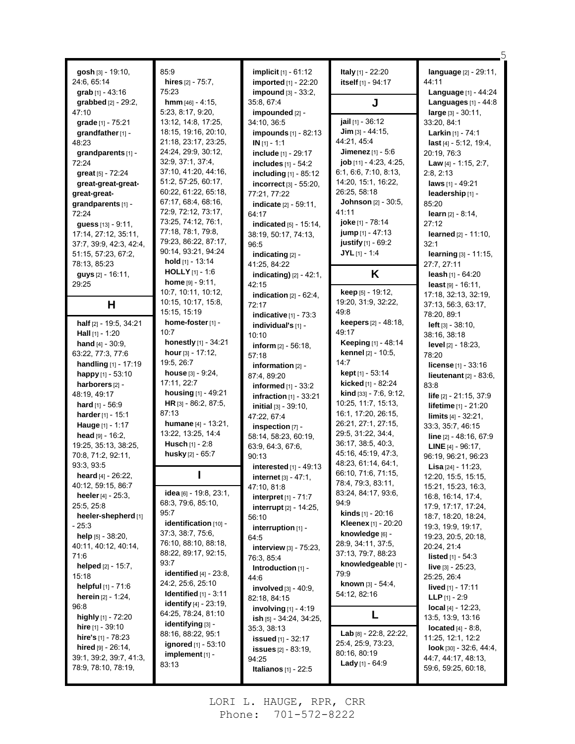**gosh** [3] - 19:10, 24:6, 65:14
**grab** [1] - 43:16
**grabbed** [2] - 29:2, 47:10
**grade** [1] - 75:21
**grandfather** [1] - 48:23
**grandparents** [1] - 72:24
**great** [5] - 72:24
**great-great-great-great-great-grandparents** [1] - 72:24
**guess** [13] - 9:11, 17:14, 27:12, 35:11, 37:7, 39:9, 42:3, 42:4, 51:15, 57:23, 67:2, 78:13, 85:23
**guys** [2] - 16:11, 29:25

## H

**half** [2] - 19:5, 34:21
**Hall** [1] - 1:20
**hand** [4] - 30:9, 63:22, 77:3, 77:6
**handling** [1] - 17:19
**happy** [1] - 53:10
**harborers** [2] - 48:19, 49:17
**hard** [1] - 56:9
**harder** [1] - 15:1
**Hauge** [1] - 1:17
**head** [9] - 16:2, 19:25, 35:13, 38:25, 70:8, 71:2, 92:11, 93:3, 93:5
**heard** [4] - 26:22, 40:12, 59:15, 86:7
**heeler** [4] - 25:3, 25:5, 25:8
**heeler-shepherd** [1] - 25:3
**help** [5] - 38:20, 40:11, 40:12, 40:14, 71:6
**helped** [2] - 15:7, 15:18
**helpful** [1] - 71:6
**herein** [2] - 1:24, 96:8
**highly** [1] - 72:20
**hire** [1] - 39:10
**hire's** [1] - 78:23
**hired** [9] - 26:14, 39:1, 39:2, 39:7, 41:3, 78:9, 78:10, 78:19, 85:9
**hires** [2] - 75:7, 75:23
**hmm** [46] - 4:15, 5:23, 8:17, 9:20, 13:12, 14:8, 17:25, 18:15, 19:16, 20:10, 21:18, 23:17, 23:25, 24:24, 29:9, 30:12, 32:9, 37:1, 37:4, 37:10, 41:20, 44:16, 51:2, 57:25, 60:17, 60:22, 61:22, 65:18, 67:17, 68:4, 68:16, 72:9, 72:12, 73:17, 73:25, 74:12, 76:1, 77:18, 78:1, 79:8, 79:23, 86:22, 87:17, 90:14, 93:21, 94:24
**hold** [1] - 13:14
**HOLLY** [1] - 1:6
**home** [9] - 9:11, 10:7, 10:11, 10:12, 10:15, 10:17, 15:8, 15:15, 15:19
**home-foster** [1] - 10:7
**honestly** [1] - 34:21
**hour** [3] - 17:12, 19:5, 26:7
**house** [3] - 9:24, 17:11, 22:7
**housing** [1] - 49:21
**HR** [3] - 86:2, 87:5, 87:13
**humane** [4] - 13:21, 13:22, 13:25, 14:4
**Husch** [1] - 2:8
**husky** [2] - 65:7

## I

**idea** [6] - 19:8, 23:1, 68:3, 79:6, 85:10, 95:7
**identification** [10] - 37:3, 38:7, 75:6, 76:10, 88:10, 88:18, 88:22, 89:17, 92:15, 93:7
**identified** [4] - 23:8, 24:2, 25:6, 25:10
**Identified** [1] - 3:11
**identify** [4] - 23:19, 64:25, 78:24, 81:10
**identifying** [3] - 88:16, 88:22, 95:1
**ignored** [1] - 53:10
**implement** [1] - 83:13
**implicit** [1] - 61:12
**imported** [1] - 22:20
**impound** [3] - 33:2, 35:8, 67:4
**impounded** [2] - 34:10, 36:5
**impounds** [1] - 82:13
**IN** [1] - 1:1
**include** [1] - 29:17
**includes** [1] - 54:2
**including** [1] - 85:12
**incorrect** [3] - 55:20, 77:21, 77:22
**indicate** [2] - 59:11, 64:17
**indicated** [5] - 15:14, 38:19, 50:17, 74:13, 96:5
**indicating** [2] - 41:25, 84:22
**indicating)** [2] - 42:1, 42:15
**indication** [2] - 62:4, 72:17
**indicative** [1] - 73:3
**individual's** [1] - 10:10
**inform** [2] - 56:18, 57:18
**information** [2] - 87:4, 89:20
**informed** [1] - 33:2
**infraction** [1] - 33:21
**initial** [3] - 39:10, 47:22, 67:4
**inspection** [7] - 58:14, 58:23, 60:19, 63:9, 64:3, 67:6, 90:13
**interested** [1] - 49:13
**internet** [3] - 47:1, 47:10, 81:8
**interpret** [1] - 71:7
**interrupt** [2] - 14:25, 56:10
**interruption** [1] - 64:5
**interview** [3] - 75:23, 76:3, 85:4
**Introduction** [1] - 44:6
**involved** [3] - 40:9, 82:18, 84:15
**involving** [1] - 4:19
**ish** [5] - 34:24, 34:25, 35:3, 38:13
**issued** [1] - 32:17
**issues** [2] - 83:19, 94:25
**Italianos** [1] - 22:5
**Italy** [1] - 22:20
**itself** [1] - 94:17

## J

**jail** [1] - 36:12
**Jim** [3] - 44:15, 44:21, 45:4
**Jimenez** [1] - 5:6
**job** [11] - 4:23, 4:25, 6:1, 6:6, 7:10, 8:13, 14:20, 15:1, 16:22, 26:25, 58:18
**Johnson** [2] - 30:5, 41:11
**joke** [1] - 78:14
**jump** [1] - 47:13
**justify** [1] - 69:2
**JYL** [1] - 1:4

## K

**keep** [5] - 19:12, 19:20, 31:9, 32:22, 49:8
**keepers** [2] - 48:18, 49:17
**Keeping** [1] - 48:14
**kennel** [2] - 10:5, 14:7
**kept** [1] - 53:14
**kicked** [1] - 82:24
**kind** [33] - 7:6, 9:12, 10:25, 11:7, 15:13, 16:1, 17:20, 26:15, 26:21, 27:1, 27:15, 29:5, 31:22, 34:4, 36:17, 38:5, 40:3, 45:16, 45:19, 47:3, 48:23, 61:14, 64:1, 66:10, 71:6, 71:15, 78:4, 79:3, 83:11, 83:24, 84:17, 93:6, 94:9
**kinds** [1] - 20:16
**Kleenex** [1] - 20:20
**knowledge** [6] - 28:9, 34:11, 37:5, 37:13, 79:7, 88:23
**knowledgeable** [1] - 79:9
**known** [3] - 54:4, 54:12, 82:16

## L

**Lab** [8] - 22:8, 22:22, 25:4, 25:9, 73:23, 80:16, 80:19
**Lady** [1] - 64:9
**language** [2] - 29:11, 44:11
**Language** [1] - 44:24
**Languages** [1] - 44:8
**large** [3] - 30:11, 33:20, 84:1
**Larkin** [1] - 74:1
**last** [4] - 5:12, 19:4, 20:19, 76:3
**Law** [4] - 1:15, 2:7, 2:8, 2:13
**laws** [1] - 49:21
**leadership** [1] - 85:20
**learn** [2] - 8:14, 27:12
**learned** [2] - 11:10, 32:1
**learning** [3] - 11:15, 27:7, 27:11
**leash** [1] - 64:20
**least** [9] - 16:11, 17:18, 32:13, 32:19, 37:13, 56:3, 63:17, 78:20, 89:1
**left** [3] - 38:10, 38:16, 38:18
**level** [2] - 18:23, 78:20
**license** [1] - 33:16
**lieutenant** [2] - 83:6, 83:8
**life** [2] - 21:15, 37:9
**lifetime** [1] - 21:20
**limits** [4] - 32:21, 33:3, 35:7, 46:15
**line** [2] - 48:16, 67:9
**LINE** [4] - 96:17, 96:19, 96:21, 96:23
**Lisa** [24] - 11:23, 12:20, 15:5, 15:15, 15:21, 15:23, 16:3, 16:8, 16:14, 17:4, 17:9, 17:17, 17:24, 18:7, 18:20, 18:24, 19:3, 19:9, 19:17, 19:23, 20:5, 20:18, 20:24, 21:4
**listed** [1] - 54:3
**live** [3] - 25:23, 25:25, 26:4
**lived** [1] - 17:11
**LLP** [1] - 2:9
**local** [4] - 12:23, 13:5, 13:9, 13:16
**located** [4] - 8:8, 11:25, 12:1, 12:2
**look** [30] - 32:6, 44:4, 44:7, 44:17, 48:13, 59:6, 59:25, 60:18,

LORI L. HAUGE, RPR, CRR
Phone: 701-572-8222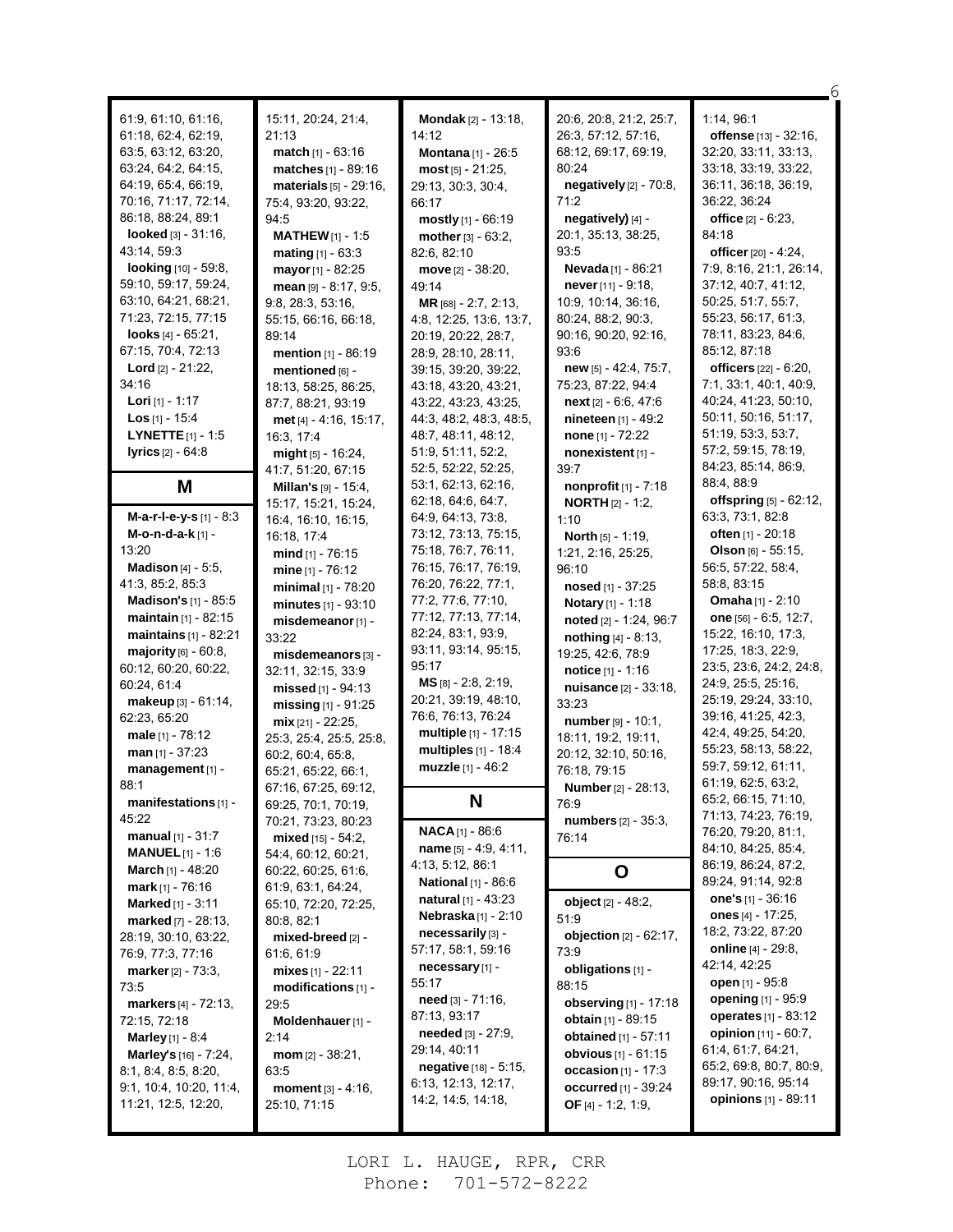61:9, 61:10, 61:16, 61:18, 62:4, 62:19, 63:5, 63:12, 63:20, 63:24, 64:2, 64:15, 64:19, 65:4, 66:19, 70:16, 71:17, 72:14, 86:18, 88:24, 89:1

**looked** [3] - 31:16, 43:14, 59:3

**looking** [10] - 59:8, 59:10, 59:17, 59:24, 63:10, 64:21, 68:21, 71:23, 72:15, 77:15

**looks** [4] - 65:21, 67:15, 70:4, 72:13

**Lord** [2] - 21:22, 34:16

**Lori** [1] - 1:17

**Los** [1] - 15:4

**LYNETTE** [1] - 1:5

**lyrics** [2] - 64:8

## M

**M-a-r-l-e-y-s** [1] - 8:3

**M-o-n-d-a-k** [1] - 13:20

**Madison** [4] - 5:5, 41:3, 85:2, 85:3

**Madison's** [1] - 85:5

**maintain** [1] - 82:15

**maintains** [1] - 82:21

**majority** [6] - 60:8, 60:12, 60:20, 60:22, 60:24, 61:4

**makeup** [3] - 61:14, 62:23, 65:20

**male** [1] - 78:12

**man** [1] - 37:23

**management** [1] - 88:1

**manifestations** [1] - 45:22

**manual** [1] - 31:7

**MANUEL** [1] - 1:6

**March** [1] - 48:20

**mark** [1] - 76:16

**Marked** [1] - 3:11

**marked** [7] - 28:13, 28:19, 30:10, 63:22, 76:9, 77:3, 77:16

**marker** [2] - 73:3, 73:5

**markers** [4] - 72:13, 72:15, 72:18

**Marley** [1] - 8:4

**Marley's** [16] - 7:24, 8:1, 8:4, 8:5, 8:20, 9:1, 10:4, 10:20, 11:4, 11:21, 12:5, 12:20, 15:11, 20:24, 21:4, 21:13

**match** [1] - 63:16

**matches** [1] - 89:16

**materials** [5] - 29:16, 75:4, 93:20, 93:22, 94:5

**MATHEW** [1] - 1:5

**mating** [1] - 63:3

**mayor** [1] - 82:25

**mean** [9] - 8:17, 9:5, 9:8, 28:3, 53:16, 55:15, 66:16, 66:18, 89:14

**mention** [1] - 86:19

**mentioned** [6] - 18:13, 58:25, 86:25, 87:7, 88:21, 93:19

**met** [4] - 4:16, 15:17, 16:3, 17:4

**might** [5] - 16:24, 41:7, 51:20, 67:15

**Millan's** [9] - 15:4, 15:17, 15:21, 15:24, 16:4, 16:10, 16:15, 16:18, 17:4

**mind** [1] - 76:15

**mine** [1] - 76:12

**minimal** [1] - 78:20

**minutes** [1] - 93:10

**misdemeanor** [1] - 33:22

**misdemeanors** [3] - 32:11, 32:15, 33:9

**missed** [1] - 94:13

**missing** [1] - 91:25

**mix** [21] - 22:25, 25:3, 25:4, 25:5, 25:8, 60:2, 60:4, 65:8, 65:21, 65:22, 66:1, 67:16, 67:25, 69:12, 69:25, 70:1, 70:19, 70:21, 73:23, 80:23

**mixed** [15] - 54:2, 54:4, 60:12, 60:21, 60:22, 60:25, 61:6, 61:9, 63:1, 64:24, 65:10, 72:20, 72:25, 80:8, 82:1

**mixed-breed** [2] - 61:6, 61:9

**mixes** [1] - 22:11

**modifications** [1] - 29:5

**Moldenhauer** [1] - 2:14

**mom** [2] - 38:21, 63:5

**moment** [3] - 4:16, 25:10, 71:15

**Mondak** [2] - 13:18, 14:12

**Montana** [1] - 26:5

**most** [5] - 21:25, 29:13, 30:3, 30:4, 66:17

**mostly** [1] - 66:19

**mother** [3] - 63:2, 82:6, 82:10

**move** [2] - 38:20, 49:14

**MR** [68] - 2:7, 2:13, 4:8, 12:25, 13:6, 13:7, 20:19, 20:22, 28:7, 28:9, 28:10, 28:11, 39:15, 39:20, 39:22, 43:18, 43:20, 43:21, 43:22, 43:23, 43:25, 44:3, 48:2, 48:3, 48:5, 48:7, 48:11, 48:12, 51:9, 51:11, 52:2, 52:5, 52:22, 52:25, 53:1, 62:13, 62:16, 62:18, 64:6, 64:7, 64:9, 64:13, 73:8, 73:12, 73:13, 75:15, 75:18, 76:7, 76:11, 76:15, 76:17, 76:19, 76:20, 76:22, 77:1, 77:2, 77:6, 77:10, 77:12, 77:13, 77:14, 82:24, 83:1, 93:9, 93:11, 93:14, 95:15, 95:17

**MS** [8] - 2:8, 2:19, 20:21, 39:19, 48:10, 76:6, 76:13, 76:24

**multiple** [1] - 17:15

**multiples** [1] - 18:4

**muzzle** [1] - 46:2

## N

**NACA** [1] - 86:6

**name** [5] - 4:9, 4:11, 4:13, 5:12, 86:1

**National** [1] - 86:6

**natural** [1] - 43:23

**Nebraska** [1] - 2:10

**necessarily** [3] - 57:17, 58:1, 59:16

**necessary** [1] - 55:17

**need** [3] - 71:16, 87:13, 93:17

**needed** [3] - 27:9, 29:14, 40:11

**negative** [18] - 5:15, 6:13, 12:13, 12:17, 14:2, 14:5, 14:18, 20:6, 20:8, 21:2, 25:7, 26:3, 57:12, 57:16, 68:12, 69:17, 69:19, 80:24

**negatively** [2] - 70:8, 71:2

**negatively)** [4] - 20:1, 35:13, 38:25, 93:5

**Nevada** [1] - 86:21

**never** [11] - 9:18, 10:9, 10:14, 36:16, 80:24, 88:2, 90:3, 90:16, 90:20, 92:16, 93:6

**new** [5] - 42:4, 75:7, 75:23, 87:22, 94:4

**next** [2] - 6:6, 47:6

**nineteen** [1] - 49:2

**none** [1] - 72:22

**nonexistent** [1] - 39:7

**nonprofit** [1] - 7:18

**NORTH** [2] - 1:2, 1:10

**North** [5] - 1:19, 1:21, 2:16, 25:25, 96:10

**nosed** [1] - 37:25

**Notary** [1] - 1:18

**noted** [2] - 1:24, 96:7

**nothing** [4] - 8:13, 19:25, 42:6, 78:9

**notice** [1] - 1:16

**nuisance** [2] - 33:18, 33:23

**number** [9] - 10:1, 18:11, 19:2, 19:11, 20:12, 32:10, 50:16, 76:18, 79:15

**Number** [2] - 28:13, 76:9

**numbers** [2] - 35:3, 76:14

## O

**object** [2] - 48:2, 51:9

**objection** [2] - 62:17, 73:9

**obligations** [1] - 88:15

**observing** [1] - 17:18

**obtain** [1] - 89:15

**obtained** [1] - 57:11

**obvious** [1] - 61:15

**occasion** [1] - 17:3

**occurred** [1] - 39:24

**OF** [4] - 1:2, 1:9, 1:14, 96:1

**offense** [13] - 32:16, 32:20, 33:11, 33:13, 33:18, 33:19, 33:22, 36:11, 36:18, 36:19, 36:22, 36:24

**office** [2] - 6:23, 84:18

**officer** [20] - 4:24, 7:9, 8:16, 21:1, 26:14, 37:12, 40:7, 41:12, 50:25, 51:7, 55:7, 55:23, 56:17, 61:3, 78:11, 83:23, 84:6, 85:12, 87:18

**officers** [22] - 6:20, 7:1, 33:1, 40:1, 40:9, 40:24, 41:23, 50:10, 50:11, 50:16, 51:17, 51:19, 53:3, 53:7, 57:2, 59:15, 78:19, 84:23, 85:14, 86:9, 88:4, 88:9

**offspring** [5] - 62:12, 63:3, 73:1, 82:8

**often** [1] - 20:18

**Olson** [6] - 55:15, 56:5, 57:22, 58:4, 58:8, 83:15

**Omaha** [1] - 2:10

**one** [56] - 6:5, 12:7, 15:22, 16:10, 17:3, 17:25, 18:3, 22:9, 23:5, 23:6, 24:2, 24:8, 24:9, 25:5, 25:16, 25:19, 29:24, 33:10, 39:16, 41:25, 42:3, 42:4, 49:25, 54:20, 55:23, 58:13, 58:22, 59:7, 59:12, 61:11, 61:19, 62:5, 63:2, 65:2, 66:15, 71:10, 71:13, 74:23, 76:19, 76:20, 79:20, 81:1, 84:10, 84:25, 85:4, 86:19, 86:24, 87:2, 89:24, 91:14, 92:8

**one's** [1] - 36:16

**ones** [4] - 17:25, 18:2, 73:22, 87:20

**online** [4] - 29:8, 42:14, 42:25

**open** [1] - 95:8

**opening** [1] - 95:9

**operates** [1] - 83:12

**opinion** [11] - 60:7, 61:4, 61:7, 64:21, 65:2, 69:8, 80:7, 80:9, 89:17, 90:16, 95:14

**opinions** [1] - 89:11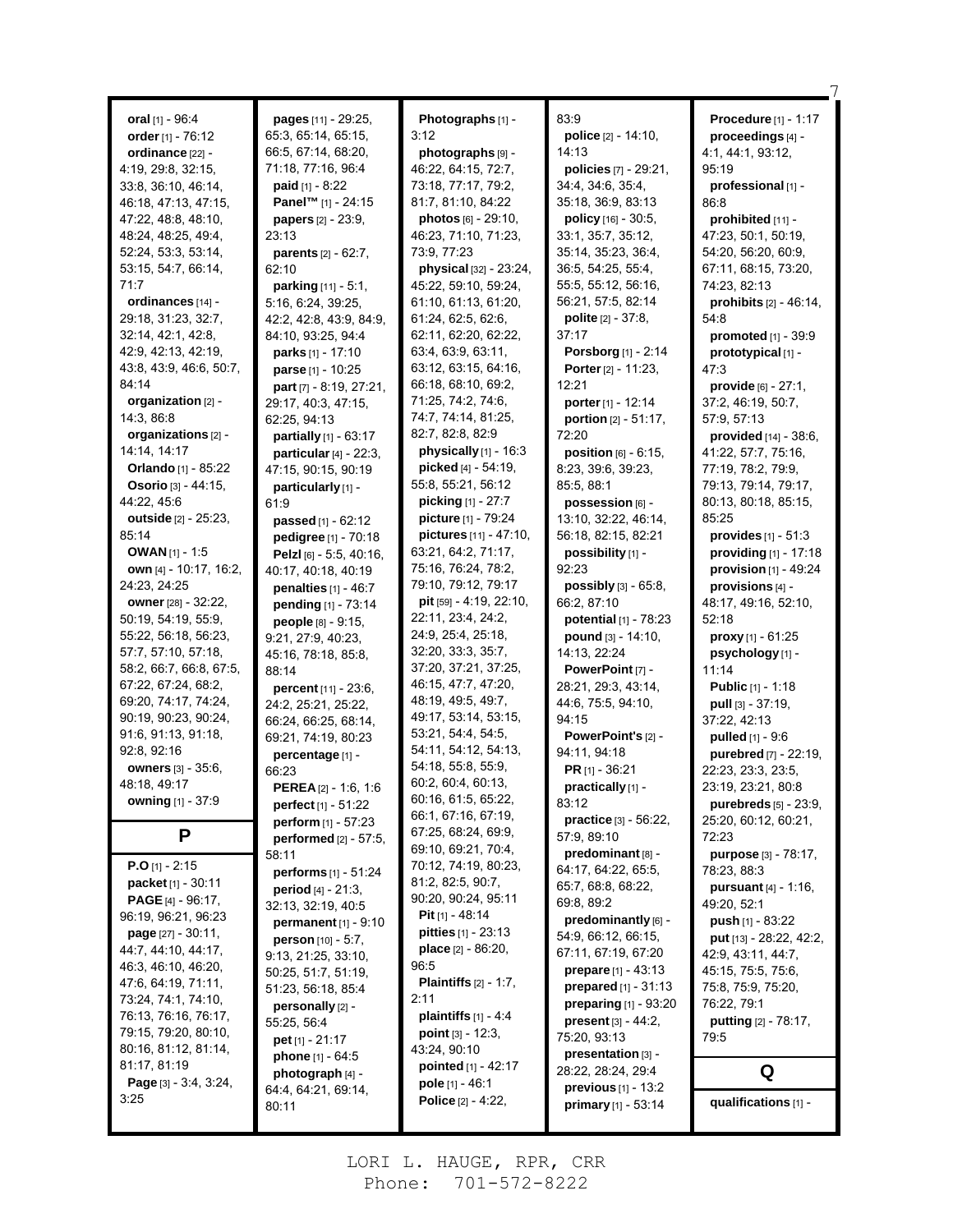**oral** [1] - 96:4
**order** [1] - 76:12
**ordinance** [22] - 4:19, 29:8, 32:15, 33:8, 36:10, 46:14, 46:18, 47:13, 47:15, 47:22, 48:8, 48:10, 48:24, 48:25, 49:4, 52:24, 53:3, 53:14, 53:15, 54:7, 66:14, 71:7
**ordinances** [14] - 29:18, 31:23, 32:7, 32:14, 42:1, 42:8, 42:9, 42:13, 42:19, 43:8, 43:9, 46:6, 50:7, 84:14
**organization** [2] - 14:3, 86:8
**organizations** [2] - 14:14, 14:17
**Orlando** [1] - 85:22
**Osorio** [3] - 44:15, 44:22, 45:6
**outside** [2] - 25:23, 85:14
**OWAN** [1] - 1:5
**own** [4] - 10:17, 16:2, 24:23, 24:25
**owner** [28] - 32:22, 50:19, 54:19, 55:9, 55:22, 56:18, 56:23, 57:7, 57:10, 57:18, 58:2, 66:7, 66:8, 67:5, 67:22, 67:24, 68:2, 69:20, 74:17, 74:24, 90:19, 90:23, 90:24, 91:6, 91:13, 91:18, 92:8, 92:16
**owners** [3] - 35:6, 48:18, 49:17
**owning** [1] - 37:9

## P

**P.O** [1] - 2:15
**packet** [1] - 30:11
**PAGE** [4] - 96:17, 96:19, 96:21, 96:23
**page** [27] - 30:11, 44:7, 44:10, 44:17, 46:3, 46:10, 46:20, 47:6, 64:19, 71:11, 73:24, 74:1, 74:10, 76:13, 76:16, 76:17, 79:15, 79:20, 80:10, 80:16, 81:12, 81:14, 81:17, 81:19
**Page** [3] - 3:4, 3:24, 3:25
**pages** [11] - 29:25, 65:3, 65:14, 65:15, 66:5, 67:14, 68:20, 71:18, 77:16, 96:4
**paid** [1] - 8:22
**Panel™** [1] - 24:15
**papers** [2] - 23:9, 23:13
**parents** [2] - 62:7, 62:10
**parking** [11] - 5:1, 5:16, 6:24, 39:25, 42:2, 42:8, 43:9, 84:9, 84:10, 93:25, 94:4
**parks** [1] - 17:10
**parse** [1] - 10:25
**part** [7] - 8:19, 27:21, 29:17, 40:3, 47:15, 62:25, 94:13
**partially** [1] - 63:17
**particular** [4] - 22:3, 47:15, 90:15, 90:19
**particularly** [1] - 61:9
**passed** [1] - 62:12
**pedigree** [1] - 70:18
**Pelzl** [6] - 5:5, 40:16, 40:17, 40:18, 40:19
**penalties** [1] - 46:7
**pending** [1] - 73:14
**people** [8] - 9:15, 9:21, 27:9, 40:23, 45:16, 78:18, 85:8, 88:14
**percent** [11] - 23:6, 24:2, 25:21, 25:22, 66:24, 66:25, 68:14, 69:21, 74:19, 80:23
**percentage** [1] - 66:23
**PEREA** [2] - 1:6, 1:6
**perfect** [1] - 51:22
**perform** [1] - 57:23
**performed** [2] - 57:5, 58:11
**performs** [1] - 51:24
**period** [4] - 21:3, 32:13, 32:19, 40:5
**permanent** [1] - 9:10
**person** [10] - 5:7, 9:13, 21:25, 33:10, 50:25, 51:7, 51:19, 51:23, 56:18, 85:4
**personally** [2] - 55:25, 56:4
**pet** [1] - 21:17
**phone** [1] - 64:5
**photograph** [4] - 64:4, 64:21, 69:14, 80:11
**Photographs** [1] - 3:12
**photographs** [9] - 46:22, 64:15, 72:7, 73:18, 77:17, 79:2, 81:7, 81:10, 84:22
**photos** [6] - 29:10, 46:23, 71:10, 71:23, 73:9, 77:23
**physical** [32] - 23:24, 45:22, 59:10, 59:24, 61:10, 61:13, 61:20, 61:24, 62:5, 62:6, 62:11, 62:20, 62:22, 63:4, 63:9, 63:11, 63:12, 63:15, 64:16, 66:18, 68:10, 69:2, 71:25, 74:2, 74:6, 74:7, 74:14, 81:25, 82:7, 82:8, 82:9
**physically** [1] - 16:3
**picked** [4] - 54:19, 55:8, 55:21, 56:12
**picking** [1] - 27:7
**picture** [1] - 79:24
**pictures** [11] - 47:10, 63:21, 64:2, 71:17, 75:16, 76:24, 78:2, 79:10, 79:12, 79:17
**pit** [59] - 4:19, 22:10, 22:11, 23:4, 24:2, 24:9, 25:4, 25:18, 32:20, 33:3, 35:7, 37:20, 37:21, 37:25, 46:15, 47:7, 47:20, 48:19, 49:5, 49:7, 49:17, 53:14, 53:15, 53:21, 54:4, 54:5, 54:11, 54:12, 54:13, 54:18, 55:8, 55:9, 60:2, 60:4, 60:13, 60:16, 61:5, 65:22, 66:1, 67:16, 67:19, 67:25, 68:24, 69:9, 69:10, 69:21, 70:4, 70:12, 74:19, 80:23, 81:2, 82:5, 90:7, 90:20, 90:24, 95:11
**Pit** [1] - 48:14
**pitties** [1] - 23:13
**place** [2] - 86:20, 96:5
**Plaintiffs** [2] - 1:7, 2:11
**plaintiffs** [1] - 4:4
**point** [3] - 12:3, 43:24, 90:10
**pointed** [1] - 42:17
**pole** [1] - 46:1
**Police** [2] - 4:22, 83:9
**police** [2] - 14:10, 14:13
**policies** [7] - 29:21, 34:4, 34:6, 35:4, 35:18, 36:9, 83:13
**policy** [16] - 30:5, 33:1, 35:7, 35:12, 35:14, 35:23, 36:4, 36:5, 54:25, 55:4, 55:5, 55:12, 56:16, 56:21, 57:5, 82:14
**polite** [2] - 37:8, 37:17
**Porsborg** [1] - 2:14
**Porter** [2] - 11:23, 12:21
**porter** [1] - 12:14
**portion** [2] - 51:17, 72:20
**position** [6] - 6:15, 8:23, 39:6, 39:23, 85:5, 88:1
**possession** [6] - 13:10, 32:22, 46:14, 56:18, 82:15, 82:21
**possibility** [1] - 92:23
**possibly** [3] - 65:8, 66:2, 87:10
**potential** [1] - 78:23
**pound** [3] - 14:10, 14:13, 22:24
**PowerPoint** [7] - 28:21, 29:3, 43:14, 44:6, 75:5, 94:10, 94:15
**PowerPoint's** [2] - 94:11, 94:18
**PR** [1] - 36:21
**practically** [1] - 83:12
**practice** [3] - 56:22, 57:9, 89:10
**predominant** [8] - 64:17, 64:22, 65:5, 65:7, 68:8, 68:22, 69:8, 89:2
**predominantly** [6] - 54:9, 66:12, 66:15, 67:11, 67:19, 67:20
**prepare** [1] - 43:13
**prepared** [1] - 31:13
**preparing** [1] - 93:20
**present** [3] - 44:2, 75:20, 93:13
**presentation** [3] - 28:22, 28:24, 29:4
**previous** [1] - 13:2
**primary** [1] - 53:14
**Procedure** [1] - 1:17
**proceedings** [4] - 4:1, 44:1, 93:12, 95:19
**professional** [1] - 86:8
**prohibited** [11] - 47:23, 50:1, 50:19, 54:20, 56:20, 60:9, 67:11, 68:15, 73:20, 74:23, 82:13
**prohibits** [2] - 46:14, 54:8
**promoted** [1] - 39:9
**prototypical** [1] - 47:3
**provide** [6] - 27:1, 37:2, 46:19, 50:7, 57:9, 57:13
**provided** [14] - 38:6, 41:22, 57:7, 75:16, 77:19, 78:2, 79:9, 79:13, 79:14, 79:17, 80:13, 80:18, 85:15, 85:25
**provides** [1] - 51:3
**providing** [1] - 17:18
**provision** [1] - 49:24
**provisions** [4] - 48:17, 49:16, 52:10, 52:18
**proxy** [1] - 61:25
**psychology** [1] - 11:14
**Public** [1] - 1:18
**pull** [3] - 37:19, 37:22, 42:13
**pulled** [1] - 9:6
**purebred** [7] - 22:19, 22:23, 23:3, 23:5, 23:19, 23:21, 80:8
**purebreds** [5] - 23:9, 25:20, 60:12, 60:21, 72:23
**purpose** [3] - 78:17, 78:23, 88:3
**pursuant** [4] - 1:16, 49:20, 52:1
**push** [1] - 83:22
**put** [13] - 28:22, 42:2, 42:9, 43:11, 44:7, 45:15, 75:5, 75:6, 75:8, 75:9, 75:20, 76:22, 79:1
**putting** [2] - 78:17, 79:5

## Q

**qualifications** [1] -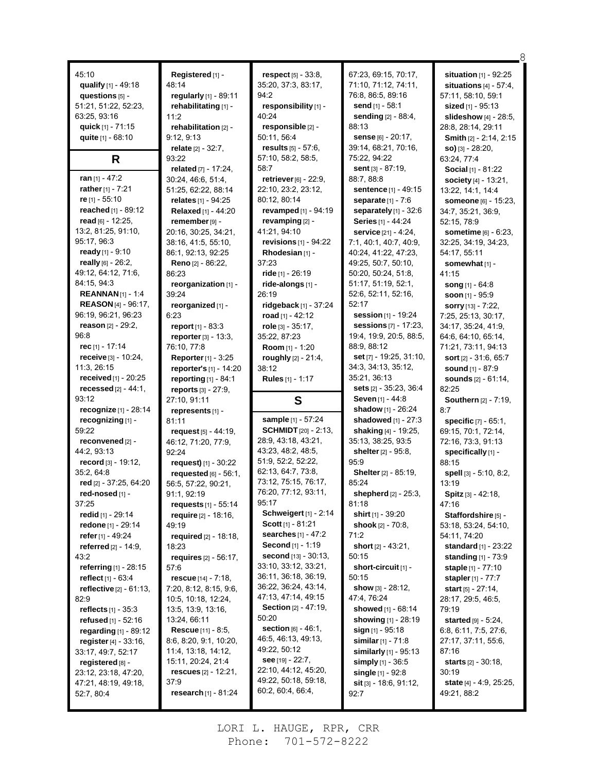45:10
**qualify** [1] - 49:18
**questions** [5] - 51:21, 51:22, 52:23, 63:25, 93:16
**quick** [1] - 71:15
**quite** [1] - 68:10

## R

**ran** [1] - 47:2
**rather** [1] - 7:21
**re** [1] - 55:10
**reached** [1] - 89:12
**read** [6] - 12:25, 13:2, 81:25, 91:10, 95:17, 96:3
**ready** [1] - 9:10
**really** [6] - 26:2, 49:12, 64:12, 71:6, 84:15, 94:3
**REANNAN** [1] - 1:4
**REASON** [4] - 96:17, 96:19, 96:21, 96:23
**reason** [2] - 29:2, 96:8
**rec** [1] - 17:14
**receive** [3] - 10:24, 11:3, 26:15
**received** [1] - 20:25
**recessed** [2] - 44:1, 93:12
**recognize** [1] - 28:14
**recognizing** [1] - 59:22
**reconvened** [2] - 44:2, 93:13
**record** [3] - 19:12, 35:2, 64:8
**red** [2] - 37:25, 64:20
**red-nosed** [1] - 37:25
**redid** [1] - 29:14
**redone** [1] - 29:14
**refer** [1] - 49:24
**referred** [2] - 14:9, 43:2
**referring** [1] - 28:15
**reflect** [1] - 63:4
**reflective** [2] - 61:13, 82:9
**reflects** [1] - 35:3
**refused** [1] - 52:16
**regarding** [1] - 89:12
**register** [4] - 33:16, 33:17, 49:7, 52:17
**registered** [8] - 23:12, 23:18, 47:20, 47:21, 48:19, 49:18, 52:7, 80:4
**Registered** [1] - 48:14
**regularly** [1] - 89:11
**rehabilitating** [1] - 11:2
**rehabilitation** [2] - 9:12, 9:13
**relate** [2] - 32:7, 93:22
**related** [7] - 17:24, 30:24, 46:6, 51:4, 51:25, 62:22, 88:14
**relates** [1] - 94:25
**Relaxed** [1] - 44:20
**remember** [9] - 20:16, 30:25, 34:21, 38:16, 41:5, 55:10, 86:1, 92:13, 92:25
**Reno** [2] - 86:22, 86:23
**reorganization** [1] - 39:24
**reorganized** [1] - 6:23
**report** [1] - 83:3
**reporter** [3] - 13:3, 76:10, 77:8
**Reporter** [1] - 3:25
**reporter's** [1] - 14:20
**reporting** [1] - 84:1
**reports** [3] - 27:9, 27:10, 91:11
**represents** [1] - 81:11
**request** [5] - 44:19, 46:12, 71:20, 77:9, 92:24
**request)** [1] - 30:22
**requested** [6] - 56:1, 56:5, 57:22, 90:21, 91:1, 92:19
**requests** [1] - 55:14
**require** [2] - 18:16, 49:19
**required** [2] - 18:18, 18:23
**requires** [2] - 56:17, 57:6
**rescue** [14] - 7:18, 7:20, 8:12, 8:15, 9:6, 10:5, 10:18, 12:24, 13:5, 13:9, 13:16, 13:24, 66:11
**Rescue** [11] - 8:5, 8:6, 8:20, 9:1, 10:20, 11:4, 13:18, 14:12, 15:11, 20:24, 21:4
**rescues** [2] - 12:21, 37:9
**research** [1] - 81:24
**respect** [5] - 33:8, 35:20, 37:3, 83:17, 94:2
**responsibility** [1] - 40:24
**responsible** [2] - 50:11, 56:4
**results** [5] - 57:6, 57:10, 58:2, 58:5, 58:7
**retriever** [6] - 22:9, 22:10, 23:2, 23:12, 80:12, 80:14
**revamped** [1] - 94:19
**revamping** [2] - 41:21, 94:10
**revisions** [1] - 94:22
**Rhodesian** [1] - 37:23
**ride** [1] - 26:19
**ride-alongs** [1] - 26:19
**ridgeback** [1] - 37:24
**road** [1] - 42:12
**role** [3] - 35:17, 35:22, 87:23
**Room** [1] - 1:20
**roughly** [2] - 21:4, 38:12
**Rules** [1] - 1:17

## S

**sample** [1] - 57:24
**SCHMIDT** [20] - 2:13, 28:9, 43:18, 43:21, 43:23, 48:2, 48:5, 51:9, 52:2, 52:22, 62:13, 64:7, 73:8, 73:12, 75:15, 76:17, 76:20, 77:12, 93:11, 95:17
**Schweigert** [1] - 2:14
**Scott** [1] - 81:21
**searches** [1] - 47:2
**Second** [1] - 1:19
**second** [13] - 30:13, 33:10, 33:12, 33:21, 36:11, 36:18, 36:19, 36:22, 36:24, 43:14, 47:13, 47:14, 49:15
**Section** [2] - 47:19, 50:20
**section** [6] - 46:1, 46:5, 46:13, 49:13, 49:22, 50:12
**see** [19] - 22:7, 22:10, 44:12, 45:20, 49:22, 50:18, 59:18, 60:2, 60:4, 66:4, 67:23, 69:15, 70:17, 71:10, 71:12, 74:11, 76:8, 86:5, 89:16
**send** [1] - 58:1
**sending** [2] - 88:4, 88:13
**sense** [6] - 20:17, 39:14, 68:21, 70:16, 75:22, 94:22
**sent** [3] - 87:19, 88:7, 88:8
**sentence** [1] - 49:15
**separate** [1] - 7:6
**separately** [1] - 32:6
**Series** [1] - 44:24
**service** [21] - 4:24, 7:1, 40:1, 40:7, 40:9, 40:24, 41:22, 47:23, 49:25, 50:7, 50:10, 50:20, 50:24, 51:8, 51:17, 51:19, 52:1, 52:6, 52:11, 52:16, 52:17
**session** [1] - 19:24
**sessions** [7] - 17:23, 19:4, 19:9, 20:5, 88:5, 88:9, 88:12
**set** [7] - 19:25, 31:10, 34:3, 34:13, 35:12, 35:21, 36:13
**sets** [2] - 35:23, 36:4
**Seven** [1] - 44:8
**shadow** [1] - 26:24
**shadowed** [1] - 27:3
**shaking** [4] - 19:25, 35:13, 38:25, 93:5
**shelter** [2] - 95:8, 95:9
**Shelter** [2] - 85:19, 85:24
**shepherd** [2] - 25:3, 81:18
**shirt** [1] - 39:20
**shook** [2] - 70:8, 71:2
**short** [2] - 43:21, 50:15
**short-circuit** [1] - 50:15
**show** [3] - 28:12, 47:4, 76:24
**showed** [1] - 68:14
**showing** [1] - 28:19
**sign** [1] - 95:18
**similar** [1] - 71:8
**similarly** [1] - 95:13
**simply** [1] - 36:5
**single** [1] - 92:8
**sit** [3] - 18:6, 91:12, 92:7
**situation** [1] - 92:25
**situations** [4] - 57:4, 57:11, 58:10, 59:1
**sized** [1] - 95:13
**slideshow** [4] - 28:5, 28:8, 28:14, 29:11
**Smith** [2] - 2:14, 2:15
**so)** [3] - 28:20, 63:24, 77:4
**Social** [1] - 81:22
**society** [4] - 13:21, 13:22, 14:1, 14:4
**someone** [6] - 15:23, 34:7, 35:21, 36:9, 52:15, 78:9
**sometime** [6] - 6:23, 32:25, 34:19, 34:23, 54:17, 55:11
**somewhat** [1] - 41:15
**song** [1] - 64:8
**soon** [1] - 95:9
**sorry** [13] - 7:22, 7:25, 25:13, 30:17, 34:17, 35:24, 41:9, 64:6, 64:10, 65:14, 71:21, 73:11, 94:13
**sort** [2] - 31:6, 65:7
**sound** [1] - 87:9
**sounds** [2] - 61:14, 82:25
**Southern** [2] - 7:19, 8:7
**specific** [7] - 65:1, 69:15, 70:1, 72:14, 72:16, 73:3, 91:13
**specifically** [1] - 88:15
**spell** [3] - 5:10, 8:2, 13:19
**Spitz** [3] - 42:18, 47:16
**Staffordshire** [5] - 53:18, 53:24, 54:10, 54:11, 74:20
**standard** [1] - 23:22
**standing** [1] - 73:9
**staple** [1] - 77:10
**stapler** [1] - 77:7
**start** [5] - 27:14, 28:17, 29:5, 46:5, 79:19
**started** [9] - 5:24, 6:8, 6:11, 7:5, 27:6, 27:17, 37:11, 55:6, 87:16
**starts** [2] - 30:18, 30:19
**state** [4] - 4:9, 25:25, 49:21, 88:2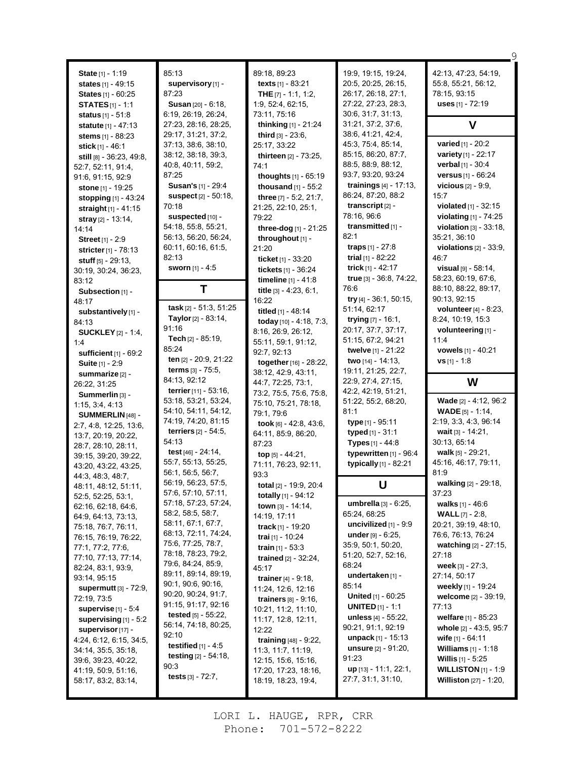**State** [1] - 1:19
**states** [1] - 49:15
**States** [1] - 60:25
**STATES** [1] - 1:1
**status** [1] - 51:8
**statute** [1] - 47:13
**stems** [1] - 88:23
**stick** [1] - 46:1
**still** [8] - 36:23, 49:8, 52:7, 52:11, 91:4, 91:6, 91:15, 92:9
**stone** [1] - 19:25
**stopping** [1] - 43:24
**straight** [1] - 41:15
**stray** [2] - 13:14, 14:14
**Street** [1] - 2:9
**stricter** [1] - 78:13
**stuff** [5] - 29:13, 30:19, 30:24, 36:23, 83:12
**Subsection** [1] - 48:17
**substantively** [1] - 84:13
**SUCKLEY** [2] - 1:4, 1:4
**sufficient** [1] - 69:2
**Suite** [1] - 2:9
**summarize** [2] - 26:22, 31:25
**Summerlin** [3] - 1:15, 3:4, 4:13
**SUMMERLIN** [48] - 2:7, 4:8, 12:25, 13:6, 13:7, 20:19, 20:22, 28:7, 28:10, 28:11, 39:15, 39:20, 39:22, 43:20, 43:22, 43:25, 44:3, 48:3, 48:7, 48:11, 48:12, 51:11, 52:5, 52:25, 53:1, 62:16, 62:18, 64:6, 64:9, 64:13, 73:13, 75:18, 76:7, 76:11, 76:15, 76:19, 76:22, 77:1, 77:2, 77:6, 77:10, 77:13, 77:14, 82:24, 83:1, 93:9, 93:14, 95:15
**supermutt** [3] - 72:9, 72:19, 73:5
**supervise** [1] - 5:4
**supervising** [1] - 5:2
**supervisor** [17] - 4:24, 6:12, 6:15, 34:5, 34:14, 35:5, 35:18, 39:6, 39:23, 40:22, 41:19, 50:9, 51:16, 58:17, 83:2, 83:14, 85:13
**supervisory** [1] - 87:23
**Susan** [20] - 6:18, 6:19, 26:19, 26:24, 27:23, 28:16, 28:25, 29:17, 31:21, 37:2, 37:13, 38:6, 38:10, 38:12, 38:18, 39:3, 40:8, 40:11, 59:2, 87:25
**Susan's** [1] - 29:4
**suspect** [2] - 50:18, 70:18
**suspected** [10] - 54:18, 55:8, 55:21, 56:13, 56:20, 56:24, 60:11, 60:16, 61:5, 82:13
**sworn** [1] - 4:5

## T

**task** [2] - 51:3, 51:25
**Taylor** [2] - 83:14, 91:16
**Tech** [2] - 85:19, 85:24
**ten** [2] - 20:9, 21:22
**terms** [3] - 75:5, 84:13, 92:12
**terrier** [11] - 53:16, 53:18, 53:21, 53:24, 54:10, 54:11, 54:12, 74:19, 74:20, 81:15
**terriers** [2] - 54:5, 54:13
**test** [46] - 24:14, 55:7, 55:13, 55:25, 56:1, 56:5, 56:7, 56:19, 56:23, 57:5, 57:6, 57:10, 57:11, 57:18, 57:23, 57:24, 58:2, 58:5, 58:7, 58:11, 67:1, 67:7, 68:13, 72:11, 74:24, 75:6, 77:25, 78:7, 78:18, 78:23, 79:2, 79:6, 84:24, 85:9, 89:11, 89:14, 89:19, 90:1, 90:6, 90:16, 90:20, 90:24, 91:7, 91:15, 91:17, 92:16
**tested** [5] - 55:22, 56:14, 74:18, 80:25, 92:10
**testified** [1] - 4:5
**testing** [2] - 54:18, 90:3
**tests** [3] - 72:7, 89:18, 89:23
**texts** [1] - 83:21
**THE** [7] - 1:1, 1:2, 1:9, 52:4, 62:15, 73:11, 75:16
**thinking** [1] - 21:24
**third** [3] - 23:6, 25:17, 33:22
**thirteen** [2] - 73:25, 74:1
**thoughts** [1] - 65:19
**thousand** [1] - 55:2
**three** [7] - 5:2, 21:7, 21:25, 22:10, 25:1, 79:22
**three-dog** [1] - 21:25
**throughout** [1] - 21:20
**ticket** [1] - 33:20
**tickets** [1] - 36:24
**timeline** [1] - 41:8
**title** [3] - 4:23, 6:1, 16:22
**titled** [1] - 48:14
**today** [10] - 4:18, 7:3, 8:16, 26:9, 26:12, 55:11, 59:1, 91:12, 92:7, 92:13
**together** [16] - 28:22, 38:12, 42:9, 43:11, 44:7, 72:25, 73:1, 73:2, 75:5, 75:6, 75:8, 75:10, 75:21, 78:18, 79:1, 79:6
**took** [6] - 42:8, 43:6, 64:11, 85:9, 86:20, 87:23
**top** [5] - 44:21, 71:11, 76:23, 92:11, 93:3
**total** [2] - 19:9, 20:4
**totally** [1] - 94:12
**town** [3] - 14:14, 14:19, 17:11
**track** [1] - 19:20
**trai** [1] - 10:24
**train** [1] - 53:3
**trained** [2] - 32:24, 45:17
**trainer** [4] - 9:18, 11:24, 12:6, 12:16
**trainers** [8] - 9:16, 10:21, 11:2, 11:10, 11:17, 12:8, 12:11, 12:22
**training** [48] - 9:22, 11:3, 11:7, 11:19, 12:15, 15:6, 15:16, 17:20, 17:23, 18:16, 18:19, 18:23, 19:4, 19:9, 19:15, 19:24, 20:5, 20:25, 26:15, 26:17, 26:18, 27:1, 27:22, 27:23, 28:3, 30:6, 31:7, 31:13, 31:21, 37:2, 37:6, 38:6, 41:21, 42:4, 45:3, 75:4, 85:14, 85:15, 86:20, 87:7, 88:5, 88:9, 88:12, 93:7, 93:20, 93:24
**trainings** [4] - 17:13, 86:24, 87:20, 88:2
**transcript** [2] - 78:16, 96:6
**transmitted** [1] - 82:1
**traps** [1] - 27:8
**trial** [1] - 82:22
**trick** [1] - 42:17
**true** [3] - 36:8, 74:22, 76:6
**try** [4] - 36:1, 50:15, 51:14, 62:17
**trying** [7] - 16:1, 20:17, 37:7, 37:17, 51:15, 67:2, 94:21
**twelve** [1] - 21:22
**two** [14] - 14:13, 19:11, 21:25, 22:7, 22:9, 27:4, 27:15, 42:2, 42:19, 51:21, 51:22, 55:2, 68:20, 81:1
**type** [1] - 95:11
**typed** [1] - 31:1
**Types** [1] - 44:8
**typewritten** [1] - 96:4
**typically** [1] - 82:21

## U

**umbrella** [3] - 6:25, 65:24, 68:25
**uncivilized** [1] - 9:9
**under** [9] - 6:25, 35:9, 50:1, 50:20, 51:20, 52:7, 52:16, 68:24
**undertaken** [1] - 85:14
**United** [1] - 60:25
**UNITED** [1] - 1:1
**unless** [4] - 55:22, 90:21, 91:1, 92:19
**unpack** [1] - 15:13
**unsure** [2] - 91:20, 91:23
**up** [13] - 11:1, 22:1, 27:7, 31:1, 31:10, 42:13, 47:23, 54:19, 55:8, 55:21, 56:12, 78:15, 93:15
**uses** [1] - 72:19

## V

**varied** [1] - 20:2
**variety** [1] - 22:17
**verbal** [1] - 30:4
**versus** [1] - 66:24
**vicious** [2] - 9:9, 15:7
**violated** [1] - 32:15
**violating** [1] - 74:25
**violation** [3] - 33:18, 35:21, 36:10
**violations** [2] - 33:9, 46:7
**visual** [9] - 58:14, 58:23, 60:19, 67:6, 88:10, 88:22, 89:17, 90:13, 92:15
**volunteer** [4] - 8:23, 8:24, 10:19, 15:3
**volunteering** [1] - 11:4
**vowels** [1] - 40:21
**vs** [1] - 1:8

## W

**Wade** [2] - 4:12, 96:2
**WADE** [5] - 1:14, 2:19, 3:3, 4:3, 96:14
**wait** [3] - 14:21, 30:13, 65:14
**walk** [5] - 29:21, 45:16, 46:17, 79:11, 81:9
**walking** [2] - 29:18, 37:23
**walks** [1] - 46:6
**WALL** [7] - 2:8, 20:21, 39:19, 48:10, 76:6, 76:13, 76:24
**watching** [2] - 27:15, 27:18
**week** [3] - 27:3, 27:14, 50:17
**weekly** [1] - 19:24
**welcome** [2] - 39:19, 77:13
**welfare** [1] - 85:23
**whole** [2] - 43:5, 95:7
**wife** [1] - 64:11
**Williams** [1] - 1:18
**Willis** [1] - 5:25
**WILLISTON** [1] - 1:9
**Williston** [27] - 1:20,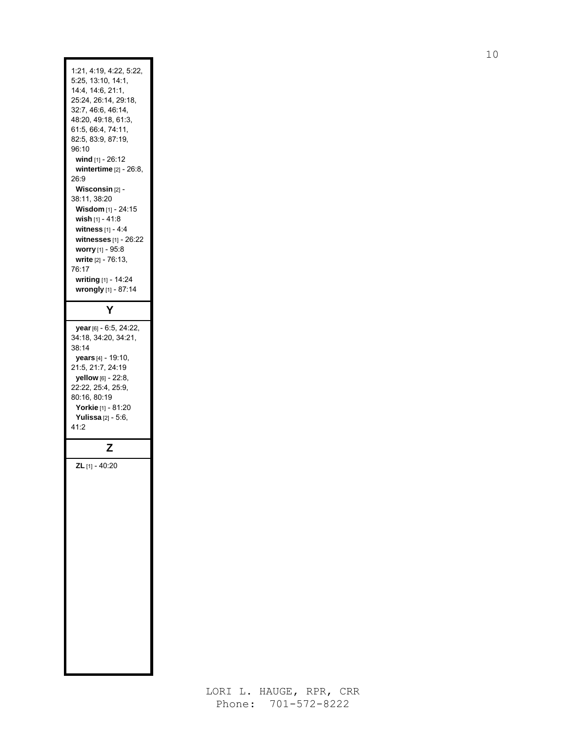1:21, 4:19, 4:22, 5:22, 5:25, 13:10, 14:1, 14:4, 14:6, 21:1, 25:24, 26:14, 29:18, 32:7, 46:6, 46:14, 48:20, 49:18, 61:3, 61:5, 66:4, 74:11, 82:5, 83:9, 87:19, 96:10

**wind** [1] - 26:12
**wintertime** [2] - 26:8, 26:9
**Wisconsin** [2] - 38:11, 38:20
**Wisdom** [1] - 24:15
**wish** [1] - 41:8
**witness** [1] - 4:4
**witnesses** [1] - 26:22
**worry** [1] - 95:8
**write** [2] - 76:13, 76:17
**writing** [1] - 14:24
**wrongly** [1] - 87:14

## Y

**year** [6] - 6:5, 24:22, 34:18, 34:20, 34:21, 38:14
**years** [4] - 19:10, 21:5, 21:7, 24:19
**yellow** [6] - 22:8, 22:22, 25:4, 25:9, 80:16, 80:19
**Yorkie** [1] - 81:20
**Yulissa** [2] - 5:6, 41:2

## Z

**ZL** [1] - 40:20